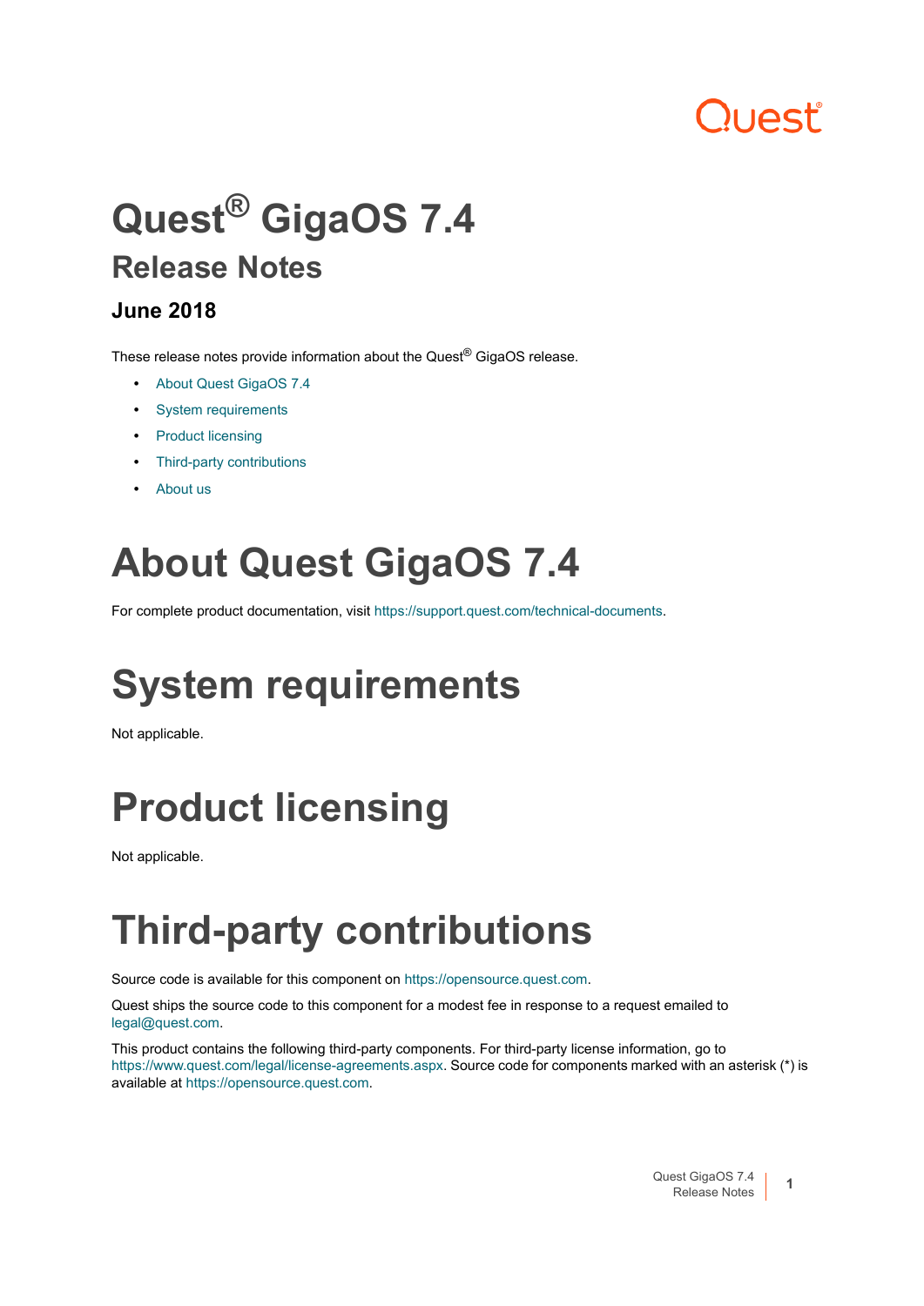# Quest® GigaOS 7.4

## Release Notes

### June 2018

These release notes provide information about the Quest® GigaOS release.

- About Quest GigaOS 7.4
- System requirements
- Product licensing
- Third-party contributions
- About us

# About Quest GigaOS 7.4

For complete product documentation, visit https://support.quest.com/technical-documents.

# System requirements

Not applicable.

# Product licensing

Not applicable.

# Third-party contributions

Source code is available for this component on https://opensource.quest.com.

Quest ships the source code to this component for a modest fee in response to a request emailed to legal@quest.com.

This product contains the following third-party components. For third-party license information, go to https://www.quest.com/legal/license-agreements.aspx. Source code for components marked with an asterisk (*) is available at https://opensource.quest.com.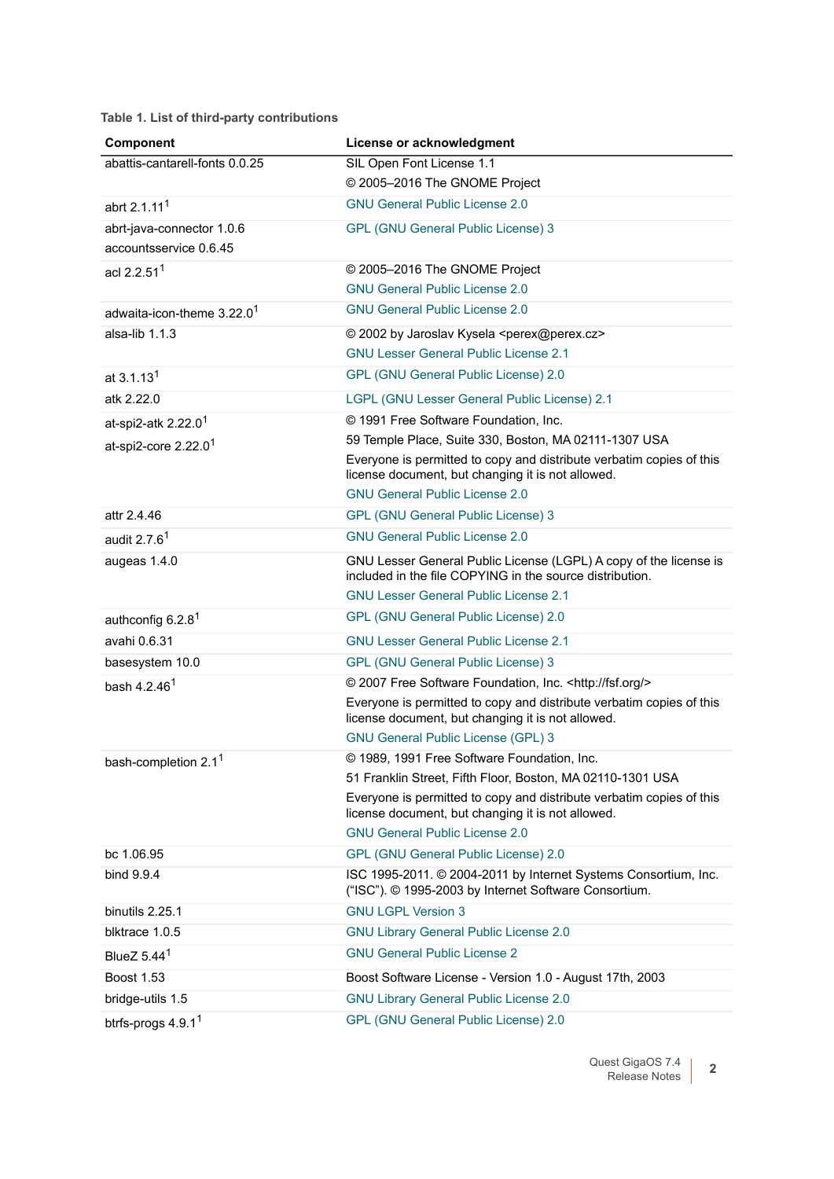**Table 1. List of third-party contributions**

| Component | License or acknowledgment |
|---|---|
| abattis-cantarell-fonts 0.0.25 | SIL Open Font License 1.1<br>© 2005–2016 The GNOME Project |
| abrt 2.1.11[1] | GNU General Public License 2.0 |
| abrt-java-connector 1.0.6<br>accountsservice 0.6.45 | GPL (GNU General Public License) 3 |
| acl 2.2.51[1] | © 2005–2016 The GNOME Project<br>GNU General Public License 2.0 |
| adwaita-icon-theme 3.22.0[1] | GNU General Public License 2.0 |
| alsa-lib 1.1.3 | © 2002 by Jaroslav Kysela <perex@perex.cz><br>GNU Lesser General Public License 2.1 |
| at 3.1.13[1] | GPL (GNU General Public License) 2.0 |
| atk 2.22.0 | LGPL (GNU Lesser General Public License) 2.1 |
| at-spi2-atk 2.22.0[1]<br>at-spi2-core 2.22.0[1] | © 1991 Free Software Foundation, Inc.<br>59 Temple Place, Suite 330, Boston, MA 02111-1307 USA<br>Everyone is permitted to copy and distribute verbatim copies of this license document, but changing it is not allowed.<br>GNU General Public License 2.0 |
| attr 2.4.46 | GPL (GNU General Public License) 3 |
| audit 2.7.6[1] | GNU General Public License 2.0 |
| augeas 1.4.0 | GNU Lesser General Public License (LGPL) A copy of the license is included in the file COPYING in the source distribution.<br>GNU Lesser General Public License 2.1 |
| authconfig 6.2.8[1] | GPL (GNU General Public License) 2.0 |
| avahi 0.6.31 | GNU Lesser General Public License 2.1 |
| basesystem 10.0 | GPL (GNU General Public License) 3 |
| bash 4.2.46[1] | © 2007 Free Software Foundation, Inc. <http://fsf.org/><br>Everyone is permitted to copy and distribute verbatim copies of this license document, but changing it is not allowed.<br>GNU General Public License (GPL) 3 |
| bash-completion 2.1[1] | © 1989, 1991 Free Software Foundation, Inc.<br>51 Franklin Street, Fifth Floor, Boston, MA 02110-1301 USA<br>Everyone is permitted to copy and distribute verbatim copies of this license document, but changing it is not allowed.<br>GNU General Public License 2.0 |
| bc 1.06.95 | GPL (GNU General Public License) 2.0 |
| bind 9.9.4 | ISC 1995-2011. © 2004-2011 by Internet Systems Consortium, Inc. ("ISC"). © 1995-2003 by Internet Software Consortium. |
| binutils 2.25.1 | GNU LGPL Version 3 |
| blktrace 1.0.5 | GNU Library General Public License 2.0 |
| BlueZ 5.44[1] | GNU General Public License 2 |
| Boost 1.53 | Boost Software License - Version 1.0 - August 17th, 2003 |
| bridge-utils 1.5 | GNU Library General Public License 2.0 |
| btrfs-progs 4.9.1[1] | GPL (GNU General Public License) 2.0 |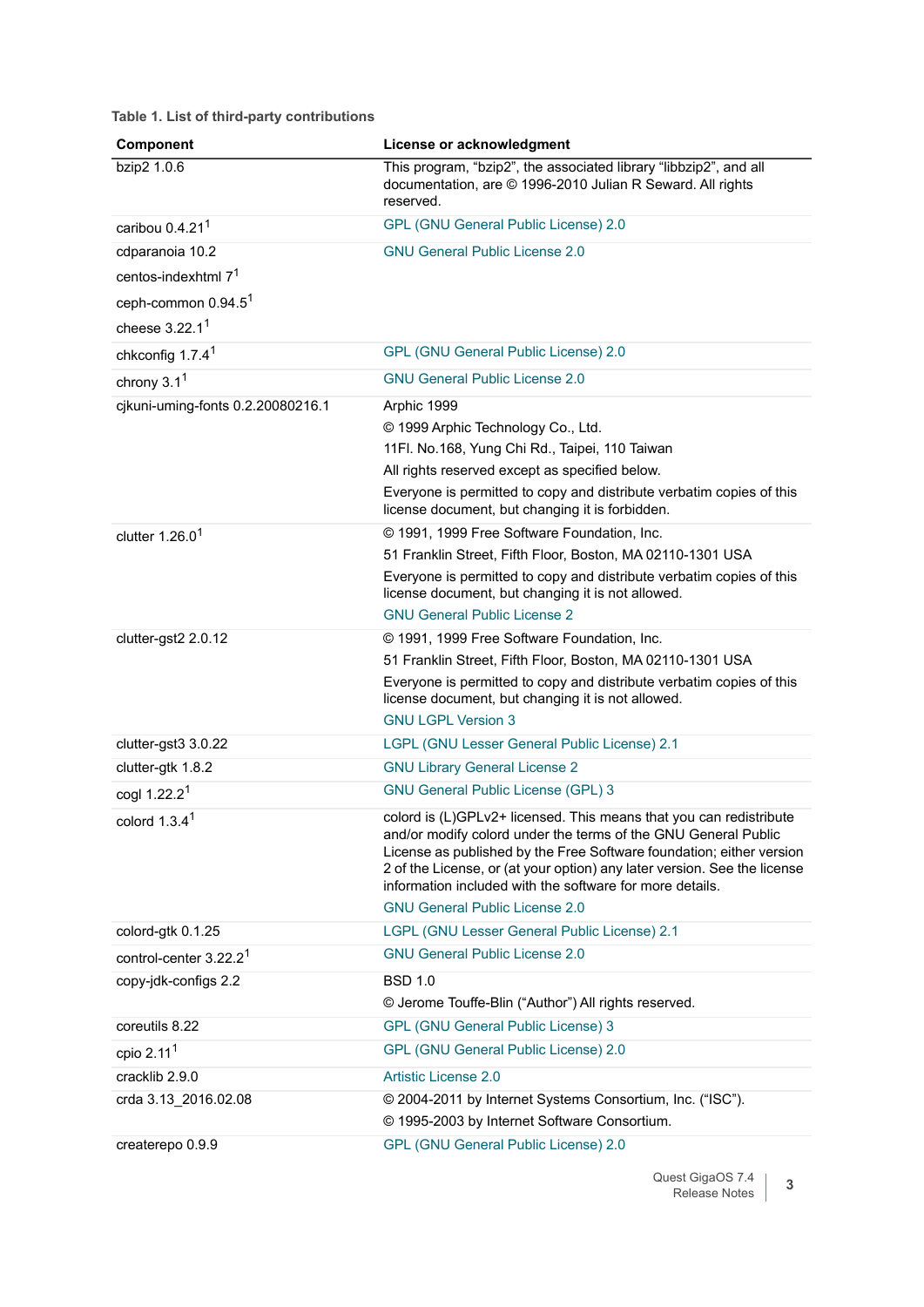**Table 1. List of third-party contributions**

| Component | License or acknowledgment |
| --- | --- |
| bzip2 1.0.6 | This program, “bzip2”, the associated library “libbzip2”, and all documentation, are © 1996-2010 Julian R Seward. All rights reserved. |
| caribou 0.4.21[1] | GPL (GNU General Public License) 2.0 |
| cdparanoia 10.2<br>centos-indexhtml 7[1]<br>ceph-common 0.94.5[1]<br>cheese 3.22.1[1] | GNU General Public License 2.0 |
| chkconfig 1.7.4[1] | GPL (GNU General Public License) 2.0 |
| chrony 3.1[1] | GNU General Public License 2.0 |
| cjkuni-uming-fonts 0.2.20080216.1 | Arphic 1999<br>© 1999 Arphic Technology Co., Ltd.<br>11Fl. No.168, Yung Chi Rd., Taipei, 110 Taiwan<br>All rights reserved except as specified below.<br>Everyone is permitted to copy and distribute verbatim copies of this license document, but changing it is forbidden. |
| clutter 1.26.0[1] | © 1991, 1999 Free Software Foundation, Inc.<br>51 Franklin Street, Fifth Floor, Boston, MA 02110-1301 USA<br>Everyone is permitted to copy and distribute verbatim copies of this license document, but changing it is not allowed.<br>GNU General Public License 2 |
| clutter-gst2 2.0.12 | © 1991, 1999 Free Software Foundation, Inc.<br>51 Franklin Street, Fifth Floor, Boston, MA 02110-1301 USA<br>Everyone is permitted to copy and distribute verbatim copies of this license document, but changing it is not allowed.<br>GNU LGPL Version 3 |
| clutter-gst3 3.0.22 | LGPL (GNU Lesser General Public License) 2.1 |
| clutter-gtk 1.8.2 | GNU Library General License 2 |
| cogl 1.22.2[1] | GNU General Public License (GPL) 3 |
| colord 1.3.4[1] | colord is (L)GPLv2+ licensed. This means that you can redistribute and/or modify colord under the terms of the GNU General Public License as published by the Free Software foundation; either version 2 of the License, or (at your option) any later version. See the license information included with the software for more details.<br>GNU General Public License 2.0 |
| colord-gtk 0.1.25 | LGPL (GNU Lesser General Public License) 2.1 |
| control-center 3.22.2[1] | GNU General Public License 2.0 |
| copy-jdk-configs 2.2 | BSD 1.0<br>© Jerome Touffe-Blin (“Author”) All rights reserved. |
| coreutils 8.22 | GPL (GNU General Public License) 3 |
| cpio 2.11[1] | GPL (GNU General Public License) 2.0 |
| cracklib 2.9.0 | Artistic License 2.0 |
| crda 3.13_2016.02.08 | © 2004-2011 by Internet Systems Consortium, Inc. (“ISC”).<br>© 1995-2003 by Internet Software Consortium. |
| createrepo 0.9.9 | GPL (GNU General Public License) 2.0 |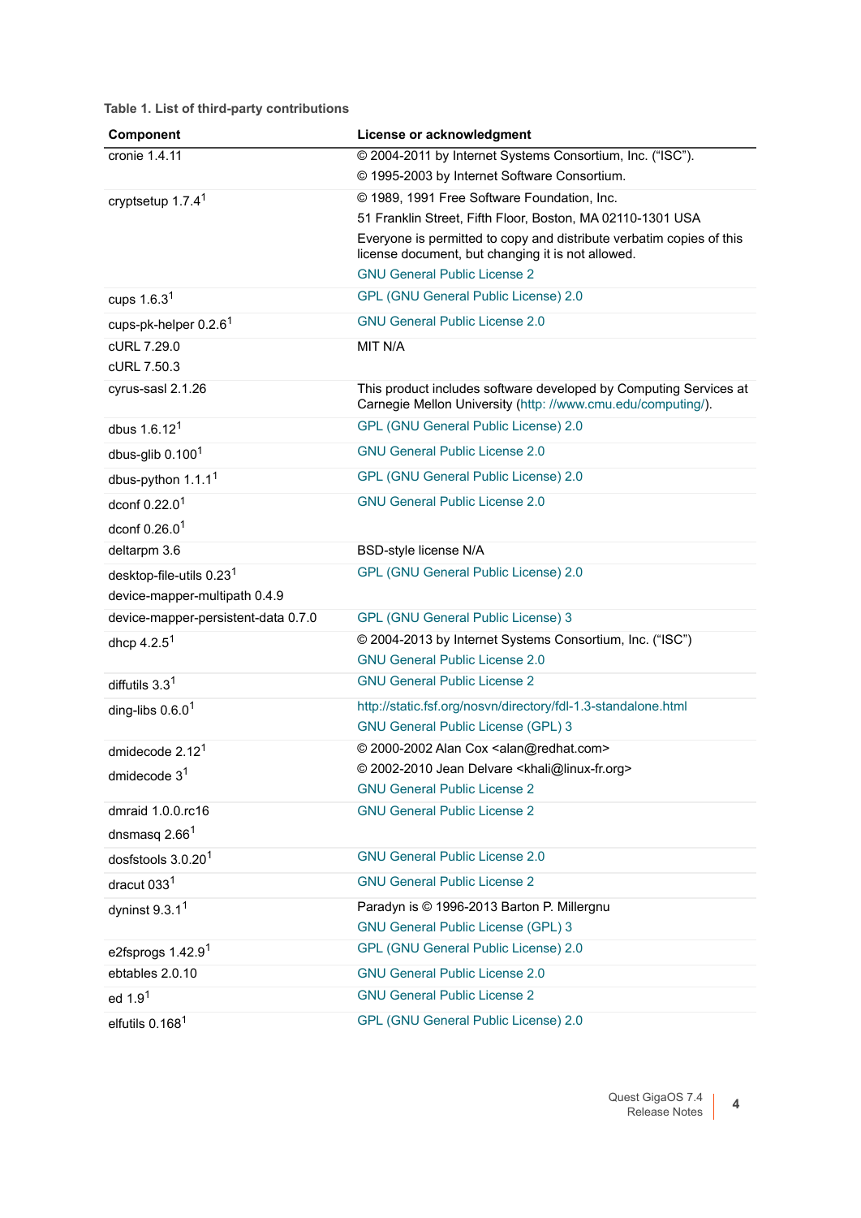Table 1. List of third-party contributions

| Component | License or acknowledgment |
|---|---|
| cronie 1.4.11 | © 2004-2011 by Internet Systems Consortium, Inc. ("ISC").<br>© 1995-2003 by Internet Software Consortium. |
| cryptsetup 1.7.4[1] | © 1989, 1991 Free Software Foundation, Inc.<br>51 Franklin Street, Fifth Floor, Boston, MA 02110-1301 USA<br>Everyone is permitted to copy and distribute verbatim copies of this license document, but changing it is not allowed.<br>GNU General Public License 2 |
| cups 1.6.3[1] | GPL (GNU General Public License) 2.0 |
| cups-pk-helper 0.2.6[1] | GNU General Public License 2.0 |
| cURL 7.29.0<br>cURL 7.50.3 | MIT N/A |
| cyrus-sasl 2.1.26 | This product includes software developed by Computing Services at Carnegie Mellon University (http: //www.cmu.edu/computing/). |
| dbus 1.6.12[1] | GPL (GNU General Public License) 2.0 |
| dbus-glib 0.100[1] | GNU General Public License 2.0 |
| dbus-python 1.1.1[1] | GPL (GNU General Public License) 2.0 |
| dconf 0.22.0[1]<br>dconf 0.26.0[1] | GNU General Public License 2.0 |
| deltarpm 3.6 | BSD-style license N/A |
| desktop-file-utils 0.23[1]<br>device-mapper-multipath 0.4.9 | GPL (GNU General Public License) 2.0 |
| device-mapper-persistent-data 0.7.0 | GPL (GNU General Public License) 3 |
| dhcp 4.2.5[1] | © 2004-2013 by Internet Systems Consortium, Inc. ("ISC")<br>GNU General Public License 2.0 |
| diffutils 3.3[1] | GNU General Public License 2 |
| ding-libs 0.6.0[1] | http://static.fsf.org/nosvn/directory/fdl-1.3-standalone.html<br>GNU General Public License (GPL) 3 |
| dmidecode 2.12[1]<br>dmidecode 3[1] | © 2000-2002 Alan Cox <alan@redhat.com><br>© 2002-2010 Jean Delvare <khali@linux-fr.org><br>GNU General Public License 2 |
| dmraid 1.0.0.rc16<br>dnsmasq 2.66[1] | GNU General Public License 2 |
| dosfstools 3.0.20[1] | GNU General Public License 2.0 |
| dracut 033[1] | GNU General Public License 2 |
| dyninst 9.3.1[1] | Paradyn is © 1996-2013 Barton P. Millergnu<br>GNU General Public License (GPL) 3 |
| e2fsprogs 1.42.9[1] | GPL (GNU General Public License) 2.0 |
| ebtables 2.0.10 | GNU General Public License 2.0 |
| ed 1.9[1] | GNU General Public License 2 |
| elfutils 0.168[1] | GPL (GNU General Public License) 2.0 |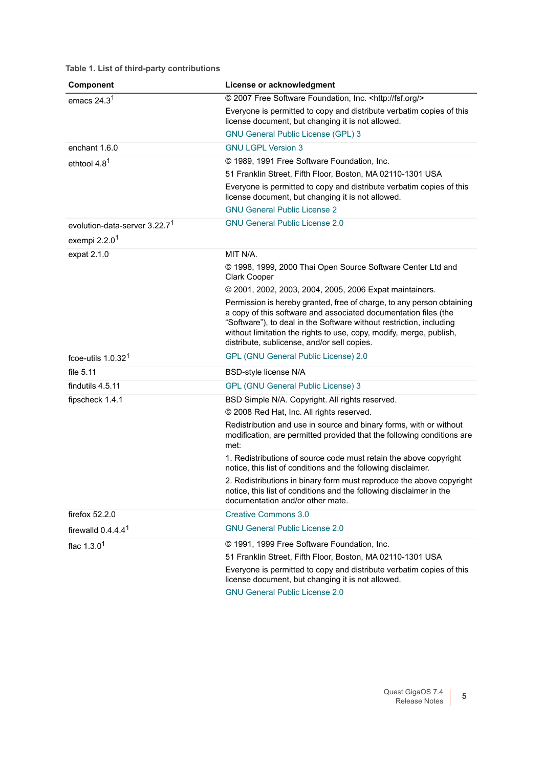**Table 1. List of third-party contributions**

| Component | License or acknowledgment |
|---|---|
| emacs 24.3[1] | © 2007 Free Software Foundation, Inc. <http://fsf.org/><br>Everyone is permitted to copy and distribute verbatim copies of this license document, but changing it is not allowed.<br>GNU General Public License (GPL) 3 |
| enchant 1.6.0 | GNU LGPL Version 3 |
| ethtool 4.8[1] | © 1989, 1991 Free Software Foundation, Inc.<br>51 Franklin Street, Fifth Floor, Boston, MA 02110-1301 USA<br>Everyone is permitted to copy and distribute verbatim copies of this license document, but changing it is not allowed.<br>GNU General Public License 2 |
| evolution-data-server 3.22.7[1]<br>exempi 2.2.0[1] | GNU General Public License 2.0 |
| expat 2.1.0 | MIT N/A.<br>© 1998, 1999, 2000 Thai Open Source Software Center Ltd and Clark Cooper<br>© 2001, 2002, 2003, 2004, 2005, 2006 Expat maintainers.<br>Permission is hereby granted, free of charge, to any person obtaining a copy of this software and associated documentation files (the "Software"), to deal in the Software without restriction, including without limitation the rights to use, copy, modify, merge, publish, distribute, sublicense, and/or sell copies. |
| fcoe-utils 1.0.32[1] | GPL (GNU General Public License) 2.0 |
| file 5.11 | BSD-style license N/A |
| findutils 4.5.11 | GPL (GNU General Public License) 3 |
| fipscheck 1.4.1 | BSD Simple N/A. Copyright. All rights reserved.<br>© 2008 Red Hat, Inc. All rights reserved.<br>Redistribution and use in source and binary forms, with or without modification, are permitted provided that the following conditions are met:<br>1. Redistributions of source code must retain the above copyright notice, this list of conditions and the following disclaimer.<br>2. Redistributions in binary form must reproduce the above copyright notice, this list of conditions and the following disclaimer in the documentation and/or other mate. |
| firefox 52.2.0 | Creative Commons 3.0 |
| firewalld 0.4.4.4[1] | GNU General Public License 2.0 |
| flac 1.3.0[1] | © 1991, 1999 Free Software Foundation, Inc.<br>51 Franklin Street, Fifth Floor, Boston, MA 02110-1301 USA<br>Everyone is permitted to copy and distribute verbatim copies of this license document, but changing it is not allowed.<br>GNU General Public License 2.0 |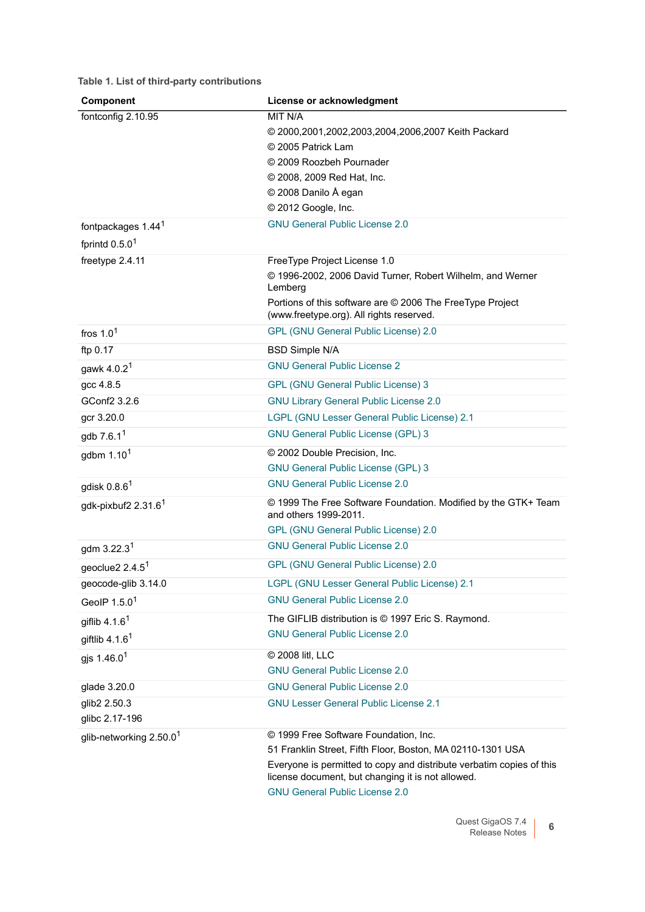Table 1. List of third-party contributions

| Component | License or acknowledgment |
|---|---|
| fontconfig 2.10.95 | MIT N/A<br>© 2000,2001,2002,2003,2004,2006,2007 Keith Packard<br>© 2005 Patrick Lam<br>© 2009 Roozbeh Pournader<br>© 2008, 2009 Red Hat, Inc.<br>© 2008 Danilo Å egan<br>© 2012 Google, Inc. |
| fontpackages 1.44[1]<br>fprintd 0.5.0[1] | GNU General Public License 2.0 |
| freetype 2.4.11 | FreeType Project License 1.0<br>© 1996-2002, 2006 David Turner, Robert Wilhelm, and Werner Lemberg<br>Portions of this software are © 2006 The FreeType Project (www.freetype.org). All rights reserved. |
| fros 1.0[1] | GPL (GNU General Public License) 2.0 |
| ftp 0.17 | BSD Simple N/A |
| gawk 4.0.2[1] | GNU General Public License 2 |
| gcc 4.8.5 | GPL (GNU General Public License) 3 |
| GConf2 3.2.6 | GNU Library General Public License 2.0 |
| gcr 3.20.0 | LGPL (GNU Lesser General Public License) 2.1 |
| gdb 7.6.1[1] | GNU General Public License (GPL) 3 |
| gdbm 1.10[1] | © 2002 Double Precision, Inc.<br>GNU General Public License (GPL) 3 |
| gdisk 0.8.6[1] | GNU General Public License 2.0 |
| gdk-pixbuf2 2.31.6[1] | © 1999 The Free Software Foundation. Modified by the GTK+ Team and others 1999-2011.<br>GPL (GNU General Public License) 2.0 |
| gdm 3.22.3[1] | GNU General Public License 2.0 |
| geoclue2 2.4.5[1] | GPL (GNU General Public License) 2.0 |
| geocode-glib 3.14.0 | LGPL (GNU Lesser General Public License) 2.1 |
| GeoIP 1.5.0[1] | GNU General Public License 2.0 |
| giflib 4.1.6[1]<br>giftlib 4.1.6[1] | The GIFLIB distribution is © 1997 Eric S. Raymond.<br>GNU General Public License 2.0 |
| gjs 1.46.0[1] | © 2008 litl, LLC<br>GNU General Public License 2.0 |
| glade 3.20.0 | GNU General Public License 2.0 |
| glib2 2.50.3<br>glibc 2.17-196 | GNU Lesser General Public License 2.1 |
| glib-networking 2.50.0[1] | © 1999 Free Software Foundation, Inc.<br>51 Franklin Street, Fifth Floor, Boston, MA 02110-1301 USA<br>Everyone is permitted to copy and distribute verbatim copies of this license document, but changing it is not allowed.<br>GNU General Public License 2.0 |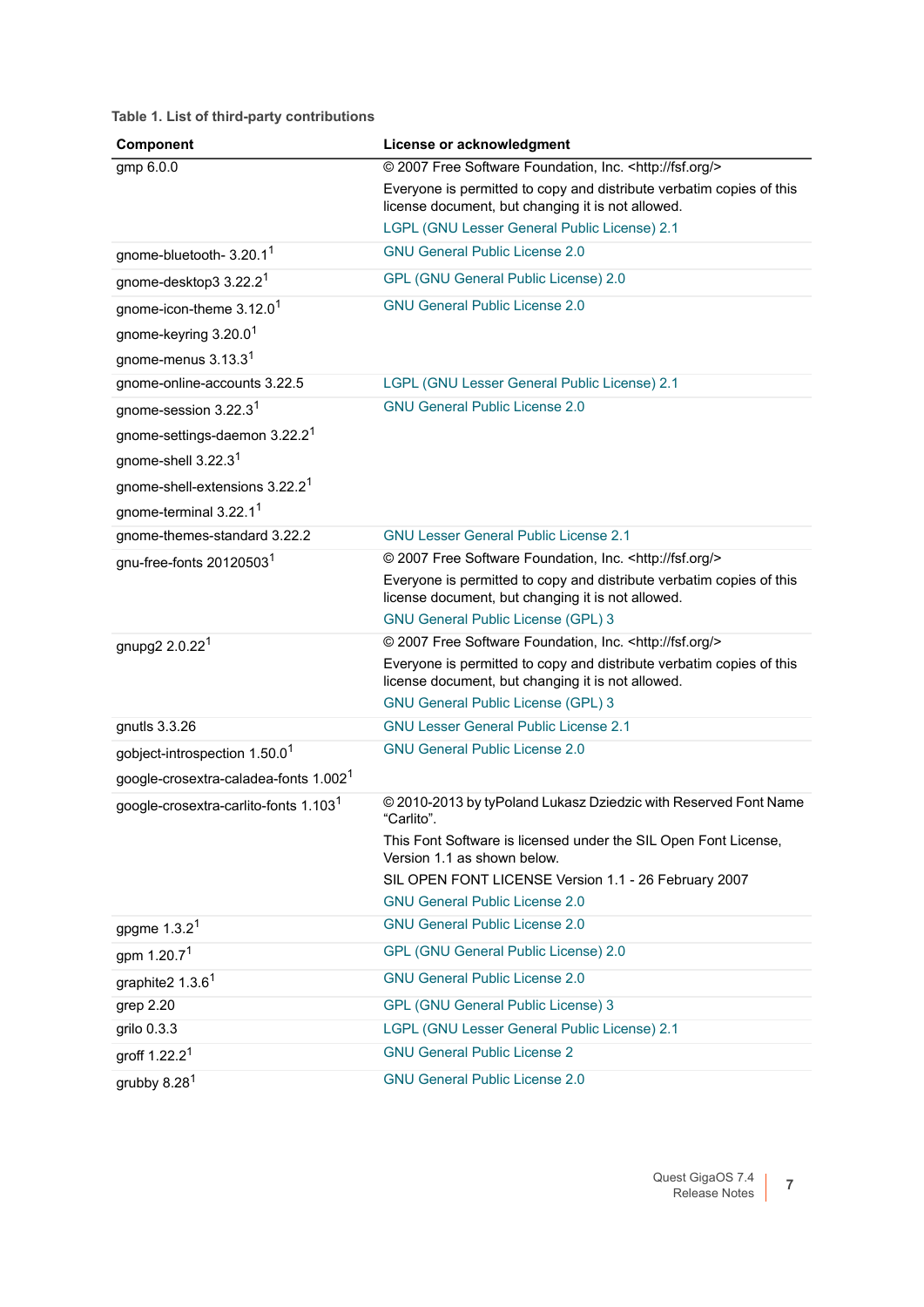**Table 1. List of third-party contributions**

| Component | License or acknowledgment |
|---|---|
| gmp 6.0.0 | © 2007 Free Software Foundation, Inc. <http://fsf.org/><br>Everyone is permitted to copy and distribute verbatim copies of this license document, but changing it is not allowed.<br>LGPL (GNU Lesser General Public License) 2.1 |
| gnome-bluetooth- 3.20.1[1] | GNU General Public License 2.0 |
| gnome-desktop3 3.22.2[1] | GPL (GNU General Public License) 2.0 |
| gnome-icon-theme 3.12.0[1]<br>gnome-keyring 3.20.0[1]<br>gnome-menus 3.13.3[1] | GNU General Public License 2.0 |
| gnome-online-accounts 3.22.5 | LGPL (GNU Lesser General Public License) 2.1 |
| gnome-session 3.22.3[1]<br>gnome-settings-daemon 3.22.2[1]<br>gnome-shell 3.22.3[1]<br>gnome-shell-extensions 3.22.2[1]<br>gnome-terminal 3.22.1[1] | GNU General Public License 2.0 |
| gnome-themes-standard 3.22.2 | GNU Lesser General Public License 2.1 |
| gnu-free-fonts 20120503[1] | © 2007 Free Software Foundation, Inc. <http://fsf.org/><br>Everyone is permitted to copy and distribute verbatim copies of this license document, but changing it is not allowed.<br>GNU General Public License (GPL) 3 |
| gnupg2 2.0.22[1] | © 2007 Free Software Foundation, Inc. <http://fsf.org/><br>Everyone is permitted to copy and distribute verbatim copies of this license document, but changing it is not allowed.<br>GNU General Public License (GPL) 3 |
| gnutls 3.3.26 | GNU Lesser General Public License 2.1 |
| gobject-introspection 1.50.0[1]<br>google-crosextra-caladea-fonts 1.002[1] | GNU General Public License 2.0 |
| google-crosextra-carlito-fonts 1.103[1] | © 2010-2013 by tyPoland Lukasz Dziedzic with Reserved Font Name "Carlito".<br>This Font Software is licensed under the SIL Open Font License, Version 1.1 as shown below.<br>SIL OPEN FONT LICENSE Version 1.1 - 26 February 2007<br>GNU General Public License 2.0 |
| gpgme 1.3.2[1] | GNU General Public License 2.0 |
| gpm 1.20.7[1] | GPL (GNU General Public License) 2.0 |
| graphite2 1.3.6[1] | GNU General Public License 2.0 |
| grep 2.20 | GPL (GNU General Public License) 3 |
| grilo 0.3.3 | LGPL (GNU Lesser General Public License) 2.1 |
| groff 1.22.2[1] | GNU General Public License 2 |
| grubby 8.28[1] | GNU General Public License 2.0 |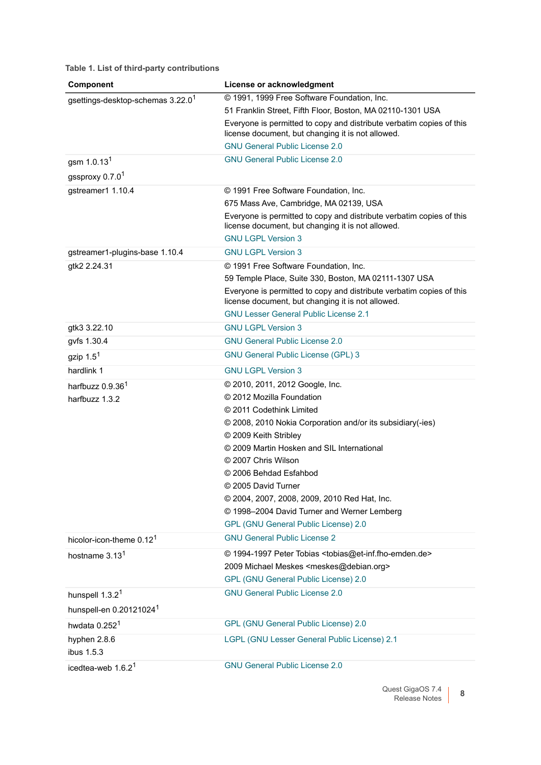**Table 1. List of third-party contributions**

| Component | License or acknowledgment |
|---|---|
| gsettings-desktop-schemas 3.22.0[1] | © 1991, 1999 Free Software Foundation, Inc.<br>51 Franklin Street, Fifth Floor, Boston, MA 02110-1301 USA<br>Everyone is permitted to copy and distribute verbatim copies of this license document, but changing it is not allowed.<br>GNU General Public License 2.0 |
| gsm 1.0.13[1]<br>gssproxy 0.7.0[1] | GNU General Public License 2.0 |
| gstreamer1 1.10.4 | © 1991 Free Software Foundation, Inc.<br>675 Mass Ave, Cambridge, MA 02139, USA<br>Everyone is permitted to copy and distribute verbatim copies of this license document, but changing it is not allowed.<br>GNU LGPL Version 3 |
| gstreamer1-plugins-base 1.10.4 | GNU LGPL Version 3 |
| gtk2 2.24.31 | © 1991 Free Software Foundation, Inc.<br>59 Temple Place, Suite 330, Boston, MA 02111-1307 USA<br>Everyone is permitted to copy and distribute verbatim copies of this license document, but changing it is not allowed.<br>GNU Lesser General Public License 2.1 |
| gtk3 3.22.10 | GNU LGPL Version 3 |
| gvfs 1.30.4 | GNU General Public License 2.0 |
| gzip 1.5[1] | GNU General Public License (GPL) 3 |
| hardlink 1 | GNU LGPL Version 3 |
| harfbuzz 0.9.36[1]<br>harfbuzz 1.3.2 | © 2010, 2011, 2012 Google, Inc.<br>© 2012 Mozilla Foundation<br>© 2011 Codethink Limited<br>© 2008, 2010 Nokia Corporation and/or its subsidiary(-ies)<br>© 2009 Keith Stribley<br>© 2009 Martin Hosken and SIL International<br>© 2007 Chris Wilson<br>© 2006 Behdad Esfahbod<br>© 2005 David Turner<br>© 2004, 2007, 2008, 2009, 2010 Red Hat, Inc.<br>© 1998–2004 David Turner and Werner Lemberg<br>GPL (GNU General Public License) 2.0 |
| hicolor-icon-theme 0.12[1] | GNU General Public License 2 |
| hostname 3.13[1] | © 1994-1997 Peter Tobias <tobias@et-inf.fho-emden.de><br>2009 Michael Meskes <meskes@debian.org><br>GPL (GNU General Public License) 2.0 |
| hunspell 1.3.2[1]<br>hunspell-en 0.20121024[1] | GNU General Public License 2.0 |
| hwdata 0.252[1] | GPL (GNU General Public License) 2.0 |
| hyphen 2.8.6<br>ibus 1.5.3 | LGPL (GNU Lesser General Public License) 2.1 |
| icedtea-web 1.6.2[1] | GNU General Public License 2.0 |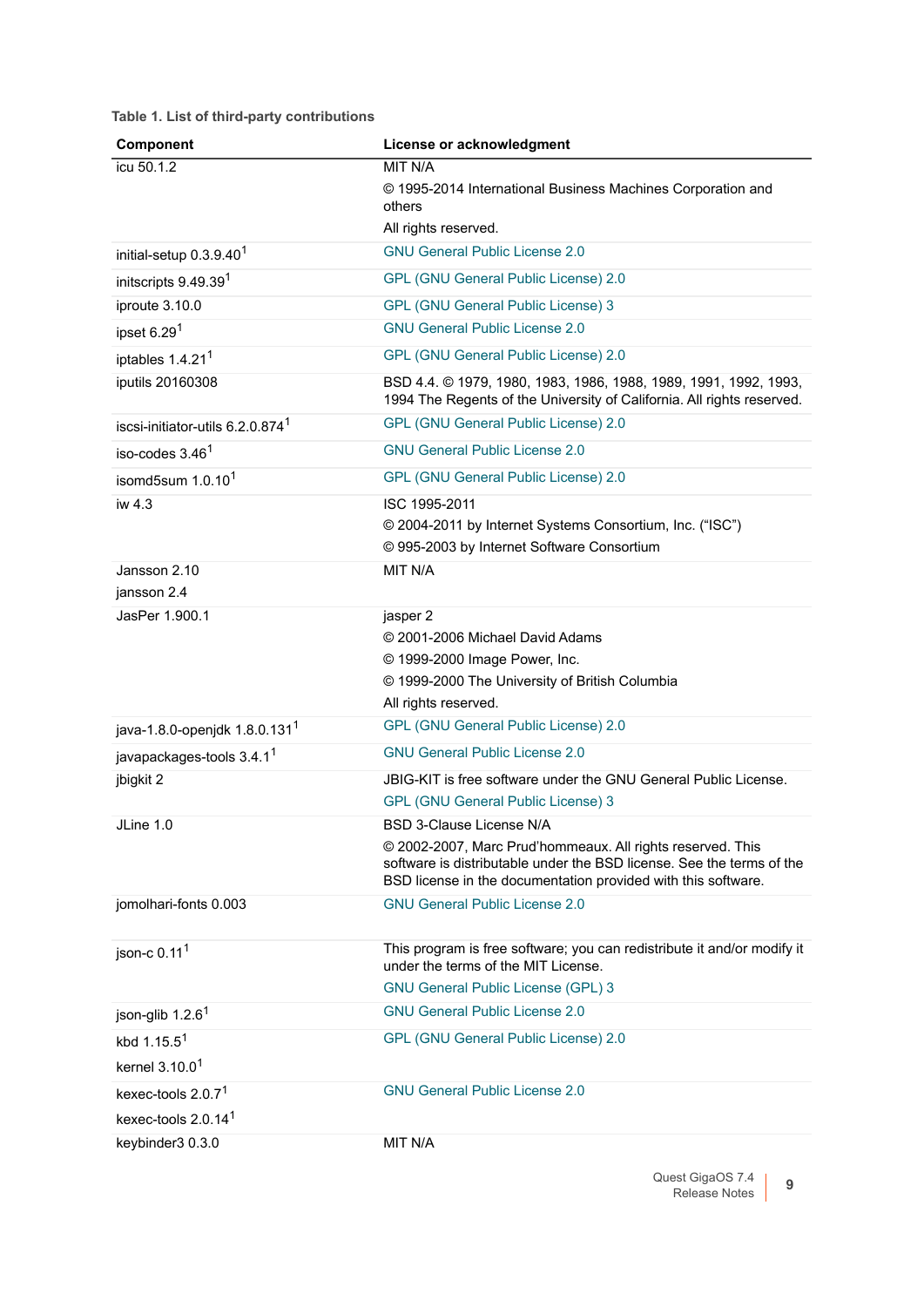Table 1. List of third-party contributions

| Component | License or acknowledgment |
| --- | --- |
| icu 50.1.2 | MIT N/A<br>© 1995-2014 International Business Machines Corporation and others<br>All rights reserved. |
| initial-setup 0.3.9.40[1] | GNU General Public License 2.0 |
| initscripts 9.49.39[1] | GPL (GNU General Public License) 2.0 |
| iproute 3.10.0 | GPL (GNU General Public License) 3 |
| ipset 6.29[1] | GNU General Public License 2.0 |
| iptables 1.4.21[1] | GPL (GNU General Public License) 2.0 |
| iputils 20160308 | BSD 4.4. © 1979, 1980, 1983, 1986, 1988, 1989, 1991, 1992, 1993, 1994 The Regents of the University of California. All rights reserved. |
| iscsi-initiator-utils 6.2.0.874[1] | GPL (GNU General Public License) 2.0 |
| iso-codes 3.46[1] | GNU General Public License 2.0 |
| isomd5sum 1.0.10[1] | GPL (GNU General Public License) 2.0 |
| iw 4.3 | ISC 1995-2011<br>© 2004-2011 by Internet Systems Consortium, Inc. ("ISC")<br>© 995-2003 by Internet Software Consortium |
| Jansson 2.10<br>jansson 2.4 | MIT N/A |
| JasPer 1.900.1 | jasper 2<br>© 2001-2006 Michael David Adams<br>© 1999-2000 Image Power, Inc.<br>© 1999-2000 The University of British Columbia<br>All rights reserved. |
| java-1.8.0-openjdk 1.8.0.131[1] | GPL (GNU General Public License) 2.0 |
| javapackages-tools 3.4.1[1] | GNU General Public License 2.0 |
| jbigkit 2 | JBIG-KIT is free software under the GNU General Public License.<br>GPL (GNU General Public License) 3 |
| JLine 1.0 | BSD 3-Clause License N/A<br>© 2002-2007, Marc Prud'hommeaux. All rights reserved. This software is distributable under the BSD license. See the terms of the BSD license in the documentation provided with this software. |
| jomolhari-fonts 0.003 | GNU General Public License 2.0 |
| json-c 0.11[1] | This program is free software; you can redistribute it and/or modify it under the terms of the MIT License.<br>GNU General Public License (GPL) 3 |
| json-glib 1.2.6[1] | GNU General Public License 2.0 |
| kbd 1.15.5[1]<br>kernel 3.10.0[1] | GPL (GNU General Public License) 2.0 |
| kexec-tools 2.0.7[1]<br>kexec-tools 2.0.14[1] | GNU General Public License 2.0 |
| keybinder3 0.3.0 | MIT N/A |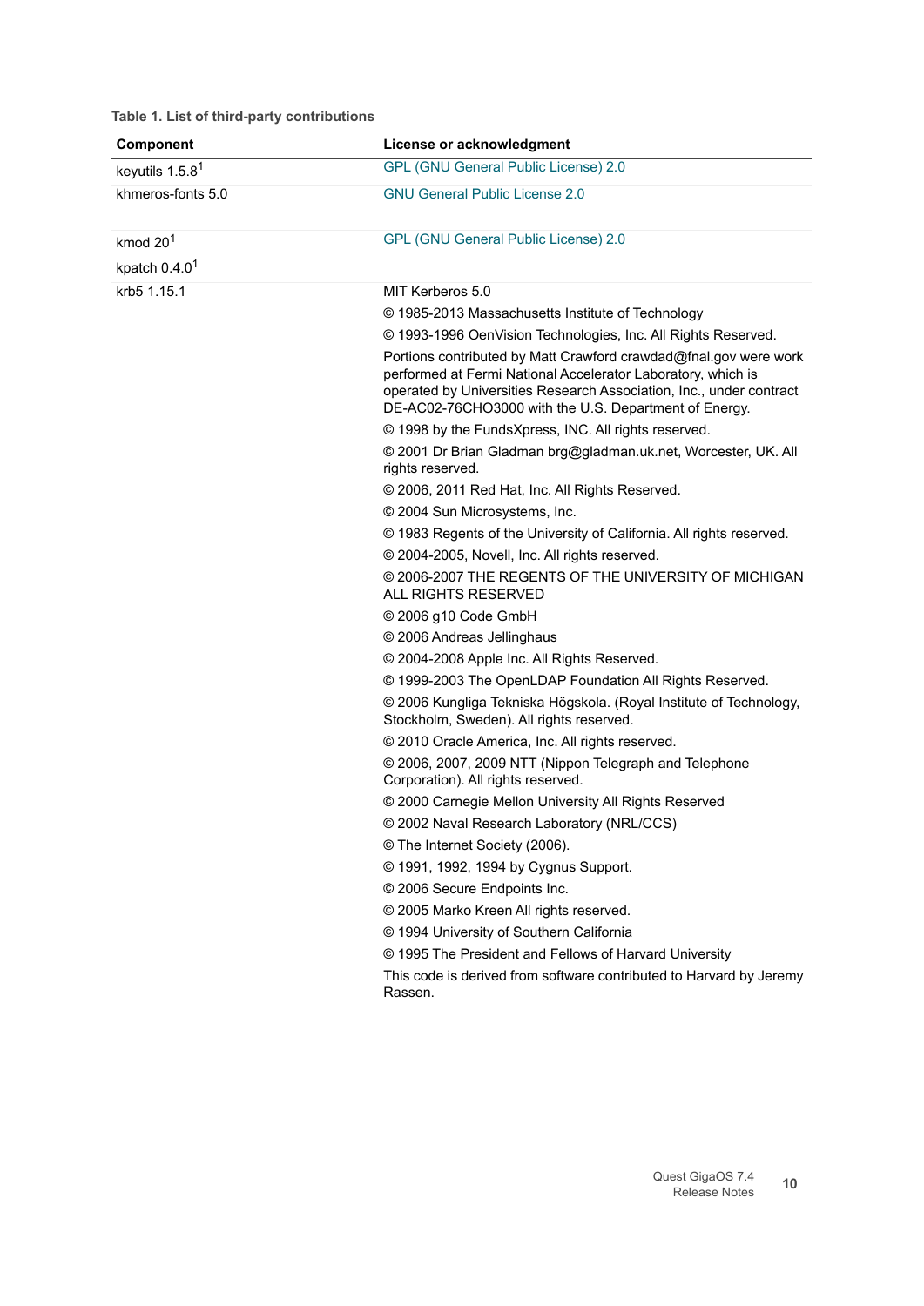**Table 1. List of third-party contributions**

| Component | License or acknowledgment |
| --- | --- |
| keyutils 1.5.8[1] | GPL (GNU General Public License) 2.0 |
| khmeros-fonts 5.0 | GNU General Public License 2.0 |
| kmod 20[1]<br>kpatch 0.4.0[1] | GPL (GNU General Public License) 2.0 |
| krb5 1.15.1 | MIT Kerberos 5.0<br>© 1985-2013 Massachusetts Institute of Technology<br>© 1993-1996 OenVision Technologies, Inc. All Rights Reserved.<br>Portions contributed by Matt Crawford crawdad@fnal.gov were work performed at Fermi National Accelerator Laboratory, which is operated by Universities Research Association, Inc., under contract DE-AC02-76CHO3000 with the U.S. Department of Energy.<br>© 1998 by the FundsXpress, INC. All rights reserved.<br>© 2001 Dr Brian Gladman brg@gladman.uk.net, Worcester, UK. All rights reserved.<br>© 2006, 2011 Red Hat, Inc. All Rights Reserved.<br>© 2004 Sun Microsystems, Inc.<br>© 1983 Regents of the University of California. All rights reserved.<br>© 2004-2005, Novell, Inc. All rights reserved.<br>© 2006-2007 THE REGENTS OF THE UNIVERSITY OF MICHIGAN ALL RIGHTS RESERVED<br>© 2006 g10 Code GmbH<br>© 2006 Andreas Jellinghaus<br>© 2004-2008 Apple Inc. All Rights Reserved.<br>© 1999-2003 The OpenLDAP Foundation All Rights Reserved.<br>© 2006 Kungliga Tekniska Högskola. (Royal Institute of Technology, Stockholm, Sweden). All rights reserved.<br>© 2010 Oracle America, Inc. All rights reserved.<br>© 2006, 2007, 2009 NTT (Nippon Telegraph and Telephone Corporation). All rights reserved.<br>© 2000 Carnegie Mellon University All Rights Reserved<br>© 2002 Naval Research Laboratory (NRL/CCS)<br>© The Internet Society (2006).<br>© 1991, 1992, 1994 by Cygnus Support.<br>© 2006 Secure Endpoints Inc.<br>© 2005 Marko Kreen All rights reserved.<br>© 1994 University of Southern California<br>© 1995 The President and Fellows of Harvard University<br>This code is derived from software contributed to Harvard by Jeremy Rassen. |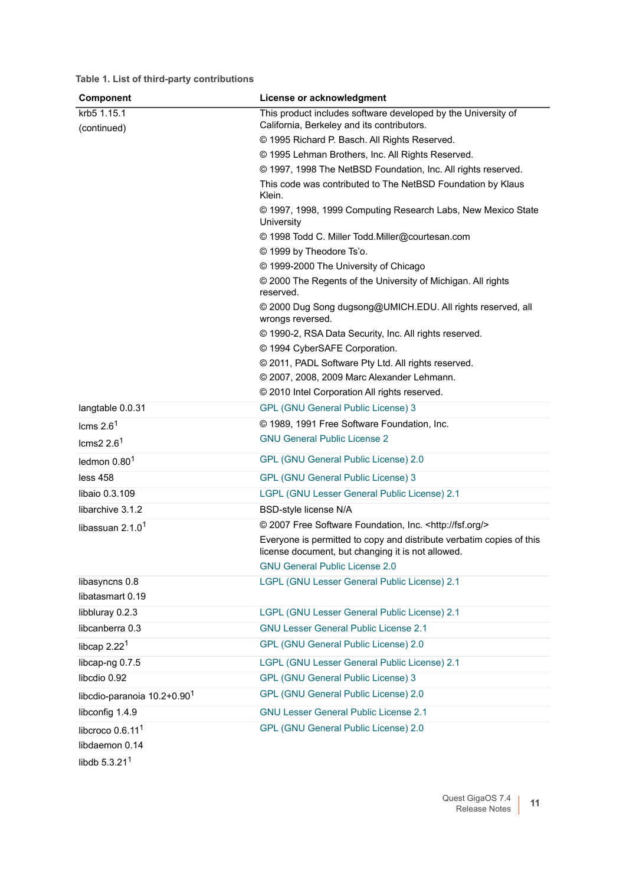**Table 1. List of third-party contributions**

| Component | License or acknowledgment |
|---|---|
| krb5 1.15.1<br>(continued) | This product includes software developed by the University of California, Berkeley and its contributors.<br>© 1995 Richard P. Basch. All Rights Reserved.<br>© 1995 Lehman Brothers, Inc. All Rights Reserved.<br>© 1997, 1998 The NetBSD Foundation, Inc. All rights reserved.<br>This code was contributed to The NetBSD Foundation by Klaus Klein.<br>© 1997, 1998, 1999 Computing Research Labs, New Mexico State University<br>© 1998 Todd C. Miller Todd.Miller@courtesan.com<br>© 1999 by Theodore Ts'o.<br>© 1999-2000 The University of Chicago<br>© 2000 The Regents of the University of Michigan. All rights reserved.<br>© 2000 Dug Song dugsong@UMICH.EDU. All rights reserved, all wrongs reversed.<br>© 1990-2, RSA Data Security, Inc. All rights reserved.<br>© 1994 CyberSAFE Corporation.<br>© 2011, PADL Software Pty Ltd. All rights reserved.<br>© 2007, 2008, 2009 Marc Alexander Lehmann.<br>© 2010 Intel Corporation All rights reserved. |
| langtable 0.0.31 | GPL (GNU General Public License) 3 |
| lcms 2.6[1]<br>lcms2 2.6[1] | © 1989, 1991 Free Software Foundation, Inc.<br>GNU General Public License 2 |
| ledmon 0.80[1] | GPL (GNU General Public License) 2.0 |
| less 458 | GPL (GNU General Public License) 3 |
| libaio 0.3.109 | LGPL (GNU Lesser General Public License) 2.1 |
| libarchive 3.1.2 | BSD-style license N/A |
| libassuan 2.1.0[1] | © 2007 Free Software Foundation, Inc. <http://fsf.org/><br>Everyone is permitted to copy and distribute verbatim copies of this license document, but changing it is not allowed.<br>GNU General Public License 2.0 |
| libasyncns 0.8<br>libatasmart 0.19 | LGPL (GNU Lesser General Public License) 2.1 |
| libbluray 0.2.3 | LGPL (GNU Lesser General Public License) 2.1 |
| libcanberra 0.3 | GNU Lesser General Public License 2.1 |
| libcap 2.22[1] | GPL (GNU General Public License) 2.0 |
| libcap-ng 0.7.5 | LGPL (GNU Lesser General Public License) 2.1 |
| libcdio 0.92 | GPL (GNU General Public License) 3 |
| libcdio-paranoia 10.2+0.90[1] | GPL (GNU General Public License) 2.0 |
| libconfig 1.4.9 | GNU Lesser General Public License 2.1 |
| libcroco 0.6.11[1]<br>libdaemon 0.14<br>libdb 5.3.21[1] | GPL (GNU General Public License) 2.0 |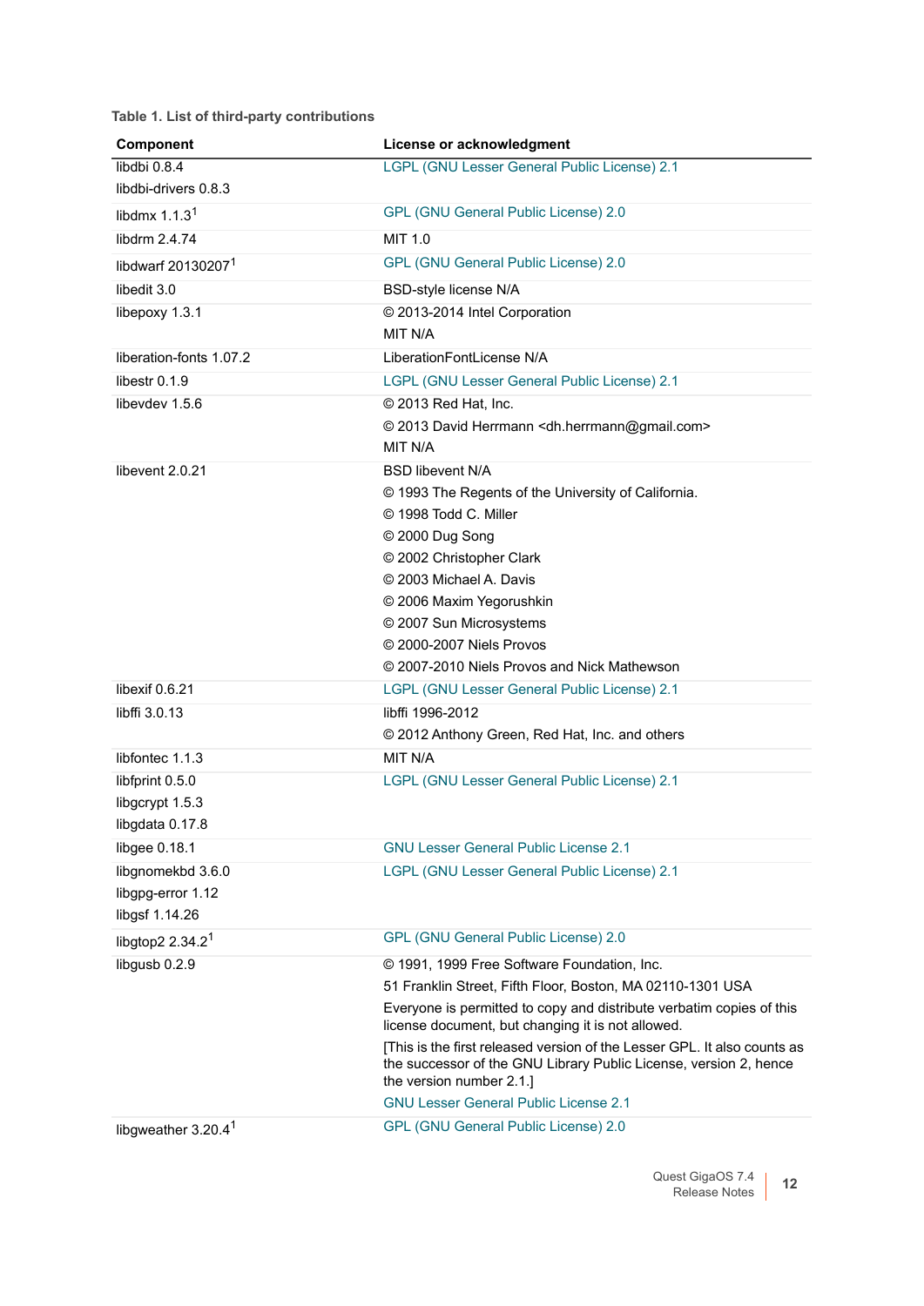**Table 1. List of third-party contributions**

| Component | License or acknowledgment |
|---|---|
| libdbi 0.8.4<br>libdbi-drivers 0.8.3 | LGPL (GNU Lesser General Public License) 2.1 |
| libdmx 1.1.3[1] | GPL (GNU General Public License) 2.0 |
| libdrm 2.4.74 | MIT 1.0 |
| libdwarf 20130207[1] | GPL (GNU General Public License) 2.0 |
| libedit 3.0 | BSD-style license N/A |
| libepoxy 1.3.1 | © 2013-2014 Intel Corporation<br>MIT N/A |
| liberation-fonts 1.07.2 | LiberationFontLicense N/A |
| libestr 0.1.9 | LGPL (GNU Lesser General Public License) 2.1 |
| libevdev 1.5.6 | © 2013 Red Hat, Inc.<br>© 2013 David Herrmann <dh.herrmann@gmail.com><br>MIT N/A |
| libevent 2.0.21 | BSD libevent N/A<br>© 1993 The Regents of the University of California.<br>© 1998 Todd C. Miller<br>© 2000 Dug Song<br>© 2002 Christopher Clark<br>© 2003 Michael A. Davis<br>© 2006 Maxim Yegorushkin<br>© 2007 Sun Microsystems<br>© 2000-2007 Niels Provos<br>© 2007-2010 Niels Provos and Nick Mathewson |
| libexif 0.6.21 | LGPL (GNU Lesser General Public License) 2.1 |
| libffi 3.0.13 | libffi 1996-2012<br>© 2012 Anthony Green, Red Hat, Inc. and others |
| libfontec 1.1.3 | MIT N/A |
| libfprint 0.5.0<br>libgcrypt 1.5.3<br>libgdata 0.17.8 | LGPL (GNU Lesser General Public License) 2.1 |
| libgee 0.18.1 | GNU Lesser General Public License 2.1 |
| libgnomekbd 3.6.0<br>libgpg-error 1.12<br>libgsf 1.14.26 | LGPL (GNU Lesser General Public License) 2.1 |
| libgtop2 2.34.2[1] | GPL (GNU General Public License) 2.0 |
| libgusb 0.2.9 | © 1991, 1999 Free Software Foundation, Inc.<br>51 Franklin Street, Fifth Floor, Boston, MA 02110-1301 USA<br>Everyone is permitted to copy and distribute verbatim copies of this license document, but changing it is not allowed.<br>[This is the first released version of the Lesser GPL. It also counts as the successor of the GNU Library Public License, version 2, hence the version number 2.1.]<br>GNU Lesser General Public License 2.1 |
| libgweather 3.20.4[1] | GPL (GNU General Public License) 2.0 |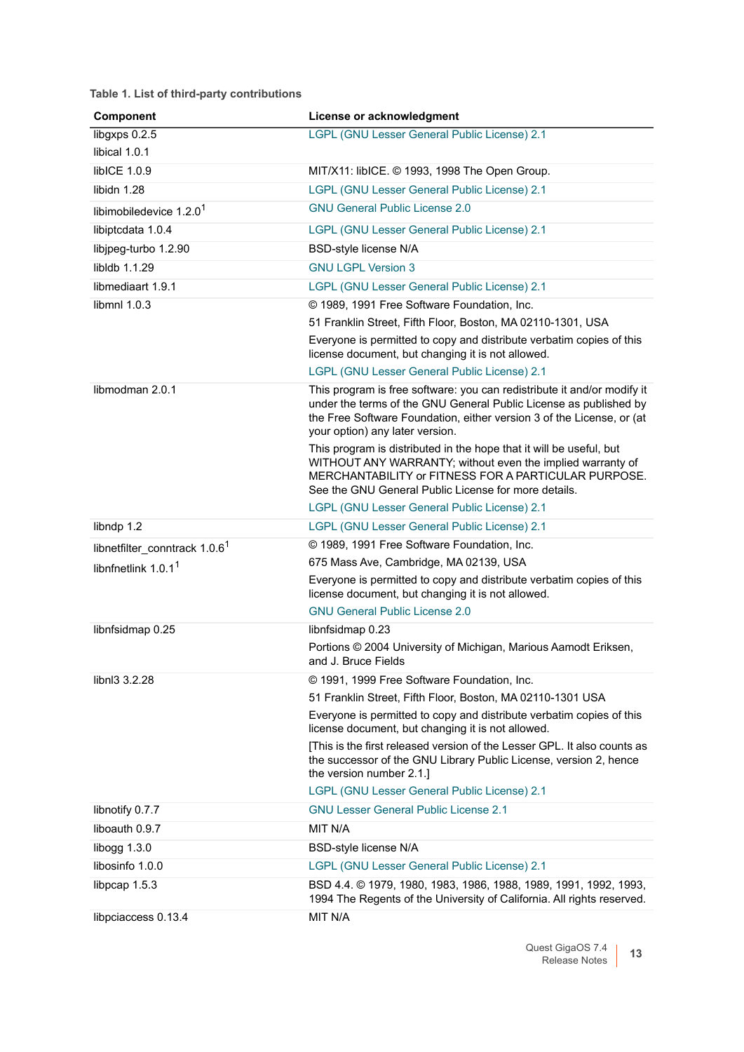Table 1. List of third-party contributions

| Component | License or acknowledgment |
|---|---|
| libgxps 0.2.5<br>libical 1.0.1 | LGPL (GNU Lesser General Public License) 2.1 |
| libICE 1.0.9 | MIT/X11: libICE. © 1993, 1998 The Open Group. |
| libidn 1.28 | LGPL (GNU Lesser General Public License) 2.1 |
| libimobiledevice 1.2.0[1] | GNU General Public License 2.0 |
| libiptcdata 1.0.4 | LGPL (GNU Lesser General Public License) 2.1 |
| libjpeg-turbo 1.2.90 | BSD-style license N/A |
| libldb 1.1.29 | GNU LGPL Version 3 |
| libmediaart 1.9.1 | LGPL (GNU Lesser General Public License) 2.1 |
| libmnl 1.0.3 | © 1989, 1991 Free Software Foundation, Inc.<br>51 Franklin Street, Fifth Floor, Boston, MA 02110-1301, USA<br>Everyone is permitted to copy and distribute verbatim copies of this license document, but changing it is not allowed.<br>LGPL (GNU Lesser General Public License) 2.1 |
| libmodman 2.0.1 | This program is free software: you can redistribute it and/or modify it under the terms of the GNU General Public License as published by the Free Software Foundation, either version 3 of the License, or (at your option) any later version.<br>This program is distributed in the hope that it will be useful, but WITHOUT ANY WARRANTY; without even the implied warranty of MERCHANTABILITY or FITNESS FOR A PARTICULAR PURPOSE. See the GNU General Public License for more details.<br>LGPL (GNU Lesser General Public License) 2.1 |
| libndp 1.2 | LGPL (GNU Lesser General Public License) 2.1 |
| libnetfilter_conntrack 1.0.6[1]<br>libnfnetlink 1.0.1[1] | © 1989, 1991 Free Software Foundation, Inc.<br>675 Mass Ave, Cambridge, MA 02139, USA<br>Everyone is permitted to copy and distribute verbatim copies of this license document, but changing it is not allowed.<br>GNU General Public License 2.0 |
| libnfsidmap 0.25 | libnfsidmap 0.23<br>Portions © 2004 University of Michigan, Marious Aamodt Eriksen, and J. Bruce Fields |
| libnl3 3.2.28 | © 1991, 1999 Free Software Foundation, Inc.<br>51 Franklin Street, Fifth Floor, Boston, MA 02110-1301 USA<br>Everyone is permitted to copy and distribute verbatim copies of this license document, but changing it is not allowed.<br>[This is the first released version of the Lesser GPL. It also counts as the successor of the GNU Library Public License, version 2, hence the version number 2.1.]<br>LGPL (GNU Lesser General Public License) 2.1 |
| libnotify 0.7.7 | GNU Lesser General Public License 2.1 |
| liboauth 0.9.7 | MIT N/A |
| libogg 1.3.0 | BSD-style license N/A |
| libosinfo 1.0.0 | LGPL (GNU Lesser General Public License) 2.1 |
| libpcap 1.5.3 | BSD 4.4. © 1979, 1980, 1983, 1986, 1988, 1989, 1991, 1992, 1993, 1994 The Regents of the University of California. All rights reserved. |
| libpciaccess 0.13.4 | MIT N/A |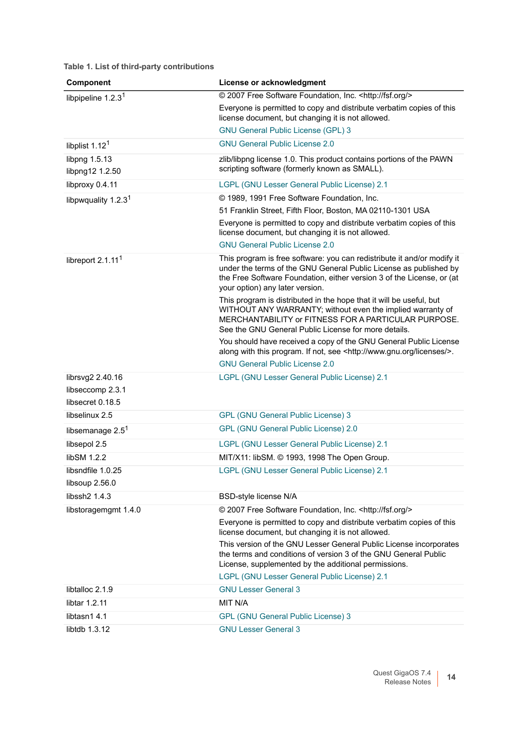**Table 1. List of third-party contributions**

| Component | License or acknowledgment |
|---|---|
| libpipeline 1.2.3[1] | © 2007 Free Software Foundation, Inc. <http://fsf.org/><br>Everyone is permitted to copy and distribute verbatim copies of this license document, but changing it is not allowed.<br>GNU General Public License (GPL) 3 |
| libplist 1.12[1] | GNU General Public License 2.0 |
| libpng 1.5.13<br>libpng12 1.2.50 | zlib/libpng license 1.0. This product contains portions of the PAWN scripting software (formerly known as SMALL). |
| libproxy 0.4.11 | LGPL (GNU Lesser General Public License) 2.1 |
| libpwquality 1.2.3[1] | © 1989, 1991 Free Software Foundation, Inc.<br>51 Franklin Street, Fifth Floor, Boston, MA 02110-1301 USA<br>Everyone is permitted to copy and distribute verbatim copies of this license document, but changing it is not allowed.<br>GNU General Public License 2.0 |
| libreport 2.1.11[1] | This program is free software: you can redistribute it and/or modify it under the terms of the GNU General Public License as published by the Free Software Foundation, either version 3 of the License, or (at your option) any later version.<br>This program is distributed in the hope that it will be useful, but WITHOUT ANY WARRANTY; without even the implied warranty of MERCHANTABILITY or FITNESS FOR A PARTICULAR PURPOSE. See the GNU General Public License for more details.<br>You should have received a copy of the GNU General Public License along with this program. If not, see <http://www.gnu.org/licenses/>.<br>GNU General Public License 2.0 |
| librsvg2 2.40.16<br>libseccomp 2.3.1<br>libsecret 0.18.5 | LGPL (GNU Lesser General Public License) 2.1 |
| libselinux 2.5 | GPL (GNU General Public License) 3 |
| libsemanage 2.5[1] | GPL (GNU General Public License) 2.0 |
| libsepol 2.5 | LGPL (GNU Lesser General Public License) 2.1 |
| libSM 1.2.2 | MIT/X11: libSM. © 1993, 1998 The Open Group. |
| libsndfile 1.0.25<br>libsoup 2.56.0 | LGPL (GNU Lesser General Public License) 2.1 |
| libssh2 1.4.3 | BSD-style license N/A |
| libstoragemgmt 1.4.0 | © 2007 Free Software Foundation, Inc. <http://fsf.org/><br>Everyone is permitted to copy and distribute verbatim copies of this license document, but changing it is not allowed.<br>This version of the GNU Lesser General Public License incorporates the terms and conditions of version 3 of the GNU General Public License, supplemented by the additional permissions.<br>LGPL (GNU Lesser General Public License) 2.1 |
| libtalloc 2.1.9 | GNU Lesser General 3 |
| libtar 1.2.11 | MIT N/A |
| libtasn1 4.1 | GPL (GNU General Public License) 3 |
| libtdb 1.3.12 | GNU Lesser General 3 |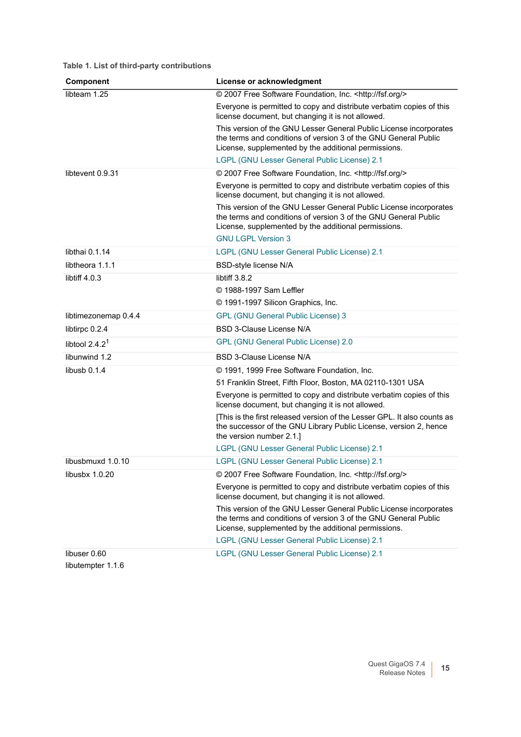**Table 1. List of third-party contributions**

| Component | License or acknowledgment |
|---|---|
| libteam 1.25 | © 2007 Free Software Foundation, Inc. <http://fsf.org/><br><br>Everyone is permitted to copy and distribute verbatim copies of this license document, but changing it is not allowed.<br><br>This version of the GNU Lesser General Public License incorporates the terms and conditions of version 3 of the GNU General Public License, supplemented by the additional permissions.<br><br>LGPL (GNU Lesser General Public License) 2.1 |
| libtevent 0.9.31 | © 2007 Free Software Foundation, Inc. <http://fsf.org/><br><br>Everyone is permitted to copy and distribute verbatim copies of this license document, but changing it is not allowed.<br><br>This version of the GNU Lesser General Public License incorporates the terms and conditions of version 3 of the GNU General Public License, supplemented by the additional permissions.<br><br>GNU LGPL Version 3 |
| libthai 0.1.14 | LGPL (GNU Lesser General Public License) 2.1 |
| libtheora 1.1.1 | BSD-style license N/A |
| libtiff 4.0.3 | libtiff 3.8.2<br><br>© 1988-1997 Sam Leffler<br><br>© 1991-1997 Silicon Graphics, Inc. |
| libtimezonemap 0.4.4 | GPL (GNU General Public License) 3 |
| libtirpc 0.2.4 | BSD 3-Clause License N/A |
| libtool 2.4.2[1] | GPL (GNU General Public License) 2.0 |
| libunwind 1.2 | BSD 3-Clause License N/A |
| libusb 0.1.4 | © 1991, 1999 Free Software Foundation, Inc.<br><br>51 Franklin Street, Fifth Floor, Boston, MA 02110-1301 USA<br><br>Everyone is permitted to copy and distribute verbatim copies of this license document, but changing it is not allowed.<br><br>[This is the first released version of the Lesser GPL. It also counts as the successor of the GNU Library Public License, version 2, hence the version number 2.1.]<br><br>LGPL (GNU Lesser General Public License) 2.1 |
| libusbmuxd 1.0.10 | LGPL (GNU Lesser General Public License) 2.1 |
| libusbx 1.0.20 | © 2007 Free Software Foundation, Inc. <http://fsf.org/><br><br>Everyone is permitted to copy and distribute verbatim copies of this license document, but changing it is not allowed.<br><br>This version of the GNU Lesser General Public License incorporates the terms and conditions of version 3 of the GNU General Public License, supplemented by the additional permissions.<br><br>LGPL (GNU Lesser General Public License) 2.1 |
| libuser 0.60<br><br>libutempter 1.1.6 | LGPL (GNU Lesser General Public License) 2.1 |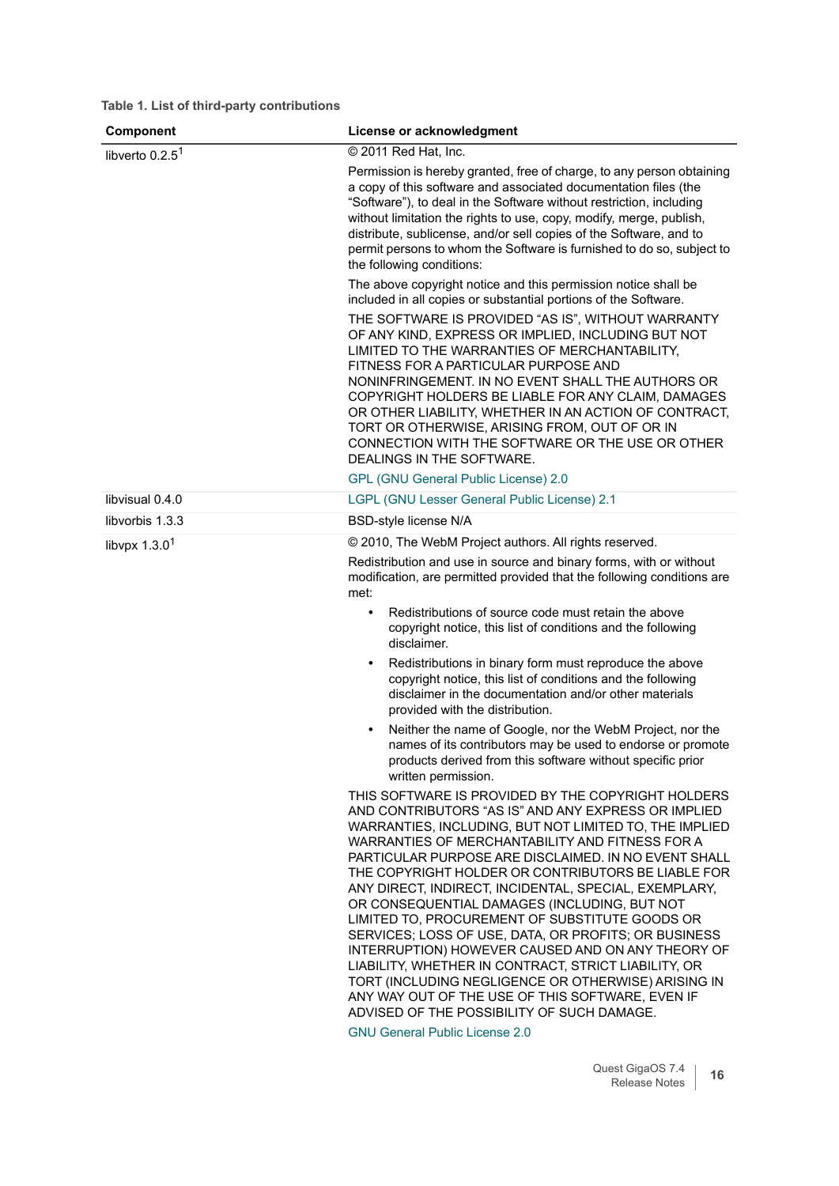Table 1. List of third-party contributions

| Component | License or acknowledgment |
|---|---|
| libverto 0.2.5[1] | © 2011 Red Hat, Inc.<br><br>Permission is hereby granted, free of charge, to any person obtaining a copy of this software and associated documentation files (the “Software”), to deal in the Software without restriction, including without limitation the rights to use, copy, modify, merge, publish, distribute, sublicense, and/or sell copies of the Software, and to permit persons to whom the Software is furnished to do so, subject to the following conditions:<br><br>The above copyright notice and this permission notice shall be included in all copies or substantial portions of the Software.<br><br>THE SOFTWARE IS PROVIDED “AS IS”, WITHOUT WARRANTY OF ANY KIND, EXPRESS OR IMPLIED, INCLUDING BUT NOT LIMITED TO THE WARRANTIES OF MERCHANTABILITY, FITNESS FOR A PARTICULAR PURPOSE AND NONINFRINGEMENT. IN NO EVENT SHALL THE AUTHORS OR COPYRIGHT HOLDERS BE LIABLE FOR ANY CLAIM, DAMAGES OR OTHER LIABILITY, WHETHER IN AN ACTION OF CONTRACT, TORT OR OTHERWISE, ARISING FROM, OUT OF OR IN CONNECTION WITH THE SOFTWARE OR THE USE OR OTHER DEALINGS IN THE SOFTWARE.<br><br>GPL (GNU General Public License) 2.0 |
| libvisual 0.4.0 | LGPL (GNU Lesser General Public License) 2.1 |
| libvorbis 1.3.3 | BSD-style license N/A |
| libvpx 1.3.0[1] | © 2010, The WebM Project authors. All rights reserved.<br><br>Redistribution and use in source and binary forms, with or without modification, are permitted provided that the following conditions are met:<br><br>• Redistributions of source code must retain the above copyright notice, this list of conditions and the following disclaimer.<br>• Redistributions in binary form must reproduce the above copyright notice, this list of conditions and the following disclaimer in the documentation and/or other materials provided with the distribution.<br>• Neither the name of Google, nor the WebM Project, nor the names of its contributors may be used to endorse or promote products derived from this software without specific prior written permission.<br><br>THIS SOFTWARE IS PROVIDED BY THE COPYRIGHT HOLDERS AND CONTRIBUTORS “AS IS” AND ANY EXPRESS OR IMPLIED WARRANTIES, INCLUDING, BUT NOT LIMITED TO, THE IMPLIED WARRANTIES OF MERCHANTABILITY AND FITNESS FOR A PARTICULAR PURPOSE ARE DISCLAIMED. IN NO EVENT SHALL THE COPYRIGHT HOLDER OR CONTRIBUTORS BE LIABLE FOR ANY DIRECT, INDIRECT, INCIDENTAL, SPECIAL, EXEMPLARY, OR CONSEQUENTIAL DAMAGES (INCLUDING, BUT NOT LIMITED TO, PROCUREMENT OF SUBSTITUTE GOODS OR SERVICES; LOSS OF USE, DATA, OR PROFITS; OR BUSINESS INTERRUPTION) HOWEVER CAUSED AND ON ANY THEORY OF LIABILITY, WHETHER IN CONTRACT, STRICT LIABILITY, OR TORT (INCLUDING NEGLIGENCE OR OTHERWISE) ARISING IN ANY WAY OUT OF THE USE OF THIS SOFTWARE, EVEN IF ADVISED OF THE POSSIBILITY OF SUCH DAMAGE.<br><br>GNU General Public License 2.0 |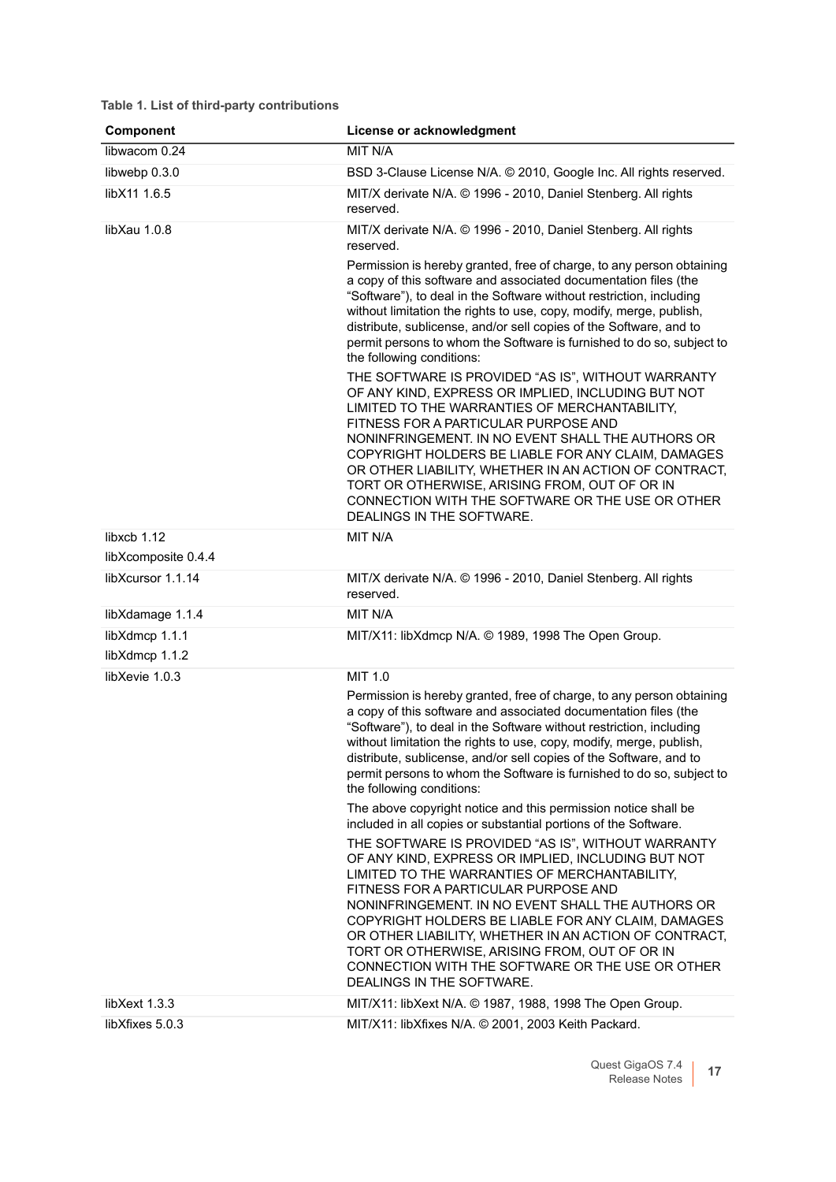**Table 1. List of third-party contributions**

| Component | License or acknowledgment |
|---|---|
| libwacom 0.24 | MIT N/A |
| libwebp 0.3.0 | BSD 3-Clause License N/A. © 2010, Google Inc. All rights reserved. |
| libX11 1.6.5 | MIT/X derivate N/A. © 1996 - 2010, Daniel Stenberg. All rights reserved. |
| libXau 1.0.8 | MIT/X derivate N/A. © 1996 - 2010, Daniel Stenberg. All rights reserved.<br><br>Permission is hereby granted, free of charge, to any person obtaining a copy of this software and associated documentation files (the “Software”), to deal in the Software without restriction, including without limitation the rights to use, copy, modify, merge, publish, distribute, sublicense, and/or sell copies of the Software, and to permit persons to whom the Software is furnished to do so, subject to the following conditions:<br><br>THE SOFTWARE IS PROVIDED “AS IS”, WITHOUT WARRANTY OF ANY KIND, EXPRESS OR IMPLIED, INCLUDING BUT NOT LIMITED TO THE WARRANTIES OF MERCHANTABILITY, FITNESS FOR A PARTICULAR PURPOSE AND NONINFRINGEMENT. IN NO EVENT SHALL THE AUTHORS OR COPYRIGHT HOLDERS BE LIABLE FOR ANY CLAIM, DAMAGES OR OTHER LIABILITY, WHETHER IN AN ACTION OF CONTRACT, TORT OR OTHERWISE, ARISING FROM, OUT OF OR IN CONNECTION WITH THE SOFTWARE OR THE USE OR OTHER DEALINGS IN THE SOFTWARE. |
| libxcb 1.12<br>libXcomposite 0.4.4 | MIT N/A |
| libXcursor 1.1.14 | MIT/X derivate N/A. © 1996 - 2010, Daniel Stenberg. All rights reserved. |
| libXdamage 1.1.4 | MIT N/A |
| libXdmcp 1.1.1<br>libXdmcp 1.1.2 | MIT/X11: libXdmcp N/A. © 1989, 1998 The Open Group. |
| libXevie 1.0.3 | MIT 1.0<br><br>Permission is hereby granted, free of charge, to any person obtaining a copy of this software and associated documentation files (the “Software”), to deal in the Software without restriction, including without limitation the rights to use, copy, modify, merge, publish, distribute, sublicense, and/or sell copies of the Software, and to permit persons to whom the Software is furnished to do so, subject to the following conditions:<br><br>The above copyright notice and this permission notice shall be included in all copies or substantial portions of the Software.<br><br>THE SOFTWARE IS PROVIDED “AS IS”, WITHOUT WARRANTY OF ANY KIND, EXPRESS OR IMPLIED, INCLUDING BUT NOT LIMITED TO THE WARRANTIES OF MERCHANTABILITY, FITNESS FOR A PARTICULAR PURPOSE AND NONINFRINGEMENT. IN NO EVENT SHALL THE AUTHORS OR COPYRIGHT HOLDERS BE LIABLE FOR ANY CLAIM, DAMAGES OR OTHER LIABILITY, WHETHER IN AN ACTION OF CONTRACT, TORT OR OTHERWISE, ARISING FROM, OUT OF OR IN CONNECTION WITH THE SOFTWARE OR THE USE OR OTHER DEALINGS IN THE SOFTWARE. |
| libXext 1.3.3 | MIT/X11: libXext N/A. © 1987, 1988, 1998 The Open Group. |
| libXfixes 5.0.3 | MIT/X11: libXfixes N/A. © 2001, 2003 Keith Packard. |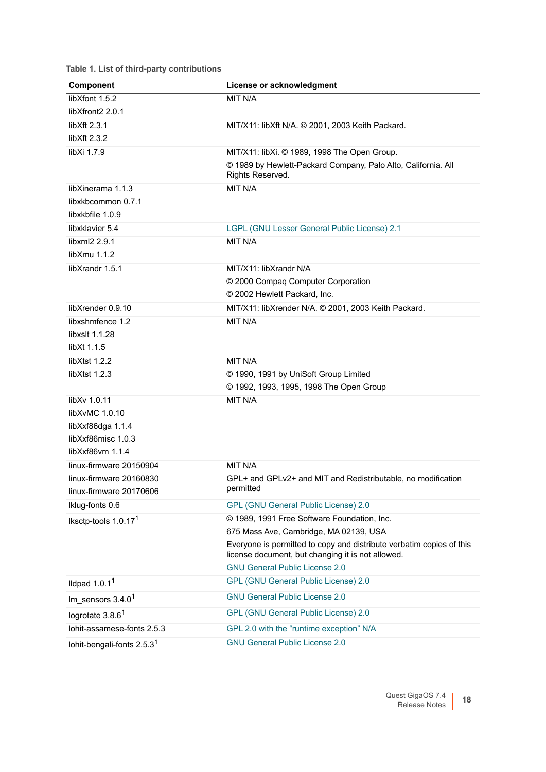**Table 1. List of third-party contributions**

| Component | License or acknowledgment |
|---|---|
| libXfont 1.5.2<br>libXfront2 2.0.1 | MIT N/A |
| libXft 2.3.1<br>libXft 2.3.2 | MIT/X11: libXft N/A. © 2001, 2003 Keith Packard. |
| libXi 1.7.9 | MIT/X11: libXi. © 1989, 1998 The Open Group.<br>© 1989 by Hewlett-Packard Company, Palo Alto, California. All Rights Reserved. |
| libXinerama 1.1.3<br>libxkbcommon 0.7.1<br>libxkbfile 1.0.9 | MIT N/A |
| libxklavier 5.4 | LGPL (GNU Lesser General Public License) 2.1 |
| libxml2 2.9.1<br>libXmu 1.1.2 | MIT N/A |
| libXrandr 1.5.1 | MIT/X11: libXrandr N/A<br>© 2000 Compaq Computer Corporation<br>© 2002 Hewlett Packard, Inc. |
| libXrender 0.9.10 | MIT/X11: libXrender N/A. © 2001, 2003 Keith Packard. |
| libxshmfence 1.2<br>libxslt 1.1.28<br>libXt 1.1.5 | MIT N/A |
| libXtst 1.2.2<br>libXtst 1.2.3 | MIT N/A<br>© 1990, 1991 by UniSoft Group Limited<br>© 1992, 1993, 1995, 1998 The Open Group |
| libXv 1.0.11<br>libXvMC 1.0.10<br>libXxf86dga 1.1.4<br>libXxf86misc 1.0.3<br>libXxf86vm 1.1.4 | MIT N/A |
| linux-firmware 20150904<br>linux-firmware 20160830<br>linux-firmware 20170606 | MIT N/A<br>GPL+ and GPLv2+ and MIT and Redistributable, no modification permitted |
| lklug-fonts 0.6 | GPL (GNU General Public License) 2.0 |
| lksctp-tools 1.0.17[1] | © 1989, 1991 Free Software Foundation, Inc.<br>675 Mass Ave, Cambridge, MA 02139, USA<br>Everyone is permitted to copy and distribute verbatim copies of this license document, but changing it is not allowed.<br>GNU General Public License 2.0 |
| lldpad 1.0.1[1] | GPL (GNU General Public License) 2.0 |
| lm_sensors 3.4.0[1] | GNU General Public License 2.0 |
| logrotate 3.8.6[1] | GPL (GNU General Public License) 2.0 |
| lohit-assamese-fonts 2.5.3 | GPL 2.0 with the “runtime exception” N/A |
| lohit-bengali-fonts 2.5.3[1] | GNU General Public License 2.0 |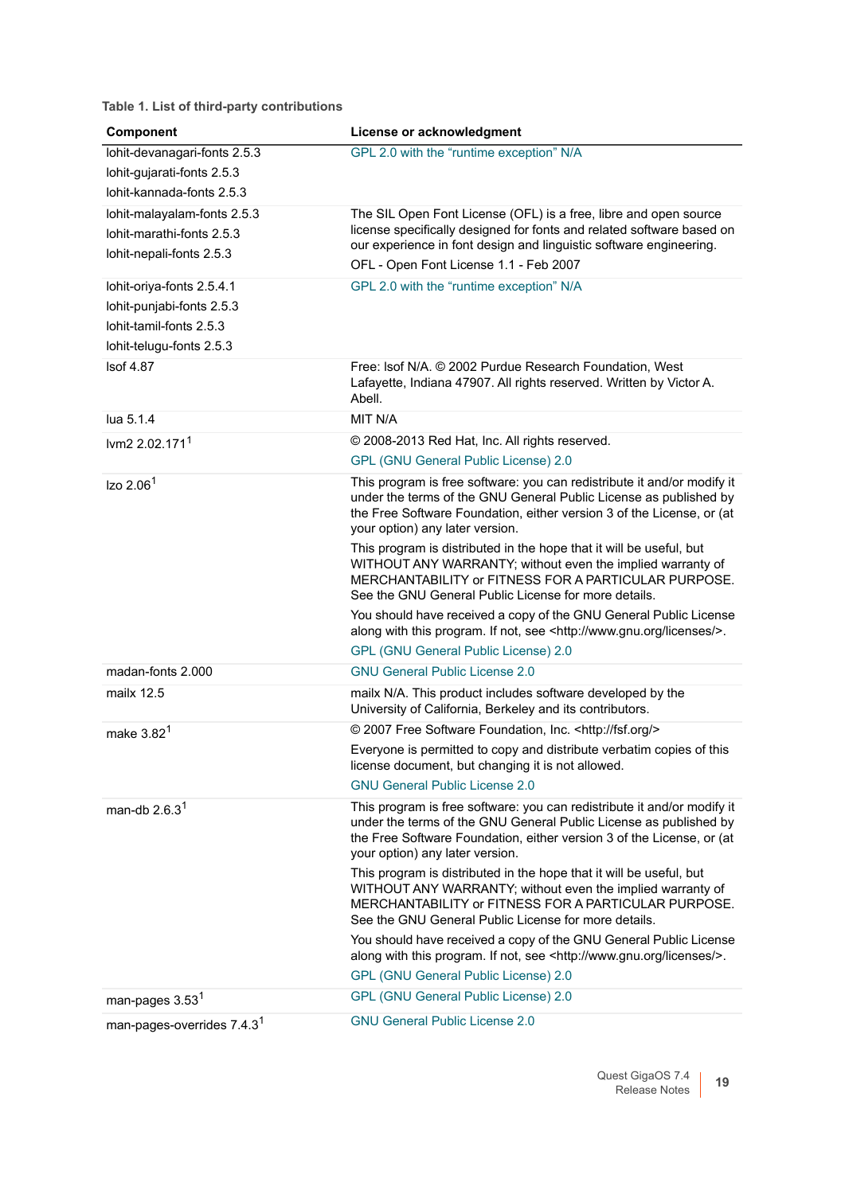Table 1. List of third-party contributions

| Component | License or acknowledgment |
| --- | --- |
| lohit-devanagari-fonts 2.5.3<br>lohit-gujarati-fonts 2.5.3<br>lohit-kannada-fonts 2.5.3 | GPL 2.0 with the “runtime exception” N/A |
| lohit-malayalam-fonts 2.5.3<br>lohit-marathi-fonts 2.5.3<br>lohit-nepali-fonts 2.5.3 | The SIL Open Font License (OFL) is a free, libre and open source license specifically designed for fonts and related software based on our experience in font design and linguistic software engineering.<br>OFL - Open Font License 1.1 - Feb 2007 |
| lohit-oriya-fonts 2.5.4.1<br>lohit-punjabi-fonts 2.5.3<br>lohit-tamil-fonts 2.5.3<br>lohit-telugu-fonts 2.5.3 | GPL 2.0 with the “runtime exception” N/A |
| lsof 4.87 | Free: lsof N/A. © 2002 Purdue Research Foundation, West Lafayette, Indiana 47907. All rights reserved. Written by Victor A. Abell. |
| lua 5.1.4 | MIT N/A |
| lvm2 2.02.171[1] | © 2008-2013 Red Hat, Inc. All rights reserved.<br>GPL (GNU General Public License) 2.0 |
| lzo 2.06[1] | This program is free software: you can redistribute it and/or modify it under the terms of the GNU General Public License as published by the Free Software Foundation, either version 3 of the License, or (at your option) any later version.<br>This program is distributed in the hope that it will be useful, but WITHOUT ANY WARRANTY; without even the implied warranty of MERCHANTABILITY or FITNESS FOR A PARTICULAR PURPOSE. See the GNU General Public License for more details.<br>You should have received a copy of the GNU General Public License along with this program. If not, see <http://www.gnu.org/licenses/>.<br>GPL (GNU General Public License) 2.0 |
| madan-fonts 2.000 | GNU General Public License 2.0 |
| mailx 12.5 | mailx N/A. This product includes software developed by the University of California, Berkeley and its contributors. |
| make 3.82[1] | © 2007 Free Software Foundation, Inc. <http://fsf.org/><br>Everyone is permitted to copy and distribute verbatim copies of this license document, but changing it is not allowed.<br>GNU General Public License 2.0 |
| man-db 2.6.3[1] | This program is free software: you can redistribute it and/or modify it under the terms of the GNU General Public License as published by the Free Software Foundation, either version 3 of the License, or (at your option) any later version.<br>This program is distributed in the hope that it will be useful, but WITHOUT ANY WARRANTY; without even the implied warranty of MERCHANTABILITY or FITNESS FOR A PARTICULAR PURPOSE. See the GNU General Public License for more details.<br>You should have received a copy of the GNU General Public License along with this program. If not, see <http://www.gnu.org/licenses/>.<br>GPL (GNU General Public License) 2.0 |
| man-pages 3.53[1] | GPL (GNU General Public License) 2.0 |
| man-pages-overrides 7.4.3[1] | GNU General Public License 2.0 |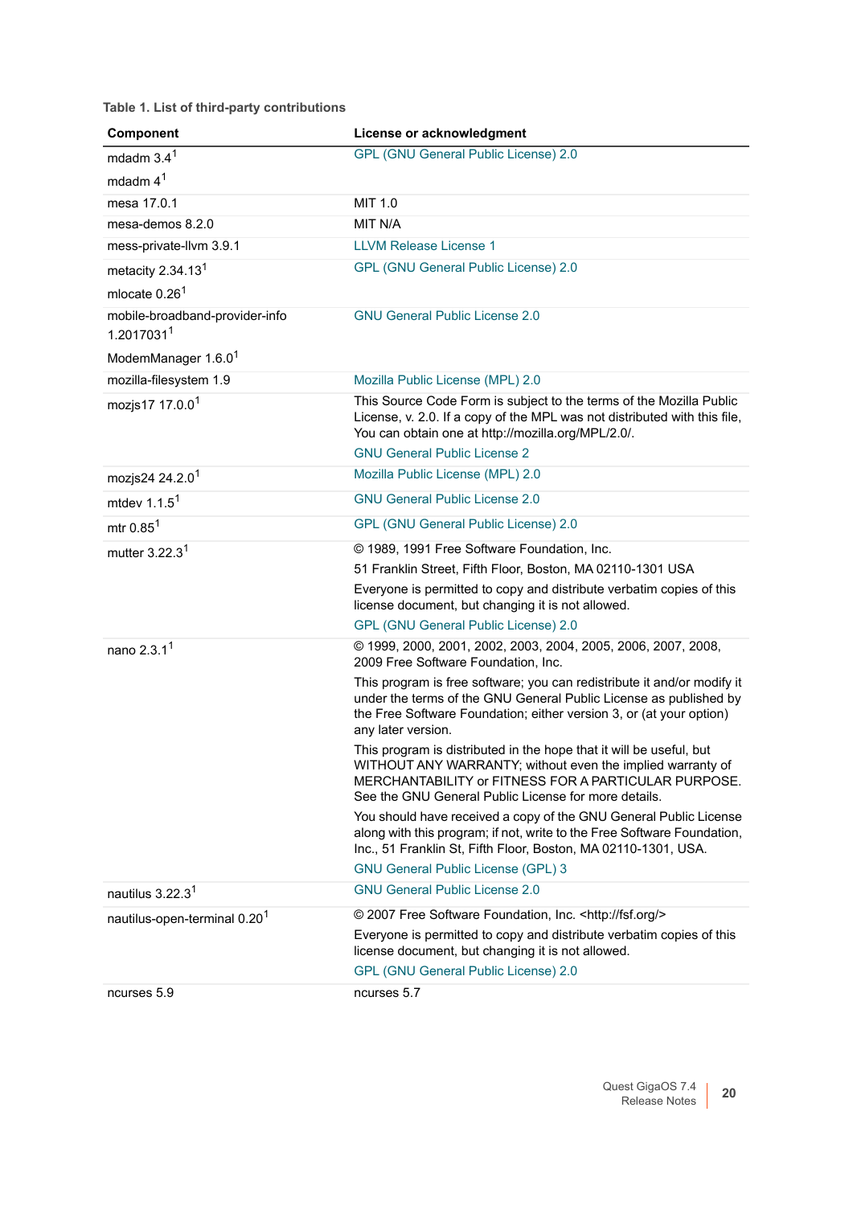**Table 1. List of third-party contributions**

| Component | License or acknowledgment |
| --- | --- |
| mdadm 3.4[1]<br>mdadm 4[1] | GPL (GNU General Public License) 2.0 |
| mesa 17.0.1 | MIT 1.0 |
| mesa-demos 8.2.0 | MIT N/A |
| mess-private-llvm 3.9.1 | LLVM Release License 1 |
| metacity 2.34.13[1]<br>mlocate 0.26[1] | GPL (GNU General Public License) 2.0 |
| mobile-broadband-provider-info 1.2017031[1]<br>ModemManager 1.6.0[1] | GNU General Public License 2.0 |
| mozilla-filesystem 1.9 | Mozilla Public License (MPL) 2.0 |
| mozjs17 17.0.0[1] | This Source Code Form is subject to the terms of the Mozilla Public License, v. 2.0. If a copy of the MPL was not distributed with this file, You can obtain one at http://mozilla.org/MPL/2.0/.<br>GNU General Public License 2 |
| mozjs24 24.2.0[1] | Mozilla Public License (MPL) 2.0 |
| mtdev 1.1.5[1] | GNU General Public License 2.0 |
| mtr 0.85[1] | GPL (GNU General Public License) 2.0 |
| mutter 3.22.3[1] | © 1989, 1991 Free Software Foundation, Inc.<br>51 Franklin Street, Fifth Floor, Boston, MA 02110-1301 USA<br>Everyone is permitted to copy and distribute verbatim copies of this license document, but changing it is not allowed.<br>GPL (GNU General Public License) 2.0 |
| nano 2.3.1[1] | © 1999, 2000, 2001, 2002, 2003, 2004, 2005, 2006, 2007, 2008, 2009 Free Software Foundation, Inc.<br>This program is free software; you can redistribute it and/or modify it under the terms of the GNU General Public License as published by the Free Software Foundation; either version 3, or (at your option) any later version.<br>This program is distributed in the hope that it will be useful, but WITHOUT ANY WARRANTY; without even the implied warranty of MERCHANTABILITY or FITNESS FOR A PARTICULAR PURPOSE. See the GNU General Public License for more details.<br>You should have received a copy of the GNU General Public License along with this program; if not, write to the Free Software Foundation, Inc., 51 Franklin St, Fifth Floor, Boston, MA 02110-1301, USA.<br>GNU General Public License (GPL) 3 |
| nautilus 3.22.3[1] | GNU General Public License 2.0 |
| nautilus-open-terminal 0.20[1] | © 2007 Free Software Foundation, Inc. <http://fsf.org/><br>Everyone is permitted to copy and distribute verbatim copies of this license document, but changing it is not allowed.<br>GPL (GNU General Public License) 2.0 |
| ncurses 5.9 | ncurses 5.7 |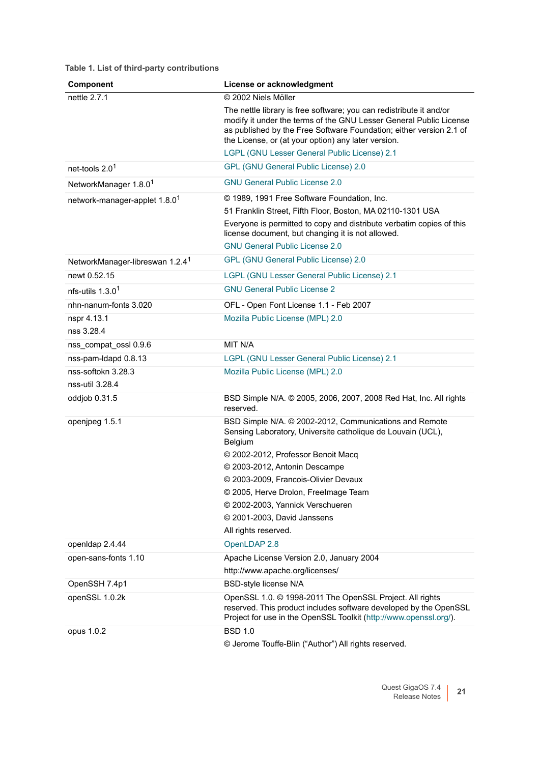Table 1. List of third-party contributions

| Component | License or acknowledgment |
|---|---|
| nettle 2.7.1 | © 2002 Niels Möller<br>The nettle library is free software; you can redistribute it and/or modify it under the terms of the GNU Lesser General Public License as published by the Free Software Foundation; either version 2.1 of the License, or (at your option) any later version.<br>LGPL (GNU Lesser General Public License) 2.1 |
| net-tools 2.0[1] | GPL (GNU General Public License) 2.0 |
| NetworkManager 1.8.0[1] | GNU General Public License 2.0 |
| network-manager-applet 1.8.0[1] | © 1989, 1991 Free Software Foundation, Inc.<br>51 Franklin Street, Fifth Floor, Boston, MA 02110-1301 USA<br>Everyone is permitted to copy and distribute verbatim copies of this license document, but changing it is not allowed.<br>GNU General Public License 2.0 |
| NetworkManager-libreswan 1.2.4[1] | GPL (GNU General Public License) 2.0 |
| newt 0.52.15 | LGPL (GNU Lesser General Public License) 2.1 |
| nfs-utils 1.3.0[1] | GNU General Public License 2 |
| nhn-nanum-fonts 3.020 | OFL - Open Font License 1.1 - Feb 2007 |
| nspr 4.13.1<br>nss 3.28.4 | Mozilla Public License (MPL) 2.0 |
| nss_compat_ossl 0.9.6 | MIT N/A |
| nss-pam-ldapd 0.8.13 | LGPL (GNU Lesser General Public License) 2.1 |
| nss-softokn 3.28.3<br>nss-util 3.28.4 | Mozilla Public License (MPL) 2.0 |
| oddjob 0.31.5 | BSD Simple N/A. © 2005, 2006, 2007, 2008 Red Hat, Inc. All rights reserved. |
| openjpeg 1.5.1 | BSD Simple N/A. © 2002-2012, Communications and Remote Sensing Laboratory, Universite catholique de Louvain (UCL), Belgium<br>© 2002-2012, Professor Benoit Macq<br>© 2003-2012, Antonin Descampe<br>© 2003-2009, Francois-Olivier Devaux<br>© 2005, Herve Drolon, FreeImage Team<br>© 2002-2003, Yannick Verschueren<br>© 2001-2003, David Janssens<br>All rights reserved. |
| openldap 2.4.44 | OpenLDAP 2.8 |
| open-sans-fonts 1.10 | Apache License Version 2.0, January 2004<br>http://www.apache.org/licenses/ |
| OpenSSH 7.4p1 | BSD-style license N/A |
| openSSL 1.0.2k | OpenSSL 1.0. © 1998-2011 The OpenSSL Project. All rights reserved. This product includes software developed by the OpenSSL Project for use in the OpenSSL Toolkit (http://www.openssl.org/). |
| opus 1.0.2 | BSD 1.0<br>© Jerome Touffe-Blin (“Author”) All rights reserved. |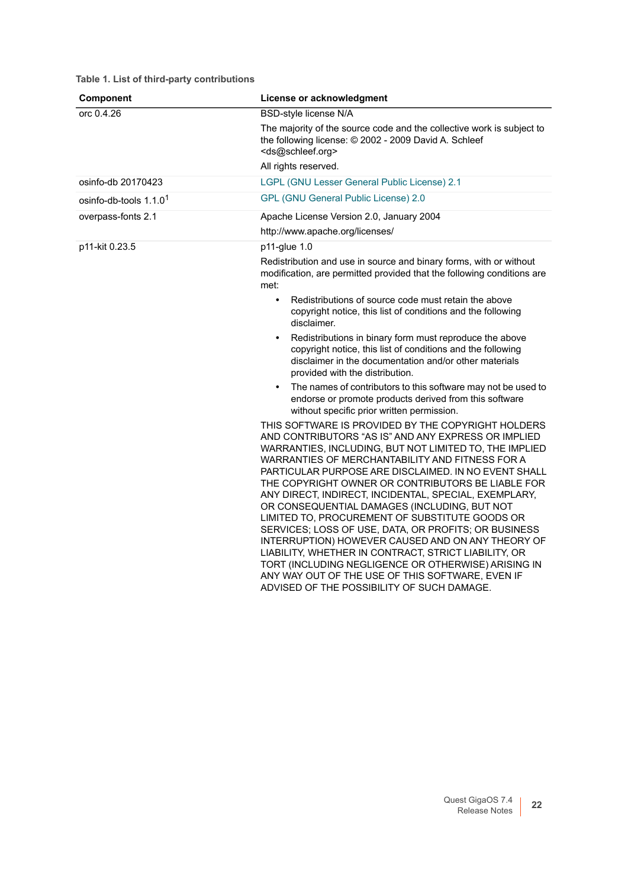**Table 1. List of third-party contributions**

| Component | License or acknowledgment |
|---|---|
| orc 0.4.26 | BSD-style license N/A<br><br>The majority of the source code and the collective work is subject to the following license: © 2002 - 2009 David A. Schleef <ds@schleef.org><br><br>All rights reserved. |
| osinfo-db 20170423 | LGPL (GNU Lesser General Public License) 2.1 |
| osinfo-db-tools 1.1.0[1] | GPL (GNU General Public License) 2.0 |
| overpass-fonts 2.1 | Apache License Version 2.0, January 2004<br><br>http://www.apache.org/licenses/ |
| p11-kit 0.23.5 | p11-glue 1.0<br><br>Redistribution and use in source and binary forms, with or without modification, are permitted provided that the following conditions are met:<br><br>• Redistributions of source code must retain the above copyright notice, this list of conditions and the following disclaimer.<br>• Redistributions in binary form must reproduce the above copyright notice, this list of conditions and the following disclaimer in the documentation and/or other materials provided with the distribution.<br>• The names of contributors to this software may not be used to endorse or promote products derived from this software without specific prior written permission.<br><br>THIS SOFTWARE IS PROVIDED BY THE COPYRIGHT HOLDERS AND CONTRIBUTORS "AS IS" AND ANY EXPRESS OR IMPLIED WARRANTIES, INCLUDING, BUT NOT LIMITED TO, THE IMPLIED WARRANTIES OF MERCHANTABILITY AND FITNESS FOR A PARTICULAR PURPOSE ARE DISCLAIMED. IN NO EVENT SHALL THE COPYRIGHT OWNER OR CONTRIBUTORS BE LIABLE FOR ANY DIRECT, INDIRECT, INCIDENTAL, SPECIAL, EXEMPLARY, OR CONSEQUENTIAL DAMAGES (INCLUDING, BUT NOT LIMITED TO, PROCUREMENT OF SUBSTITUTE GOODS OR SERVICES; LOSS OF USE, DATA, OR PROFITS; OR BUSINESS INTERRUPTION) HOWEVER CAUSED AND ON ANY THEORY OF LIABILITY, WHETHER IN CONTRACT, STRICT LIABILITY, OR TORT (INCLUDING NEGLIGENCE OR OTHERWISE) ARISING IN ANY WAY OUT OF THE USE OF THIS SOFTWARE, EVEN IF ADVISED OF THE POSSIBILITY OF SUCH DAMAGE. |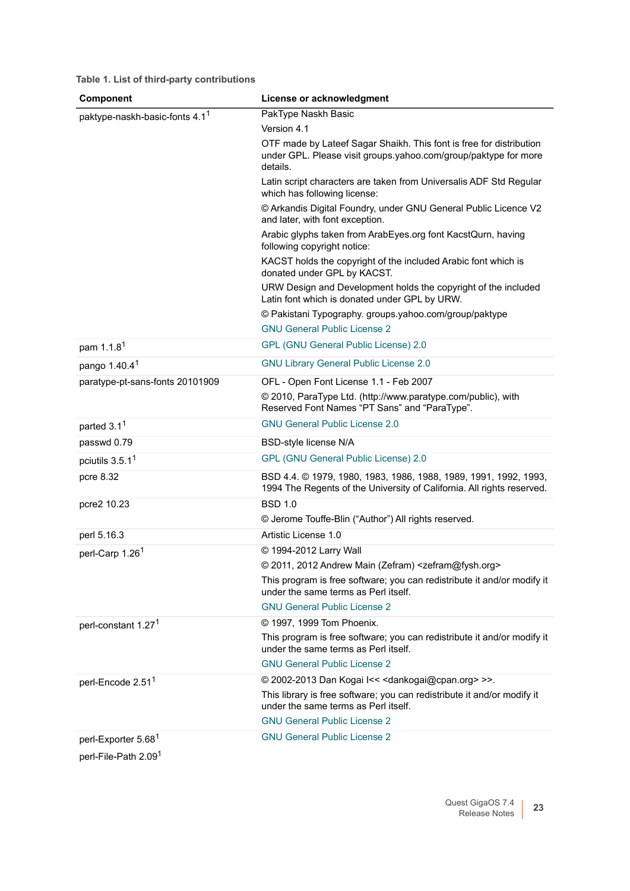**Table 1. List of third-party contributions**

| Component | License or acknowledgment |
|---|---|
| paktype-naskh-basic-fonts 4.1[1] | PakType Naskh Basic<br>Version 4.1<br>OTF made by Lateef Sagar Shaikh. This font is free for distribution under GPL. Please visit groups.yahoo.com/group/paktype for more details.<br>Latin script characters are taken from Universalis ADF Std Regular which has following license:<br>© Arkandis Digital Foundry, under GNU General Public Licence V2 and later, with font exception.<br>Arabic glyphs taken from ArabEyes.org font KacstQurn, having following copyright notice:<br>KACST holds the copyright of the included Arabic font which is donated under GPL by KACST.<br>URW Design and Development holds the copyright of the included Latin font which is donated under GPL by URW.<br>© Pakistani Typography. groups.yahoo.com/group/paktype<br>GNU General Public License 2 |
| pam 1.1.8[1] | GPL (GNU General Public License) 2.0 |
| pango 1.40.4[1] | GNU Library General Public License 2.0 |
| paratype-pt-sans-fonts 20101909 | OFL - Open Font License 1.1 - Feb 2007<br>© 2010, ParaType Ltd. (http://www.paratype.com/public), with Reserved Font Names “PT Sans” and “ParaType”. |
| parted 3.1[1] | GNU General Public License 2.0 |
| passwd 0.79 | BSD-style license N/A |
| pciutils 3.5.1[1] | GPL (GNU General Public License) 2.0 |
| pcre 8.32 | BSD 4.4. © 1979, 1980, 1983, 1986, 1988, 1989, 1991, 1992, 1993, 1994 The Regents of the University of California. All rights reserved. |
| pcre2 10.23 | BSD 1.0<br>© Jerome Touffe-Blin (“Author”) All rights reserved. |
| perl 5.16.3 | Artistic License 1.0 |
| perl-Carp 1.26[1] | © 1994-2012 Larry Wall<br>© 2011, 2012 Andrew Main (Zefram) <zefram@fysh.org><br>This program is free software; you can redistribute it and/or modify it under the same terms as Perl itself.<br>GNU General Public License 2 |
| perl-constant 1.27[1] | © 1997, 1999 Tom Phoenix.<br>This program is free software; you can redistribute it and/or modify it under the same terms as Perl itself.<br>GNU General Public License 2 |
| perl-Encode 2.51[1] | © 2002-2013 Dan Kogai I<< <dankogai@cpan.org> >>.<br>This library is free software; you can redistribute it and/or modify it under the same terms as Perl itself.<br>GNU General Public License 2 |
| perl-Exporter 5.68[1]<br>perl-File-Path 2.09[1] | GNU General Public License 2 |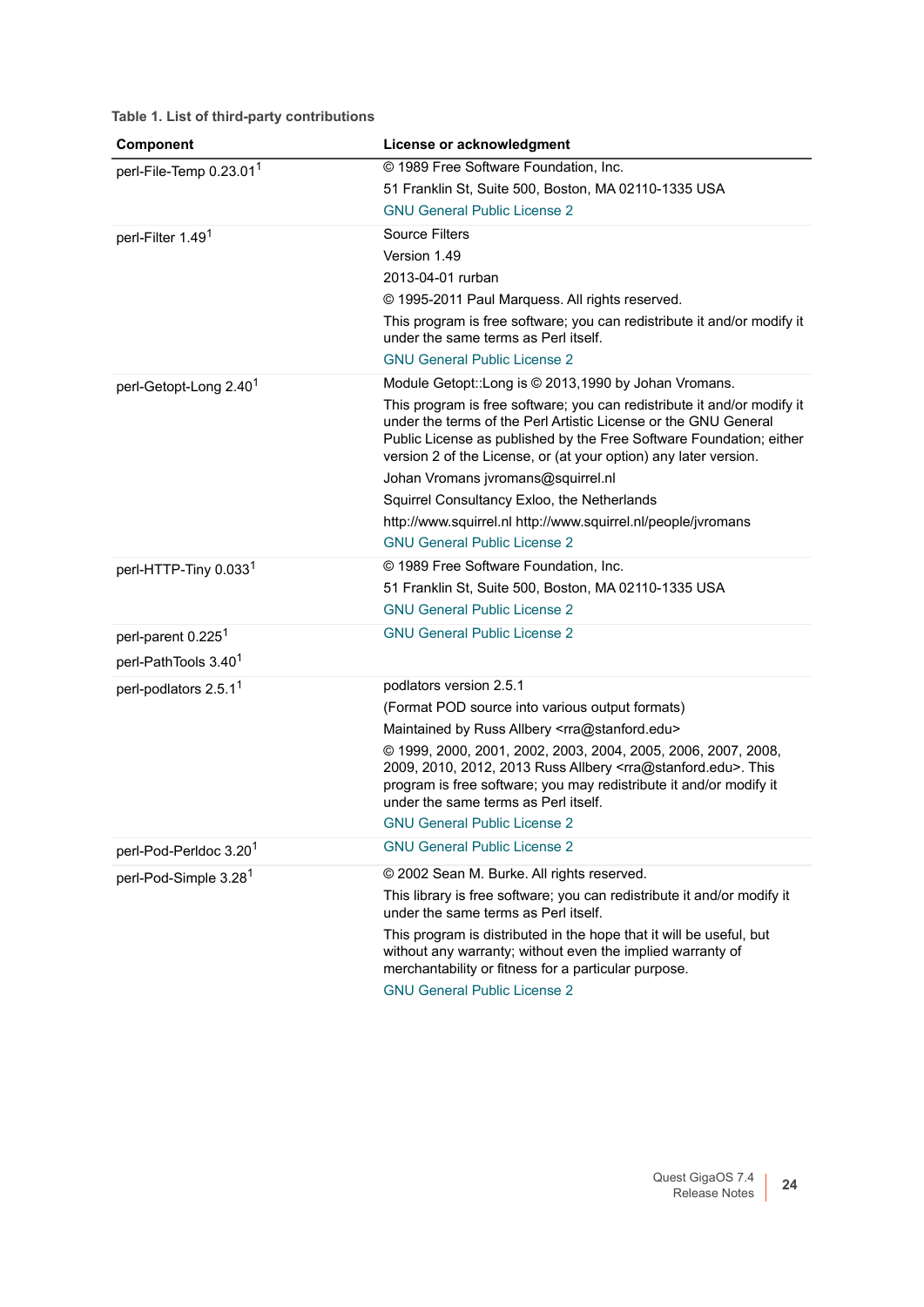Table 1. List of third-party contributions

| Component | License or acknowledgment |
|---|---|
| perl-File-Temp 0.23.01[1] | © 1989 Free Software Foundation, Inc.<br>51 Franklin St, Suite 500, Boston, MA 02110-1335 USA<br>GNU General Public License 2 |
| perl-Filter 1.49[1] | Source Filters<br>Version 1.49<br>2013-04-01 rurban<br>© 1995-2011 Paul Marquess. All rights reserved.<br>This program is free software; you can redistribute it and/or modify it under the same terms as Perl itself.<br>GNU General Public License 2 |
| perl-Getopt-Long 2.40[1] | Module Getopt::Long is © 2013,1990 by Johan Vromans.<br>This program is free software; you can redistribute it and/or modify it under the terms of the Perl Artistic License or the GNU General Public License as published by the Free Software Foundation; either version 2 of the License, or (at your option) any later version.<br>Johan Vromans jvromans@squirrel.nl<br>Squirrel Consultancy Exloo, the Netherlands<br>http://www.squirrel.nl http://www.squirrel.nl/people/jvromans<br>GNU General Public License 2 |
| perl-HTTP-Tiny 0.033[1] | © 1989 Free Software Foundation, Inc.<br>51 Franklin St, Suite 500, Boston, MA 02110-1335 USA<br>GNU General Public License 2 |
| perl-parent 0.225[1]<br>perl-PathTools 3.40[1] | GNU General Public License 2 |
| perl-podlators 2.5.1[1] | podlators version 2.5.1<br>(Format POD source into various output formats)<br>Maintained by Russ Allbery <rra@stanford.edu><br>© 1999, 2000, 2001, 2002, 2003, 2004, 2005, 2006, 2007, 2008, 2009, 2010, 2012, 2013 Russ Allbery <rra@stanford.edu>. This program is free software; you may redistribute it and/or modify it under the same terms as Perl itself.<br>GNU General Public License 2 |
| perl-Pod-Perldoc 3.20[1] | GNU General Public License 2 |
| perl-Pod-Simple 3.28[1] | © 2002 Sean M. Burke. All rights reserved.<br>This library is free software; you can redistribute it and/or modify it under the same terms as Perl itself.<br>This program is distributed in the hope that it will be useful, but without any warranty; without even the implied warranty of merchantability or fitness for a particular purpose.<br>GNU General Public License 2 |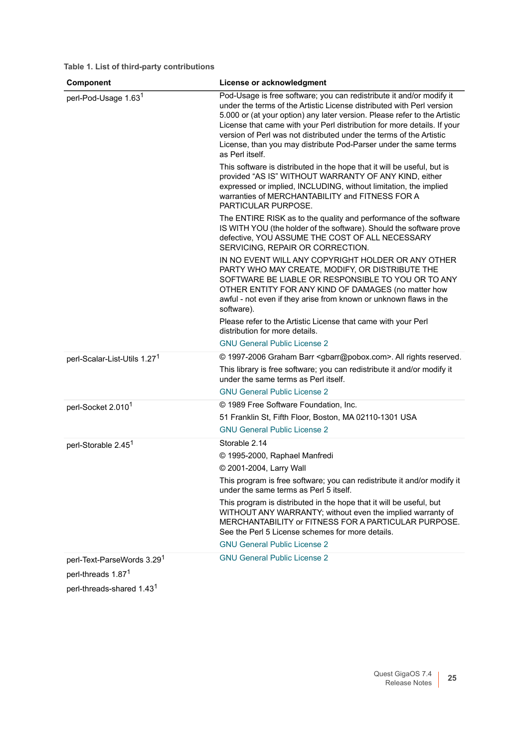Table 1. List of third-party contributions

| Component | License or acknowledgment |
|---|---|
| perl-Pod-Usage 1.63[1] | Pod-Usage is free software; you can redistribute it and/or modify it under the terms of the Artistic License distributed with Perl version 5.000 or (at your option) any later version. Please refer to the Artistic License that came with your Perl distribution for more details. If your version of Perl was not distributed under the terms of the Artistic License, than you may distribute Pod-Parser under the same terms as Perl itself. <br><br> This software is distributed in the hope that it will be useful, but is provided "AS IS" WITHOUT WARRANTY OF ANY KIND, either expressed or implied, INCLUDING, without limitation, the implied warranties of MERCHANTABILITY and FITNESS FOR A PARTICULAR PURPOSE. <br><br> The ENTIRE RISK as to the quality and performance of the software IS WITH YOU (the holder of the software). Should the software prove defective, YOU ASSUME THE COST OF ALL NECESSARY SERVICING, REPAIR OR CORRECTION. <br><br> IN NO EVENT WILL ANY COPYRIGHT HOLDER OR ANY OTHER PARTY WHO MAY CREATE, MODIFY, OR DISTRIBUTE THE SOFTWARE BE LIABLE OR RESPONSIBLE TO YOU OR TO ANY OTHER ENTITY FOR ANY KIND OF DAMAGES (no matter how awful - not even if they arise from known or unknown flaws in the software). <br><br> Please refer to the Artistic License that came with your Perl distribution for more details. <br><br> GNU General Public License 2 |
| perl-Scalar-List-Utils 1.27[1] | © 1997-2006 Graham Barr <gbarr@pobox.com>. All rights reserved. <br><br> This library is free software; you can redistribute it and/or modify it under the same terms as Perl itself. <br><br> GNU General Public License 2 |
| perl-Socket 2.010[1] | © 1989 Free Software Foundation, Inc. <br><br> 51 Franklin St, Fifth Floor, Boston, MA 02110-1301 USA <br><br> GNU General Public License 2 |
| perl-Storable 2.45[1] | Storable 2.14 <br><br> © 1995-2000, Raphael Manfredi <br><br> © 2001-2004, Larry Wall <br><br> This program is free software; you can redistribute it and/or modify it under the same terms as Perl 5 itself. <br><br> This program is distributed in the hope that it will be useful, but WITHOUT ANY WARRANTY; without even the implied warranty of MERCHANTABILITY or FITNESS FOR A PARTICULAR PURPOSE. See the Perl 5 License schemes for more details. <br><br> GNU General Public License 2 |
| perl-Text-ParseWords 3.29[1] <br><br> perl-threads 1.87[1] <br><br> perl-threads-shared 1.43[1] | GNU General Public License 2 |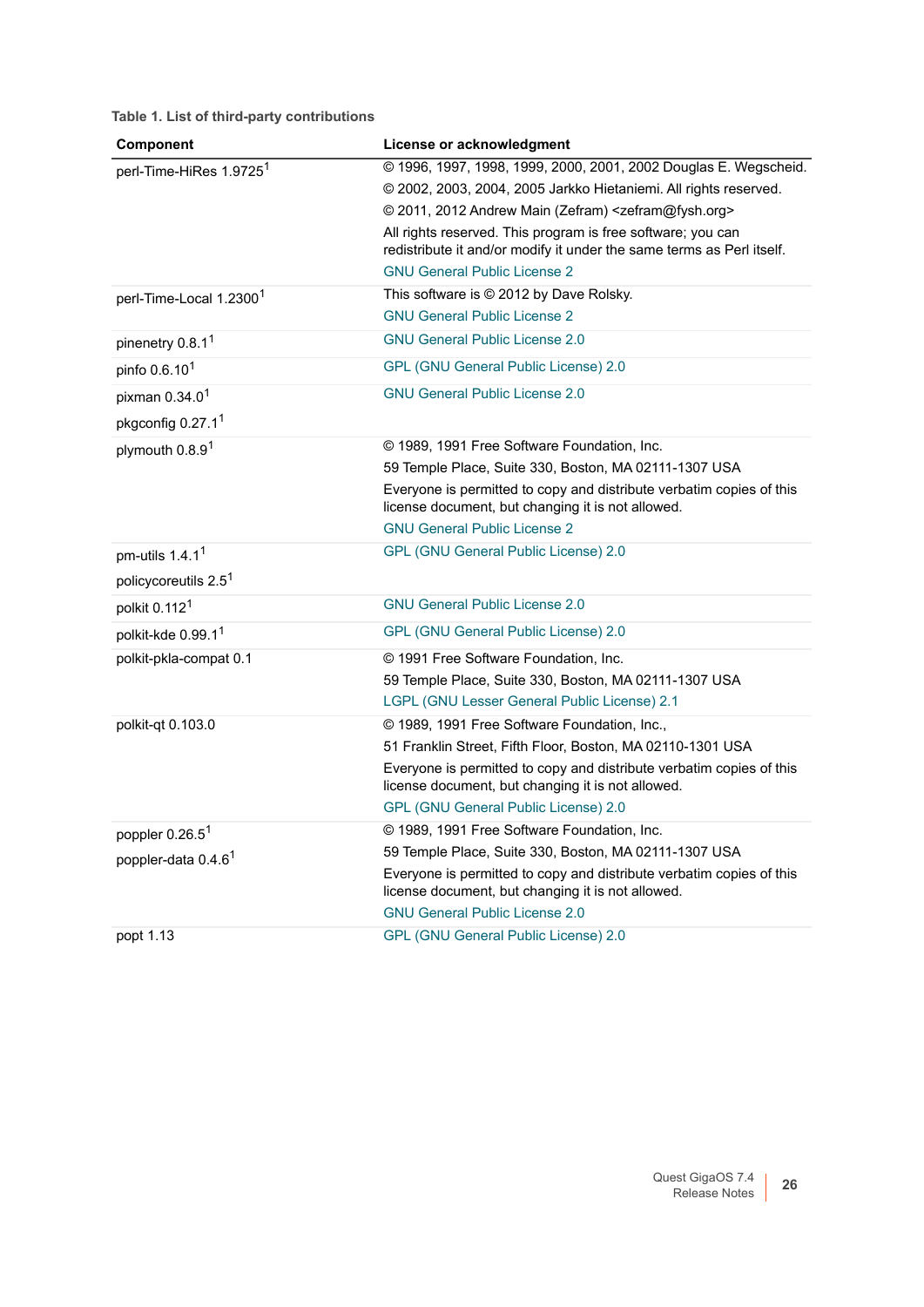**Table 1. List of third-party contributions**

| Component | License or acknowledgment |
|---|---|
| perl-Time-HiRes 1.9725[1] | © 1996, 1997, 1998, 1999, 2000, 2001, 2002 Douglas E. Wegscheid.<br>© 2002, 2003, 2004, 2005 Jarkko Hietaniemi. All rights reserved.<br>© 2011, 2012 Andrew Main (Zefram) <zefram@fysh.org><br>All rights reserved. This program is free software; you can redistribute it and/or modify it under the same terms as Perl itself.<br>GNU General Public License 2 |
| perl-Time-Local 1.2300[1] | This software is © 2012 by Dave Rolsky.<br>GNU General Public License 2 |
| pinenetry 0.8.1[1] | GNU General Public License 2.0 |
| pinfo 0.6.10[1] | GPL (GNU General Public License) 2.0 |
| pixman 0.34.0[1]<br>pkgconfig 0.27.1[1] | GNU General Public License 2.0 |
| plymouth 0.8.9[1] | © 1989, 1991 Free Software Foundation, Inc.<br>59 Temple Place, Suite 330, Boston, MA 02111-1307 USA<br>Everyone is permitted to copy and distribute verbatim copies of this license document, but changing it is not allowed.<br>GNU General Public License 2 |
| pm-utils 1.4.1[1]<br>policycoreutils 2.5[1] | GPL (GNU General Public License) 2.0 |
| polkit 0.112[1] | GNU General Public License 2.0 |
| polkit-kde 0.99.1[1] | GPL (GNU General Public License) 2.0 |
| polkit-pkla-compat 0.1 | © 1991 Free Software Foundation, Inc.<br>59 Temple Place, Suite 330, Boston, MA 02111-1307 USA<br>LGPL (GNU Lesser General Public License) 2.1 |
| polkit-qt 0.103.0 | © 1989, 1991 Free Software Foundation, Inc.,<br>51 Franklin Street, Fifth Floor, Boston, MA 02110-1301 USA<br>Everyone is permitted to copy and distribute verbatim copies of this license document, but changing it is not allowed.<br>GPL (GNU General Public License) 2.0 |
| poppler 0.26.5[1]<br>poppler-data 0.4.6[1] | © 1989, 1991 Free Software Foundation, Inc.<br>59 Temple Place, Suite 330, Boston, MA 02111-1307 USA<br>Everyone is permitted to copy and distribute verbatim copies of this license document, but changing it is not allowed.<br>GNU General Public License 2.0 |
| popt 1.13 | GPL (GNU General Public License) 2.0 |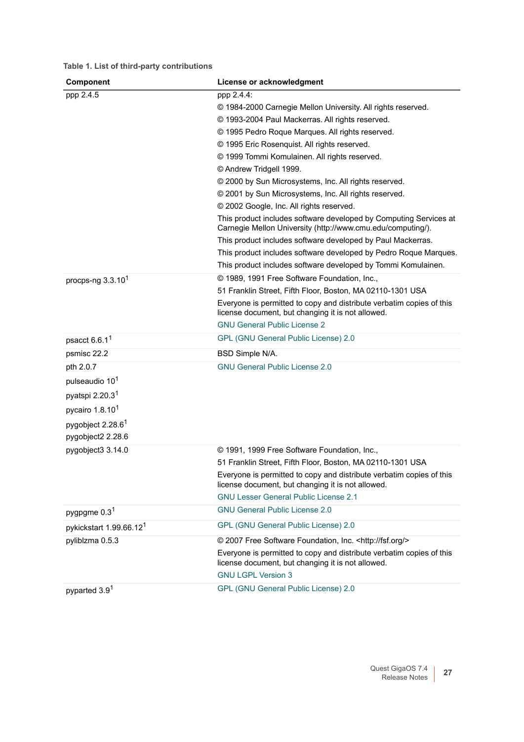**Table 1. List of third-party contributions**

| Component | License or acknowledgment |
|---|---|
| ppp 2.4.5 | ppp 2.4.4:<br>© 1984-2000 Carnegie Mellon University. All rights reserved.<br>© 1993-2004 Paul Mackerras. All rights reserved.<br>© 1995 Pedro Roque Marques. All rights reserved.<br>© 1995 Eric Rosenquist. All rights reserved.<br>© 1999 Tommi Komulainen. All rights reserved.<br>© Andrew Tridgell 1999.<br>© 2000 by Sun Microsystems, Inc. All rights reserved.<br>© 2001 by Sun Microsystems, Inc. All rights reserved.<br>© 2002 Google, Inc. All rights reserved.<br>This product includes software developed by Computing Services at Carnegie Mellon University (http://www.cmu.edu/computing/).<br>This product includes software developed by Paul Mackerras.<br>This product includes software developed by Pedro Roque Marques.<br>This product includes software developed by Tommi Komulainen. |
| procps-ng 3.3.10[1] | © 1989, 1991 Free Software Foundation, Inc.,<br>51 Franklin Street, Fifth Floor, Boston, MA 02110-1301 USA<br>Everyone is permitted to copy and distribute verbatim copies of this license document, but changing it is not allowed.<br>GNU General Public License 2 |
| psacct 6.6.1[1] | GPL (GNU General Public License) 2.0 |
| psmisc 22.2 | BSD Simple N/A. |
| pth 2.0.7<br>pulseaudio 10[1]<br>pyatspi 2.20.3[1]<br>pycairo 1.8.10[1]<br>pygobject 2.28.6[1]<br>pygobject2 2.28.6 | GNU General Public License 2.0 |
| pygobject3 3.14.0 | © 1991, 1999 Free Software Foundation, Inc.,<br>51 Franklin Street, Fifth Floor, Boston, MA 02110-1301 USA<br>Everyone is permitted to copy and distribute verbatim copies of this license document, but changing it is not allowed.<br>GNU Lesser General Public License 2.1 |
| pygpgme 0.3[1] | GNU General Public License 2.0 |
| pykickstart 1.99.66.12[1] | GPL (GNU General Public License) 2.0 |
| pyliblzma 0.5.3 | © 2007 Free Software Foundation, Inc. <http://fsf.org/><br>Everyone is permitted to copy and distribute verbatim copies of this license document, but changing it is not allowed.<br>GNU LGPL Version 3 |
| pyparted 3.9[1] | GPL (GNU General Public License) 2.0 |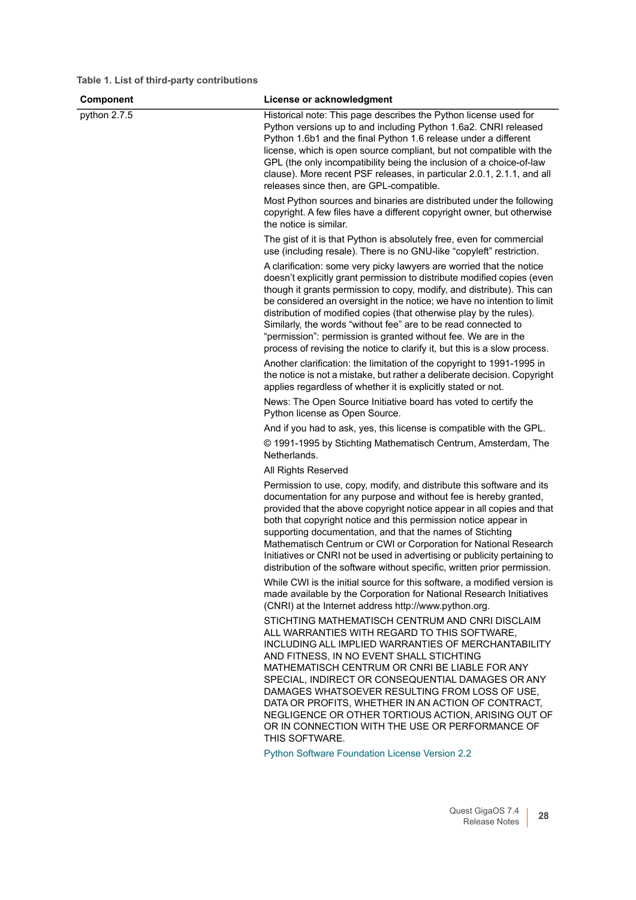**Table 1. List of third-party contributions**

| Component | License or acknowledgment |
|---|---|
| python 2.7.5 | Historical note: This page describes the Python license used for Python versions up to and including Python 1.6a2. CNRI released Python 1.6b1 and the final Python 1.6 release under a different license, which is open source compliant, but not compatible with the GPL (the only incompatibility being the inclusion of a choice-of-law clause). More recent PSF releases, in particular 2.0.1, 2.1.1, and all releases since then, are GPL-compatible.<br><br>Most Python sources and binaries are distributed under the following copyright. A few files have a different copyright owner, but otherwise the notice is similar.<br><br>The gist of it is that Python is absolutely free, even for commercial use (including resale). There is no GNU-like "copyleft" restriction.<br><br>A clarification: some very picky lawyers are worried that the notice doesn't explicitly grant permission to distribute modified copies (even though it grants permission to copy, modify, and distribute). This can be considered an oversight in the notice; we have no intention to limit distribution of modified copies (that otherwise play by the rules). Similarly, the words "without fee" are to be read connected to "permission": permission is granted without fee. We are in the process of revising the notice to clarify it, but this is a slow process.<br><br>Another clarification: the limitation of the copyright to 1991-1995 in the notice is not a mistake, but rather a deliberate decision. Copyright applies regardless of whether it is explicitly stated or not.<br><br>News: The Open Source Initiative board has voted to certify the Python license as Open Source.<br><br>And if you had to ask, yes, this license is compatible with the GPL.<br><br>© 1991-1995 by Stichting Mathematisch Centrum, Amsterdam, The Netherlands.<br><br>All Rights Reserved<br><br>Permission to use, copy, modify, and distribute this software and its documentation for any purpose and without fee is hereby granted, provided that the above copyright notice appear in all copies and that both that copyright notice and this permission notice appear in supporting documentation, and that the names of Stichting Mathematisch Centrum or CWI or Corporation for National Research Initiatives or CNRI not be used in advertising or publicity pertaining to distribution of the software without specific, written prior permission.<br><br>While CWI is the initial source for this software, a modified version is made available by the Corporation for National Research Initiatives (CNRI) at the Internet address http://www.python.org.<br><br>STICHTING MATHEMATISCH CENTRUM AND CNRI DISCLAIM ALL WARRANTIES WITH REGARD TO THIS SOFTWARE, INCLUDING ALL IMPLIED WARRANTIES OF MERCHANTABILITY AND FITNESS, IN NO EVENT SHALL STICHTING MATHEMATISCH CENTRUM OR CNRI BE LIABLE FOR ANY SPECIAL, INDIRECT OR CONSEQUENTIAL DAMAGES OR ANY DAMAGES WHATSOEVER RESULTING FROM LOSS OF USE, DATA OR PROFITS, WHETHER IN AN ACTION OF CONTRACT, NEGLIGENCE OR OTHER TORTIOUS ACTION, ARISING OUT OF OR IN CONNECTION WITH THE USE OR PERFORMANCE OF THIS SOFTWARE.<br><br>Python Software Foundation License Version 2.2 |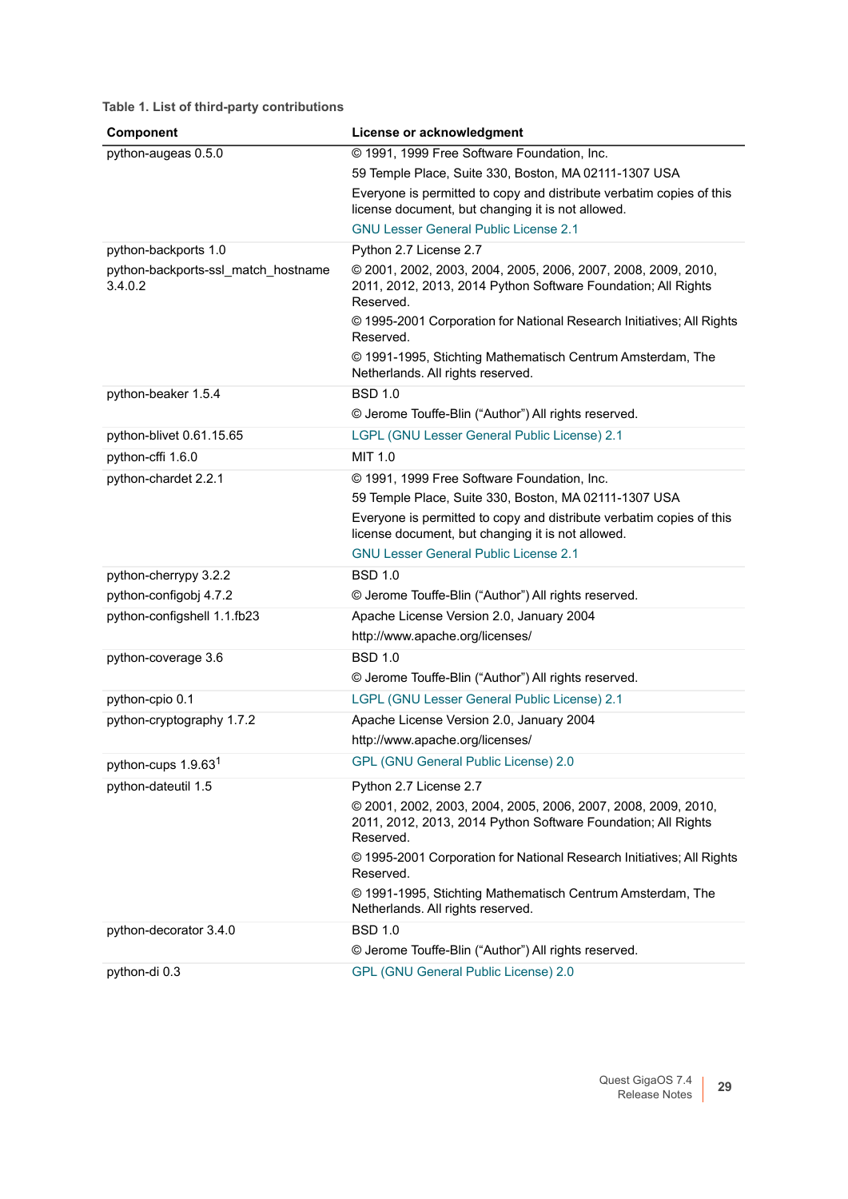**Table 1. List of third-party contributions**

| Component | License or acknowledgment |
|---|---|
| python-augeas 0.5.0 | © 1991, 1999 Free Software Foundation, Inc.<br>59 Temple Place, Suite 330, Boston, MA 02111-1307 USA<br>Everyone is permitted to copy and distribute verbatim copies of this license document, but changing it is not allowed.<br>GNU Lesser General Public License 2.1 |
| python-backports 1.0<br>python-backports-ssl_match_hostname 3.4.0.2 | Python 2.7 License 2.7<br>© 2001, 2002, 2003, 2004, 2005, 2006, 2007, 2008, 2009, 2010, 2011, 2012, 2013, 2014 Python Software Foundation; All Rights Reserved.<br>© 1995-2001 Corporation for National Research Initiatives; All Rights Reserved.<br>© 1991-1995, Stichting Mathematisch Centrum Amsterdam, The Netherlands. All rights reserved. |
| python-beaker 1.5.4 | BSD 1.0<br>© Jerome Touffe-Blin ("Author") All rights reserved. |
| python-blivet 0.61.15.65 | LGPL (GNU Lesser General Public License) 2.1 |
| python-cffi 1.6.0 | MIT 1.0 |
| python-chardet 2.2.1 | © 1991, 1999 Free Software Foundation, Inc.<br>59 Temple Place, Suite 330, Boston, MA 02111-1307 USA<br>Everyone is permitted to copy and distribute verbatim copies of this license document, but changing it is not allowed.<br>GNU Lesser General Public License 2.1 |
| python-cherrypy 3.2.2<br>python-configobj 4.7.2 | BSD 1.0<br>© Jerome Touffe-Blin ("Author") All rights reserved. |
| python-configshell 1.1.fb23 | Apache License Version 2.0, January 2004<br>http://www.apache.org/licenses/ |
| python-coverage 3.6 | BSD 1.0<br>© Jerome Touffe-Blin ("Author") All rights reserved. |
| python-cpio 0.1 | LGPL (GNU Lesser General Public License) 2.1 |
| python-cryptography 1.7.2 | Apache License Version 2.0, January 2004<br>http://www.apache.org/licenses/ |
| python-cups 1.9.63[1] | GPL (GNU General Public License) 2.0 |
| python-dateutil 1.5 | Python 2.7 License 2.7<br>© 2001, 2002, 2003, 2004, 2005, 2006, 2007, 2008, 2009, 2010, 2011, 2012, 2013, 2014 Python Software Foundation; All Rights Reserved.<br>© 1995-2001 Corporation for National Research Initiatives; All Rights Reserved.<br>© 1991-1995, Stichting Mathematisch Centrum Amsterdam, The Netherlands. All rights reserved. |
| python-decorator 3.4.0 | BSD 1.0<br>© Jerome Touffe-Blin ("Author") All rights reserved. |
| python-di 0.3 | GPL (GNU General Public License) 2.0 |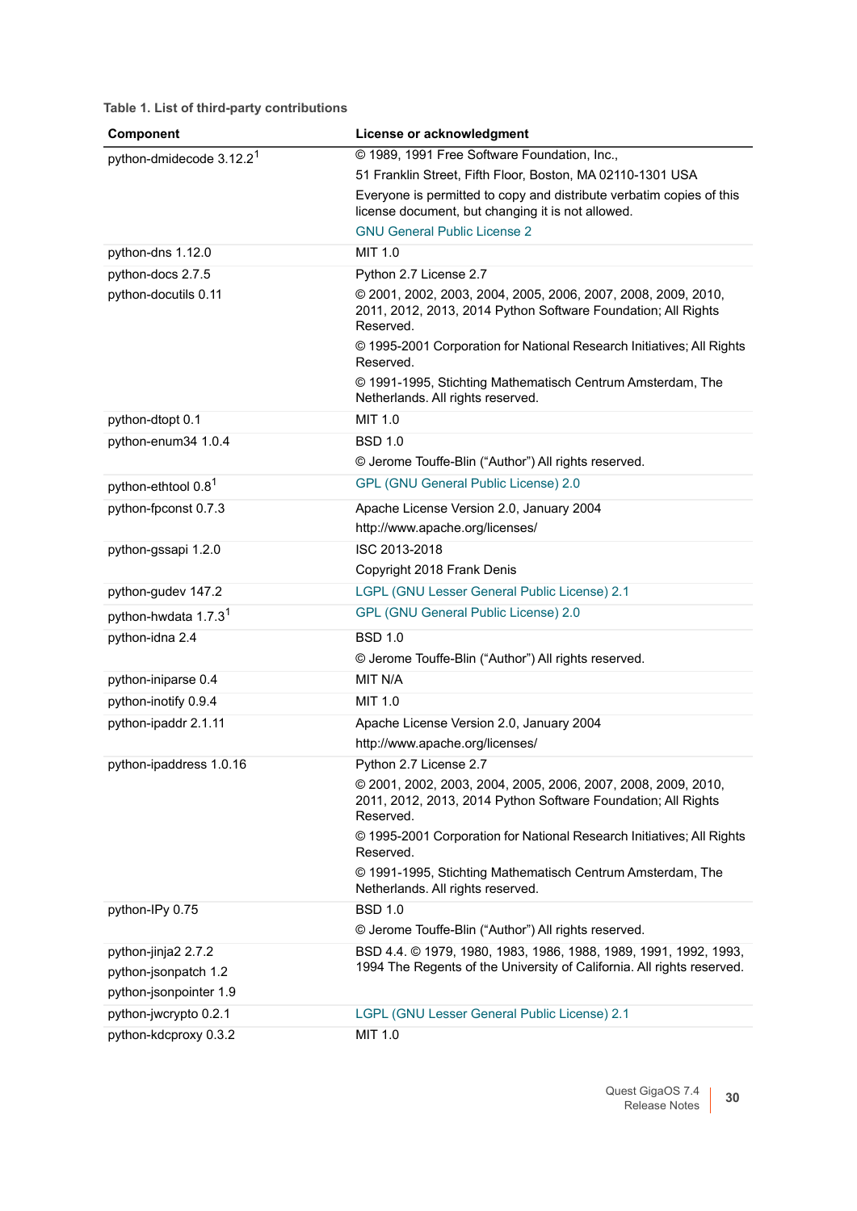**Table 1. List of third-party contributions**

| Component | License or acknowledgment |
| --- | --- |
| python-dmidecode 3.12.2[1] | © 1989, 1991 Free Software Foundation, Inc.,<br>51 Franklin Street, Fifth Floor, Boston, MA 02110-1301 USA<br>Everyone is permitted to copy and distribute verbatim copies of this license document, but changing it is not allowed.<br>GNU General Public License 2 |
| python-dns 1.12.0 | MIT 1.0 |
| python-docs 2.7.5<br>python-docutils 0.11 | Python 2.7 License 2.7<br>© 2001, 2002, 2003, 2004, 2005, 2006, 2007, 2008, 2009, 2010, 2011, 2012, 2013, 2014 Python Software Foundation; All Rights Reserved.<br>© 1995-2001 Corporation for National Research Initiatives; All Rights Reserved.<br>© 1991-1995, Stichting Mathematisch Centrum Amsterdam, The Netherlands. All rights reserved. |
| python-dtopt 0.1 | MIT 1.0 |
| python-enum34 1.0.4 | BSD 1.0<br>© Jerome Touffe-Blin ("Author") All rights reserved. |
| python-ethtool 0.8[1] | GPL (GNU General Public License) 2.0 |
| python-fpconst 0.7.3 | Apache License Version 2.0, January 2004<br>http://www.apache.org/licenses/ |
| python-gssapi 1.2.0 | ISC 2013-2018<br>Copyright 2018 Frank Denis |
| python-gudev 147.2 | LGPL (GNU Lesser General Public License) 2.1 |
| python-hwdata 1.7.3[1] | GPL (GNU General Public License) 2.0 |
| python-idna 2.4 | BSD 1.0<br>© Jerome Touffe-Blin ("Author") All rights reserved. |
| python-iniparse 0.4 | MIT N/A |
| python-inotify 0.9.4 | MIT 1.0 |
| python-ipaddr 2.1.11 | Apache License Version 2.0, January 2004<br>http://www.apache.org/licenses/ |
| python-ipaddress 1.0.16 | Python 2.7 License 2.7<br>© 2001, 2002, 2003, 2004, 2005, 2006, 2007, 2008, 2009, 2010, 2011, 2012, 2013, 2014 Python Software Foundation; All Rights Reserved.<br>© 1995-2001 Corporation for National Research Initiatives; All Rights Reserved.<br>© 1991-1995, Stichting Mathematisch Centrum Amsterdam, The Netherlands. All rights reserved. |
| python-IPy 0.75 | BSD 1.0<br>© Jerome Touffe-Blin ("Author") All rights reserved. |
| python-jinja2 2.7.2<br>python-jsonpatch 1.2<br>python-jsonpointer 1.9 | BSD 4.4. © 1979, 1980, 1983, 1986, 1988, 1989, 1991, 1992, 1993, 1994 The Regents of the University of California. All rights reserved. |
| python-jwcrypto 0.2.1 | LGPL (GNU Lesser General Public License) 2.1 |
| python-kdcproxy 0.3.2 | MIT 1.0 |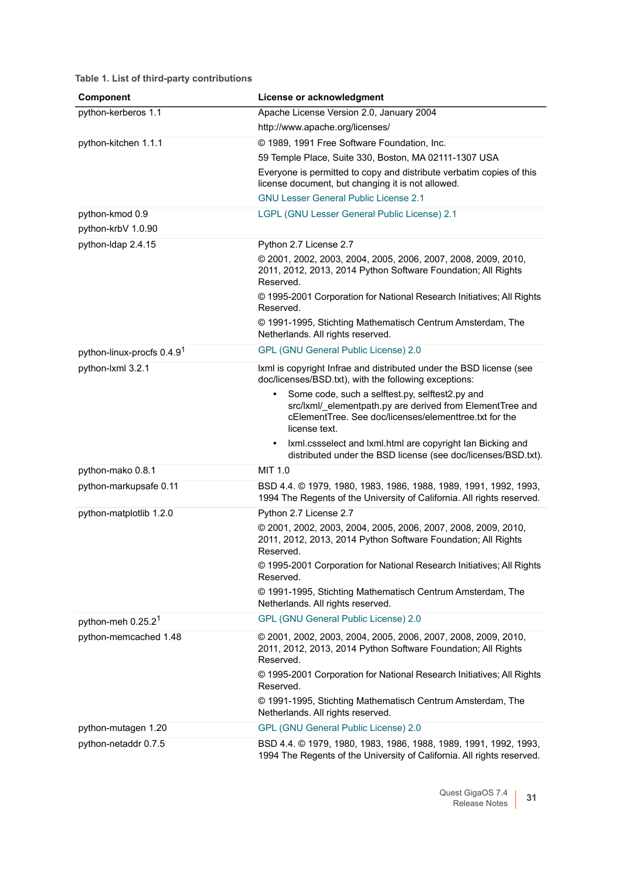**Table 1. List of third-party contributions**

| Component | License or acknowledgment |
|---|---|
| python-kerberos 1.1 | Apache License Version 2.0, January 2004<br>http://www.apache.org/licenses/ |
| python-kitchen 1.1.1 | © 1989, 1991 Free Software Foundation, Inc.<br>59 Temple Place, Suite 330, Boston, MA 02111-1307 USA<br>Everyone is permitted to copy and distribute verbatim copies of this license document, but changing it is not allowed.<br>GNU Lesser General Public License 2.1 |
| python-kmod 0.9<br>python-krbV 1.0.90 | LGPL (GNU Lesser General Public License) 2.1 |
| python-ldap 2.4.15 | Python 2.7 License 2.7<br>© 2001, 2002, 2003, 2004, 2005, 2006, 2007, 2008, 2009, 2010, 2011, 2012, 2013, 2014 Python Software Foundation; All Rights Reserved.<br>© 1995-2001 Corporation for National Research Initiatives; All Rights Reserved.<br>© 1991-1995, Stichting Mathematisch Centrum Amsterdam, The Netherlands. All rights reserved. |
| python-linux-procfs 0.4.9[1] | GPL (GNU General Public License) 2.0 |
| python-lxml 3.2.1 | lxml is copyright Infrae and distributed under the BSD license (see doc/licenses/BSD.txt), with the following exceptions:<br>• Some code, such a selftest.py, selftest2.py and src/lxml/_elementpath.py are derived from ElementTree and cElementTree. See doc/licenses/elementtree.txt for the license text.<br>• lxml.cssselect and lxml.html are copyright Ian Bicking and distributed under the BSD license (see doc/licenses/BSD.txt). |
| python-mako 0.8.1 | MIT 1.0 |
| python-markupsafe 0.11 | BSD 4.4. © 1979, 1980, 1983, 1986, 1988, 1989, 1991, 1992, 1993, 1994 The Regents of the University of California. All rights reserved. |
| python-matplotlib 1.2.0 | Python 2.7 License 2.7<br>© 2001, 2002, 2003, 2004, 2005, 2006, 2007, 2008, 2009, 2010, 2011, 2012, 2013, 2014 Python Software Foundation; All Rights Reserved.<br>© 1995-2001 Corporation for National Research Initiatives; All Rights Reserved.<br>© 1991-1995, Stichting Mathematisch Centrum Amsterdam, The Netherlands. All rights reserved. |
| python-meh 0.25.2[1] | GPL (GNU General Public License) 2.0 |
| python-memcached 1.48 | © 2001, 2002, 2003, 2004, 2005, 2006, 2007, 2008, 2009, 2010, 2011, 2012, 2013, 2014 Python Software Foundation; All Rights Reserved.<br>© 1995-2001 Corporation for National Research Initiatives; All Rights Reserved.<br>© 1991-1995, Stichting Mathematisch Centrum Amsterdam, The Netherlands. All rights reserved. |
| python-mutagen 1.20 | GPL (GNU General Public License) 2.0 |
| python-netaddr 0.7.5 | BSD 4.4. © 1979, 1980, 1983, 1986, 1988, 1989, 1991, 1992, 1993, 1994 The Regents of the University of California. All rights reserved. |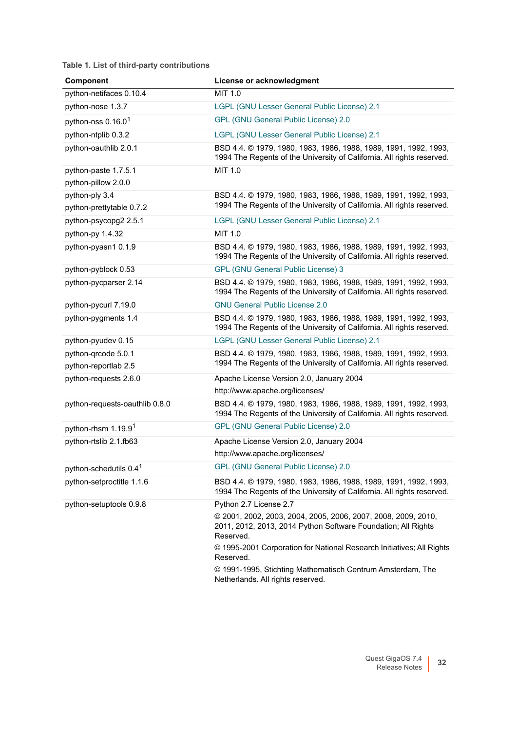Table 1. List of third-party contributions

| Component | License or acknowledgment |
|---|---|
| python-netifaces 0.10.4 | MIT 1.0 |
| python-nose 1.3.7 | LGPL (GNU Lesser General Public License) 2.1 |
| python-nss 0.16.0[1] | GPL (GNU General Public License) 2.0 |
| python-ntplib 0.3.2 | LGPL (GNU Lesser General Public License) 2.1 |
| python-oauthlib 2.0.1 | BSD 4.4. © 1979, 1980, 1983, 1986, 1988, 1989, 1991, 1992, 1993, 1994 The Regents of the University of California. All rights reserved. |
| python-paste 1.7.5.1<br>python-pillow 2.0.0 | MIT 1.0 |
| python-ply 3.4<br>python-prettytable 0.7.2 | BSD 4.4. © 1979, 1980, 1983, 1986, 1988, 1989, 1991, 1992, 1993, 1994 The Regents of the University of California. All rights reserved. |
| python-psycopg2 2.5.1 | LGPL (GNU Lesser General Public License) 2.1 |
| python-py 1.4.32 | MIT 1.0 |
| python-pyasn1 0.1.9 | BSD 4.4. © 1979, 1980, 1983, 1986, 1988, 1989, 1991, 1992, 1993, 1994 The Regents of the University of California. All rights reserved. |
| python-pyblock 0.53 | GPL (GNU General Public License) 3 |
| python-pycparser 2.14 | BSD 4.4. © 1979, 1980, 1983, 1986, 1988, 1989, 1991, 1992, 1993, 1994 The Regents of the University of California. All rights reserved. |
| python-pycurl 7.19.0 | GNU General Public License 2.0 |
| python-pygments 1.4 | BSD 4.4. © 1979, 1980, 1983, 1986, 1988, 1989, 1991, 1992, 1993, 1994 The Regents of the University of California. All rights reserved. |
| python-pyudev 0.15 | LGPL (GNU Lesser General Public License) 2.1 |
| python-qrcode 5.0.1<br>python-reportlab 2.5 | BSD 4.4. © 1979, 1980, 1983, 1986, 1988, 1989, 1991, 1992, 1993, 1994 The Regents of the University of California. All rights reserved. |
| python-requests 2.6.0 | Apache License Version 2.0, January 2004<br>http://www.apache.org/licenses/ |
| python-requests-oauthlib 0.8.0 | BSD 4.4. © 1979, 1980, 1983, 1986, 1988, 1989, 1991, 1992, 1993, 1994 The Regents of the University of California. All rights reserved. |
| python-rhsm 1.19.9[1] | GPL (GNU General Public License) 2.0 |
| python-rtslib 2.1.fb63 | Apache License Version 2.0, January 2004<br>http://www.apache.org/licenses/ |
| python-schedutils 0.4[1] | GPL (GNU General Public License) 2.0 |
| python-setproctitle 1.1.6 | BSD 4.4. © 1979, 1980, 1983, 1986, 1988, 1989, 1991, 1992, 1993, 1994 The Regents of the University of California. All rights reserved. |
| python-setuptools 0.9.8 | Python 2.7 License 2.7<br>© 2001, 2002, 2003, 2004, 2005, 2006, 2007, 2008, 2009, 2010, 2011, 2012, 2013, 2014 Python Software Foundation; All Rights Reserved.<br>© 1995-2001 Corporation for National Research Initiatives; All Rights Reserved.<br>© 1991-1995, Stichting Mathematisch Centrum Amsterdam, The Netherlands. All rights reserved. |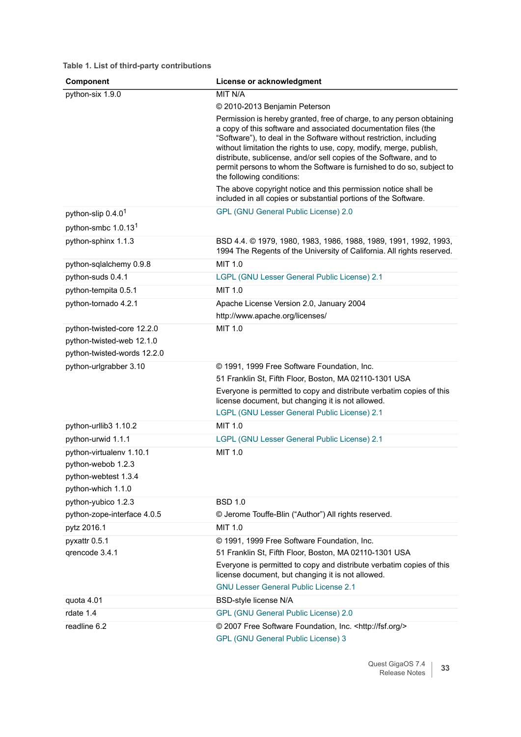Table 1. List of third-party contributions

| Component | License or acknowledgment |
|---|---|
| python-six 1.9.0 | MIT N/A<br>© 2010-2013 Benjamin Peterson<br>Permission is hereby granted, free of charge, to any person obtaining a copy of this software and associated documentation files (the “Software”), to deal in the Software without restriction, including without limitation the rights to use, copy, modify, merge, publish, distribute, sublicense, and/or sell copies of the Software, and to permit persons to whom the Software is furnished to do so, subject to the following conditions:<br>The above copyright notice and this permission notice shall be included in all copies or substantial portions of the Software. |
| python-slip 0.4.0[1]<br>python-smbc 1.0.13[1] | GPL (GNU General Public License) 2.0 |
| python-sphinx 1.1.3 | BSD 4.4. © 1979, 1980, 1983, 1986, 1988, 1989, 1991, 1992, 1993, 1994 The Regents of the University of California. All rights reserved. |
| python-sqlalchemy 0.9.8 | MIT 1.0 |
| python-suds 0.4.1 | LGPL (GNU Lesser General Public License) 2.1 |
| python-tempita 0.5.1 | MIT 1.0 |
| python-tornado 4.2.1 | Apache License Version 2.0, January 2004<br>http://www.apache.org/licenses/ |
| python-twisted-core 12.2.0<br>python-twisted-web 12.1.0<br>python-twisted-words 12.2.0 | MIT 1.0 |
| python-urlgrabber 3.10 | © 1991, 1999 Free Software Foundation, Inc.<br>51 Franklin St, Fifth Floor, Boston, MA 02110-1301 USA<br>Everyone is permitted to copy and distribute verbatim copies of this license document, but changing it is not allowed.<br>LGPL (GNU Lesser General Public License) 2.1 |
| python-urllib3 1.10.2 | MIT 1.0 |
| python-urwid 1.1.1 | LGPL (GNU Lesser General Public License) 2.1 |
| python-virtualenv 1.10.1<br>python-webob 1.2.3<br>python-webtest 1.3.4<br>python-which 1.1.0 | MIT 1.0 |
| python-yubico 1.2.3 | BSD 1.0 |
| python-zope-interface 4.0.5 | © Jerome Touffe-Blin (“Author”) All rights reserved. |
| pytz 2016.1 | MIT 1.0 |
| pyxattr 0.5.1<br>qrencode 3.4.1 | © 1991, 1999 Free Software Foundation, Inc.<br>51 Franklin St, Fifth Floor, Boston, MA 02110-1301 USA<br>Everyone is permitted to copy and distribute verbatim copies of this license document, but changing it is not allowed.<br>GNU Lesser General Public License 2.1 |
| quota 4.01 | BSD-style license N/A |
| rdate 1.4 | GPL (GNU General Public License) 2.0 |
| readline 6.2 | © 2007 Free Software Foundation, Inc. <http://fsf.org/><br>GPL (GNU General Public License) 3 |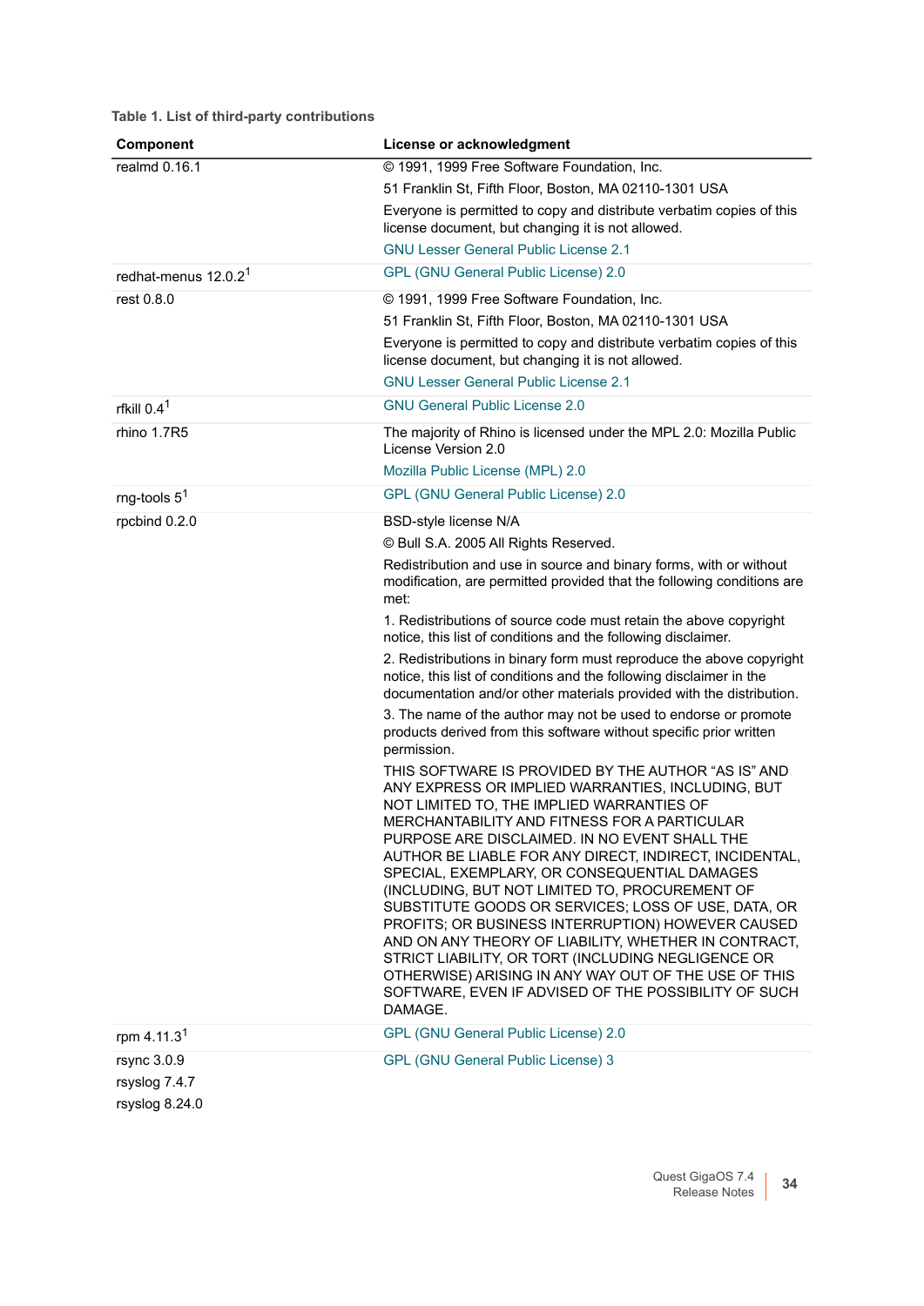**Table 1. List of third-party contributions**

| Component | License or acknowledgment |
| --- | --- |
| realmd 0.16.1 | © 1991, 1999 Free Software Foundation, Inc.<br>51 Franklin St, Fifth Floor, Boston, MA 02110-1301 USA<br>Everyone is permitted to copy and distribute verbatim copies of this license document, but changing it is not allowed.<br>GNU Lesser General Public License 2.1 |
| redhat-menus 12.0.2[1] | GPL (GNU General Public License) 2.0 |
| rest 0.8.0 | © 1991, 1999 Free Software Foundation, Inc.<br>51 Franklin St, Fifth Floor, Boston, MA 02110-1301 USA<br>Everyone is permitted to copy and distribute verbatim copies of this license document, but changing it is not allowed.<br>GNU Lesser General Public License 2.1 |
| rfkill 0.4[1] | GNU General Public License 2.0 |
| rhino 1.7R5 | The majority of Rhino is licensed under the MPL 2.0: Mozilla Public License Version 2.0<br>Mozilla Public License (MPL) 2.0 |
| rng-tools 5[1] | GPL (GNU General Public License) 2.0 |
| rpcbind 0.2.0 | BSD-style license N/A<br>© Bull S.A. 2005 All Rights Reserved.<br>Redistribution and use in source and binary forms, with or without modification, are permitted provided that the following conditions are met:<br>1. Redistributions of source code must retain the above copyright notice, this list of conditions and the following disclaimer.<br>2. Redistributions in binary form must reproduce the above copyright notice, this list of conditions and the following disclaimer in the documentation and/or other materials provided with the distribution.<br>3. The name of the author may not be used to endorse or promote products derived from this software without specific prior written permission.<br>THIS SOFTWARE IS PROVIDED BY THE AUTHOR "AS IS" AND ANY EXPRESS OR IMPLIED WARRANTIES, INCLUDING, BUT NOT LIMITED TO, THE IMPLIED WARRANTIES OF MERCHANTABILITY AND FITNESS FOR A PARTICULAR PURPOSE ARE DISCLAIMED. IN NO EVENT SHALL THE AUTHOR BE LIABLE FOR ANY DIRECT, INDIRECT, INCIDENTAL, SPECIAL, EXEMPLARY, OR CONSEQUENTIAL DAMAGES (INCLUDING, BUT NOT LIMITED TO, PROCUREMENT OF SUBSTITUTE GOODS OR SERVICES; LOSS OF USE, DATA, OR PROFITS; OR BUSINESS INTERRUPTION) HOWEVER CAUSED AND ON ANY THEORY OF LIABILITY, WHETHER IN CONTRACT, STRICT LIABILITY, OR TORT (INCLUDING NEGLIGENCE OR OTHERWISE) ARISING IN ANY WAY OUT OF THE USE OF THIS SOFTWARE, EVEN IF ADVISED OF THE POSSIBILITY OF SUCH DAMAGE. |
| rpm 4.11.3[1] | GPL (GNU General Public License) 2.0 |
| rsync 3.0.9<br>rsyslog 7.4.7<br>rsyslog 8.24.0 | GPL (GNU General Public License) 3 |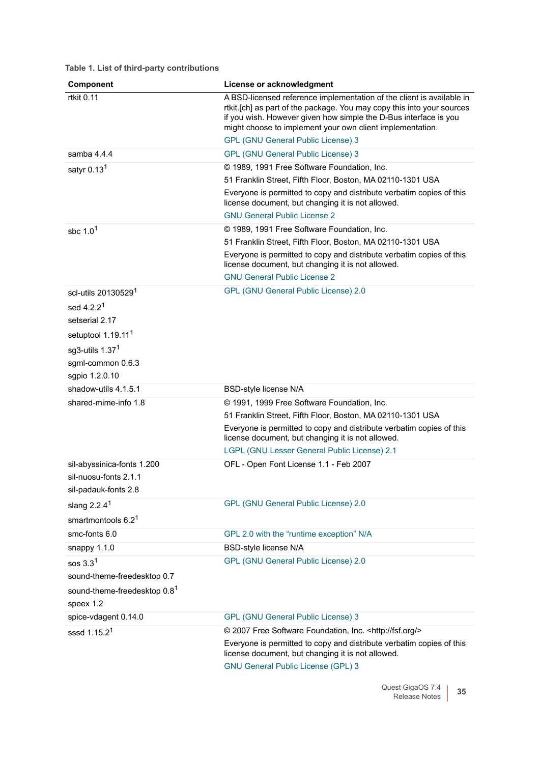Table 1. List of third-party contributions

| Component | License or acknowledgment |
| --- | --- |
| rtkit 0.11 | A BSD-licensed reference implementation of the client is available in rtkit.[ch] as part of the package. You may copy this into your sources if you wish. However given how simple the D-Bus interface is you might choose to implement your own client implementation.<br>GPL (GNU General Public License) 3 |
| samba 4.4.4 | GPL (GNU General Public License) 3 |
| satyr 0.13[1] | © 1989, 1991 Free Software Foundation, Inc.<br>51 Franklin Street, Fifth Floor, Boston, MA 02110-1301 USA<br>Everyone is permitted to copy and distribute verbatim copies of this license document, but changing it is not allowed.<br>GNU General Public License 2 |
| sbc 1.0[1] | © 1989, 1991 Free Software Foundation, Inc.<br>51 Franklin Street, Fifth Floor, Boston, MA 02110-1301 USA<br>Everyone is permitted to copy and distribute verbatim copies of this license document, but changing it is not allowed.<br>GNU General Public License 2 |
| scl-utils 20130529[1]<br>sed 4.2.2[1]<br>setserial 2.17<br>setuptool 1.19.11[1]<br>sg3-utils 1.37[1]<br>sgml-common 0.6.3<br>sgpio 1.2.0.10 | GPL (GNU General Public License) 2.0 |
| shadow-utils 4.1.5.1 | BSD-style license N/A |
| shared-mime-info 1.8 | © 1991, 1999 Free Software Foundation, Inc.<br>51 Franklin Street, Fifth Floor, Boston, MA 02110-1301 USA<br>Everyone is permitted to copy and distribute verbatim copies of this license document, but changing it is not allowed.<br>LGPL (GNU Lesser General Public License) 2.1 |
| sil-abyssinica-fonts 1.200<br>sil-nuosu-fonts 2.1.1<br>sil-padauk-fonts 2.8 | OFL - Open Font License 1.1 - Feb 2007 |
| slang 2.2.4[1]<br>smartmontools 6.2[1] | GPL (GNU General Public License) 2.0 |
| smc-fonts 6.0 | GPL 2.0 with the “runtime exception” N/A |
| snappy 1.1.0 | BSD-style license N/A |
| sos 3.3[1]<br>sound-theme-freedesktop 0.7<br>sound-theme-freedesktop 0.8[1]<br>speex 1.2 | GPL (GNU General Public License) 2.0 |
| spice-vdagent 0.14.0 | GPL (GNU General Public License) 3 |
| sssd 1.15.2[1] | © 2007 Free Software Foundation, Inc. <http://fsf.org/><br>Everyone is permitted to copy and distribute verbatim copies of this license document, but changing it is not allowed.<br>GNU General Public License (GPL) 3 |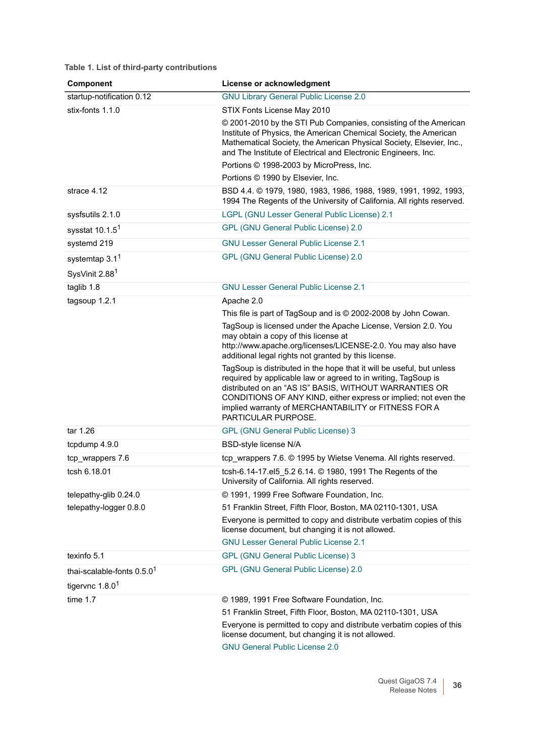**Table 1. List of third-party contributions**

| Component | License or acknowledgment |
|---|---|
| startup-notification 0.12 | GNU Library General Public License 2.0 |
| stix-fonts 1.1.0 | STIX Fonts License May 2010<br>© 2001-2010 by the STI Pub Companies, consisting of the American Institute of Physics, the American Chemical Society, the American Mathematical Society, the American Physical Society, Elsevier, Inc., and The Institute of Electrical and Electronic Engineers, Inc.<br>Portions © 1998-2003 by MicroPress, Inc.<br>Portions © 1990 by Elsevier, Inc. |
| strace 4.12 | BSD 4.4. © 1979, 1980, 1983, 1986, 1988, 1989, 1991, 1992, 1993, 1994 The Regents of the University of California. All rights reserved. |
| sysfsutils 2.1.0 | LGPL (GNU Lesser General Public License) 2.1 |
| sysstat 10.1.5[1] | GPL (GNU General Public License) 2.0 |
| systemd 219 | GNU Lesser General Public License 2.1 |
| systemtap 3.1[1]<br>SysVinit 2.88[1] | GPL (GNU General Public License) 2.0 |
| taglib 1.8 | GNU Lesser General Public License 2.1 |
| tagsoup 1.2.1 | Apache 2.0<br>This file is part of TagSoup and is © 2002-2008 by John Cowan.<br>TagSoup is licensed under the Apache License, Version 2.0. You may obtain a copy of this license at http://www.apache.org/licenses/LICENSE-2.0. You may also have additional legal rights not granted by this license.<br>TagSoup is distributed in the hope that it will be useful, but unless required by applicable law or agreed to in writing, TagSoup is distributed on an "AS IS" BASIS, WITHOUT WARRANTIES OR CONDITIONS OF ANY KIND, either express or implied; not even the implied warranty of MERCHANTABILITY or FITNESS FOR A PARTICULAR PURPOSE. |
| tar 1.26 | GPL (GNU General Public License) 3 |
| tcpdump 4.9.0 | BSD-style license N/A |
| tcp_wrappers 7.6 | tcp_wrappers 7.6. © 1995 by Wietse Venema. All rights reserved. |
| tcsh 6.18.01 | tcsh-6.14-17.el5_5.2 6.14. © 1980, 1991 The Regents of the University of California. All rights reserved. |
| telepathy-glib 0.24.0<br>telepathy-logger 0.8.0 | © 1991, 1999 Free Software Foundation, Inc.<br>51 Franklin Street, Fifth Floor, Boston, MA 02110-1301, USA<br>Everyone is permitted to copy and distribute verbatim copies of this license document, but changing it is not allowed.<br>GNU Lesser General Public License 2.1 |
| texinfo 5.1 | GPL (GNU General Public License) 3 |
| thai-scalable-fonts 0.5.0[1]<br>tigervnc 1.8.0[1] | GPL (GNU General Public License) 2.0 |
| time 1.7 | © 1989, 1991 Free Software Foundation, Inc.<br>51 Franklin Street, Fifth Floor, Boston, MA 02110-1301, USA<br>Everyone is permitted to copy and distribute verbatim copies of this license document, but changing it is not allowed.<br>GNU General Public License 2.0 |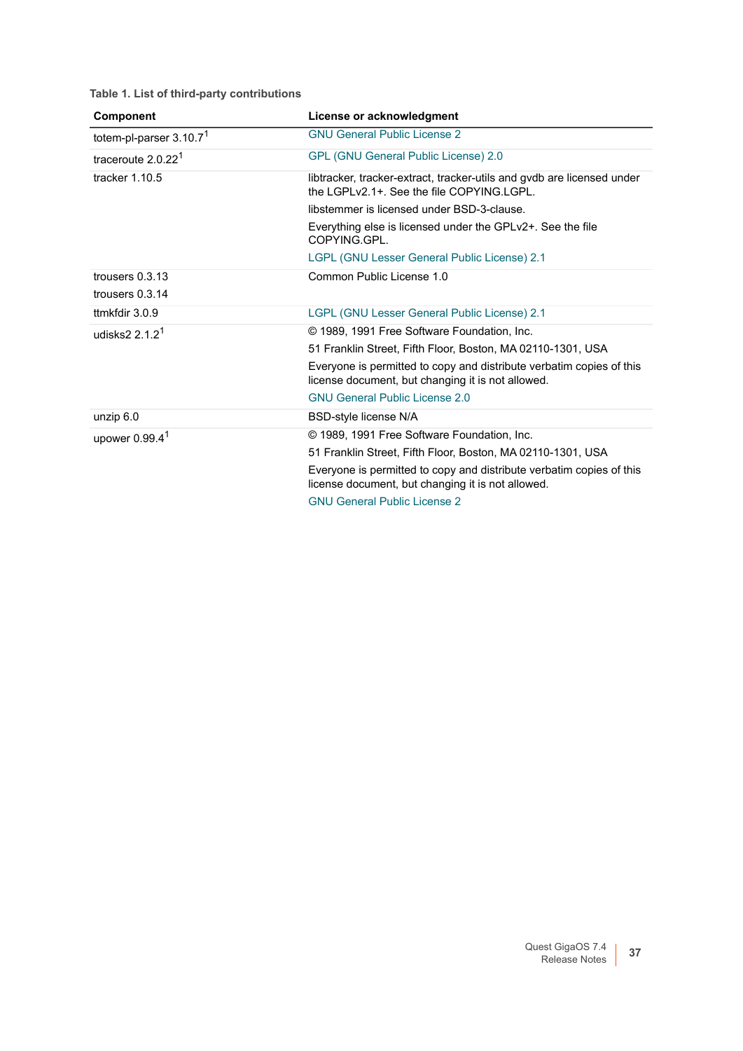Table 1. List of third-party contributions

| Component | License or acknowledgment |
|---|---|
| totem-pl-parser 3.10.7[1] | GNU General Public License 2 |
| traceroute 2.0.22[1] | GPL (GNU General Public License) 2.0 |
| tracker 1.10.5 | libtracker, tracker-extract, tracker-utils and gvdb are licensed under the LGPLv2.1+. See the file COPYING.LGPL.<br>libstemmer is licensed under BSD-3-clause.<br>Everything else is licensed under the GPLv2+. See the file COPYING.GPL.<br>LGPL (GNU Lesser General Public License) 2.1 |
| trousers 0.3.13<br>trousers 0.3.14 | Common Public License 1.0 |
| ttmkfdir 3.0.9 | LGPL (GNU Lesser General Public License) 2.1 |
| udisks2 2.1.2[1] | © 1989, 1991 Free Software Foundation, Inc.<br>51 Franklin Street, Fifth Floor, Boston, MA 02110-1301, USA<br>Everyone is permitted to copy and distribute verbatim copies of this license document, but changing it is not allowed.<br>GNU General Public License 2.0 |
| unzip 6.0 | BSD-style license N/A |
| upower 0.99.4[1] | © 1989, 1991 Free Software Foundation, Inc.<br>51 Franklin Street, Fifth Floor, Boston, MA 02110-1301, USA<br>Everyone is permitted to copy and distribute verbatim copies of this license document, but changing it is not allowed.<br>GNU General Public License 2 |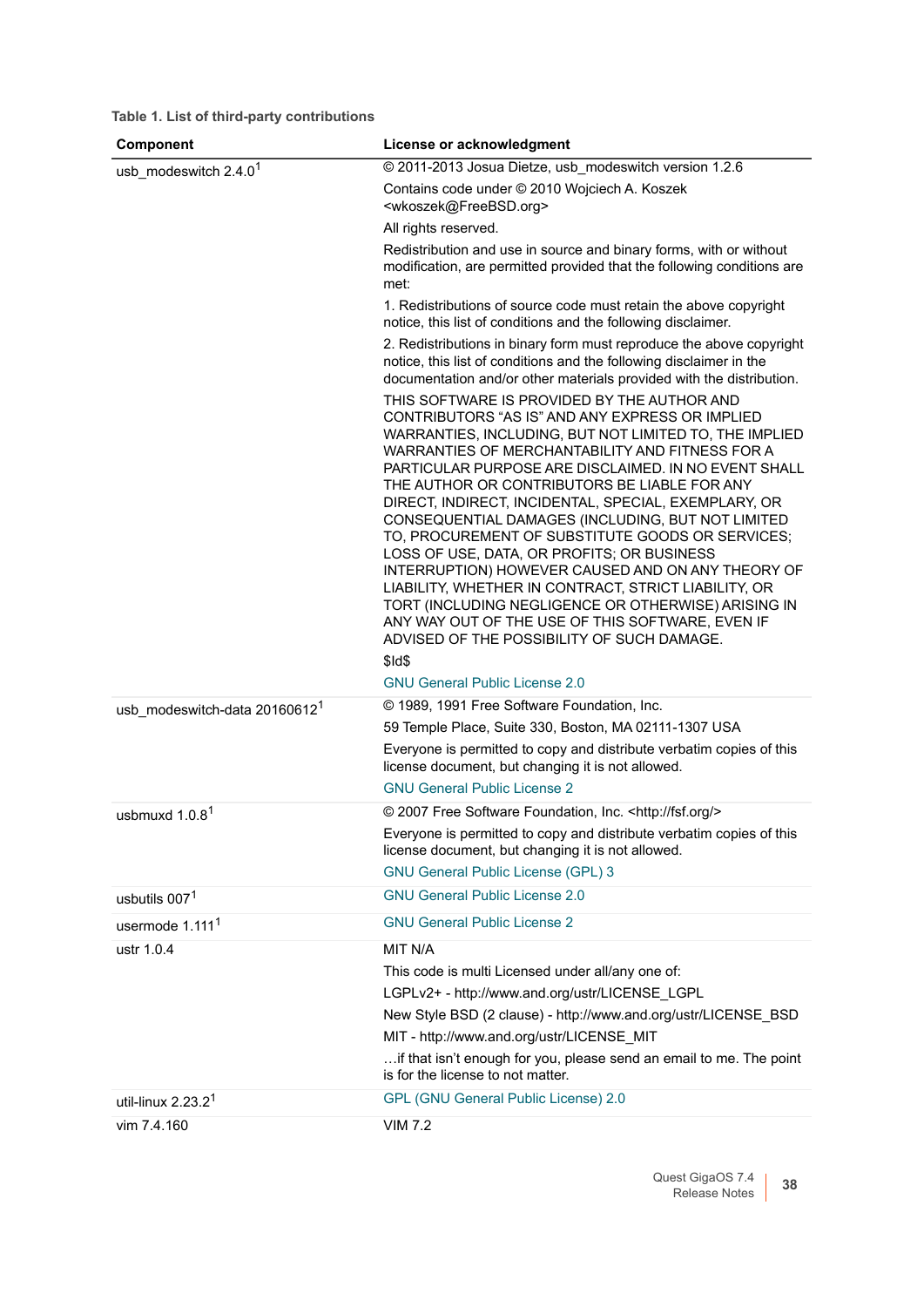Table 1. List of third-party contributions

| Component | License or acknowledgment |
|---|---|
| usb_modeswitch 2.4.0[1] | © 2011-2013 Josua Dietze, usb_modeswitch version 1.2.6<br>Contains code under © 2010 Wojciech A. Koszek <wkoszek@FreeBSD.org><br>All rights reserved.<br>Redistribution and use in source and binary forms, with or without modification, are permitted provided that the following conditions are met:<br>1. Redistributions of source code must retain the above copyright notice, this list of conditions and the following disclaimer.<br>2. Redistributions in binary form must reproduce the above copyright notice, this list of conditions and the following disclaimer in the documentation and/or other materials provided with the distribution.<br>THIS SOFTWARE IS PROVIDED BY THE AUTHOR AND CONTRIBUTORS "AS IS" AND ANY EXPRESS OR IMPLIED WARRANTIES, INCLUDING, BUT NOT LIMITED TO, THE IMPLIED WARRANTIES OF MERCHANTABILITY AND FITNESS FOR A PARTICULAR PURPOSE ARE DISCLAIMED. IN NO EVENT SHALL THE AUTHOR OR CONTRIBUTORS BE LIABLE FOR ANY DIRECT, INDIRECT, INCIDENTAL, SPECIAL, EXEMPLARY, OR CONSEQUENTIAL DAMAGES (INCLUDING, BUT NOT LIMITED TO, PROCUREMENT OF SUBSTITUTE GOODS OR SERVICES; LOSS OF USE, DATA, OR PROFITS; OR BUSINESS INTERRUPTION) HOWEVER CAUSED AND ON ANY THEORY OF LIABILITY, WHETHER IN CONTRACT, STRICT LIABILITY, OR TORT (INCLUDING NEGLIGENCE OR OTHERWISE) ARISING IN ANY WAY OUT OF THE USE OF THIS SOFTWARE, EVEN IF ADVISED OF THE POSSIBILITY OF SUCH DAMAGE.<br>$Id$<br>GNU General Public License 2.0 |
| usb_modeswitch-data 20160612[1] | © 1989, 1991 Free Software Foundation, Inc.<br>59 Temple Place, Suite 330, Boston, MA 02111-1307 USA<br>Everyone is permitted to copy and distribute verbatim copies of this license document, but changing it is not allowed.<br>GNU General Public License 2 |
| usbmuxd 1.0.8[1] | © 2007 Free Software Foundation, Inc. <http://fsf.org/><br>Everyone is permitted to copy and distribute verbatim copies of this license document, but changing it is not allowed.<br>GNU General Public License (GPL) 3 |
| usbutils 007[1] | GNU General Public License 2.0 |
| usermode 1.111[1] | GNU General Public License 2 |
| ustr 1.0.4 | MIT N/A<br>This code is multi Licensed under all/any one of:<br>LGPLv2+ - http://www.and.org/ustr/LICENSE_LGPL<br>New Style BSD (2 clause) - http://www.and.org/ustr/LICENSE_BSD<br>MIT - http://www.and.org/ustr/LICENSE_MIT<br>…if that isn't enough for you, please send an email to me. The point is for the license to not matter. |
| util-linux 2.23.2[1] | GPL (GNU General Public License) 2.0 |
| vim 7.4.160 | VIM 7.2 |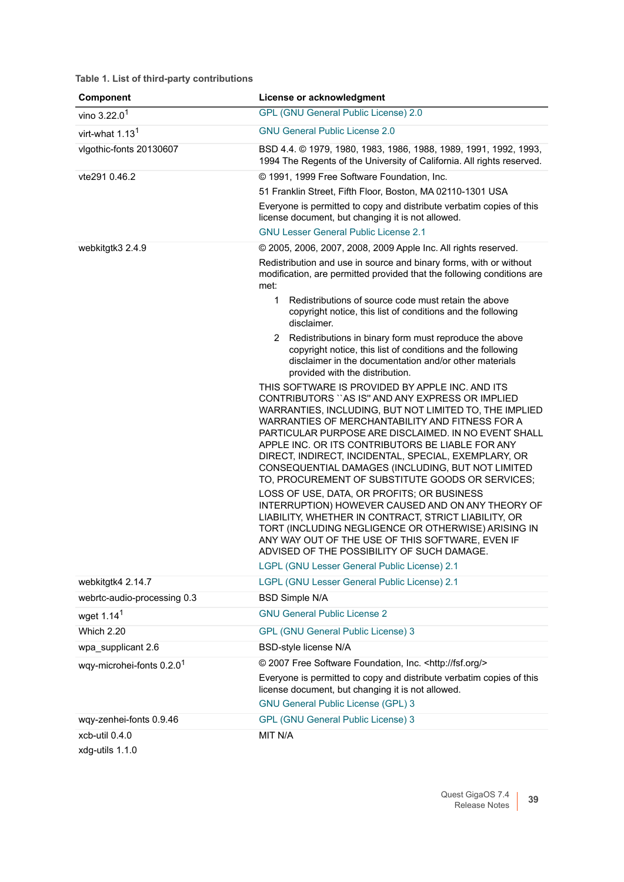Table 1. List of third-party contributions

| Component | License or acknowledgment |
| --- | --- |
| vino 3.22.0[1] | GPL (GNU General Public License) 2.0 |
| virt-what 1.13[1] | GNU General Public License 2.0 |
| vlgothic-fonts 20130607 | BSD 4.4. © 1979, 1980, 1983, 1986, 1988, 1989, 1991, 1992, 1993, 1994 The Regents of the University of California. All rights reserved. |
| vte291 0.46.2 | © 1991, 1999 Free Software Foundation, Inc.<br>51 Franklin Street, Fifth Floor, Boston, MA 02110-1301 USA<br>Everyone is permitted to copy and distribute verbatim copies of this license document, but changing it is not allowed.<br>GNU Lesser General Public License 2.1 |
| webkitgtk3 2.4.9 | © 2005, 2006, 2007, 2008, 2009 Apple Inc. All rights reserved.<br>Redistribution and use in source and binary forms, with or without modification, are permitted provided that the following conditions are met:<br>1 Redistributions of source code must retain the above copyright notice, this list of conditions and the following disclaimer.<br>2 Redistributions in binary form must reproduce the above copyright notice, this list of conditions and the following disclaimer in the documentation and/or other materials provided with the distribution.<br>THIS SOFTWARE IS PROVIDED BY APPLE INC. AND ITS CONTRIBUTORS ``AS IS'' AND ANY EXPRESS OR IMPLIED WARRANTIES, INCLUDING, BUT NOT LIMITED TO, THE IMPLIED WARRANTIES OF MERCHANTABILITY AND FITNESS FOR A PARTICULAR PURPOSE ARE DISCLAIMED. IN NO EVENT SHALL APPLE INC. OR ITS CONTRIBUTORS BE LIABLE FOR ANY DIRECT, INDIRECT, INCIDENTAL, SPECIAL, EXEMPLARY, OR CONSEQUENTIAL DAMAGES (INCLUDING, BUT NOT LIMITED TO, PROCUREMENT OF SUBSTITUTE GOODS OR SERVICES;<br>LOSS OF USE, DATA, OR PROFITS; OR BUSINESS INTERRUPTION) HOWEVER CAUSED AND ON ANY THEORY OF LIABILITY, WHETHER IN CONTRACT, STRICT LIABILITY, OR TORT (INCLUDING NEGLIGENCE OR OTHERWISE) ARISING IN ANY WAY OUT OF THE USE OF THIS SOFTWARE, EVEN IF ADVISED OF THE POSSIBILITY OF SUCH DAMAGE.<br>LGPL (GNU Lesser General Public License) 2.1 |
| webkitgtk4 2.14.7 | LGPL (GNU Lesser General Public License) 2.1 |
| webrtc-audio-processing 0.3 | BSD Simple N/A |
| wget 1.14[1] | GNU General Public License 2 |
| Which 2.20 | GPL (GNU General Public License) 3 |
| wpa_supplicant 2.6 | BSD-style license N/A |
| wqy-microhei-fonts 0.2.0[1] | © 2007 Free Software Foundation, Inc. <http://fsf.org/><br>Everyone is permitted to copy and distribute verbatim copies of this license document, but changing it is not allowed.<br>GNU General Public License (GPL) 3 |
| wqy-zenhei-fonts 0.9.46 | GPL (GNU General Public License) 3 |
| xcb-util 0.4.0 | MIT N/A |
| xdg-utils 1.1.0 | |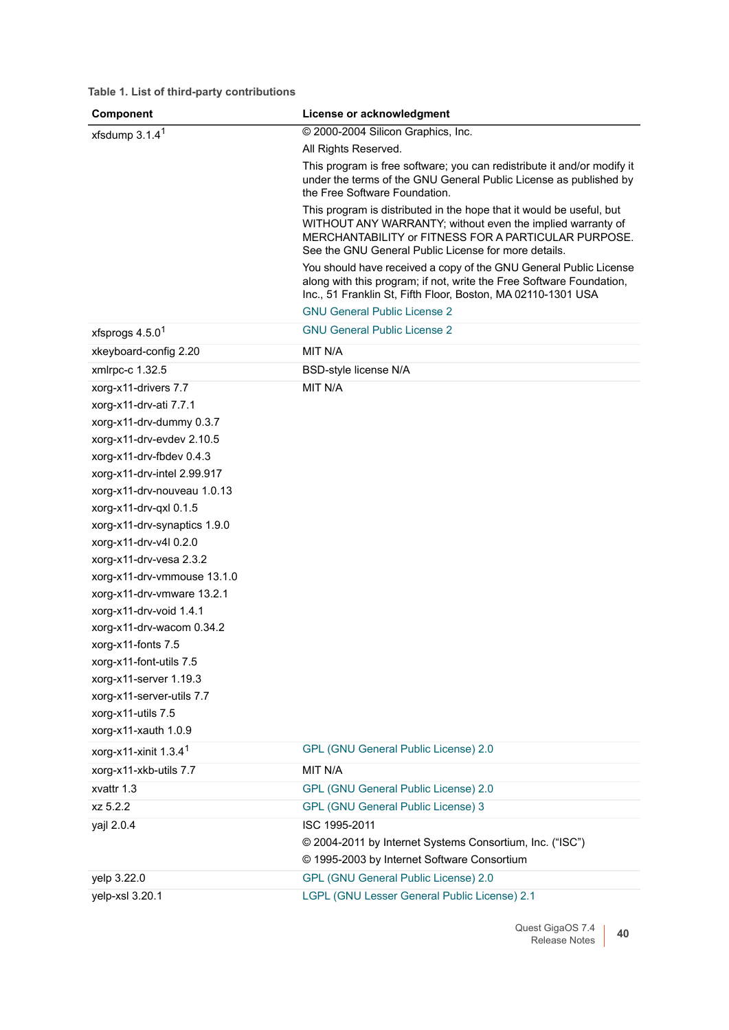Table 1. List of third-party contributions

| Component | License or acknowledgment |
|---|---|
| xfsdump 3.1.4[1] | © 2000-2004 Silicon Graphics, Inc.<br>All Rights Reserved.<br>This program is free software; you can redistribute it and/or modify it under the terms of the GNU General Public License as published by the Free Software Foundation.<br>This program is distributed in the hope that it would be useful, but WITHOUT ANY WARRANTY; without even the implied warranty of MERCHANTABILITY or FITNESS FOR A PARTICULAR PURPOSE. See the GNU General Public License for more details.<br>You should have received a copy of the GNU General Public License along with this program; if not, write the Free Software Foundation, Inc., 51 Franklin St, Fifth Floor, Boston, MA 02110-1301 USA<br>GNU General Public License 2 |
| xfsprogs 4.5.0[1] | GNU General Public License 2 |
| xkeyboard-config 2.20 | MIT N/A |
| xmlrpc-c 1.32.5 | BSD-style license N/A |
| xorg-x11-drivers 7.7<br>xorg-x11-drv-ati 7.7.1<br>xorg-x11-drv-dummy 0.3.7<br>xorg-x11-drv-evdev 2.10.5<br>xorg-x11-drv-fbdev 0.4.3<br>xorg-x11-drv-intel 2.99.917<br>xorg-x11-drv-nouveau 1.0.13<br>xorg-x11-drv-qxl 0.1.5<br>xorg-x11-drv-synaptics 1.9.0<br>xorg-x11-drv-v4l 0.2.0<br>xorg-x11-drv-vesa 2.3.2<br>xorg-x11-drv-vmmouse 13.1.0<br>xorg-x11-drv-vmware 13.2.1<br>xorg-x11-drv-void 1.4.1<br>xorg-x11-drv-wacom 0.34.2<br>xorg-x11-fonts 7.5<br>xorg-x11-font-utils 7.5<br>xorg-x11-server 1.19.3<br>xorg-x11-server-utils 7.7<br>xorg-x11-utils 7.5<br>xorg-x11-xauth 1.0.9 | MIT N/A |
| xorg-x11-xinit 1.3.4[1] | GPL (GNU General Public License) 2.0 |
| xorg-x11-xkb-utils 7.7 | MIT N/A |
| xvattr 1.3 | GPL (GNU General Public License) 2.0 |
| xz 5.2.2 | GPL (GNU General Public License) 3 |
| yajl 2.0.4 | ISC 1995-2011<br>© 2004-2011 by Internet Systems Consortium, Inc. ("ISC")<br>© 1995-2003 by Internet Software Consortium |
| yelp 3.22.0 | GPL (GNU General Public License) 2.0 |
| yelp-xsl 3.20.1 | LGPL (GNU Lesser General Public License) 2.1 |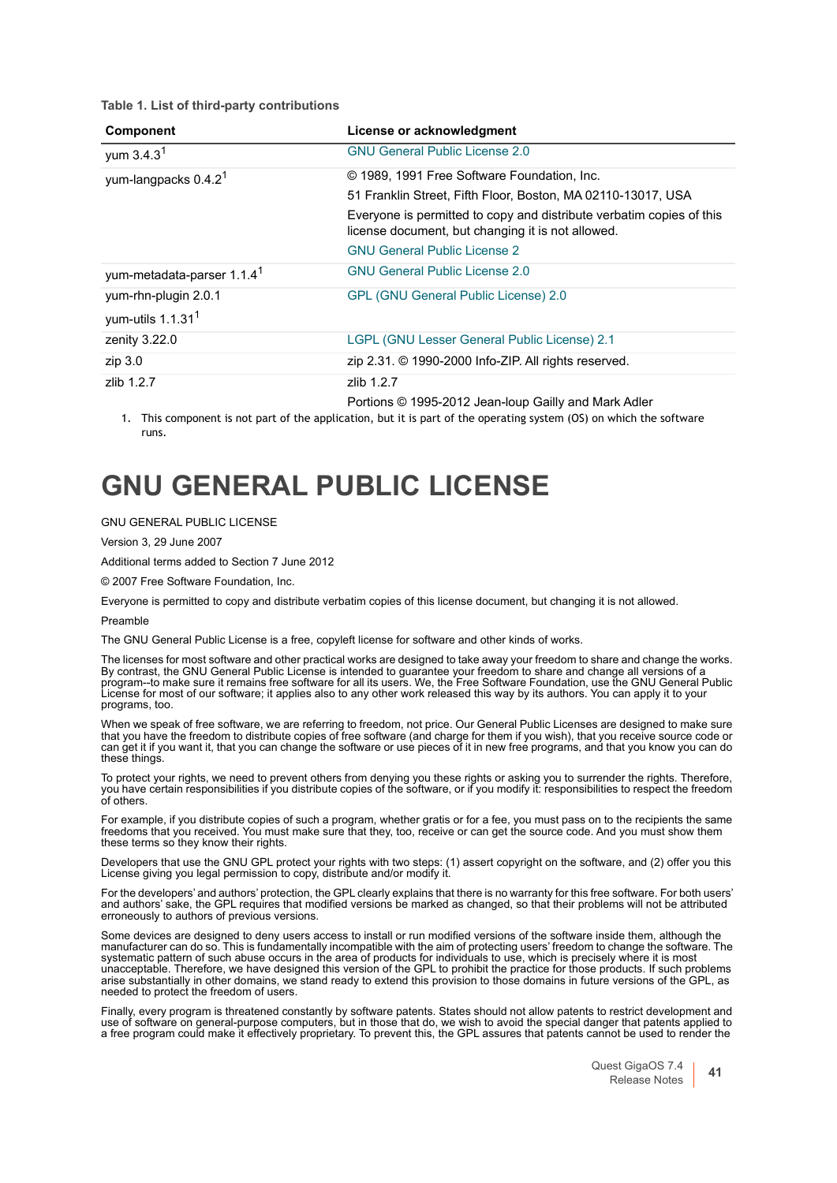Table 1. List of third-party contributions

| Component | License or acknowledgment |
|---|---|
| yum 3.4.3[1] | GNU General Public License 2.0 |
| yum-langpacks 0.4.2[1] | © 1989, 1991 Free Software Foundation, Inc.<br>51 Franklin Street, Fifth Floor, Boston, MA 02110-13017, USA<br>Everyone is permitted to copy and distribute verbatim copies of this license document, but changing it is not allowed.<br>GNU General Public License 2 |
| yum-metadata-parser 1.1.4[1] | GNU General Public License 2.0 |
| yum-rhn-plugin 2.0.1<br>yum-utils 1.1.31[1] | GPL (GNU General Public License) 2.0 |
| zenity 3.22.0 | LGPL (GNU Lesser General Public License) 2.1 |
| zip 3.0 | zip 2.31. © 1990-2000 Info-ZIP. All rights reserved. |
| zlib 1.2.7 | zlib 1.2.7<br>Portions © 1995-2012 Jean-loup Gailly and Mark Adler |

1. This component is not part of the application, but it is part of the operating system (OS) on which the software runs.

# GNU GENERAL PUBLIC LICENSE

GNU GENERAL PUBLIC LICENSE

Version 3, 29 June 2007

Additional terms added to Section 7 June 2012

© 2007 Free Software Foundation, Inc.

Everyone is permitted to copy and distribute verbatim copies of this license document, but changing it is not allowed.

Preamble

The GNU General Public License is a free, copyleft license for software and other kinds of works.

The licenses for most software and other practical works are designed to take away your freedom to share and change the works. By contrast, the GNU General Public License is intended to guarantee your freedom to share and change all versions of a program--to make sure it remains free software for all its users. We, the Free Software Foundation, use the GNU General Public License for most of our software; it applies also to any other work released this way by its authors. You can apply it to your programs, too.

When we speak of free software, we are referring to freedom, not price. Our General Public Licenses are designed to make sure that you have the freedom to distribute copies of free software (and charge for them if you wish), that you receive source code or can get it if you want it, that you can change the software or use pieces of it in new free programs, and that you know you can do these things.

To protect your rights, we need to prevent others from denying you these rights or asking you to surrender the rights. Therefore, you have certain responsibilities if you distribute copies of the software, or if you modify it: responsibilities to respect the freedom of others.

For example, if you distribute copies of such a program, whether gratis or for a fee, you must pass on to the recipients the same freedoms that you received. You must make sure that they, too, receive or can get the source code. And you must show them these terms so they know their rights.

Developers that use the GNU GPL protect your rights with two steps: (1) assert copyright on the software, and (2) offer you this License giving you legal permission to copy, distribute and/or modify it.

For the developers' and authors' protection, the GPL clearly explains that there is no warranty for this free software. For both users' and authors' sake, the GPL requires that modified versions be marked as changed, so that their problems will not be attributed erroneously to authors of previous versions.

Some devices are designed to deny users access to install or run modified versions of the software inside them, although the manufacturer can do so. This is fundamentally incompatible with the aim of protecting users' freedom to change the software. The systematic pattern of such abuse occurs in the area of products for individuals to use, which is precisely where it is most unacceptable. Therefore, we have designed this version of the GPL to prohibit the practice for those products. If such problems arise substantially in other domains, we stand ready to extend this provision to those domains in future versions of the GPL, as needed to protect the freedom of users.

Finally, every program is threatened constantly by software patents. States should not allow patents to restrict development and use of software on general-purpose computers, but in those that do, we wish to avoid the special danger that patents applied to a free program could make it effectively proprietary. To prevent this, the GPL assures that patents cannot be used to render the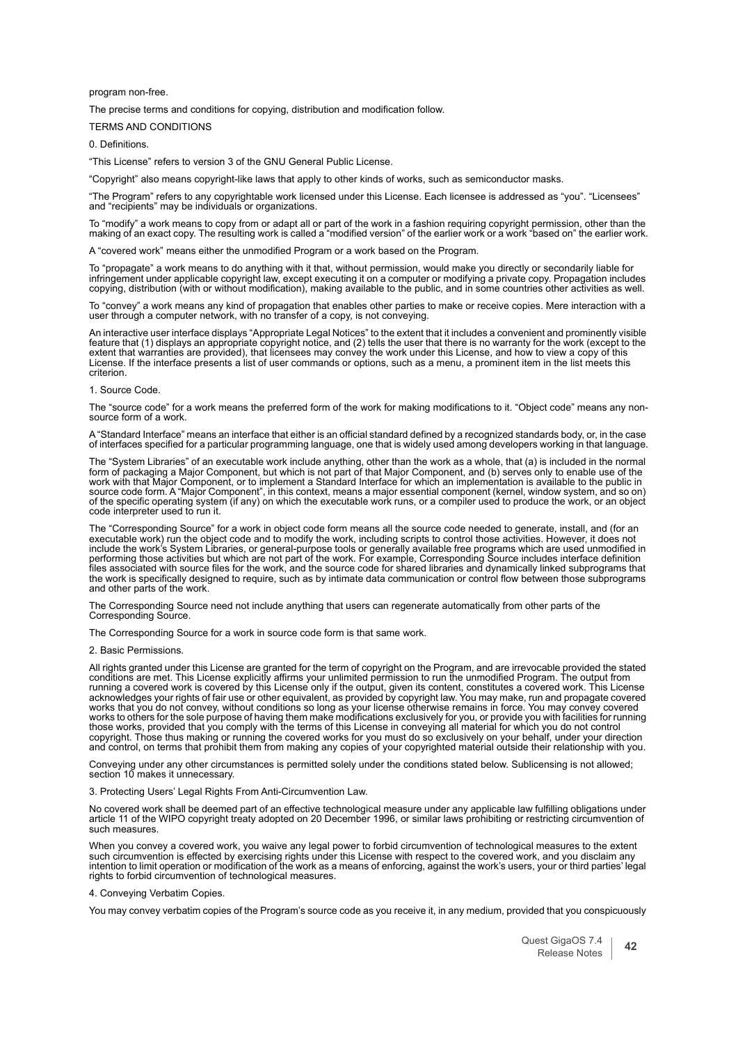program non-free.

The precise terms and conditions for copying, distribution and modification follow.

TERMS AND CONDITIONS

0. Definitions.

“This License” refers to version 3 of the GNU General Public License.

“Copyright” also means copyright-like laws that apply to other kinds of works, such as semiconductor masks.

“The Program” refers to any copyrightable work licensed under this License. Each licensee is addressed as “you”. “Licensees” and “recipients” may be individuals or organizations.

To “modify” a work means to copy from or adapt all or part of the work in a fashion requiring copyright permission, other than the making of an exact copy. The resulting work is called a “modified version” of the earlier work or a work “based on” the earlier work.

A “covered work” means either the unmodified Program or a work based on the Program.

To “propagate” a work means to do anything with it that, without permission, would make you directly or secondarily liable for infringement under applicable copyright law, except executing it on a computer or modifying a private copy. Propagation includes copying, distribution (with or without modification), making available to the public, and in some countries other activities as well.

To “convey” a work means any kind of propagation that enables other parties to make or receive copies. Mere interaction with a user through a computer network, with no transfer of a copy, is not conveying.

An interactive user interface displays “Appropriate Legal Notices” to the extent that it includes a convenient and prominently visible feature that (1) displays an appropriate copyright notice, and (2) tells the user that there is no warranty for the work (except to the extent that warranties are provided), that licensees may convey the work under this License, and how to view a copy of this License. If the interface presents a list of user commands or options, such as a menu, a prominent item in the list meets this criterion.

1. Source Code.

The “source code” for a work means the preferred form of the work for making modifications to it. “Object code” means any non-source form of a work.

A “Standard Interface” means an interface that either is an official standard defined by a recognized standards body, or, in the case of interfaces specified for a particular programming language, one that is widely used among developers working in that language.

The “System Libraries” of an executable work include anything, other than the work as a whole, that (a) is included in the normal form of packaging a Major Component, but which is not part of that Major Component, and (b) serves only to enable use of the work with that Major Component, or to implement a Standard Interface for which an implementation is available to the public in source code form. A “Major Component”, in this context, means a major essential component (kernel, window system, and so on) of the specific operating system (if any) on which the executable work runs, or a compiler used to produce the work, or an object code interpreter used to run it.

The “Corresponding Source” for a work in object code form means all the source code needed to generate, install, and (for an executable work) run the object code and to modify the work, including scripts to control those activities. However, it does not include the work’s System Libraries, or general-purpose tools or generally available free programs which are used unmodified in performing those activities but which are not part of the work. For example, Corresponding Source includes interface definition files associated with source files for the work, and the source code for shared libraries and dynamically linked subprograms that the work is specifically designed to require, such as by intimate data communication or control flow between those subprograms and other parts of the work.

The Corresponding Source need not include anything that users can regenerate automatically from other parts of the Corresponding Source.

The Corresponding Source for a work in source code form is that same work.

2. Basic Permissions.

All rights granted under this License are granted for the term of copyright on the Program, and are irrevocable provided the stated conditions are met. This License explicitly affirms your unlimited permission to run the unmodified Program. The output from running a covered work is covered by this License only if the output, given its content, constitutes a covered work. This License acknowledges your rights of fair use or other equivalent, as provided by copyright law. You may make, run and propagate covered works that you do not convey, without conditions so long as your license otherwise remains in force. You may convey covered works to others for the sole purpose of having them make modifications exclusively for you, or provide you with facilities for running those works, provided that you comply with the terms of this License in conveying all material for which you do not control copyright. Those thus making or running the covered works for you must do so exclusively on your behalf, under your direction and control, on terms that prohibit them from making any copies of your copyrighted material outside their relationship with you.

Conveying under any other circumstances is permitted solely under the conditions stated below. Sublicensing is not allowed; section 10 makes it unnecessary.

3. Protecting Users’ Legal Rights From Anti-Circumvention Law.

No covered work shall be deemed part of an effective technological measure under any applicable law fulfilling obligations under article 11 of the WIPO copyright treaty adopted on 20 December 1996, or similar laws prohibiting or restricting circumvention of such measures.

When you convey a covered work, you waive any legal power to forbid circumvention of technological measures to the extent such circumvention is effected by exercising rights under this License with respect to the covered work, and you disclaim any intention to limit operation or modification of the work as a means of enforcing, against the work’s users, your or third parties’ legal rights to forbid circumvention of technological measures.

4. Conveying Verbatim Copies.

You may convey verbatim copies of the Program’s source code as you receive it, in any medium, provided that you conspicuously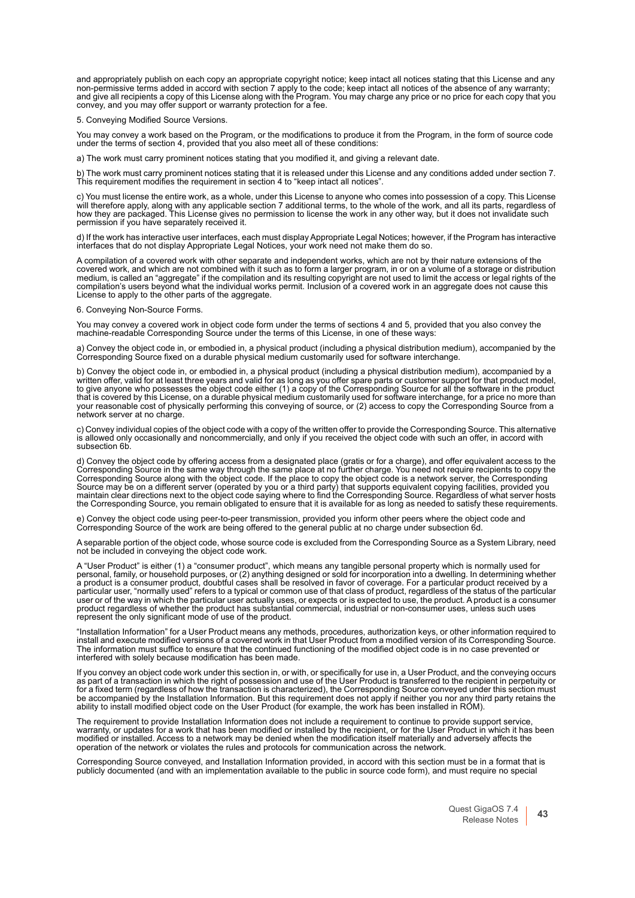and appropriately publish on each copy an appropriate copyright notice; keep intact all notices stating that this License and any non-permissive terms added in accord with section 7 apply to the code; keep intact all notices of the absence of any warranty; and give all recipients a copy of this License along with the Program. You may charge any price or no price for each copy that you convey, and you may offer support or warranty protection for a fee.

5. Conveying Modified Source Versions.

You may convey a work based on the Program, or the modifications to produce it from the Program, in the form of source code under the terms of section 4, provided that you also meet all of these conditions:

a) The work must carry prominent notices stating that you modified it, and giving a relevant date.

b) The work must carry prominent notices stating that it is released under this License and any conditions added under section 7. This requirement modifies the requirement in section 4 to "keep intact all notices".

c) You must license the entire work, as a whole, under this License to anyone who comes into possession of a copy. This License will therefore apply, along with any applicable section 7 additional terms, to the whole of the work, and all its parts, regardless of how they are packaged. This License gives no permission to license the work in any other way, but it does not invalidate such permission if you have separately received it.

d) If the work has interactive user interfaces, each must display Appropriate Legal Notices; however, if the Program has interactive interfaces that do not display Appropriate Legal Notices, your work need not make them do so.

A compilation of a covered work with other separate and independent works, which are not by their nature extensions of the covered work, and which are not combined with it such as to form a larger program, in or on a volume of a storage or distribution medium, is called an "aggregate" if the compilation and its resulting copyright are not used to limit the access or legal rights of the compilation's users beyond what the individual works permit. Inclusion of a covered work in an aggregate does not cause this License to apply to the other parts of the aggregate.

6. Conveying Non-Source Forms.

You may convey a covered work in object code form under the terms of sections 4 and 5, provided that you also convey the machine-readable Corresponding Source under the terms of this License, in one of these ways:

a) Convey the object code in, or embodied in, a physical product (including a physical distribution medium), accompanied by the Corresponding Source fixed on a durable physical medium customarily used for software interchange.

b) Convey the object code in, or embodied in, a physical product (including a physical distribution medium), accompanied by a written offer, valid for at least three years and valid for as long as you offer spare parts or customer support for that product model, to give anyone who possesses the object code either (1) a copy of the Corresponding Source for all the software in the product that is covered by this License, on a durable physical medium customarily used for software interchange, for a price no more than your reasonable cost of physically performing this conveying of source, or (2) access to copy the Corresponding Source from a network server at no charge.

c) Convey individual copies of the object code with a copy of the written offer to provide the Corresponding Source. This alternative is allowed only occasionally and noncommercially, and only if you received the object code with such an offer, in accord with subsection 6b.

d) Convey the object code by offering access from a designated place (gratis or for a charge), and offer equivalent access to the Corresponding Source in the same way through the same place at no further charge. You need not require recipients to copy the Corresponding Source along with the object code. If the place to copy the object code is a network server, the Corresponding Source may be on a different server (operated by you or a third party) that supports equivalent copying facilities, provided you maintain clear directions next to the object code saying where to find the Corresponding Source. Regardless of what server hosts the Corresponding Source, you remain obligated to ensure that it is available for as long as needed to satisfy these requirements.

e) Convey the object code using peer-to-peer transmission, provided you inform other peers where the object code and Corresponding Source of the work are being offered to the general public at no charge under subsection 6d.

A separable portion of the object code, whose source code is excluded from the Corresponding Source as a System Library, need not be included in conveying the object code work.

A "User Product" is either (1) a "consumer product", which means any tangible personal property which is normally used for personal, family, or household purposes, or (2) anything designed or sold for incorporation into a dwelling. In determining whether a product is a consumer product, doubtful cases shall be resolved in favor of coverage. For a particular product received by a particular user, "normally used" refers to a typical or common use of that class of product, regardless of the status of the particular user or of the way in which the particular user actually uses, or expects or is expected to use, the product. A product is a consumer product regardless of whether the product has substantial commercial, industrial or non-consumer uses, unless such uses represent the only significant mode of use of the product.

"Installation Information" for a User Product means any methods, procedures, authorization keys, or other information required to install and execute modified versions of a covered work in that User Product from a modified version of its Corresponding Source. The information must suffice to ensure that the continued functioning of the modified object code is in no case prevented or interfered with solely because modification has been made.

If you convey an object code work under this section in, or with, or specifically for use in, a User Product, and the conveying occurs as part of a transaction in which the right of possession and use of the User Product is transferred to the recipient in perpetuity or for a fixed term (regardless of how the transaction is characterized), the Corresponding Source conveyed under this section must be accompanied by the Installation Information. But this requirement does not apply if neither you nor any third party retains the ability to install modified object code on the User Product (for example, the work has been installed in ROM).

The requirement to provide Installation Information does not include a requirement to continue to provide support service, warranty, or updates for a work that has been modified or installed by the recipient, or for the User Product in which it has been modified or installed. Access to a network may be denied when the modification itself materially and adversely affects the operation of the network or violates the rules and protocols for communication across the network.

Corresponding Source conveyed, and Installation Information provided, in accord with this section must be in a format that is publicly documented (and with an implementation available to the public in source code form), and must require no special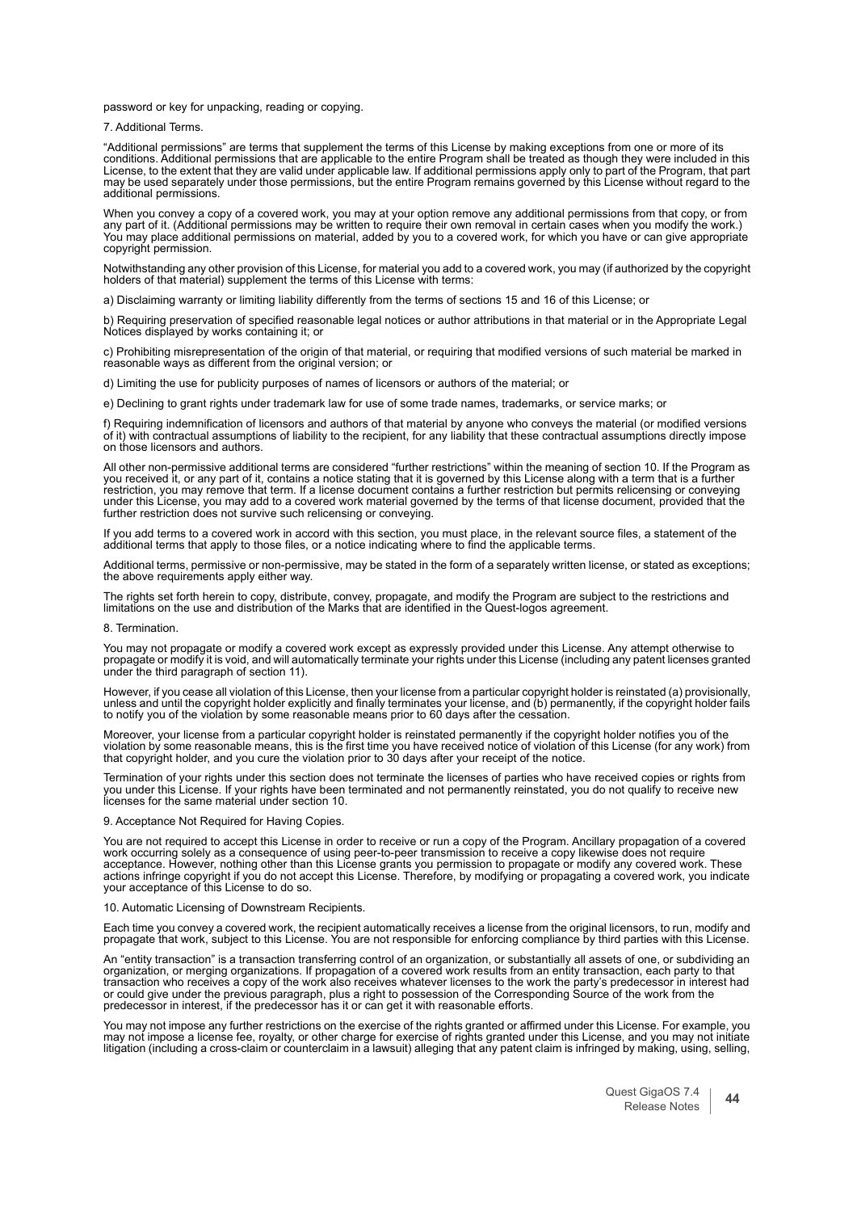password or key for unpacking, reading or copying.

7. Additional Terms.

“Additional permissions” are terms that supplement the terms of this License by making exceptions from one or more of its conditions. Additional permissions that are applicable to the entire Program shall be treated as though they were included in this License, to the extent that they are valid under applicable law. If additional permissions apply only to part of the Program, that part may be used separately under those permissions, but the entire Program remains governed by this License without regard to the additional permissions.

When you convey a copy of a covered work, you may at your option remove any additional permissions from that copy, or from any part of it. (Additional permissions may be written to require their own removal in certain cases when you modify the work.) You may place additional permissions on material, added by you to a covered work, for which you have or can give appropriate copyright permission.

Notwithstanding any other provision of this License, for material you add to a covered work, you may (if authorized by the copyright holders of that material) supplement the terms of this License with terms:

a) Disclaiming warranty or limiting liability differently from the terms of sections 15 and 16 of this License; or

b) Requiring preservation of specified reasonable legal notices or author attributions in that material or in the Appropriate Legal Notices displayed by works containing it; or

c) Prohibiting misrepresentation of the origin of that material, or requiring that modified versions of such material be marked in reasonable ways as different from the original version; or

d) Limiting the use for publicity purposes of names of licensors or authors of the material; or

e) Declining to grant rights under trademark law for use of some trade names, trademarks, or service marks; or

f) Requiring indemnification of licensors and authors of that material by anyone who conveys the material (or modified versions of it) with contractual assumptions of liability to the recipient, for any liability that these contractual assumptions directly impose on those licensors and authors.

All other non-permissive additional terms are considered “further restrictions” within the meaning of section 10. If the Program as you received it, or any part of it, contains a notice stating that it is governed by this License along with a term that is a further restriction, you may remove that term. If a license document contains a further restriction but permits relicensing or conveying under this License, you may add to a covered work material governed by the terms of that license document, provided that the further restriction does not survive such relicensing or conveying.

If you add terms to a covered work in accord with this section, you must place, in the relevant source files, a statement of the additional terms that apply to those files, or a notice indicating where to find the applicable terms.

Additional terms, permissive or non-permissive, may be stated in the form of a separately written license, or stated as exceptions; the above requirements apply either way.

The rights set forth herein to copy, distribute, convey, propagate, and modify the Program are subject to the restrictions and limitations on the use and distribution of the Marks that are identified in the Quest-logos agreement.

8. Termination.

You may not propagate or modify a covered work except as expressly provided under this License. Any attempt otherwise to propagate or modify it is void, and will automatically terminate your rights under this License (including any patent licenses granted under the third paragraph of section 11).

However, if you cease all violation of this License, then your license from a particular copyright holder is reinstated (a) provisionally, unless and until the copyright holder explicitly and finally terminates your license, and (b) permanently, if the copyright holder fails to notify you of the violation by some reasonable means prior to 60 days after the cessation.

Moreover, your license from a particular copyright holder is reinstated permanently if the copyright holder notifies you of the violation by some reasonable means, this is the first time you have received notice of violation of this License (for any work) from that copyright holder, and you cure the violation prior to 30 days after your receipt of the notice.

Termination of your rights under this section does not terminate the licenses of parties who have received copies or rights from you under this License. If your rights have been terminated and not permanently reinstated, you do not qualify to receive new licenses for the same material under section 10.

9. Acceptance Not Required for Having Copies.

You are not required to accept this License in order to receive or run a copy of the Program. Ancillary propagation of a covered work occurring solely as a consequence of using peer-to-peer transmission to receive a copy likewise does not require acceptance. However, nothing other than this License grants you permission to propagate or modify any covered work. These actions infringe copyright if you do not accept this License. Therefore, by modifying or propagating a covered work, you indicate your acceptance of this License to do so.

10. Automatic Licensing of Downstream Recipients.

Each time you convey a covered work, the recipient automatically receives a license from the original licensors, to run, modify and propagate that work, subject to this License. You are not responsible for enforcing compliance by third parties with this License.

An “entity transaction” is a transaction transferring control of an organization, or substantially all assets of one, or subdividing an organization, or merging organizations. If propagation of a covered work results from an entity transaction, each party to that transaction who receives a copy of the work also receives whatever licenses to the work the party’s predecessor in interest had or could give under the previous paragraph, plus a right to possession of the Corresponding Source of the work from the predecessor in interest, if the predecessor has it or can get it with reasonable efforts.

You may not impose any further restrictions on the exercise of the rights granted or affirmed under this License. For example, you may not impose a license fee, royalty, or other charge for exercise of rights granted under this License, and you may not initiate litigation (including a cross-claim or counterclaim in a lawsuit) alleging that any patent claim is infringed by making, using, selling,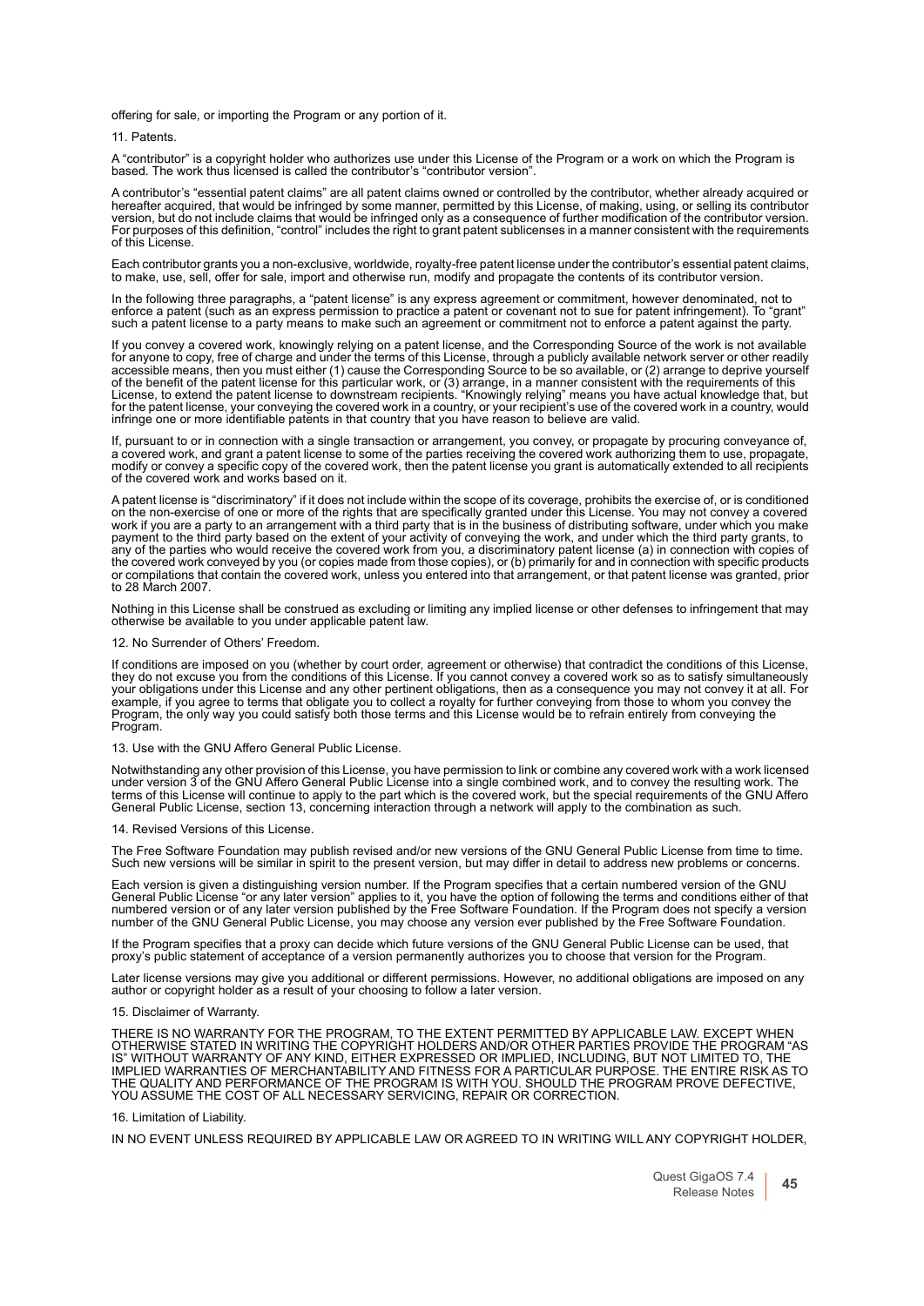offering for sale, or importing the Program or any portion of it.

11. Patents.

A "contributor" is a copyright holder who authorizes use under this License of the Program or a work on which the Program is based. The work thus licensed is called the contributor's "contributor version".

A contributor's "essential patent claims" are all patent claims owned or controlled by the contributor, whether already acquired or hereafter acquired, that would be infringed by some manner, permitted by this License, of making, using, or selling its contributor version, but do not include claims that would be infringed only as a consequence of further modification of the contributor version. For purposes of this definition, "control" includes the right to grant patent sublicenses in a manner consistent with the requirements of this License.

Each contributor grants you a non-exclusive, worldwide, royalty-free patent license under the contributor's essential patent claims, to make, use, sell, offer for sale, import and otherwise run, modify and propagate the contents of its contributor version.

In the following three paragraphs, a "patent license" is any express agreement or commitment, however denominated, not to enforce a patent (such as an express permission to practice a patent or covenant not to sue for patent infringement). To "grant" such a patent license to a party means to make such an agreement or commitment not to enforce a patent against the party.

If you convey a covered work, knowingly relying on a patent license, and the Corresponding Source of the work is not available for anyone to copy, free of charge and under the terms of this License, through a publicly available network server or other readily accessible means, then you must either (1) cause the Corresponding Source to be so available, or (2) arrange to deprive yourself of the benefit of the patent license for this particular work, or (3) arrange, in a manner consistent with the requirements of this License, to extend the patent license to downstream recipients. "Knowingly relying" means you have actual knowledge that, but for the patent license, your conveying the covered work in a country, or your recipient's use of the covered work in a country, would infringe one or more identifiable patents in that country that you have reason to believe are valid.

If, pursuant to or in connection with a single transaction or arrangement, you convey, or propagate by procuring conveyance of, a covered work, and grant a patent license to some of the parties receiving the covered work authorizing them to use, propagate, modify or convey a specific copy of the covered work, then the patent license you grant is automatically extended to all recipients of the covered work and works based on it.

A patent license is "discriminatory" if it does not include within the scope of its coverage, prohibits the exercise of, or is conditioned on the non-exercise of one or more of the rights that are specifically granted under this License. You may not convey a covered work if you are a party to an arrangement with a third party that is in the business of distributing software, under which you make payment to the third party based on the extent of your activity of conveying the work, and under which the third party grants, to any of the parties who would receive the covered work from you, a discriminatory patent license (a) in connection with copies of the covered work conveyed by you (or copies made from those copies), or (b) primarily for and in connection with specific products or compilations that contain the covered work, unless you entered into that arrangement, or that patent license was granted, prior to 28 March 2007.

Nothing in this License shall be construed as excluding or limiting any implied license or other defenses to infringement that may otherwise be available to you under applicable patent law.

12. No Surrender of Others' Freedom.

If conditions are imposed on you (whether by court order, agreement or otherwise) that contradict the conditions of this License, they do not excuse you from the conditions of this License. If you cannot convey a covered work so as to satisfy simultaneously your obligations under this License and any other pertinent obligations, then as a consequence you may not convey it at all. For example, if you agree to terms that obligate you to collect a royalty for further conveying from those to whom you convey the Program, the only way you could satisfy both those terms and this License would be to refrain entirely from conveying the Program.

13. Use with the GNU Affero General Public License.

Notwithstanding any other provision of this License, you have permission to link or combine any covered work with a work licensed under version 3 of the GNU Affero General Public License into a single combined work, and to convey the resulting work. The terms of this License will continue to apply to the part which is the covered work, but the special requirements of the GNU Affero General Public License, section 13, concerning interaction through a network will apply to the combination as such.

14. Revised Versions of this License.

The Free Software Foundation may publish revised and/or new versions of the GNU General Public License from time to time. Such new versions will be similar in spirit to the present version, but may differ in detail to address new problems or concerns.

Each version is given a distinguishing version number. If the Program specifies that a certain numbered version of the GNU General Public License "or any later version" applies to it, you have the option of following the terms and conditions either of that numbered version or of any later version published by the Free Software Foundation. If the Program does not specify a version number of the GNU General Public License, you may choose any version ever published by the Free Software Foundation.

If the Program specifies that a proxy can decide which future versions of the GNU General Public License can be used, that proxy's public statement of acceptance of a version permanently authorizes you to choose that version for the Program.

Later license versions may give you additional or different permissions. However, no additional obligations are imposed on any author or copyright holder as a result of your choosing to follow a later version.

15. Disclaimer of Warranty.

THERE IS NO WARRANTY FOR THE PROGRAM, TO THE EXTENT PERMITTED BY APPLICABLE LAW. EXCEPT WHEN OTHERWISE STATED IN WRITING THE COPYRIGHT HOLDERS AND/OR OTHER PARTIES PROVIDE THE PROGRAM "AS IS" WITHOUT WARRANTY OF ANY KIND, EITHER EXPRESSED OR IMPLIED, INCLUDING, BUT NOT LIMITED TO, THE IMPLIED WARRANTIES OF MERCHANTABILITY AND FITNESS FOR A PARTICULAR PURPOSE. THE ENTIRE RISK AS TO THE QUALITY AND PERFORMANCE OF THE PROGRAM IS WITH YOU. SHOULD THE PROGRAM PROVE DEFECTIVE, YOU ASSUME THE COST OF ALL NECESSARY SERVICING, REPAIR OR CORRECTION.

16. Limitation of Liability.

IN NO EVENT UNLESS REQUIRED BY APPLICABLE LAW OR AGREED TO IN WRITING WILL ANY COPYRIGHT HOLDER,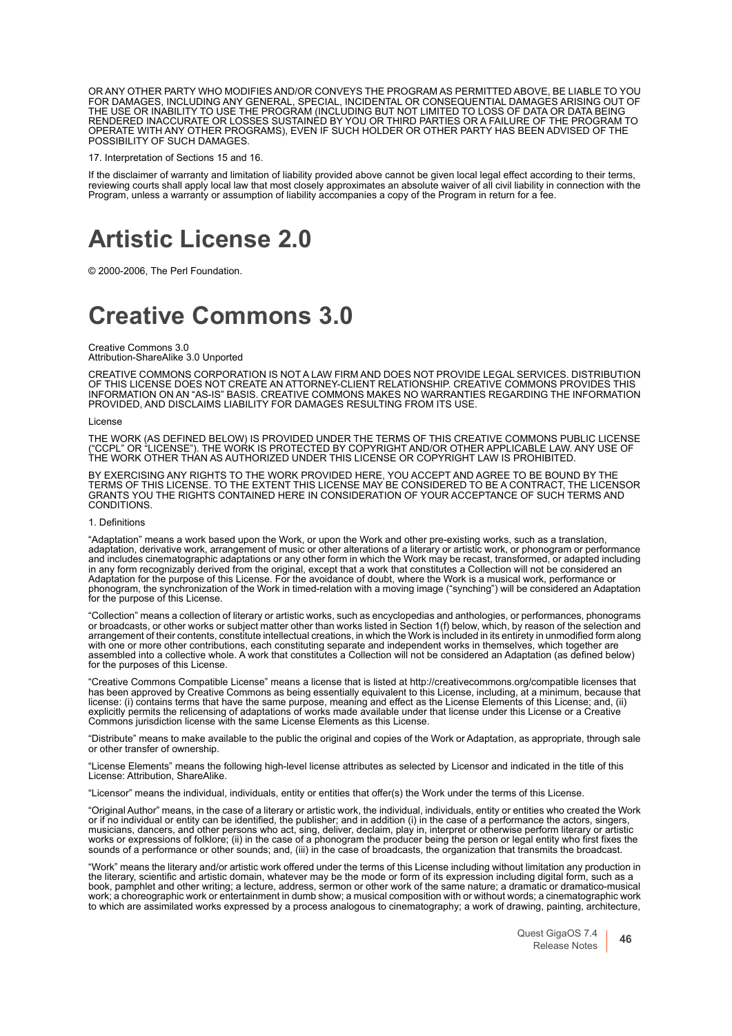OR ANY OTHER PARTY WHO MODIFIES AND/OR CONVEYS THE PROGRAM AS PERMITTED ABOVE, BE LIABLE TO YOU FOR DAMAGES, INCLUDING ANY GENERAL, SPECIAL, INCIDENTAL OR CONSEQUENTIAL DAMAGES ARISING OUT OF THE USE OR INABILITY TO USE THE PROGRAM (INCLUDING BUT NOT LIMITED TO LOSS OF DATA OR DATA BEING RENDERED INACCURATE OR LOSSES SUSTAINED BY YOU OR THIRD PARTIES OR A FAILURE OF THE PROGRAM TO OPERATE WITH ANY OTHER PROGRAMS), EVEN IF SUCH HOLDER OR OTHER PARTY HAS BEEN ADVISED OF THE POSSIBILITY OF SUCH DAMAGES.

17. Interpretation of Sections 15 and 16.

If the disclaimer of warranty and limitation of liability provided above cannot be given local legal effect according to their terms, reviewing courts shall apply local law that most closely approximates an absolute waiver of all civil liability in connection with the Program, unless a warranty or assumption of liability accompanies a copy of the Program in return for a fee.

# Artistic License 2.0

© 2000-2006, The Perl Foundation.

# Creative Commons 3.0

Creative Commons 3.0
Attribution-ShareAlike 3.0 Unported

CREATIVE COMMONS CORPORATION IS NOT A LAW FIRM AND DOES NOT PROVIDE LEGAL SERVICES. DISTRIBUTION OF THIS LICENSE DOES NOT CREATE AN ATTORNEY-CLIENT RELATIONSHIP. CREATIVE COMMONS PROVIDES THIS INFORMATION ON AN "AS-IS" BASIS. CREATIVE COMMONS MAKES NO WARRANTIES REGARDING THE INFORMATION PROVIDED, AND DISCLAIMS LIABILITY FOR DAMAGES RESULTING FROM ITS USE.

License

THE WORK (AS DEFINED BELOW) IS PROVIDED UNDER THE TERMS OF THIS CREATIVE COMMONS PUBLIC LICENSE ("CCPL" OR "LICENSE"). THE WORK IS PROTECTED BY COPYRIGHT AND/OR OTHER APPLICABLE LAW. ANY USE OF THE WORK OTHER THAN AS AUTHORIZED UNDER THIS LICENSE OR COPYRIGHT LAW IS PROHIBITED.

BY EXERCISING ANY RIGHTS TO THE WORK PROVIDED HERE, YOU ACCEPT AND AGREE TO BE BOUND BY THE TERMS OF THIS LICENSE. TO THE EXTENT THIS LICENSE MAY BE CONSIDERED TO BE A CONTRACT, THE LICENSOR GRANTS YOU THE RIGHTS CONTAINED HERE IN CONSIDERATION OF YOUR ACCEPTANCE OF SUCH TERMS AND CONDITIONS.

1. Definitions

"Adaptation" means a work based upon the Work, or upon the Work and other pre-existing works, such as a translation, adaptation, derivative work, arrangement of music or other alterations of a literary or artistic work, or phonogram or performance and includes cinematographic adaptations or any other form in which the Work may be recast, transformed, or adapted including in any form recognizably derived from the original, except that a work that constitutes a Collection will not be considered an Adaptation for the purpose of this License. For the avoidance of doubt, where the Work is a musical work, performance or phonogram, the synchronization of the Work in timed-relation with a moving image ("synching") will be considered an Adaptation for the purpose of this License.

"Collection" means a collection of literary or artistic works, such as encyclopedias and anthologies, or performances, phonograms or broadcasts, or other works or subject matter other than works listed in Section 1(f) below, which, by reason of the selection and arrangement of their contents, constitute intellectual creations, in which the Work is included in its entirety in unmodified form along with one or more other contributions, each constituting separate and independent works in themselves, which together are assembled into a collective whole. A work that constitutes a Collection will not be considered an Adaptation (as defined below) for the purposes of this License.

"Creative Commons Compatible License" means a license that is listed at http://creativecommons.org/compatible licenses that has been approved by Creative Commons as being essentially equivalent to this License, including, at a minimum, because that license: (i) contains terms that have the same purpose, meaning and effect as the License Elements of this License; and, (ii) explicitly permits the relicensing of adaptations of works made available under that license under this License or a Creative Commons jurisdiction license with the same License Elements as this License.

"Distribute" means to make available to the public the original and copies of the Work or Adaptation, as appropriate, through sale or other transfer of ownership.

"License Elements" means the following high-level license attributes as selected by Licensor and indicated in the title of this License: Attribution, ShareAlike.

"Licensor" means the individual, individuals, entity or entities that offer(s) the Work under the terms of this License.

"Original Author" means, in the case of a literary or artistic work, the individual, individuals, entity or entities who created the Work or if no individual or entity can be identified, the publisher; and in addition (i) in the case of a performance the actors, singers, musicians, dancers, and other persons who act, sing, deliver, declaim, play in, interpret or otherwise perform literary or artistic works or expressions of folklore; (ii) in the case of a phonogram the producer being the person or legal entity who first fixes the sounds of a performance or other sounds; and, (iii) in the case of broadcasts, the organization that transmits the broadcast.

"Work" means the literary and/or artistic work offered under the terms of this License including without limitation any production in the literary, scientific and artistic domain, whatever may be the mode or form of its expression including digital form, such as a book, pamphlet and other writing; a lecture, address, sermon or other work of the same nature; a dramatic or dramatico-musical work; a choreographic work or entertainment in dumb show; a musical composition with or without words; a cinematographic work to which are assimilated works expressed by a process analogous to cinematography; a work of drawing, painting, architecture,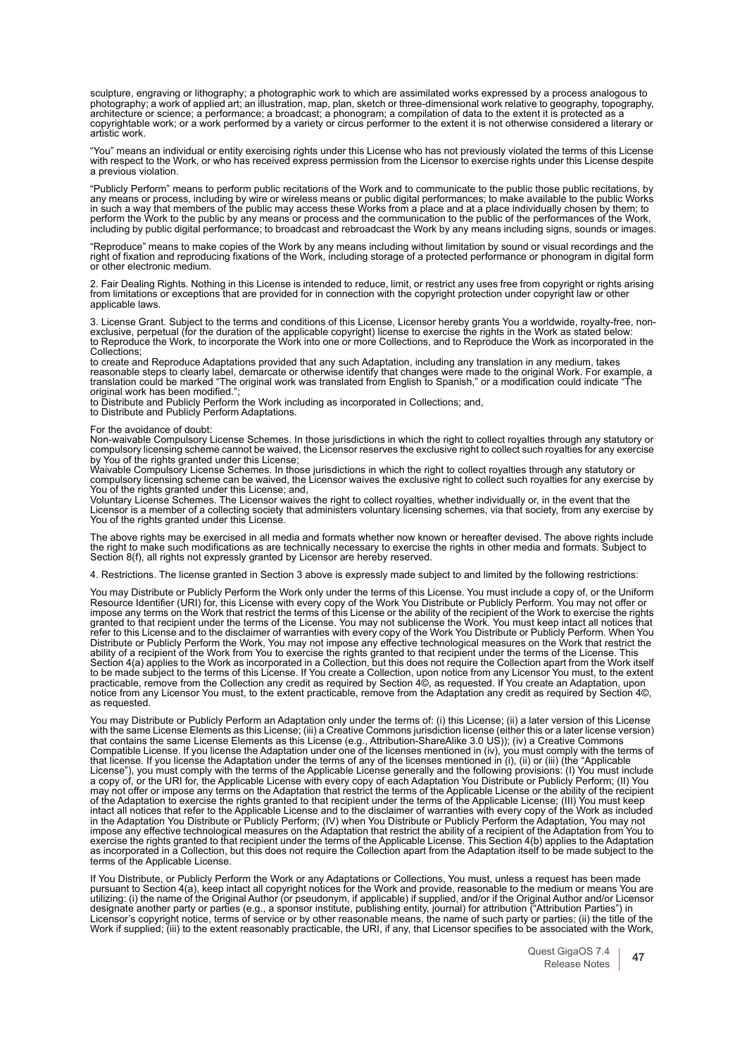sculpture, engraving or lithography; a photographic work to which are assimilated works expressed by a process analogous to photography; a work of applied art; an illustration, map, plan, sketch or three-dimensional work relative to geography, topography, architecture or science; a performance; a broadcast; a phonogram; a compilation of data to the extent it is protected as a copyrightable work; or a work performed by a variety or circus performer to the extent it is not otherwise considered a literary or artistic work.

"You" means an individual or entity exercising rights under this License who has not previously violated the terms of this License with respect to the Work, or who has received express permission from the Licensor to exercise rights under this License despite a previous violation.

"Publicly Perform" means to perform public recitations of the Work and to communicate to the public those public recitations, by any means or process, including by wire or wireless means or public digital performances; to make available to the public Works in such a way that members of the public may access these Works from a place and at a place individually chosen by them; to perform the Work to the public by any means or process and the communication to the public of the performances of the Work, including by public digital performance; to broadcast and rebroadcast the Work by any means including signs, sounds or images.

"Reproduce" means to make copies of the Work by any means including without limitation by sound or visual recordings and the right of fixation and reproducing fixations of the Work, including storage of a protected performance or phonogram in digital form or other electronic medium.

2. Fair Dealing Rights. Nothing in this License is intended to reduce, limit, or restrict any uses free from copyright or rights arising from limitations or exceptions that are provided for in connection with the copyright protection under copyright law or other applicable laws.

3. License Grant. Subject to the terms and conditions of this License, Licensor hereby grants You a worldwide, royalty-free, non-exclusive, perpetual (for the duration of the applicable copyright) license to exercise the rights in the Work as stated below:
to Reproduce the Work, to incorporate the Work into one or more Collections, and to Reproduce the Work as incorporated in the Collections;
to create and Reproduce Adaptations provided that any such Adaptation, including any translation in any medium, takes reasonable steps to clearly label, demarcate or otherwise identify that changes were made to the original Work. For example, a translation could be marked "The original work was translated from English to Spanish," or a modification could indicate "The original work has been modified.";
to Distribute and Publicly Perform the Work including as incorporated in Collections; and,
to Distribute and Publicly Perform Adaptations.

For the avoidance of doubt:
Non-waivable Compulsory License Schemes. In those jurisdictions in which the right to collect royalties through any statutory or compulsory licensing scheme cannot be waived, the Licensor reserves the exclusive right to collect such royalties for any exercise by You of the rights granted under this License;
Waivable Compulsory License Schemes. In those jurisdictions in which the right to collect royalties through any statutory or compulsory licensing scheme can be waived, the Licensor waives the exclusive right to collect such royalties for any exercise by You of the rights granted under this License; and,
Voluntary License Schemes. The Licensor waives the right to collect royalties, whether individually or, in the event that the Licensor is a member of a collecting society that administers voluntary licensing schemes, via that society, from any exercise by You of the rights granted under this License.

The above rights may be exercised in all media and formats whether now known or hereafter devised. The above rights include the right to make such modifications as are technically necessary to exercise the rights in other media and formats. Subject to Section 8(f), all rights not expressly granted by Licensor are hereby reserved.

4. Restrictions. The license granted in Section 3 above is expressly made subject to and limited by the following restrictions:

You may Distribute or Publicly Perform the Work only under the terms of this License. You must include a copy of, or the Uniform Resource Identifier (URI) for, this License with every copy of the Work You Distribute or Publicly Perform. You may not offer or impose any terms on the Work that restrict the terms of this License or the ability of the recipient of the Work to exercise the rights granted to that recipient under the terms of the License. You may not sublicense the Work. You must keep intact all notices that refer to this License and to the disclaimer of warranties with every copy of the Work You Distribute or Publicly Perform. When You Distribute or Publicly Perform the Work, You may not impose any effective technological measures on the Work that restrict the ability of a recipient of the Work from You to exercise the rights granted to that recipient under the terms of the License. This Section 4(a) applies to the Work as incorporated in a Collection, but this does not require the Collection apart from the Work itself to be made subject to the terms of this License. If You create a Collection, upon notice from any Licensor You must, to the extent practicable, remove from the Collection any credit as required by Section 4©, as requested. If You create an Adaptation, upon notice from any Licensor You must, to the extent practicable, remove from the Adaptation any credit as required by Section 4©, as requested.

You may Distribute or Publicly Perform an Adaptation only under the terms of: (i) this License; (ii) a later version of this License with the same License Elements as this License; (iii) a Creative Commons jurisdiction license (either this or a later license version) that contains the same License Elements as this License (e.g., Attribution-ShareAlike 3.0 US)); (iv) a Creative Commons Compatible License. If you license the Adaptation under one of the licenses mentioned in (iv), you must comply with the terms of that license. If you license the Adaptation under the terms of any of the licenses mentioned in (i), (ii) or (iii) (the "Applicable License"), you must comply with the terms of the Applicable License generally and the following provisions: (I) You must include a copy of, or the URI for, the Applicable License with every copy of each Adaptation You Distribute or Publicly Perform; (II) You may not offer or impose any terms on the Adaptation that restrict the terms of the Applicable License or the ability of the recipient of the Adaptation to exercise the rights granted to that recipient under the terms of the Applicable License; (III) You must keep intact all notices that refer to the Applicable License and to the disclaimer of warranties with every copy of the Work as included in the Adaptation You Distribute or Publicly Perform; (IV) when You Distribute or Publicly Perform the Adaptation, You may not impose any effective technological measures on the Adaptation that restrict the ability of a recipient of the Adaptation from You to exercise the rights granted to that recipient under the terms of the Applicable License. This Section 4(b) applies to the Adaptation as incorporated in a Collection, but this does not require the Collection apart from the Adaptation itself to be made subject to the terms of the Applicable License.

If You Distribute, or Publicly Perform the Work or any Adaptations or Collections, You must, unless a request has been made pursuant to Section 4(a), keep intact all copyright notices for the Work and provide, reasonable to the medium or means You are utilizing: (i) the name of the Original Author (or pseudonym, if applicable) if supplied, and/or if the Original Author and/or Licensor designate another party or parties (e.g., a sponsor institute, publishing entity, journal) for attribution ("Attribution Parties") in Licensor's copyright notice, terms of service or by other reasonable means, the name of such party or parties; (ii) the title of the Work if supplied; (iii) to the extent reasonably practicable, the URI, if any, that Licensor specifies to be associated with the Work,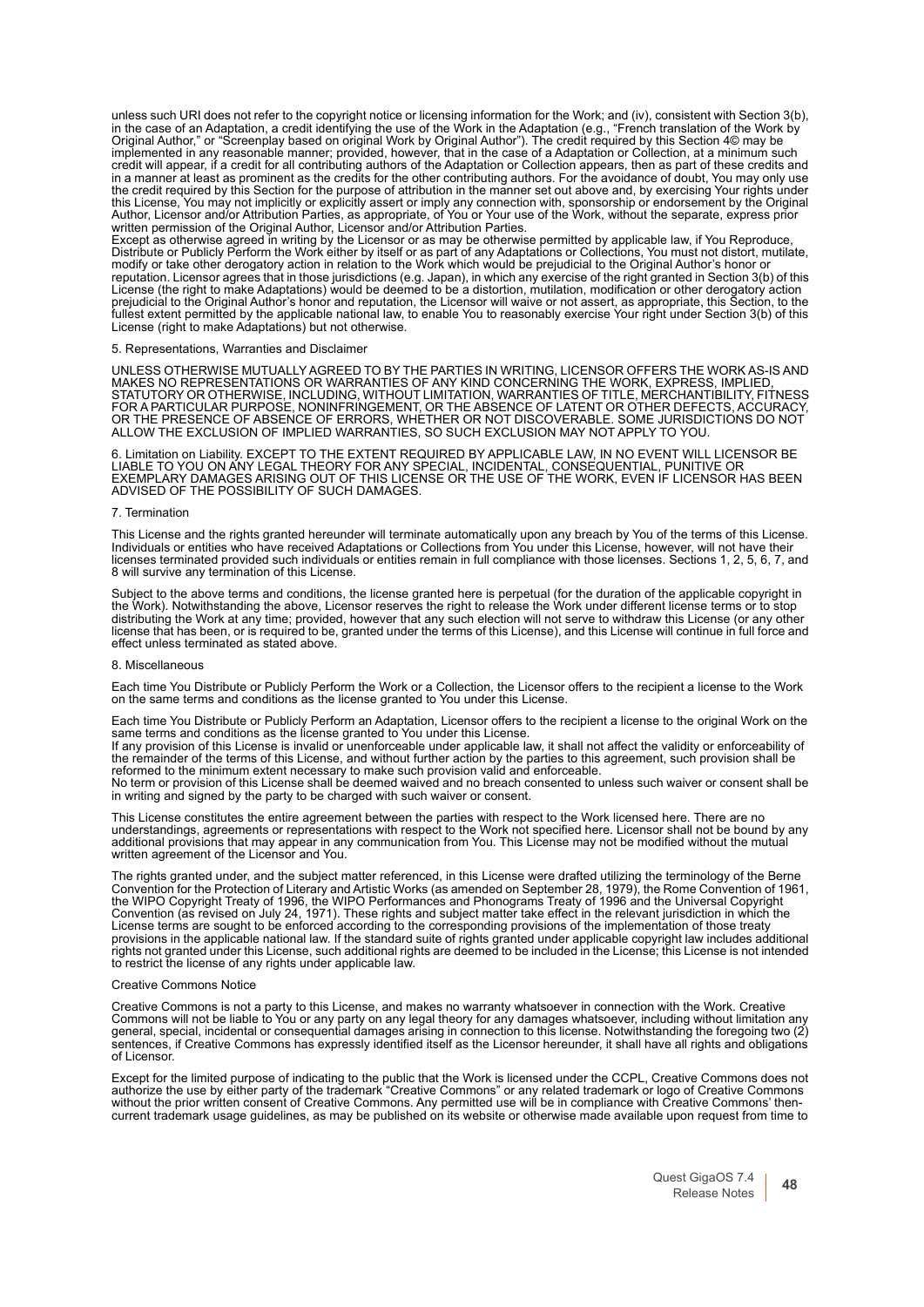unless such URI does not refer to the copyright notice or licensing information for the Work; and (iv), consistent with Section 3(b), in the case of an Adaptation, a credit identifying the use of the Work in the Adaptation (e.g., "French translation of the Work by Original Author," or "Screenplay based on original Work by Original Author"). The credit required by this Section 4© may be implemented in any reasonable manner; provided, however, that in the case of a Adaptation or Collection, at a minimum such credit will appear, if a credit for all contributing authors of the Adaptation or Collection appears, then as part of these credits and in a manner at least as prominent as the credits for the other contributing authors. For the avoidance of doubt, You may only use the credit required by this Section for the purpose of attribution in the manner set out above and, by exercising Your rights under this License, You may not implicitly or explicitly assert or imply any connection with, sponsorship or endorsement by the Original Author, Licensor and/or Attribution Parties, as appropriate, of You or Your use of the Work, without the separate, express prior written permission of the Original Author, Licensor and/or Attribution Parties.
Except as otherwise agreed in writing by the Licensor or as may be otherwise permitted by applicable law, if You Reproduce, Distribute or Publicly Perform the Work either by itself or as part of any Adaptations or Collections, You must not distort, mutilate, modify or take other derogatory action in relation to the Work which would be prejudicial to the Original Author's honor or reputation. Licensor agrees that in those jurisdictions (e.g. Japan), in which any exercise of the right granted in Section 3(b) of this License (the right to make Adaptations) would be deemed to be a distortion, mutilation, modification or other derogatory action prejudicial to the Original Author's honor and reputation, the Licensor will waive or not assert, as appropriate, this Section, to the fullest extent permitted by the applicable national law, to enable You to reasonably exercise Your right under Section 3(b) of this License (right to make Adaptations) but not otherwise.

5. Representations, Warranties and Disclaimer

UNLESS OTHERWISE MUTUALLY AGREED TO BY THE PARTIES IN WRITING, LICENSOR OFFERS THE WORK AS-IS AND MAKES NO REPRESENTATIONS OR WARRANTIES OF ANY KIND CONCERNING THE WORK, EXPRESS, IMPLIED, STATUTORY OR OTHERWISE, INCLUDING, WITHOUT LIMITATION, WARRANTIES OF TITLE, MERCHANTIBILITY, FITNESS FOR A PARTICULAR PURPOSE, NONINFRINGEMENT, OR THE ABSENCE OF LATENT OR OTHER DEFECTS, ACCURACY, OR THE PRESENCE OF ABSENCE OF ERRORS, WHETHER OR NOT DISCOVERABLE. SOME JURISDICTIONS DO NOT ALLOW THE EXCLUSION OF IMPLIED WARRANTIES, SO SUCH EXCLUSION MAY NOT APPLY TO YOU.

6. Limitation on Liability. EXCEPT TO THE EXTENT REQUIRED BY APPLICABLE LAW, IN NO EVENT WILL LICENSOR BE LIABLE TO YOU ON ANY LEGAL THEORY FOR ANY SPECIAL, INCIDENTAL, CONSEQUENTIAL, PUNITIVE OR EXEMPLARY DAMAGES ARISING OUT OF THIS LICENSE OR THE USE OF THE WORK, EVEN IF LICENSOR HAS BEEN ADVISED OF THE POSSIBILITY OF SUCH DAMAGES.

7. Termination

This License and the rights granted hereunder will terminate automatically upon any breach by You of the terms of this License. Individuals or entities who have received Adaptations or Collections from You under this License, however, will not have their licenses terminated provided such individuals or entities remain in full compliance with those licenses. Sections 1, 2, 5, 6, 7, and 8 will survive any termination of this License.

Subject to the above terms and conditions, the license granted here is perpetual (for the duration of the applicable copyright in the Work). Notwithstanding the above, Licensor reserves the right to release the Work under different license terms or to stop distributing the Work at any time; provided, however that any such election will not serve to withdraw this License (or any other license that has been, or is required to be, granted under the terms of this License), and this License will continue in full force and effect unless terminated as stated above.

8. Miscellaneous

Each time You Distribute or Publicly Perform the Work or a Collection, the Licensor offers to the recipient a license to the Work on the same terms and conditions as the license granted to You under this License.

Each time You Distribute or Publicly Perform an Adaptation, Licensor offers to the recipient a license to the original Work on the same terms and conditions as the license granted to You under this License.
If any provision of this License is invalid or unenforceable under applicable law, it shall not affect the validity or enforceability of the remainder of the terms of this License, and without further action by the parties to this agreement, such provision shall be reformed to the minimum extent necessary to make such provision valid and enforceable.
No term or provision of this License shall be deemed waived and no breach consented to unless such waiver or consent shall be in writing and signed by the party to be charged with such waiver or consent.

This License constitutes the entire agreement between the parties with respect to the Work licensed here. There are no understandings, agreements or representations with respect to the Work not specified here. Licensor shall not be bound by any additional provisions that may appear in any communication from You. This License may not be modified without the mutual written agreement of the Licensor and You.

The rights granted under, and the subject matter referenced, in this License were drafted utilizing the terminology of the Berne Convention for the Protection of Literary and Artistic Works (as amended on September 28, 1979), the Rome Convention of 1961, the WIPO Copyright Treaty of 1996, the WIPO Performances and Phonograms Treaty of 1996 and the Universal Copyright Convention (as revised on July 24, 1971). These rights and subject matter take effect in the relevant jurisdiction in which the License terms are sought to be enforced according to the corresponding provisions of the implementation of those treaty provisions in the applicable national law. If the standard suite of rights granted under applicable copyright law includes additional rights not granted under this License, such additional rights are deemed to be included in the License; this License is not intended to restrict the license of any rights under applicable law.

Creative Commons Notice

Creative Commons is not a party to this License, and makes no warranty whatsoever in connection with the Work. Creative Commons will not be liable to You or any party on any legal theory for any damages whatsoever, including without limitation any general, special, incidental or consequential damages arising in connection to this license. Notwithstanding the foregoing two (2) sentences, if Creative Commons has expressly identified itself as the Licensor hereunder, it shall have all rights and obligations of Licensor.

Except for the limited purpose of indicating to the public that the Work is licensed under the CCPL, Creative Commons does not authorize the use by either party of the trademark "Creative Commons" or any related trademark or logo of Creative Commons without the prior written consent of Creative Commons. Any permitted use will be in compliance with Creative Commons' then-current trademark usage guidelines, as may be published on its website or otherwise made available upon request from time to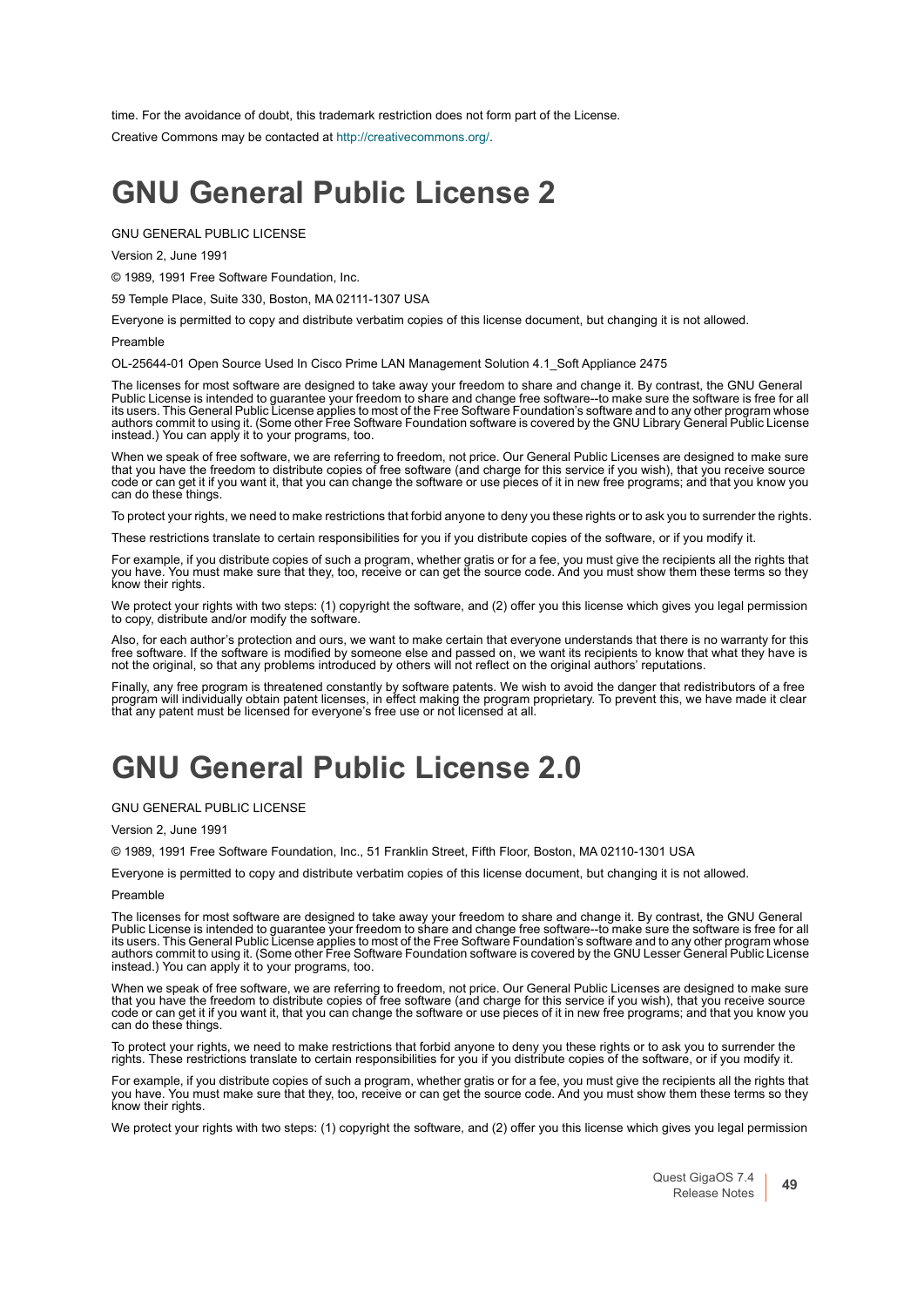time. For the avoidance of doubt, this trademark restriction does not form part of the License.

Creative Commons may be contacted at http://creativecommons.org/.

# GNU General Public License 2

GNU GENERAL PUBLIC LICENSE

Version 2, June 1991

© 1989, 1991 Free Software Foundation, Inc.

59 Temple Place, Suite 330, Boston, MA 02111-1307 USA

Everyone is permitted to copy and distribute verbatim copies of this license document, but changing it is not allowed.

Preamble

OL-25644-01 Open Source Used In Cisco Prime LAN Management Solution 4.1_Soft Appliance 2475

The licenses for most software are designed to take away your freedom to share and change it. By contrast, the GNU General Public License is intended to guarantee your freedom to share and change free software--to make sure the software is free for all its users. This General Public License applies to most of the Free Software Foundation's software and to any other program whose authors commit to using it. (Some other Free Software Foundation software is covered by the GNU Library General Public License instead.) You can apply it to your programs, too.

When we speak of free software, we are referring to freedom, not price. Our General Public Licenses are designed to make sure that you have the freedom to distribute copies of free software (and charge for this service if you wish), that you receive source code or can get it if you want it, that you can change the software or use pieces of it in new free programs; and that you know you can do these things.

To protect your rights, we need to make restrictions that forbid anyone to deny you these rights or to ask you to surrender the rights.

These restrictions translate to certain responsibilities for you if you distribute copies of the software, or if you modify it.

For example, if you distribute copies of such a program, whether gratis or for a fee, you must give the recipients all the rights that you have. You must make sure that they, too, receive or can get the source code. And you must show them these terms so they know their rights.

We protect your rights with two steps: (1) copyright the software, and (2) offer you this license which gives you legal permission to copy, distribute and/or modify the software.

Also, for each author's protection and ours, we want to make certain that everyone understands that there is no warranty for this free software. If the software is modified by someone else and passed on, we want its recipients to know that what they have is not the original, so that any problems introduced by others will not reflect on the original authors' reputations.

Finally, any free program is threatened constantly by software patents. We wish to avoid the danger that redistributors of a free program will individually obtain patent licenses, in effect making the program proprietary. To prevent this, we have made it clear that any patent must be licensed for everyone's free use or not licensed at all.

# GNU General Public License 2.0

GNU GENERAL PUBLIC LICENSE

Version 2, June 1991

© 1989, 1991 Free Software Foundation, Inc., 51 Franklin Street, Fifth Floor, Boston, MA 02110-1301 USA

Everyone is permitted to copy and distribute verbatim copies of this license document, but changing it is not allowed.

Preamble

The licenses for most software are designed to take away your freedom to share and change it. By contrast, the GNU General Public License is intended to guarantee your freedom to share and change free software--to make sure the software is free for all its users. This General Public License applies to most of the Free Software Foundation's software and to any other program whose authors commit to using it. (Some other Free Software Foundation software is covered by the GNU Lesser General Public License instead.) You can apply it to your programs, too.

When we speak of free software, we are referring to freedom, not price. Our General Public Licenses are designed to make sure that you have the freedom to distribute copies of free software (and charge for this service if you wish), that you receive source code or can get it if you want it, that you can change the software or use pieces of it in new free programs; and that you know you can do these things.

To protect your rights, we need to make restrictions that forbid anyone to deny you these rights or to ask you to surrender the rights. These restrictions translate to certain responsibilities for you if you distribute copies of the software, or if you modify it.

For example, if you distribute copies of such a program, whether gratis or for a fee, you must give the recipients all the rights that you have. You must make sure that they, too, receive or can get the source code. And you must show them these terms so they know their rights.

We protect your rights with two steps: (1) copyright the software, and (2) offer you this license which gives you legal permission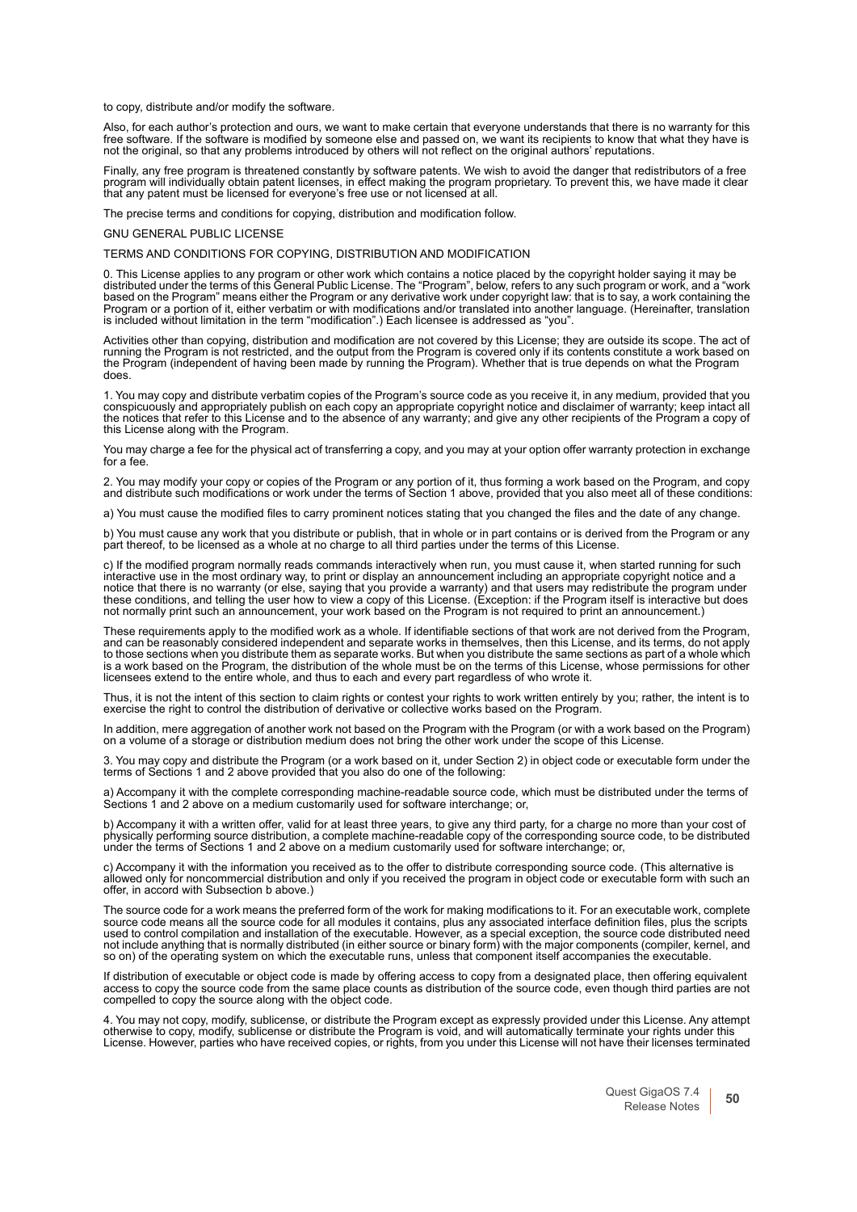to copy, distribute and/or modify the software.

Also, for each author's protection and ours, we want to make certain that everyone understands that there is no warranty for this free software. If the software is modified by someone else and passed on, we want its recipients to know that what they have is not the original, so that any problems introduced by others will not reflect on the original authors' reputations.

Finally, any free program is threatened constantly by software patents. We wish to avoid the danger that redistributors of a free program will individually obtain patent licenses, in effect making the program proprietary. To prevent this, we have made it clear that any patent must be licensed for everyone's free use or not licensed at all.

The precise terms and conditions for copying, distribution and modification follow.

GNU GENERAL PUBLIC LICENSE

TERMS AND CONDITIONS FOR COPYING, DISTRIBUTION AND MODIFICATION

0. This License applies to any program or other work which contains a notice placed by the copyright holder saying it may be distributed under the terms of this General Public License. The "Program", below, refers to any such program or work, and a "work based on the Program" means either the Program or any derivative work under copyright law: that is to say, a work containing the Program or a portion of it, either verbatim or with modifications and/or translated into another language. (Hereinafter, translation is included without limitation in the term "modification".) Each licensee is addressed as "you".

Activities other than copying, distribution and modification are not covered by this License; they are outside its scope. The act of running the Program is not restricted, and the output from the Program is covered only if its contents constitute a work based on the Program (independent of having been made by running the Program). Whether that is true depends on what the Program does.

1. You may copy and distribute verbatim copies of the Program's source code as you receive it, in any medium, provided that you conspicuously and appropriately publish on each copy an appropriate copyright notice and disclaimer of warranty; keep intact all the notices that refer to this License and to the absence of any warranty; and give any other recipients of the Program a copy of this License along with the Program.

You may charge a fee for the physical act of transferring a copy, and you may at your option offer warranty protection in exchange for a fee.

2. You may modify your copy or copies of the Program or any portion of it, thus forming a work based on the Program, and copy and distribute such modifications or work under the terms of Section 1 above, provided that you also meet all of these conditions:

a) You must cause the modified files to carry prominent notices stating that you changed the files and the date of any change.

b) You must cause any work that you distribute or publish, that in whole or in part contains or is derived from the Program or any part thereof, to be licensed as a whole at no charge to all third parties under the terms of this License.

c) If the modified program normally reads commands interactively when run, you must cause it, when started running for such interactive use in the most ordinary way, to print or display an announcement including an appropriate copyright notice and a notice that there is no warranty (or else, saying that you provide a warranty) and that users may redistribute the program under these conditions, and telling the user how to view a copy of this License. (Exception: if the Program itself is interactive but does not normally print such an announcement, your work based on the Program is not required to print an announcement.)

These requirements apply to the modified work as a whole. If identifiable sections of that work are not derived from the Program, and can be reasonably considered independent and separate works in themselves, then this License, and its terms, do not apply to those sections when you distribute them as separate works. But when you distribute the same sections as part of a whole which is a work based on the Program, the distribution of the whole must be on the terms of this License, whose permissions for other licensees extend to the entire whole, and thus to each and every part regardless of who wrote it.

Thus, it is not the intent of this section to claim rights or contest your rights to work written entirely by you; rather, the intent is to exercise the right to control the distribution of derivative or collective works based on the Program.

In addition, mere aggregation of another work not based on the Program with the Program (or with a work based on the Program) on a volume of a storage or distribution medium does not bring the other work under the scope of this License.

3. You may copy and distribute the Program (or a work based on it, under Section 2) in object code or executable form under the terms of Sections 1 and 2 above provided that you also do one of the following:

a) Accompany it with the complete corresponding machine-readable source code, which must be distributed under the terms of Sections 1 and 2 above on a medium customarily used for software interchange; or,

b) Accompany it with a written offer, valid for at least three years, to give any third party, for a charge no more than your cost of physically performing source distribution, a complete machine-readable copy of the corresponding source code, to be distributed under the terms of Sections 1 and 2 above on a medium customarily used for software interchange; or,

c) Accompany it with the information you received as to the offer to distribute corresponding source code. (This alternative is allowed only for noncommercial distribution and only if you received the program in object code or executable form with such an offer, in accord with Subsection b above.)

The source code for a work means the preferred form of the work for making modifications to it. For an executable work, complete source code means all the source code for all modules it contains, plus any associated interface definition files, plus the scripts used to control compilation and installation of the executable. However, as a special exception, the source code distributed need not include anything that is normally distributed (in either source or binary form) with the major components (compiler, kernel, and so on) of the operating system on which the executable runs, unless that component itself accompanies the executable.

If distribution of executable or object code is made by offering access to copy from a designated place, then offering equivalent access to copy the source code from the same place counts as distribution of the source code, even though third parties are not compelled to copy the source along with the object code.

4. You may not copy, modify, sublicense, or distribute the Program except as expressly provided under this License. Any attempt otherwise to copy, modify, sublicense or distribute the Program is void, and will automatically terminate your rights under this License. However, parties who have received copies, or rights, from you under this License will not have their licenses terminated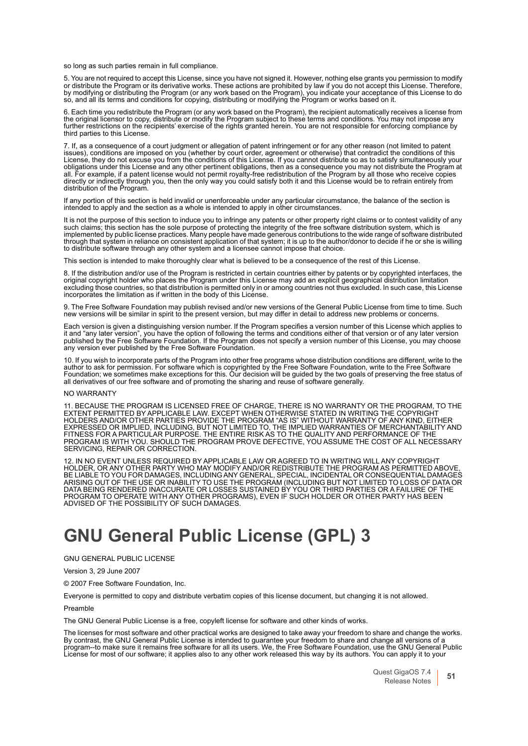so long as such parties remain in full compliance.

5. You are not required to accept this License, since you have not signed it. However, nothing else grants you permission to modify or distribute the Program or its derivative works. These actions are prohibited by law if you do not accept this License. Therefore, by modifying or distributing the Program (or any work based on the Program), you indicate your acceptance of this License to do so, and all its terms and conditions for copying, distributing or modifying the Program or works based on it.

6. Each time you redistribute the Program (or any work based on the Program), the recipient automatically receives a license from the original licensor to copy, distribute or modify the Program subject to these terms and conditions. You may not impose any further restrictions on the recipients' exercise of the rights granted herein. You are not responsible for enforcing compliance by third parties to this License.

7. If, as a consequence of a court judgment or allegation of patent infringement or for any other reason (not limited to patent issues), conditions are imposed on you (whether by court order, agreement or otherwise) that contradict the conditions of this License, they do not excuse you from the conditions of this License. If you cannot distribute so as to satisfy simultaneously your obligations under this License and any other pertinent obligations, then as a consequence you may not distribute the Program at all. For example, if a patent license would not permit royalty-free redistribution of the Program by all those who receive copies directly or indirectly through you, then the only way you could satisfy both it and this License would be to refrain entirely from distribution of the Program.

If any portion of this section is held invalid or unenforceable under any particular circumstance, the balance of the section is intended to apply and the section as a whole is intended to apply in other circumstances.

It is not the purpose of this section to induce you to infringe any patents or other property right claims or to contest validity of any such claims; this section has the sole purpose of protecting the integrity of the free software distribution system, which is implemented by public license practices. Many people have made generous contributions to the wide range of software distributed through that system in reliance on consistent application of that system; it is up to the author/donor to decide if he or she is willing to distribute software through any other system and a licensee cannot impose that choice.

This section is intended to make thoroughly clear what is believed to be a consequence of the rest of this License.

8. If the distribution and/or use of the Program is restricted in certain countries either by patents or by copyrighted interfaces, the original copyright holder who places the Program under this License may add an explicit geographical distribution limitation excluding those countries, so that distribution is permitted only in or among countries not thus excluded. In such case, this License incorporates the limitation as if written in the body of this License.

9. The Free Software Foundation may publish revised and/or new versions of the General Public License from time to time. Such new versions will be similar in spirit to the present version, but may differ in detail to address new problems or concerns.

Each version is given a distinguishing version number. If the Program specifies a version number of this License which applies to it and "any later version", you have the option of following the terms and conditions either of that version or of any later version published by the Free Software Foundation. If the Program does not specify a version number of this License, you may choose any version ever published by the Free Software Foundation.

10. If you wish to incorporate parts of the Program into other free programs whose distribution conditions are different, write to the author to ask for permission. For software which is copyrighted by the Free Software Foundation, write to the Free Software Foundation; we sometimes make exceptions for this. Our decision will be guided by the two goals of preserving the free status of all derivatives of our free software and of promoting the sharing and reuse of software generally.

NO WARRANTY

11. BECAUSE THE PROGRAM IS LICENSED FREE OF CHARGE, THERE IS NO WARRANTY OR THE PROGRAM, TO THE EXTENT PERMITTED BY APPLICABLE LAW. EXCEPT WHEN OTHERWISE STATED IN WRITING THE COPYRIGHT HOLDERS AND/OR OTHER PARTIES PROVIDE THE PROGRAM "AS IS" WITHOUT WARRANTY OF ANY KIND, EITHER EXPRESSED OR IMPLIED, INCLUDING, BUT NOT LIMITED TO, THE IMPLIED WARRANTIES OF MERCHANTABILITY AND FITNESS FOR A PARTICULAR PURPOSE. THE ENTIRE RISK AS TO THE QUALITY AND PERFORMANCE OF THE PROGRAM IS WITH YOU. SHOULD THE PROGRAM PROVE DEFECTIVE, YOU ASSUME THE COST OF ALL NECESSARY SERVICING, REPAIR OR CORRECTION.

12. IN NO EVENT UNLESS REQUIRED BY APPLICABLE LAW OR AGREED TO IN WRITING WILL ANY COPYRIGHT HOLDER, OR ANY OTHER PARTY WHO MAY MODIFY AND/OR REDISTRIBUTE THE PROGRAM AS PERMITTED ABOVE, BE LIABLE TO YOU FOR DAMAGES, INCLUDING ANY GENERAL, SPECIAL, INCIDENTAL OR CONSEQUENTIAL DAMAGES ARISING OUT OF THE USE OR INABILITY TO USE THE PROGRAM (INCLUDING BUT NOT LIMITED TO LOSS OF DATA OR DATA BEING RENDERED INACCURATE OR LOSSES SUSTAINED BY YOU OR THIRD PARTIES OR A FAILURE OF THE PROGRAM TO OPERATE WITH ANY OTHER PROGRAMS), EVEN IF SUCH HOLDER OR OTHER PARTY HAS BEEN ADVISED OF THE POSSIBILITY OF SUCH DAMAGES.

# GNU General Public License (GPL) 3

GNU GENERAL PUBLIC LICENSE

Version 3, 29 June 2007

© 2007 Free Software Foundation, Inc.

Everyone is permitted to copy and distribute verbatim copies of this license document, but changing it is not allowed.

Preamble

The GNU General Public License is a free, copyleft license for software and other kinds of works.

The licenses for most software and other practical works are designed to take away your freedom to share and change the works. By contrast, the GNU General Public License is intended to guarantee your freedom to share and change all versions of a program--to make sure it remains free software for all its users. We, the Free Software Foundation, use the GNU General Public License for most of our software; it applies also to any other work released this way by its authors. You can apply it to your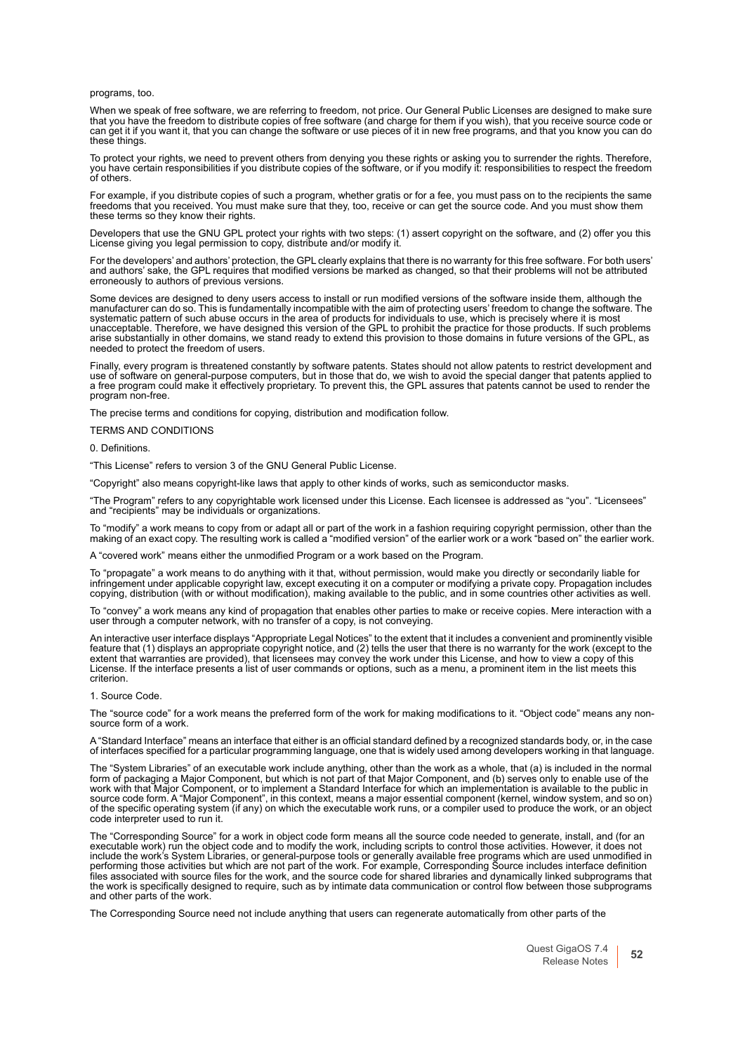programs, too.

When we speak of free software, we are referring to freedom, not price. Our General Public Licenses are designed to make sure that you have the freedom to distribute copies of free software (and charge for them if you wish), that you receive source code or can get it if you want it, that you can change the software or use pieces of it in new free programs, and that you know you can do these things.

To protect your rights, we need to prevent others from denying you these rights or asking you to surrender the rights. Therefore, you have certain responsibilities if you distribute copies of the software, or if you modify it: responsibilities to respect the freedom of others.

For example, if you distribute copies of such a program, whether gratis or for a fee, you must pass on to the recipients the same freedoms that you received. You must make sure that they, too, receive or can get the source code. And you must show them these terms so they know their rights.

Developers that use the GNU GPL protect your rights with two steps: (1) assert copyright on the software, and (2) offer you this License giving you legal permission to copy, distribute and/or modify it.

For the developers' and authors' protection, the GPL clearly explains that there is no warranty for this free software. For both users' and authors' sake, the GPL requires that modified versions be marked as changed, so that their problems will not be attributed erroneously to authors of previous versions.

Some devices are designed to deny users access to install or run modified versions of the software inside them, although the manufacturer can do so. This is fundamentally incompatible with the aim of protecting users' freedom to change the software. The systematic pattern of such abuse occurs in the area of products for individuals to use, which is precisely where it is most unacceptable. Therefore, we have designed this version of the GPL to prohibit the practice for those products. If such problems arise substantially in other domains, we stand ready to extend this provision to those domains in future versions of the GPL, as needed to protect the freedom of users.

Finally, every program is threatened constantly by software patents. States should not allow patents to restrict development and use of software on general-purpose computers, but in those that do, we wish to avoid the special danger that patents applied to a free program could make it effectively proprietary. To prevent this, the GPL assures that patents cannot be used to render the program non-free.

The precise terms and conditions for copying, distribution and modification follow.

TERMS AND CONDITIONS

0. Definitions.

"This License" refers to version 3 of the GNU General Public License.

"Copyright" also means copyright-like laws that apply to other kinds of works, such as semiconductor masks.

"The Program" refers to any copyrightable work licensed under this License. Each licensee is addressed as "you". "Licensees" and "recipients" may be individuals or organizations.

To "modify" a work means to copy from or adapt all or part of the work in a fashion requiring copyright permission, other than the making of an exact copy. The resulting work is called a "modified version" of the earlier work or a work "based on" the earlier work.

A "covered work" means either the unmodified Program or a work based on the Program.

To "propagate" a work means to do anything with it that, without permission, would make you directly or secondarily liable for infringement under applicable copyright law, except executing it on a computer or modifying a private copy. Propagation includes copying, distribution (with or without modification), making available to the public, and in some countries other activities as well.

To "convey" a work means any kind of propagation that enables other parties to make or receive copies. Mere interaction with a user through a computer network, with no transfer of a copy, is not conveying.

An interactive user interface displays "Appropriate Legal Notices" to the extent that it includes a convenient and prominently visible feature that (1) displays an appropriate copyright notice, and (2) tells the user that there is no warranty for the work (except to the extent that warranties are provided), that licensees may convey the work under this License, and how to view a copy of this License. If the interface presents a list of user commands or options, such as a menu, a prominent item in the list meets this criterion.

1. Source Code.

The "source code" for a work means the preferred form of the work for making modifications to it. "Object code" means any non-source form of a work.

A "Standard Interface" means an interface that either is an official standard defined by a recognized standards body, or, in the case of interfaces specified for a particular programming language, one that is widely used among developers working in that language.

The "System Libraries" of an executable work include anything, other than the work as a whole, that (a) is included in the normal form of packaging a Major Component, but which is not part of that Major Component, and (b) serves only to enable use of the work with that Major Component, or to implement a Standard Interface for which an implementation is available to the public in source code form. A "Major Component", in this context, means a major essential component (kernel, window system, and so on) of the specific operating system (if any) on which the executable work runs, or a compiler used to produce the work, or an object code interpreter used to run it.

The "Corresponding Source" for a work in object code form means all the source code needed to generate, install, and (for an executable work) run the object code and to modify the work, including scripts to control those activities. However, it does not include the work's System Libraries, or general-purpose tools or generally available free programs which are used unmodified in performing those activities but which are not part of the work. For example, Corresponding Source includes interface definition files associated with source files for the work, and the source code for shared libraries and dynamically linked subprograms that the work is specifically designed to require, such as by intimate data communication or control flow between those subprograms and other parts of the work.

The Corresponding Source need not include anything that users can regenerate automatically from other parts of the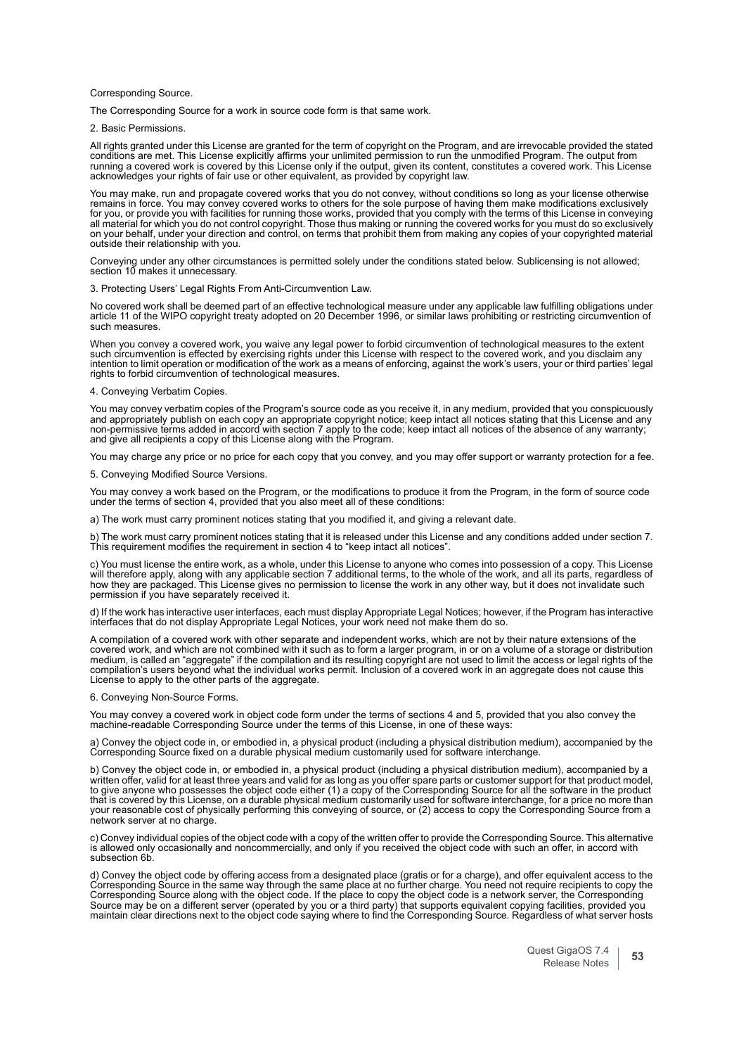Corresponding Source.

The Corresponding Source for a work in source code form is that same work.

2. Basic Permissions.

All rights granted under this License are granted for the term of copyright on the Program, and are irrevocable provided the stated conditions are met. This License explicitly affirms your unlimited permission to run the unmodified Program. The output from running a covered work is covered by this License only if the output, given its content, constitutes a covered work. This License acknowledges your rights of fair use or other equivalent, as provided by copyright law.

You may make, run and propagate covered works that you do not convey, without conditions so long as your license otherwise remains in force. You may convey covered works to others for the sole purpose of having them make modifications exclusively for you, or provide you with facilities for running those works, provided that you comply with the terms of this License in conveying all material for which you do not control copyright. Those thus making or running the covered works for you must do so exclusively on your behalf, under your direction and control, on terms that prohibit them from making any copies of your copyrighted material outside their relationship with you.

Conveying under any other circumstances is permitted solely under the conditions stated below. Sublicensing is not allowed; section 10 makes it unnecessary.

3. Protecting Users' Legal Rights From Anti-Circumvention Law.

No covered work shall be deemed part of an effective technological measure under any applicable law fulfilling obligations under article 11 of the WIPO copyright treaty adopted on 20 December 1996, or similar laws prohibiting or restricting circumvention of such measures.

When you convey a covered work, you waive any legal power to forbid circumvention of technological measures to the extent such circumvention is effected by exercising rights under this License with respect to the covered work, and you disclaim any intention to limit operation or modification of the work as a means of enforcing, against the work's users, your or third parties' legal rights to forbid circumvention of technological measures.

4. Conveying Verbatim Copies.

You may convey verbatim copies of the Program's source code as you receive it, in any medium, provided that you conspicuously and appropriately publish on each copy an appropriate copyright notice; keep intact all notices stating that this License and any non-permissive terms added in accord with section 7 apply to the code; keep intact all notices of the absence of any warranty; and give all recipients a copy of this License along with the Program.

You may charge any price or no price for each copy that you convey, and you may offer support or warranty protection for a fee.

5. Conveying Modified Source Versions.

You may convey a work based on the Program, or the modifications to produce it from the Program, in the form of source code under the terms of section 4, provided that you also meet all of these conditions:

a) The work must carry prominent notices stating that you modified it, and giving a relevant date.

b) The work must carry prominent notices stating that it is released under this License and any conditions added under section 7. This requirement modifies the requirement in section 4 to "keep intact all notices".

c) You must license the entire work, as a whole, under this License to anyone who comes into possession of a copy. This License will therefore apply, along with any applicable section 7 additional terms, to the whole of the work, and all its parts, regardless of how they are packaged. This License gives no permission to license the work in any other way, but it does not invalidate such permission if you have separately received it.

d) If the work has interactive user interfaces, each must display Appropriate Legal Notices; however, if the Program has interactive interfaces that do not display Appropriate Legal Notices, your work need not make them do so.

A compilation of a covered work with other separate and independent works, which are not by their nature extensions of the covered work, and which are not combined with it such as to form a larger program, in or on a volume of a storage or distribution medium, is called an "aggregate" if the compilation and its resulting copyright are not used to limit the access or legal rights of the compilation's users beyond what the individual works permit. Inclusion of a covered work in an aggregate does not cause this License to apply to the other parts of the aggregate.

6. Conveying Non-Source Forms.

You may convey a covered work in object code form under the terms of sections 4 and 5, provided that you also convey the machine-readable Corresponding Source under the terms of this License, in one of these ways:

a) Convey the object code in, or embodied in, a physical product (including a physical distribution medium), accompanied by the Corresponding Source fixed on a durable physical medium customarily used for software interchange.

b) Convey the object code in, or embodied in, a physical product (including a physical distribution medium), accompanied by a written offer, valid for at least three years and valid for as long as you offer spare parts or customer support for that product model, to give anyone who possesses the object code either (1) a copy of the Corresponding Source for all the software in the product that is covered by this License, on a durable physical medium customarily used for software interchange, for a price no more than your reasonable cost of physically performing this conveying of source, or (2) access to copy the Corresponding Source from a network server at no charge.

c) Convey individual copies of the object code with a copy of the written offer to provide the Corresponding Source. This alternative is allowed only occasionally and noncommercially, and only if you received the object code with such an offer, in accord with subsection 6b.

d) Convey the object code by offering access from a designated place (gratis or for a charge), and offer equivalent access to the Corresponding Source in the same way through the same place at no further charge. You need not require recipients to copy the Corresponding Source along with the object code. If the place to copy the object code is a network server, the Corresponding Source may be on a different server (operated by you or a third party) that supports equivalent copying facilities, provided you maintain clear directions next to the object code saying where to find the Corresponding Source. Regardless of what server hosts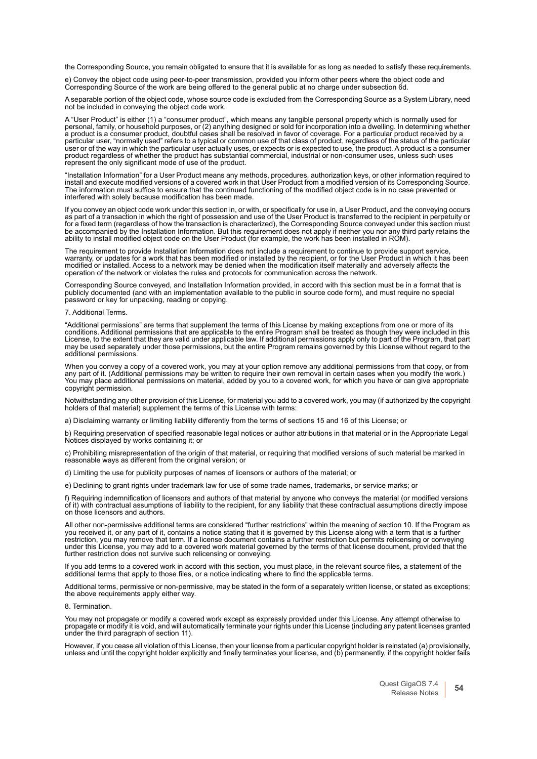the Corresponding Source, you remain obligated to ensure that it is available for as long as needed to satisfy these requirements.

e) Convey the object code using peer-to-peer transmission, provided you inform other peers where the object code and Corresponding Source of the work are being offered to the general public at no charge under subsection 6d.

A separable portion of the object code, whose source code is excluded from the Corresponding Source as a System Library, need not be included in conveying the object code work.

A “User Product” is either (1) a “consumer product”, which means any tangible personal property which is normally used for personal, family, or household purposes, or (2) anything designed or sold for incorporation into a dwelling. In determining whether a product is a consumer product, doubtful cases shall be resolved in favor of coverage. For a particular product received by a particular user, “normally used” refers to a typical or common use of that class of product, regardless of the status of the particular user or of the way in which the particular user actually uses, or expects or is expected to use, the product. A product is a consumer product regardless of whether the product has substantial commercial, industrial or non-consumer uses, unless such uses represent the only significant mode of use of the product.

“Installation Information” for a User Product means any methods, procedures, authorization keys, or other information required to install and execute modified versions of a covered work in that User Product from a modified version of its Corresponding Source. The information must suffice to ensure that the continued functioning of the modified object code is in no case prevented or interfered with solely because modification has been made.

If you convey an object code work under this section in, or with, or specifically for use in, a User Product, and the conveying occurs as part of a transaction in which the right of possession and use of the User Product is transferred to the recipient in perpetuity or for a fixed term (regardless of how the transaction is characterized), the Corresponding Source conveyed under this section must be accompanied by the Installation Information. But this requirement does not apply if neither you nor any third party retains the ability to install modified object code on the User Product (for example, the work has been installed in ROM).

The requirement to provide Installation Information does not include a requirement to continue to provide support service, warranty, or updates for a work that has been modified or installed by the recipient, or for the User Product in which it has been modified or installed. Access to a network may be denied when the modification itself materially and adversely affects the operation of the network or violates the rules and protocols for communication across the network.

Corresponding Source conveyed, and Installation Information provided, in accord with this section must be in a format that is publicly documented (and with an implementation available to the public in source code form), and must require no special password or key for unpacking, reading or copying.

7. Additional Terms.

“Additional permissions” are terms that supplement the terms of this License by making exceptions from one or more of its conditions. Additional permissions that are applicable to the entire Program shall be treated as though they were included in this License, to the extent that they are valid under applicable law. If additional permissions apply only to part of the Program, that part may be used separately under those permissions, but the entire Program remains governed by this License without regard to the additional permissions.

When you convey a copy of a covered work, you may at your option remove any additional permissions from that copy, or from any part of it. (Additional permissions may be written to require their own removal in certain cases when you modify the work.) You may place additional permissions on material, added by you to a covered work, for which you have or can give appropriate copyright permission.

Notwithstanding any other provision of this License, for material you add to a covered work, you may (if authorized by the copyright holders of that material) supplement the terms of this License with terms:

a) Disclaiming warranty or limiting liability differently from the terms of sections 15 and 16 of this License; or

b) Requiring preservation of specified reasonable legal notices or author attributions in that material or in the Appropriate Legal Notices displayed by works containing it; or

c) Prohibiting misrepresentation of the origin of that material, or requiring that modified versions of such material be marked in reasonable ways as different from the original version; or

d) Limiting the use for publicity purposes of names of licensors or authors of the material; or

e) Declining to grant rights under trademark law for use of some trade names, trademarks, or service marks; or

f) Requiring indemnification of licensors and authors of that material by anyone who conveys the material (or modified versions of it) with contractual assumptions of liability to the recipient, for any liability that these contractual assumptions directly impose on those licensors and authors.

All other non-permissive additional terms are considered “further restrictions” within the meaning of section 10. If the Program as you received it, or any part of it, contains a notice stating that it is governed by this License along with a term that is a further restriction, you may remove that term. If a license document contains a further restriction but permits relicensing or conveying under this License, you may add to a covered work material governed by the terms of that license document, provided that the further restriction does not survive such relicensing or conveying.

If you add terms to a covered work in accord with this section, you must place, in the relevant source files, a statement of the additional terms that apply to those files, or a notice indicating where to find the applicable terms.

Additional terms, permissive or non-permissive, may be stated in the form of a separately written license, or stated as exceptions; the above requirements apply either way.

8. Termination.

You may not propagate or modify a covered work except as expressly provided under this License. Any attempt otherwise to propagate or modify it is void, and will automatically terminate your rights under this License (including any patent licenses granted under the third paragraph of section 11).

However, if you cease all violation of this License, then your license from a particular copyright holder is reinstated (a) provisionally, unless and until the copyright holder explicitly and finally terminates your license, and (b) permanently, if the copyright holder fails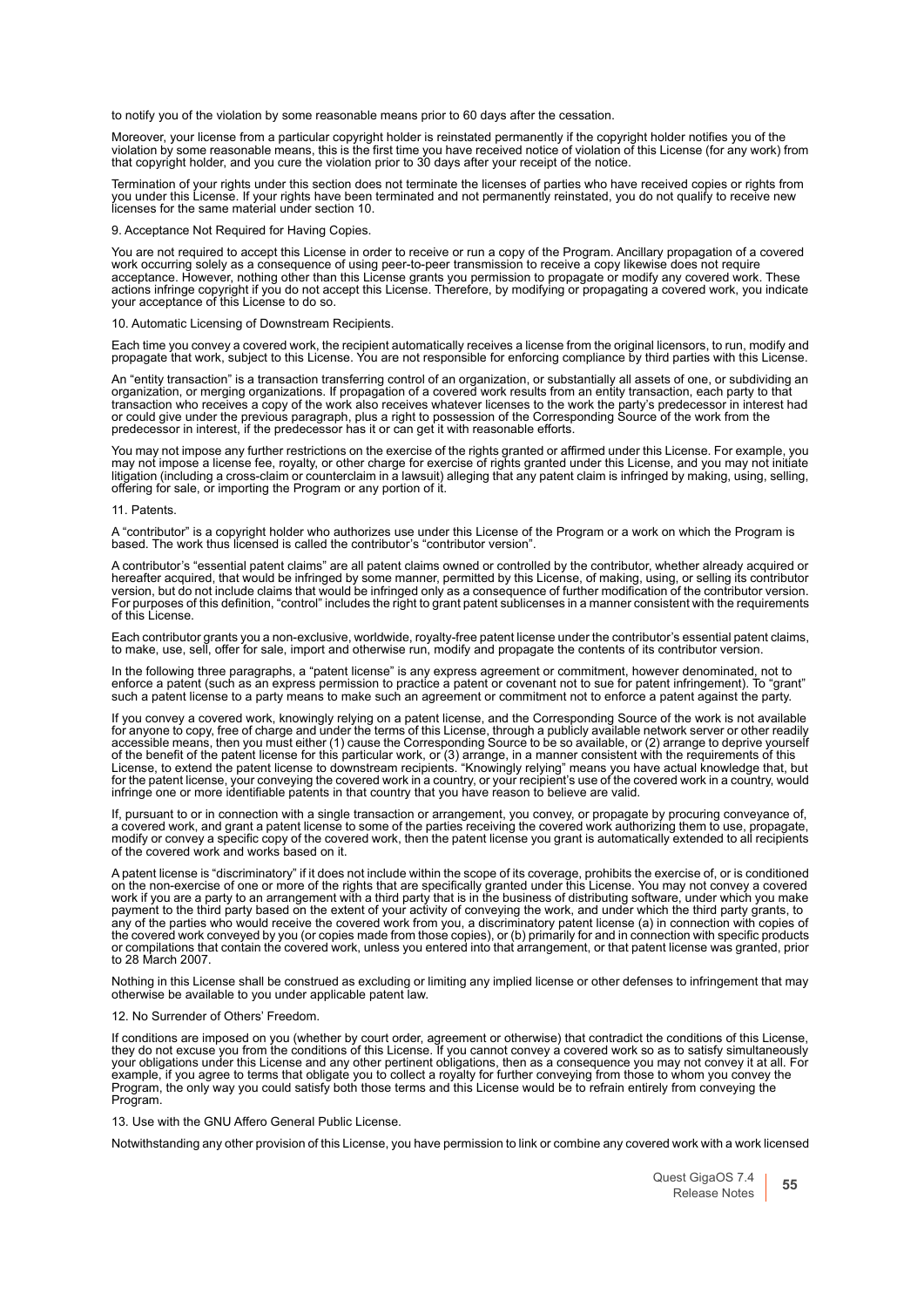to notify you of the violation by some reasonable means prior to 60 days after the cessation.

Moreover, your license from a particular copyright holder is reinstated permanently if the copyright holder notifies you of the violation by some reasonable means, this is the first time you have received notice of violation of this License (for any work) from that copyright holder, and you cure the violation prior to 30 days after your receipt of the notice.

Termination of your rights under this section does not terminate the licenses of parties who have received copies or rights from you under this License. If your rights have been terminated and not permanently reinstated, you do not qualify to receive new licenses for the same material under section 10.

9. Acceptance Not Required for Having Copies.

You are not required to accept this License in order to receive or run a copy of the Program. Ancillary propagation of a covered work occurring solely as a consequence of using peer-to-peer transmission to receive a copy likewise does not require acceptance. However, nothing other than this License grants you permission to propagate or modify any covered work. These actions infringe copyright if you do not accept this License. Therefore, by modifying or propagating a covered work, you indicate your acceptance of this License to do so.

10. Automatic Licensing of Downstream Recipients.

Each time you convey a covered work, the recipient automatically receives a license from the original licensors, to run, modify and propagate that work, subject to this License. You are not responsible for enforcing compliance by third parties with this License.

An “entity transaction” is a transaction transferring control of an organization, or substantially all assets of one, or subdividing an organization, or merging organizations. If propagation of a covered work results from an entity transaction, each party to that transaction who receives a copy of the work also receives whatever licenses to the work the party’s predecessor in interest had or could give under the previous paragraph, plus a right to possession of the Corresponding Source of the work from the predecessor in interest, if the predecessor has it or can get it with reasonable efforts.

You may not impose any further restrictions on the exercise of the rights granted or affirmed under this License. For example, you may not impose a license fee, royalty, or other charge for exercise of rights granted under this License, and you may not initiate litigation (including a cross-claim or counterclaim in a lawsuit) alleging that any patent claim is infringed by making, using, selling, offering for sale, or importing the Program or any portion of it.

11. Patents.

A “contributor” is a copyright holder who authorizes use under this License of the Program or a work on which the Program is based. The work thus licensed is called the contributor’s “contributor version”.

A contributor’s “essential patent claims” are all patent claims owned or controlled by the contributor, whether already acquired or hereafter acquired, that would be infringed by some manner, permitted by this License, of making, using, or selling its contributor version, but do not include claims that would be infringed only as a consequence of further modification of the contributor version. For purposes of this definition, “control” includes the right to grant patent sublicenses in a manner consistent with the requirements of this License.

Each contributor grants you a non-exclusive, worldwide, royalty-free patent license under the contributor’s essential patent claims, to make, use, sell, offer for sale, import and otherwise run, modify and propagate the contents of its contributor version.

In the following three paragraphs, a “patent license” is any express agreement or commitment, however denominated, not to enforce a patent (such as an express permission to practice a patent or covenant not to sue for patent infringement). To “grant” such a patent license to a party means to make such an agreement or commitment not to enforce a patent against the party.

If you convey a covered work, knowingly relying on a patent license, and the Corresponding Source of the work is not available for anyone to copy, free of charge and under the terms of this License, through a publicly available network server or other readily accessible means, then you must either (1) cause the Corresponding Source to be so available, or (2) arrange to deprive yourself of the benefit of the patent license for this particular work, or (3) arrange, in a manner consistent with the requirements of this License, to extend the patent license to downstream recipients. “Knowingly relying” means you have actual knowledge that, but for the patent license, your conveying the covered work in a country, or your recipient’s use of the covered work in a country, would infringe one or more identifiable patents in that country that you have reason to believe are valid.

If, pursuant to or in connection with a single transaction or arrangement, you convey, or propagate by procuring conveyance of, a covered work, and grant a patent license to some of the parties receiving the covered work authorizing them to use, propagate, modify or convey a specific copy of the covered work, then the patent license you grant is automatically extended to all recipients of the covered work and works based on it.

A patent license is “discriminatory” if it does not include within the scope of its coverage, prohibits the exercise of, or is conditioned on the non-exercise of one or more of the rights that are specifically granted under this License. You may not convey a covered work if you are a party to an arrangement with a third party that is in the business of distributing software, under which you make payment to the third party based on the extent of your activity of conveying the work, and under which the third party grants, to any of the parties who would receive the covered work from you, a discriminatory patent license (a) in connection with copies of the covered work conveyed by you (or copies made from those copies), or (b) primarily for and in connection with specific products or compilations that contain the covered work, unless you entered into that arrangement, or that patent license was granted, prior to 28 March 2007.

Nothing in this License shall be construed as excluding or limiting any implied license or other defenses to infringement that may otherwise be available to you under applicable patent law.

12. No Surrender of Others’ Freedom.

If conditions are imposed on you (whether by court order, agreement or otherwise) that contradict the conditions of this License, they do not excuse you from the conditions of this License. If you cannot convey a covered work so as to satisfy simultaneously your obligations under this License and any other pertinent obligations, then as a consequence you may not convey it at all. For example, if you agree to terms that obligate you to collect a royalty for further conveying from those to whom you convey the Program, the only way you could satisfy both those terms and this License would be to refrain entirely from conveying the Program.

13. Use with the GNU Affero General Public License.

Notwithstanding any other provision of this License, you have permission to link or combine any covered work with a work licensed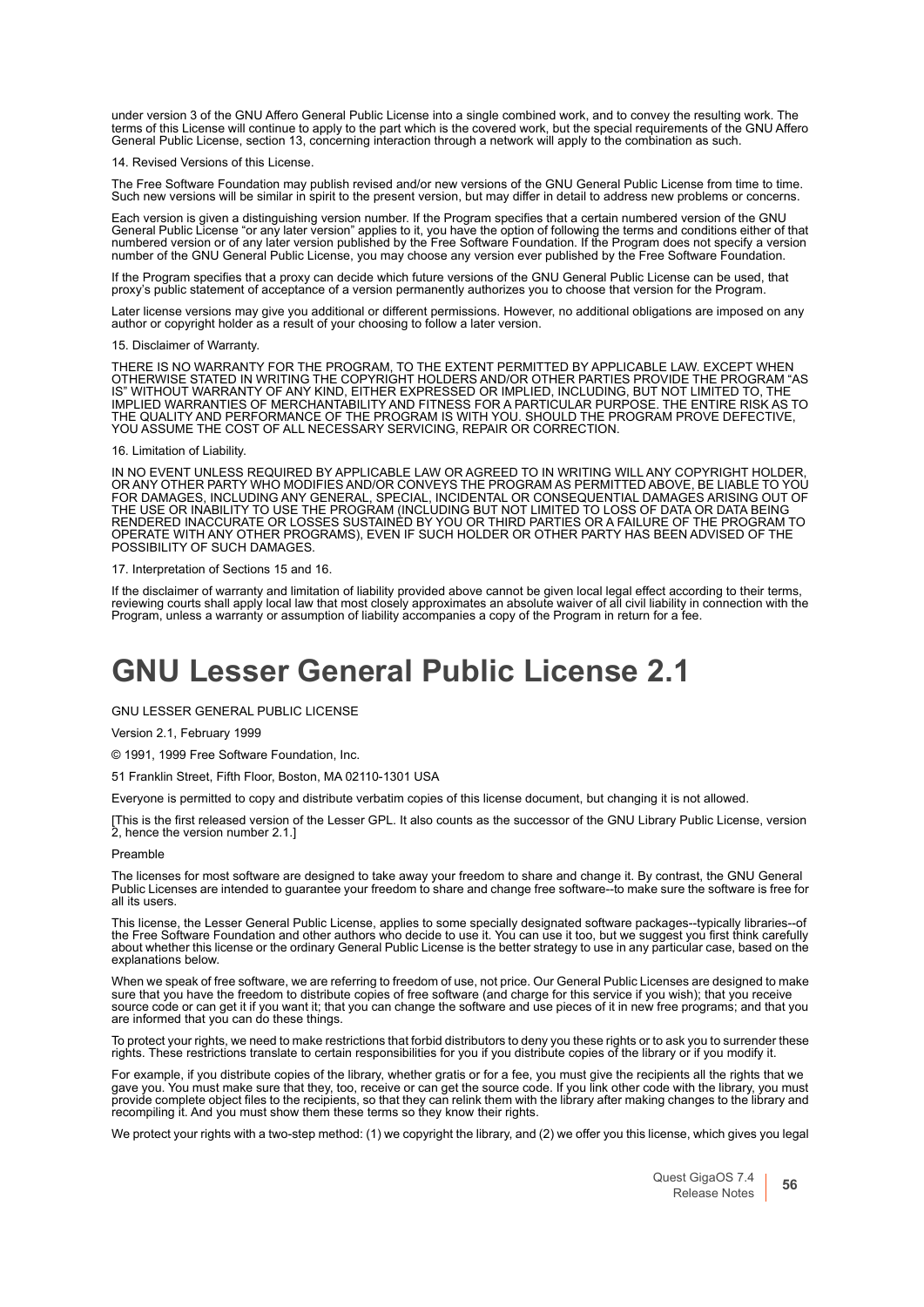under version 3 of the GNU Affero General Public License into a single combined work, and to convey the resulting work. The terms of this License will continue to apply to the part which is the covered work, but the special requirements of the GNU Affero General Public License, section 13, concerning interaction through a network will apply to the combination as such.

14. Revised Versions of this License.

The Free Software Foundation may publish revised and/or new versions of the GNU General Public License from time to time. Such new versions will be similar in spirit to the present version, but may differ in detail to address new problems or concerns.

Each version is given a distinguishing version number. If the Program specifies that a certain numbered version of the GNU General Public License "or any later version" applies to it, you have the option of following the terms and conditions either of that numbered version or of any later version published by the Free Software Foundation. If the Program does not specify a version number of the GNU General Public License, you may choose any version ever published by the Free Software Foundation.

If the Program specifies that a proxy can decide which future versions of the GNU General Public License can be used, that proxy's public statement of acceptance of a version permanently authorizes you to choose that version for the Program.

Later license versions may give you additional or different permissions. However, no additional obligations are imposed on any author or copyright holder as a result of your choosing to follow a later version.

15. Disclaimer of Warranty.

THERE IS NO WARRANTY FOR THE PROGRAM, TO THE EXTENT PERMITTED BY APPLICABLE LAW. EXCEPT WHEN OTHERWISE STATED IN WRITING THE COPYRIGHT HOLDERS AND/OR OTHER PARTIES PROVIDE THE PROGRAM "AS IS" WITHOUT WARRANTY OF ANY KIND, EITHER EXPRESSED OR IMPLIED, INCLUDING, BUT NOT LIMITED TO, THE IMPLIED WARRANTIES OF MERCHANTABILITY AND FITNESS FOR A PARTICULAR PURPOSE. THE ENTIRE RISK AS TO THE QUALITY AND PERFORMANCE OF THE PROGRAM IS WITH YOU. SHOULD THE PROGRAM PROVE DEFECTIVE, YOU ASSUME THE COST OF ALL NECESSARY SERVICING, REPAIR OR CORRECTION.

16. Limitation of Liability.

IN NO EVENT UNLESS REQUIRED BY APPLICABLE LAW OR AGREED TO IN WRITING WILL ANY COPYRIGHT HOLDER, OR ANY OTHER PARTY WHO MODIFIES AND/OR CONVEYS THE PROGRAM AS PERMITTED ABOVE, BE LIABLE TO YOU FOR DAMAGES, INCLUDING ANY GENERAL, SPECIAL, INCIDENTAL OR CONSEQUENTIAL DAMAGES ARISING OUT OF THE USE OR INABILITY TO USE THE PROGRAM (INCLUDING BUT NOT LIMITED TO LOSS OF DATA OR DATA BEING RENDERED INACCURATE OR LOSSES SUSTAINED BY YOU OR THIRD PARTIES OR A FAILURE OF THE PROGRAM TO OPERATE WITH ANY OTHER PROGRAMS), EVEN IF SUCH HOLDER OR OTHER PARTY HAS BEEN ADVISED OF THE POSSIBILITY OF SUCH DAMAGES.

17. Interpretation of Sections 15 and 16.

If the disclaimer of warranty and limitation of liability provided above cannot be given local legal effect according to their terms, reviewing courts shall apply local law that most closely approximates an absolute waiver of all civil liability in connection with the Program, unless a warranty or assumption of liability accompanies a copy of the Program in return for a fee.

# GNU Lesser General Public License 2.1

GNU LESSER GENERAL PUBLIC LICENSE

Version 2.1, February 1999

© 1991, 1999 Free Software Foundation, Inc.

51 Franklin Street, Fifth Floor, Boston, MA 02110-1301 USA

Everyone is permitted to copy and distribute verbatim copies of this license document, but changing it is not allowed.

[This is the first released version of the Lesser GPL. It also counts as the successor of the GNU Library Public License, version 2, hence the version number 2.1.]

Preamble

The licenses for most software are designed to take away your freedom to share and change it. By contrast, the GNU General Public Licenses are intended to guarantee your freedom to share and change free software--to make sure the software is free for all its users.

This license, the Lesser General Public License, applies to some specially designated software packages--typically libraries--of the Free Software Foundation and other authors who decide to use it. You can use it too, but we suggest you first think carefully about whether this license or the ordinary General Public License is the better strategy to use in any particular case, based on the explanations below.

When we speak of free software, we are referring to freedom of use, not price. Our General Public Licenses are designed to make sure that you have the freedom to distribute copies of free software (and charge for this service if you wish); that you receive source code or can get it if you want it; that you can change the software and use pieces of it in new free programs; and that you are informed that you can do these things.

To protect your rights, we need to make restrictions that forbid distributors to deny you these rights or to ask you to surrender these rights. These restrictions translate to certain responsibilities for you if you distribute copies of the library or if you modify it.

For example, if you distribute copies of the library, whether gratis or for a fee, you must give the recipients all the rights that we gave you. You must make sure that they, too, receive or can get the source code. If you link other code with the library, you must provide complete object files to the recipients, so that they can relink them with the library after making changes to the library and recompiling it. And you must show them these terms so they know their rights.

We protect your rights with a two-step method: (1) we copyright the library, and (2) we offer you this license, which gives you legal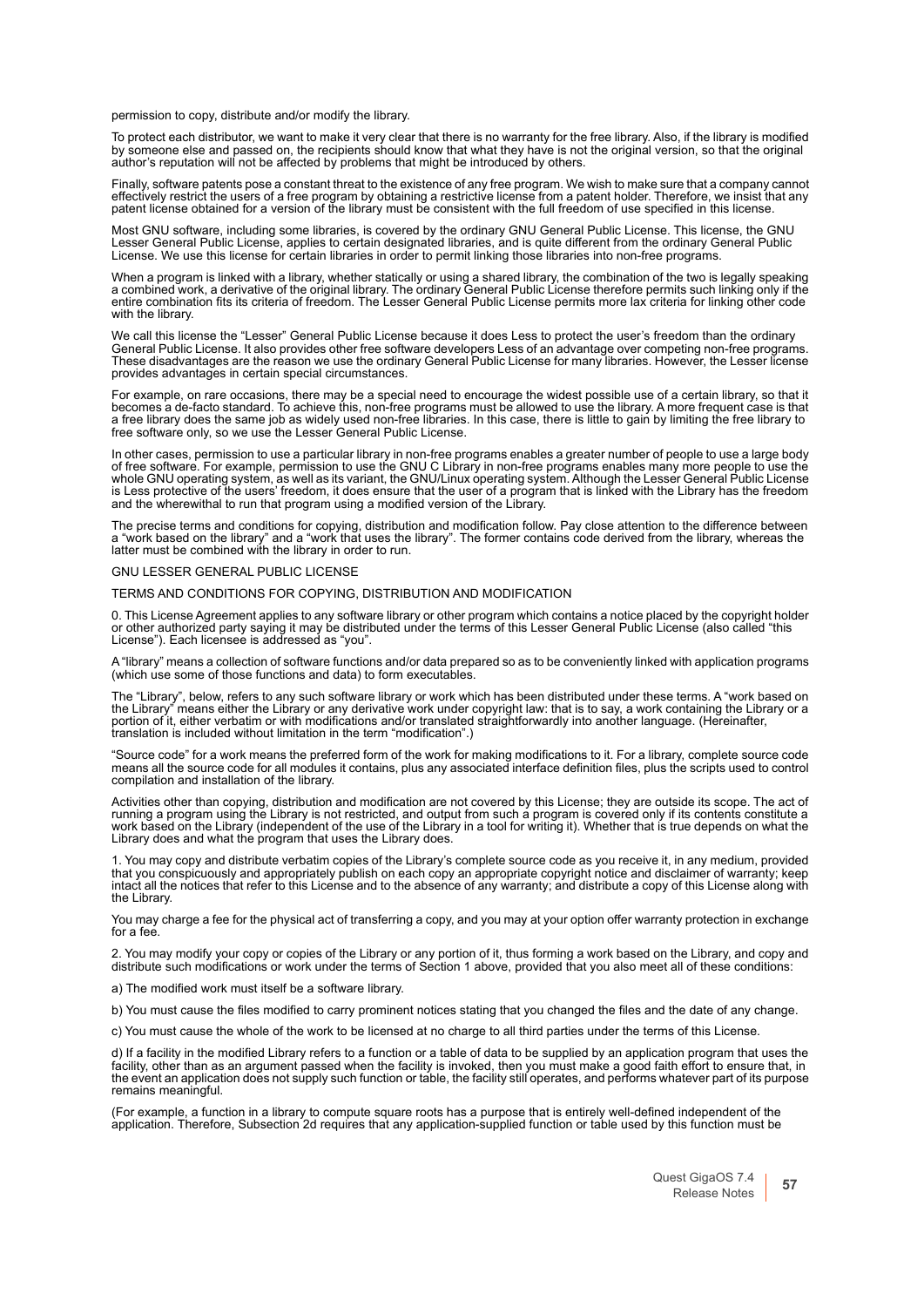permission to copy, distribute and/or modify the library.

To protect each distributor, we want to make it very clear that there is no warranty for the free library. Also, if the library is modified by someone else and passed on, the recipients should know that what they have is not the original version, so that the original author's reputation will not be affected by problems that might be introduced by others.

Finally, software patents pose a constant threat to the existence of any free program. We wish to make sure that a company cannot effectively restrict the users of a free program by obtaining a restrictive license from a patent holder. Therefore, we insist that any patent license obtained for a version of the library must be consistent with the full freedom of use specified in this license.

Most GNU software, including some libraries, is covered by the ordinary GNU General Public License. This license, the GNU Lesser General Public License, applies to certain designated libraries, and is quite different from the ordinary General Public License. We use this license for certain libraries in order to permit linking those libraries into non-free programs.

When a program is linked with a library, whether statically or using a shared library, the combination of the two is legally speaking a combined work, a derivative of the original library. The ordinary General Public License therefore permits such linking only if the entire combination fits its criteria of freedom. The Lesser General Public License permits more lax criteria for linking other code with the library.

We call this license the "Lesser" General Public License because it does Less to protect the user's freedom than the ordinary General Public License. It also provides other free software developers Less of an advantage over competing non-free programs. These disadvantages are the reason we use the ordinary General Public License for many libraries. However, the Lesser license provides advantages in certain special circumstances.

For example, on rare occasions, there may be a special need to encourage the widest possible use of a certain library, so that it becomes a de-facto standard. To achieve this, non-free programs must be allowed to use the library. A more frequent case is that a free library does the same job as widely used non-free libraries. In this case, there is little to gain by limiting the free library to free software only, so we use the Lesser General Public License.

In other cases, permission to use a particular library in non-free programs enables a greater number of people to use a large body of free software. For example, permission to use the GNU C Library in non-free programs enables many more people to use the whole GNU operating system, as well as its variant, the GNU/Linux operating system. Although the Lesser General Public License is Less protective of the users' freedom, it does ensure that the user of a program that is linked with the Library has the freedom and the wherewithal to run that program using a modified version of the Library.

The precise terms and conditions for copying, distribution and modification follow. Pay close attention to the difference between a "work based on the library" and a "work that uses the library". The former contains code derived from the library, whereas the latter must be combined with the library in order to run.

GNU LESSER GENERAL PUBLIC LICENSE

TERMS AND CONDITIONS FOR COPYING, DISTRIBUTION AND MODIFICATION

0. This License Agreement applies to any software library or other program which contains a notice placed by the copyright holder or other authorized party saying it may be distributed under the terms of this Lesser General Public License (also called "this License"). Each licensee is addressed as "you".

A "library" means a collection of software functions and/or data prepared so as to be conveniently linked with application programs (which use some of those functions and data) to form executables.

The "Library", below, refers to any such software library or work which has been distributed under these terms. A "work based on the Library" means either the Library or any derivative work under copyright law: that is to say, a work containing the Library or a portion of it, either verbatim or with modifications and/or translated straightforwardly into another language. (Hereinafter, translation is included without limitation in the term "modification".)

"Source code" for a work means the preferred form of the work for making modifications to it. For a library, complete source code means all the source code for all modules it contains, plus any associated interface definition files, plus the scripts used to control compilation and installation of the library.

Activities other than copying, distribution and modification are not covered by this License; they are outside its scope. The act of running a program using the Library is not restricted, and output from such a program is covered only if its contents constitute a work based on the Library (independent of the use of the Library in a tool for writing it). Whether that is true depends on what the Library does and what the program that uses the Library does.

1. You may copy and distribute verbatim copies of the Library's complete source code as you receive it, in any medium, provided that you conspicuously and appropriately publish on each copy an appropriate copyright notice and disclaimer of warranty; keep intact all the notices that refer to this License and to the absence of any warranty; and distribute a copy of this License along with the Library.

You may charge a fee for the physical act of transferring a copy, and you may at your option offer warranty protection in exchange for a fee.

2. You may modify your copy or copies of the Library or any portion of it, thus forming a work based on the Library, and copy and distribute such modifications or work under the terms of Section 1 above, provided that you also meet all of these conditions:

a) The modified work must itself be a software library.

b) You must cause the files modified to carry prominent notices stating that you changed the files and the date of any change.

c) You must cause the whole of the work to be licensed at no charge to all third parties under the terms of this License.

d) If a facility in the modified Library refers to a function or a table of data to be supplied by an application program that uses the facility, other than as an argument passed when the facility is invoked, then you must make a good faith effort to ensure that, in the event an application does not supply such function or table, the facility still operates, and performs whatever part of its purpose remains meaningful.

(For example, a function in a library to compute square roots has a purpose that is entirely well-defined independent of the application. Therefore, Subsection 2d requires that any application-supplied function or table used by this function must be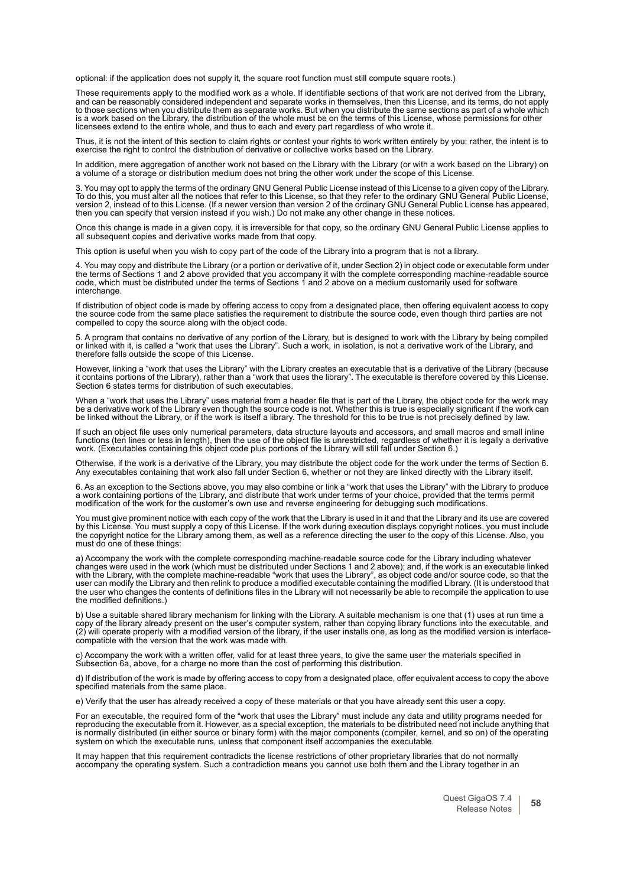optional: if the application does not supply it, the square root function must still compute square roots.)

These requirements apply to the modified work as a whole. If identifiable sections of that work are not derived from the Library, and can be reasonably considered independent and separate works in themselves, then this License, and its terms, do not apply to those sections when you distribute them as separate works. But when you distribute the same sections as part of a whole which is a work based on the Library, the distribution of the whole must be on the terms of this License, whose permissions for other licensees extend to the entire whole, and thus to each and every part regardless of who wrote it.

Thus, it is not the intent of this section to claim rights or contest your rights to work written entirely by you; rather, the intent is to exercise the right to control the distribution of derivative or collective works based on the Library.

In addition, mere aggregation of another work not based on the Library with the Library (or with a work based on the Library) on a volume of a storage or distribution medium does not bring the other work under the scope of this License.

3. You may opt to apply the terms of the ordinary GNU General Public License instead of this License to a given copy of the Library. To do this, you must alter all the notices that refer to this License, so that they refer to the ordinary GNU General Public License, version 2, instead of to this License. (If a newer version than version 2 of the ordinary GNU General Public License has appeared, then you can specify that version instead if you wish.) Do not make any other change in these notices.

Once this change is made in a given copy, it is irreversible for that copy, so the ordinary GNU General Public License applies to all subsequent copies and derivative works made from that copy.

This option is useful when you wish to copy part of the code of the Library into a program that is not a library.

4. You may copy and distribute the Library (or a portion or derivative of it, under Section 2) in object code or executable form under the terms of Sections 1 and 2 above provided that you accompany it with the complete corresponding machine-readable source code, which must be distributed under the terms of Sections 1 and 2 above on a medium customarily used for software interchange.

If distribution of object code is made by offering access to copy from a designated place, then offering equivalent access to copy the source code from the same place satisfies the requirement to distribute the source code, even though third parties are not compelled to copy the source along with the object code.

5. A program that contains no derivative of any portion of the Library, but is designed to work with the Library by being compiled or linked with it, is called a “work that uses the Library”. Such a work, in isolation, is not a derivative work of the Library, and therefore falls outside the scope of this License.

However, linking a “work that uses the Library” with the Library creates an executable that is a derivative of the Library (because it contains portions of the Library), rather than a “work that uses the library”. The executable is therefore covered by this License. Section 6 states terms for distribution of such executables.

When a “work that uses the Library” uses material from a header file that is part of the Library, the object code for the work may be a derivative work of the Library even though the source code is not. Whether this is true is especially significant if the work can be linked without the Library, or if the work is itself a library. The threshold for this to be true is not precisely defined by law.

If such an object file uses only numerical parameters, data structure layouts and accessors, and small macros and small inline functions (ten lines or less in length), then the use of the object file is unrestricted, regardless of whether it is legally a derivative work. (Executables containing this object code plus portions of the Library will still fall under Section 6.)

Otherwise, if the work is a derivative of the Library, you may distribute the object code for the work under the terms of Section 6. Any executables containing that work also fall under Section 6, whether or not they are linked directly with the Library itself.

6. As an exception to the Sections above, you may also combine or link a “work that uses the Library” with the Library to produce a work containing portions of the Library, and distribute that work under terms of your choice, provided that the terms permit modification of the work for the customer’s own use and reverse engineering for debugging such modifications.

You must give prominent notice with each copy of the work that the Library is used in it and that the Library and its use are covered by this License. You must supply a copy of this License. If the work during execution displays copyright notices, you must include the copyright notice for the Library among them, as well as a reference directing the user to the copy of this License. Also, you must do one of these things:

a) Accompany the work with the complete corresponding machine-readable source code for the Library including whatever changes were used in the work (which must be distributed under Sections 1 and 2 above); and, if the work is an executable linked with the Library, with the complete machine-readable “work that uses the Library”, as object code and/or source code, so that the user can modify the Library and then relink to produce a modified executable containing the modified Library. (It is understood that the user who changes the contents of definitions files in the Library will not necessarily be able to recompile the application to use the modified definitions.)

b) Use a suitable shared library mechanism for linking with the Library. A suitable mechanism is one that (1) uses at run time a copy of the library already present on the user’s computer system, rather than copying library functions into the executable, and (2) will operate properly with a modified version of the library, if the user installs one, as long as the modified version is interface-compatible with the version that the work was made with.

c) Accompany the work with a written offer, valid for at least three years, to give the same user the materials specified in Subsection 6a, above, for a charge no more than the cost of performing this distribution.

d) If distribution of the work is made by offering access to copy from a designated place, offer equivalent access to copy the above specified materials from the same place.

e) Verify that the user has already received a copy of these materials or that you have already sent this user a copy.

For an executable, the required form of the “work that uses the Library” must include any data and utility programs needed for reproducing the executable from it. However, as a special exception, the materials to be distributed need not include anything that is normally distributed (in either source or binary form) with the major components (compiler, kernel, and so on) of the operating system on which the executable runs, unless that component itself accompanies the executable.

It may happen that this requirement contradicts the license restrictions of other proprietary libraries that do not normally accompany the operating system. Such a contradiction means you cannot use both them and the Library together in an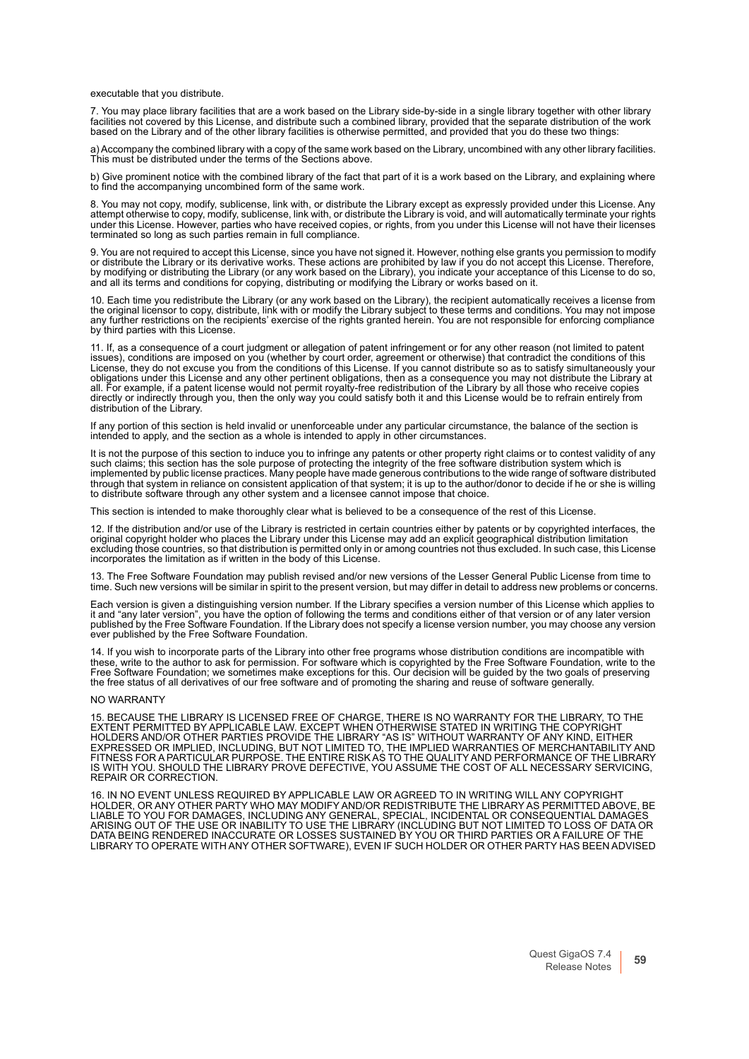executable that you distribute.

7. You may place library facilities that are a work based on the Library side-by-side in a single library together with other library facilities not covered by this License, and distribute such a combined library, provided that the separate distribution of the work based on the Library and of the other library facilities is otherwise permitted, and provided that you do these two things:

a) Accompany the combined library with a copy of the same work based on the Library, uncombined with any other library facilities. This must be distributed under the terms of the Sections above.

b) Give prominent notice with the combined library of the fact that part of it is a work based on the Library, and explaining where to find the accompanying uncombined form of the same work.

8. You may not copy, modify, sublicense, link with, or distribute the Library except as expressly provided under this License. Any attempt otherwise to copy, modify, sublicense, link with, or distribute the Library is void, and will automatically terminate your rights under this License. However, parties who have received copies, or rights, from you under this License will not have their licenses terminated so long as such parties remain in full compliance.

9. You are not required to accept this License, since you have not signed it. However, nothing else grants you permission to modify or distribute the Library or its derivative works. These actions are prohibited by law if you do not accept this License. Therefore, by modifying or distributing the Library (or any work based on the Library), you indicate your acceptance of this License to do so, and all its terms and conditions for copying, distributing or modifying the Library or works based on it.

10. Each time you redistribute the Library (or any work based on the Library), the recipient automatically receives a license from the original licensor to copy, distribute, link with or modify the Library subject to these terms and conditions. You may not impose any further restrictions on the recipients' exercise of the rights granted herein. You are not responsible for enforcing compliance by third parties with this License.

11. If, as a consequence of a court judgment or allegation of patent infringement or for any other reason (not limited to patent issues), conditions are imposed on you (whether by court order, agreement or otherwise) that contradict the conditions of this License, they do not excuse you from the conditions of this License. If you cannot distribute so as to satisfy simultaneously your obligations under this License and any other pertinent obligations, then as a consequence you may not distribute the Library at all. For example, if a patent license would not permit royalty-free redistribution of the Library by all those who receive copies directly or indirectly through you, then the only way you could satisfy both it and this License would be to refrain entirely from distribution of the Library.

If any portion of this section is held invalid or unenforceable under any particular circumstance, the balance of the section is intended to apply, and the section as a whole is intended to apply in other circumstances.

It is not the purpose of this section to induce you to infringe any patents or other property right claims or to contest validity of any such claims; this section has the sole purpose of protecting the integrity of the free software distribution system which is implemented by public license practices. Many people have made generous contributions to the wide range of software distributed through that system in reliance on consistent application of that system; it is up to the author/donor to decide if he or she is willing to distribute software through any other system and a licensee cannot impose that choice.

This section is intended to make thoroughly clear what is believed to be a consequence of the rest of this License.

12. If the distribution and/or use of the Library is restricted in certain countries either by patents or by copyrighted interfaces, the original copyright holder who places the Library under this License may add an explicit geographical distribution limitation excluding those countries, so that distribution is permitted only in or among countries not thus excluded. In such case, this License incorporates the limitation as if written in the body of this License.

13. The Free Software Foundation may publish revised and/or new versions of the Lesser General Public License from time to time. Such new versions will be similar in spirit to the present version, but may differ in detail to address new problems or concerns.

Each version is given a distinguishing version number. If the Library specifies a version number of this License which applies to it and "any later version", you have the option of following the terms and conditions either of that version or of any later version published by the Free Software Foundation. If the Library does not specify a license version number, you may choose any version ever published by the Free Software Foundation.

14. If you wish to incorporate parts of the Library into other free programs whose distribution conditions are incompatible with these, write to the author to ask for permission. For software which is copyrighted by the Free Software Foundation, write to the Free Software Foundation; we sometimes make exceptions for this. Our decision will be guided by the two goals of preserving the free status of all derivatives of our free software and of promoting the sharing and reuse of software generally.

NO WARRANTY

15. BECAUSE THE LIBRARY IS LICENSED FREE OF CHARGE, THERE IS NO WARRANTY FOR THE LIBRARY, TO THE EXTENT PERMITTED BY APPLICABLE LAW. EXCEPT WHEN OTHERWISE STATED IN WRITING THE COPYRIGHT HOLDERS AND/OR OTHER PARTIES PROVIDE THE LIBRARY "AS IS" WITHOUT WARRANTY OF ANY KIND, EITHER EXPRESSED OR IMPLIED, INCLUDING, BUT NOT LIMITED TO, THE IMPLIED WARRANTIES OF MERCHANTABILITY AND FITNESS FOR A PARTICULAR PURPOSE. THE ENTIRE RISK AS TO THE QUALITY AND PERFORMANCE OF THE LIBRARY IS WITH YOU. SHOULD THE LIBRARY PROVE DEFECTIVE, YOU ASSUME THE COST OF ALL NECESSARY SERVICING, REPAIR OR CORRECTION.

16. IN NO EVENT UNLESS REQUIRED BY APPLICABLE LAW OR AGREED TO IN WRITING WILL ANY COPYRIGHT HOLDER, OR ANY OTHER PARTY WHO MAY MODIFY AND/OR REDISTRIBUTE THE LIBRARY AS PERMITTED ABOVE, BE LIABLE TO YOU FOR DAMAGES, INCLUDING ANY GENERAL, SPECIAL, INCIDENTAL OR CONSEQUENTIAL DAMAGES ARISING OUT OF THE USE OR INABILITY TO USE THE LIBRARY (INCLUDING BUT NOT LIMITED TO LOSS OF DATA OR DATA BEING RENDERED INACCURATE OR LOSSES SUSTAINED BY YOU OR THIRD PARTIES OR A FAILURE OF THE LIBRARY TO OPERATE WITH ANY OTHER SOFTWARE), EVEN IF SUCH HOLDER OR OTHER PARTY HAS BEEN ADVISED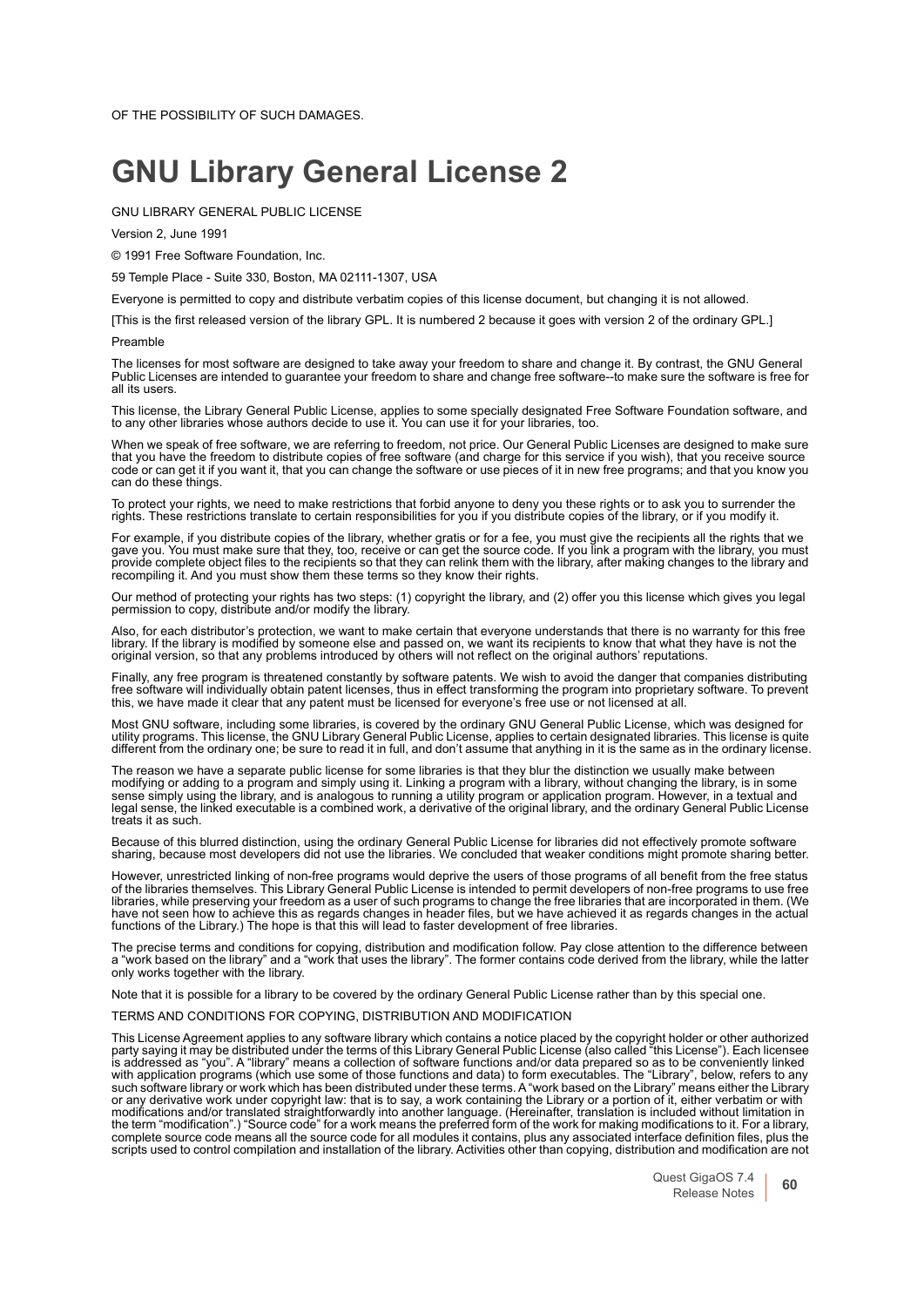OF THE POSSIBILITY OF SUCH DAMAGES.

# GNU Library General License 2

GNU LIBRARY GENERAL PUBLIC LICENSE

Version 2, June 1991

© 1991 Free Software Foundation, Inc.

59 Temple Place - Suite 330, Boston, MA 02111-1307, USA

Everyone is permitted to copy and distribute verbatim copies of this license document, but changing it is not allowed.

[This is the first released version of the library GPL. It is numbered 2 because it goes with version 2 of the ordinary GPL.]

Preamble

The licenses for most software are designed to take away your freedom to share and change it. By contrast, the GNU General Public Licenses are intended to guarantee your freedom to share and change free software--to make sure the software is free for all its users.

This license, the Library General Public License, applies to some specially designated Free Software Foundation software, and to any other libraries whose authors decide to use it. You can use it for your libraries, too.

When we speak of free software, we are referring to freedom, not price. Our General Public Licenses are designed to make sure that you have the freedom to distribute copies of free software (and charge for this service if you wish), that you receive source code or can get it if you want it, that you can change the software or use pieces of it in new free programs; and that you know you can do these things.

To protect your rights, we need to make restrictions that forbid anyone to deny you these rights or to ask you to surrender the rights. These restrictions translate to certain responsibilities for you if you distribute copies of the library, or if you modify it.

For example, if you distribute copies of the library, whether gratis or for a fee, you must give the recipients all the rights that we gave you. You must make sure that they, too, receive or can get the source code. If you link a program with the library, you must provide complete object files to the recipients so that they can relink them with the library, after making changes to the library and recompiling it. And you must show them these terms so they know their rights.

Our method of protecting your rights has two steps: (1) copyright the library, and (2) offer you this license which gives you legal permission to copy, distribute and/or modify the library.

Also, for each distributor's protection, we want to make certain that everyone understands that there is no warranty for this free library. If the library is modified by someone else and passed on, we want its recipients to know that what they have is not the original version, so that any problems introduced by others will not reflect on the original authors' reputations.

Finally, any free program is threatened constantly by software patents. We wish to avoid the danger that companies distributing free software will individually obtain patent licenses, thus in effect transforming the program into proprietary software. To prevent this, we have made it clear that any patent must be licensed for everyone's free use or not licensed at all.

Most GNU software, including some libraries, is covered by the ordinary GNU General Public License, which was designed for utility programs. This license, the GNU Library General Public License, applies to certain designated libraries. This license is quite different from the ordinary one; be sure to read it in full, and don't assume that anything in it is the same as in the ordinary license.

The reason we have a separate public license for some libraries is that they blur the distinction we usually make between modifying or adding to a program and simply using it. Linking a program with a library, without changing the library, is in some sense simply using the library, and is analogous to running a utility program or application program. However, in a textual and legal sense, the linked executable is a combined work, a derivative of the original library, and the ordinary General Public License treats it as such.

Because of this blurred distinction, using the ordinary General Public License for libraries did not effectively promote software sharing, because most developers did not use the libraries. We concluded that weaker conditions might promote sharing better.

However, unrestricted linking of non-free programs would deprive the users of those programs of all benefit from the free status of the libraries themselves. This Library General Public License is intended to permit developers of non-free programs to use free libraries, while preserving your freedom as a user of such programs to change the free libraries that are incorporated in them. (We have not seen how to achieve this as regards changes in header files, but we have achieved it as regards changes in the actual functions of the Library.) The hope is that this will lead to faster development of free libraries.

The precise terms and conditions for copying, distribution and modification follow. Pay close attention to the difference between a "work based on the library" and a "work that uses the library". The former contains code derived from the library, while the latter only works together with the library.

Note that it is possible for a library to be covered by the ordinary General Public License rather than by this special one.

TERMS AND CONDITIONS FOR COPYING, DISTRIBUTION AND MODIFICATION

This License Agreement applies to any software library which contains a notice placed by the copyright holder or other authorized party saying it may be distributed under the terms of this Library General Public License (also called "this License"). Each licensee is addressed as "you". A "library" means a collection of software functions and/or data prepared so as to be conveniently linked with application programs (which use some of those functions and data) to form executables. The "Library", below, refers to any such software library or work which has been distributed under these terms. A "work based on the Library" means either the Library or any derivative work under copyright law: that is to say, a work containing the Library or a portion of it, either verbatim or with modifications and/or translated straightforwardly into another language. (Hereinafter, translation is included without limitation in the term "modification".) "Source code" for a work means the preferred form of the work for making modifications to it. For a library, complete source code means all the source code for all modules it contains, plus any associated interface definition files, plus the scripts used to control compilation and installation of the library. Activities other than copying, distribution and modification are not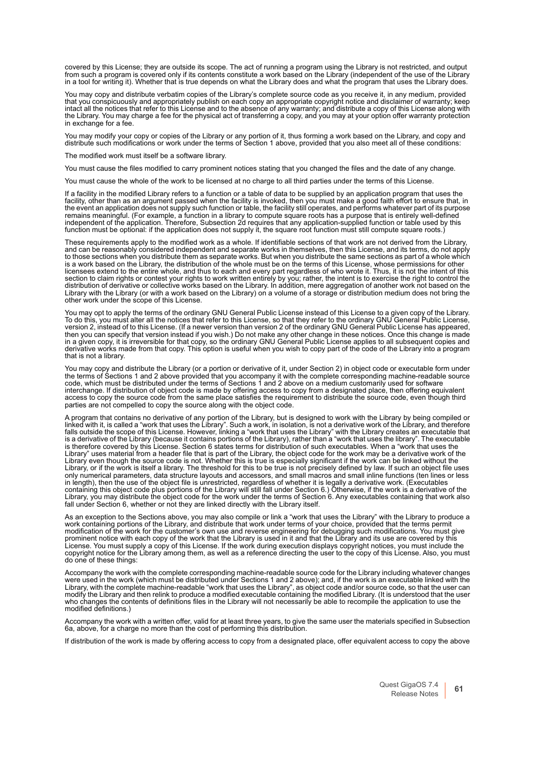covered by this License; they are outside its scope. The act of running a program using the Library is not restricted, and output from such a program is covered only if its contents constitute a work based on the Library (independent of the use of the Library in a tool for writing it). Whether that is true depends on what the Library does and what the program that uses the Library does.

You may copy and distribute verbatim copies of the Library's complete source code as you receive it, in any medium, provided that you conspicuously and appropriately publish on each copy an appropriate copyright notice and disclaimer of warranty; keep intact all the notices that refer to this License and to the absence of any warranty; and distribute a copy of this License along with the Library. You may charge a fee for the physical act of transferring a copy, and you may at your option offer warranty protection in exchange for a fee.

You may modify your copy or copies of the Library or any portion of it, thus forming a work based on the Library, and copy and distribute such modifications or work under the terms of Section 1 above, provided that you also meet all of these conditions:

The modified work must itself be a software library.

You must cause the files modified to carry prominent notices stating that you changed the files and the date of any change.

You must cause the whole of the work to be licensed at no charge to all third parties under the terms of this License.

If a facility in the modified Library refers to a function or a table of data to be supplied by an application program that uses the facility, other than as an argument passed when the facility is invoked, then you must make a good faith effort to ensure that, in the event an application does not supply such function or table, the facility still operates, and performs whatever part of its purpose remains meaningful. (For example, a function in a library to compute square roots has a purpose that is entirely well-defined independent of the application. Therefore, Subsection 2d requires that any application-supplied function or table used by this function must be optional: if the application does not supply it, the square root function must still compute square roots.)

These requirements apply to the modified work as a whole. If identifiable sections of that work are not derived from the Library, and can be reasonably considered independent and separate works in themselves, then this License, and its terms, do not apply to those sections when you distribute them as separate works. But when you distribute the same sections as part of a whole which is a work based on the Library, the distribution of the whole must be on the terms of this License, whose permissions for other licensees extend to the entire whole, and thus to each and every part regardless of who wrote it. Thus, it is not the intent of this section to claim rights or contest your rights to work written entirely by you; rather, the intent is to exercise the right to control the distribution of derivative or collective works based on the Library. In addition, mere aggregation of another work not based on the Library with the Library (or with a work based on the Library) on a volume of a storage or distribution medium does not bring the other work under the scope of this License.

You may opt to apply the terms of the ordinary GNU General Public License instead of this License to a given copy of the Library. To do this, you must alter all the notices that refer to this License, so that they refer to the ordinary GNU General Public License, version 2, instead of to this License. (If a newer version than version 2 of the ordinary GNU General Public License has appeared, then you can specify that version instead if you wish.) Do not make any other change in these notices. Once this change is made in a given copy, it is irreversible for that copy, so the ordinary GNU General Public License applies to all subsequent copies and derivative works made from that copy. This option is useful when you wish to copy part of the code of the Library into a program that is not a library.

You may copy and distribute the Library (or a portion or derivative of it, under Section 2) in object code or executable form under the terms of Sections 1 and 2 above provided that you accompany it with the complete corresponding machine-readable source code, which must be distributed under the terms of Sections 1 and 2 above on a medium customarily used for software interchange. If distribution of object code is made by offering access to copy from a designated place, then offering equivalent access to copy the source code from the same place satisfies the requirement to distribute the source code, even though third parties are not compelled to copy the source along with the object code.

A program that contains no derivative of any portion of the Library, but is designed to work with the Library by being compiled or linked with it, is called a "work that uses the Library". Such a work, in isolation, is not a derivative work of the Library, and therefore falls outside the scope of this License. However, linking a "work that uses the Library" with the Library creates an executable that is a derivative of the Library (because it contains portions of the Library), rather than a "work that uses the library". The executable is therefore covered by this License. Section 6 states terms for distribution of such executables. When a "work that uses the Library" uses material from a header file that is part of the Library, the object code for the work may be a derivative work of the Library even though the source code is not. Whether this is true is especially significant if the work can be linked without the Library, or if the work is itself a library. The threshold for this to be true is not precisely defined by law. If such an object file uses only numerical parameters, data structure layouts and accessors, and small macros and small inline functions (ten lines or less in length), then the use of the object file is unrestricted, regardless of whether it is legally a derivative work. (Executables containing this object code plus portions of the Library will still fall under Section 6.) Otherwise, if the work is a derivative of the Library, you may distribute the object code for the work under the terms of Section 6. Any executables containing that work also fall under Section 6, whether or not they are linked directly with the Library itself.

As an exception to the Sections above, you may also compile or link a "work that uses the Library" with the Library to produce a work containing portions of the Library, and distribute that work under terms of your choice, provided that the terms permit modification of the work for the customer's own use and reverse engineering for debugging such modifications. You must give prominent notice with each copy of the work that the Library is used in it and that the Library and its use are covered by this License. You must supply a copy of this License. If the work during execution displays copyright notices, you must include the copyright notice for the Library among them, as well as a reference directing the user to the copy of this License. Also, you must do one of these things:

Accompany the work with the complete corresponding machine-readable source code for the Library including whatever changes were used in the work (which must be distributed under Sections 1 and 2 above); and, if the work is an executable linked with the Library, with the complete machine-readable "work that uses the Library", as object code and/or source code, so that the user can modify the Library and then relink to produce a modified executable containing the modified Library. (It is understood that the user who changes the contents of definitions files in the Library will not necessarily be able to recompile the application to use the modified definitions.)

Accompany the work with a written offer, valid for at least three years, to give the same user the materials specified in Subsection 6a, above, for a charge no more than the cost of performing this distribution.

If distribution of the work is made by offering access to copy from a designated place, offer equivalent access to copy the above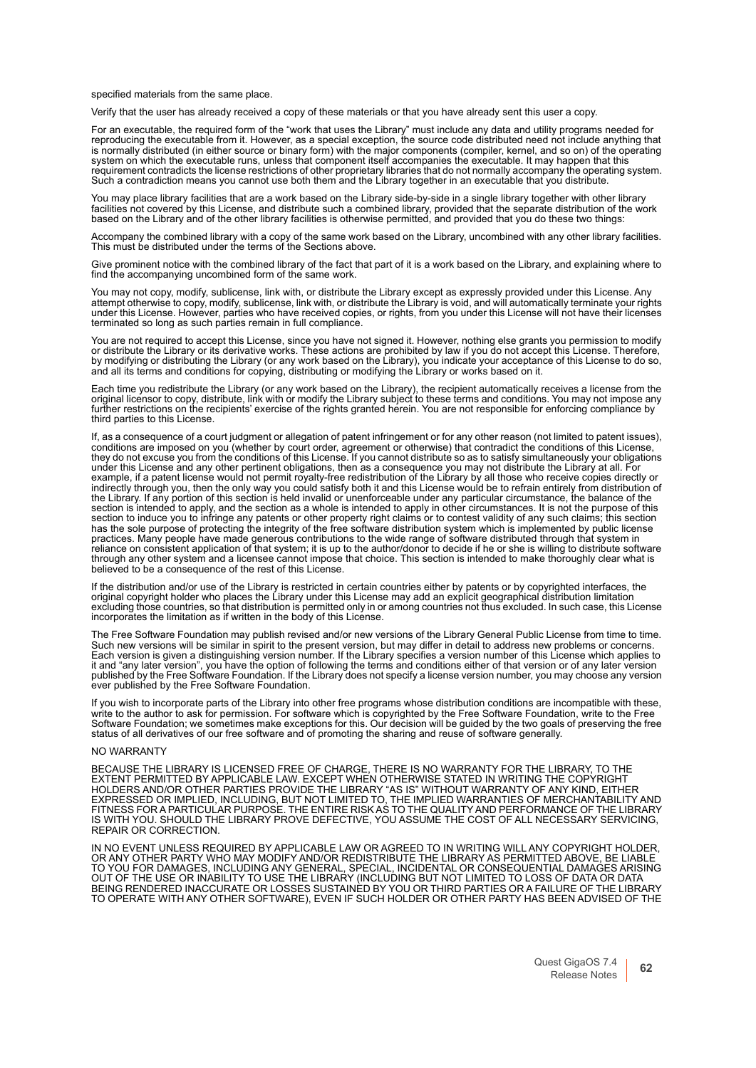specified materials from the same place.

Verify that the user has already received a copy of these materials or that you have already sent this user a copy.

For an executable, the required form of the "work that uses the Library" must include any data and utility programs needed for reproducing the executable from it. However, as a special exception, the source code distributed need not include anything that is normally distributed (in either source or binary form) with the major components (compiler, kernel, and so on) of the operating system on which the executable runs, unless that component itself accompanies the executable. It may happen that this requirement contradicts the license restrictions of other proprietary libraries that do not normally accompany the operating system. Such a contradiction means you cannot use both them and the Library together in an executable that you distribute.

You may place library facilities that are a work based on the Library side-by-side in a single library together with other library facilities not covered by this License, and distribute such a combined library, provided that the separate distribution of the work based on the Library and of the other library facilities is otherwise permitted, and provided that you do these two things:

Accompany the combined library with a copy of the same work based on the Library, uncombined with any other library facilities. This must be distributed under the terms of the Sections above.

Give prominent notice with the combined library of the fact that part of it is a work based on the Library, and explaining where to find the accompanying uncombined form of the same work.

You may not copy, modify, sublicense, link with, or distribute the Library except as expressly provided under this License. Any attempt otherwise to copy, modify, sublicense, link with, or distribute the Library is void, and will automatically terminate your rights under this License. However, parties who have received copies, or rights, from you under this License will not have their licenses terminated so long as such parties remain in full compliance.

You are not required to accept this License, since you have not signed it. However, nothing else grants you permission to modify or distribute the Library or its derivative works. These actions are prohibited by law if you do not accept this License. Therefore, by modifying or distributing the Library (or any work based on the Library), you indicate your acceptance of this License to do so, and all its terms and conditions for copying, distributing or modifying the Library or works based on it.

Each time you redistribute the Library (or any work based on the Library), the recipient automatically receives a license from the original licensor to copy, distribute, link with or modify the Library subject to these terms and conditions. You may not impose any further restrictions on the recipients' exercise of the rights granted herein. You are not responsible for enforcing compliance by third parties to this License.

If, as a consequence of a court judgment or allegation of patent infringement or for any other reason (not limited to patent issues), conditions are imposed on you (whether by court order, agreement or otherwise) that contradict the conditions of this License, they do not excuse you from the conditions of this License. If you cannot distribute so as to satisfy simultaneously your obligations under this License and any other pertinent obligations, then as a consequence you may not distribute the Library at all. For example, if a patent license would not permit royalty-free redistribution of the Library by all those who receive copies directly or indirectly through you, then the only way you could satisfy both it and this License would be to refrain entirely from distribution of the Library. If any portion of this section is held invalid or unenforceable under any particular circumstance, the balance of the section is intended to apply, and the section as a whole is intended to apply in other circumstances. It is not the purpose of this section to induce you to infringe any patents or other property right claims or to contest validity of any such claims; this section has the sole purpose of protecting the integrity of the free software distribution system which is implemented by public license practices. Many people have made generous contributions to the wide range of software distributed through that system in reliance on consistent application of that system; it is up to the author/donor to decide if he or she is willing to distribute software through any other system and a licensee cannot impose that choice. This section is intended to make thoroughly clear what is believed to be a consequence of the rest of this License.

If the distribution and/or use of the Library is restricted in certain countries either by patents or by copyrighted interfaces, the original copyright holder who places the Library under this License may add an explicit geographical distribution limitation excluding those countries, so that distribution is permitted only in or among countries not thus excluded. In such case, this License incorporates the limitation as if written in the body of this License.

The Free Software Foundation may publish revised and/or new versions of the Library General Public License from time to time. Such new versions will be similar in spirit to the present version, but may differ in detail to address new problems or concerns. Each version is given a distinguishing version number. If the Library specifies a version number of this License which applies to it and "any later version", you have the option of following the terms and conditions either of that version or of any later version published by the Free Software Foundation. If the Library does not specify a license version number, you may choose any version ever published by the Free Software Foundation.

If you wish to incorporate parts of the Library into other free programs whose distribution conditions are incompatible with these, write to the author to ask for permission. For software which is copyrighted by the Free Software Foundation, write to the Free Software Foundation; we sometimes make exceptions for this. Our decision will be guided by the two goals of preserving the free status of all derivatives of our free software and of promoting the sharing and reuse of software generally.

NO WARRANTY

BECAUSE THE LIBRARY IS LICENSED FREE OF CHARGE, THERE IS NO WARRANTY FOR THE LIBRARY, TO THE EXTENT PERMITTED BY APPLICABLE LAW. EXCEPT WHEN OTHERWISE STATED IN WRITING THE COPYRIGHT HOLDERS AND/OR OTHER PARTIES PROVIDE THE LIBRARY "AS IS" WITHOUT WARRANTY OF ANY KIND, EITHER EXPRESSED OR IMPLIED, INCLUDING, BUT NOT LIMITED TO, THE IMPLIED WARRANTIES OF MERCHANTABILITY AND FITNESS FOR A PARTICULAR PURPOSE. THE ENTIRE RISK AS TO THE QUALITY AND PERFORMANCE OF THE LIBRARY IS WITH YOU. SHOULD THE LIBRARY PROVE DEFECTIVE, YOU ASSUME THE COST OF ALL NECESSARY SERVICING, REPAIR OR CORRECTION.

IN NO EVENT UNLESS REQUIRED BY APPLICABLE LAW OR AGREED TO IN WRITING WILL ANY COPYRIGHT HOLDER, OR ANY OTHER PARTY WHO MAY MODIFY AND/OR REDISTRIBUTE THE LIBRARY AS PERMITTED ABOVE, BE LIABLE TO YOU FOR DAMAGES, INCLUDING ANY GENERAL, SPECIAL, INCIDENTAL OR CONSEQUENTIAL DAMAGES ARISING OUT OF THE USE OR INABILITY TO USE THE LIBRARY (INCLUDING BUT NOT LIMITED TO LOSS OF DATA OR DATA BEING RENDERED INACCURATE OR LOSSES SUSTAINED BY YOU OR THIRD PARTIES OR A FAILURE OF THE LIBRARY TO OPERATE WITH ANY OTHER SOFTWARE), EVEN IF SUCH HOLDER OR OTHER PARTY HAS BEEN ADVISED OF THE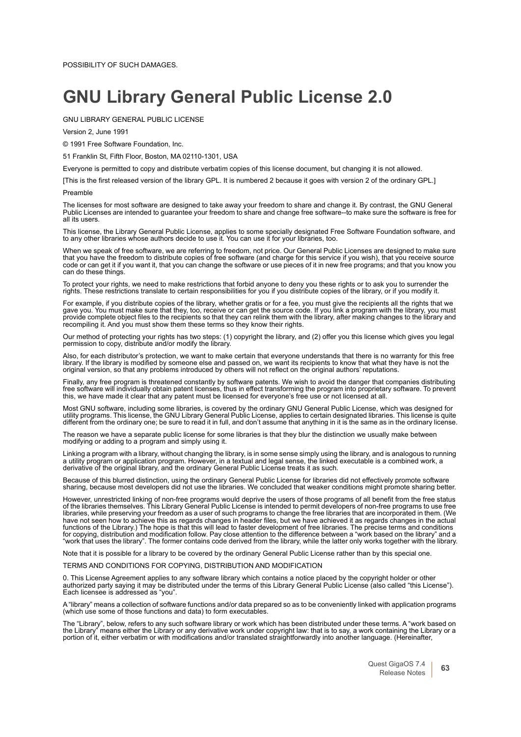POSSIBILITY OF SUCH DAMAGES.

# GNU Library General Public License 2.0

GNU LIBRARY GENERAL PUBLIC LICENSE

Version 2, June 1991

© 1991 Free Software Foundation, Inc.

51 Franklin St, Fifth Floor, Boston, MA 02110-1301, USA

Everyone is permitted to copy and distribute verbatim copies of this license document, but changing it is not allowed.

[This is the first released version of the library GPL. It is numbered 2 because it goes with version 2 of the ordinary GPL.]

Preamble

The licenses for most software are designed to take away your freedom to share and change it. By contrast, the GNU General Public Licenses are intended to guarantee your freedom to share and change free software--to make sure the software is free for all its users.

This license, the Library General Public License, applies to some specially designated Free Software Foundation software, and to any other libraries whose authors decide to use it. You can use it for your libraries, too.

When we speak of free software, we are referring to freedom, not price. Our General Public Licenses are designed to make sure that you have the freedom to distribute copies of free software (and charge for this service if you wish), that you receive source code or can get it if you want it, that you can change the software or use pieces of it in new free programs; and that you know you can do these things.

To protect your rights, we need to make restrictions that forbid anyone to deny you these rights or to ask you to surrender the rights. These restrictions translate to certain responsibilities for you if you distribute copies of the library, or if you modify it.

For example, if you distribute copies of the library, whether gratis or for a fee, you must give the recipients all the rights that we gave you. You must make sure that they, too, receive or can get the source code. If you link a program with the library, you must provide complete object files to the recipients so that they can relink them with the library, after making changes to the library and recompiling it. And you must show them these terms so they know their rights.

Our method of protecting your rights has two steps: (1) copyright the library, and (2) offer you this license which gives you legal permission to copy, distribute and/or modify the library.

Also, for each distributor's protection, we want to make certain that everyone understands that there is no warranty for this free library. If the library is modified by someone else and passed on, we want its recipients to know that what they have is not the original version, so that any problems introduced by others will not reflect on the original authors' reputations.

Finally, any free program is threatened constantly by software patents. We wish to avoid the danger that companies distributing free software will individually obtain patent licenses, thus in effect transforming the program into proprietary software. To prevent this, we have made it clear that any patent must be licensed for everyone's free use or not licensed at all.

Most GNU software, including some libraries, is covered by the ordinary GNU General Public License, which was designed for utility programs. This license, the GNU Library General Public License, applies to certain designated libraries. This license is quite different from the ordinary one; be sure to read it in full, and don't assume that anything in it is the same as in the ordinary license.

The reason we have a separate public license for some libraries is that they blur the distinction we usually make between modifying or adding to a program and simply using it.

Linking a program with a library, without changing the library, is in some sense simply using the library, and is analogous to running a utility program or application program. However, in a textual and legal sense, the linked executable is a combined work, a derivative of the original library, and the ordinary General Public License treats it as such.

Because of this blurred distinction, using the ordinary General Public License for libraries did not effectively promote software sharing, because most developers did not use the libraries. We concluded that weaker conditions might promote sharing better.

However, unrestricted linking of non-free programs would deprive the users of those programs of all benefit from the free status of the libraries themselves. This Library General Public License is intended to permit developers of non-free programs to use free libraries, while preserving your freedom as a user of such programs to change the free libraries that are incorporated in them. (We have not seen how to achieve this as regards changes in header files, but we have achieved it as regards changes in the actual functions of the Library.) The hope is that this will lead to faster development of free libraries. The precise terms and conditions for copying, distribution and modification follow. Pay close attention to the difference between a "work based on the library" and a "work that uses the library". The former contains code derived from the library, while the latter only works together with the library.

Note that it is possible for a library to be covered by the ordinary General Public License rather than by this special one.

TERMS AND CONDITIONS FOR COPYING, DISTRIBUTION AND MODIFICATION

0. This License Agreement applies to any software library which contains a notice placed by the copyright holder or other authorized party saying it may be distributed under the terms of this Library General Public License (also called "this License"). Each licensee is addressed as "you".

A "library" means a collection of software functions and/or data prepared so as to be conveniently linked with application programs (which use some of those functions and data) to form executables.

The "Library", below, refers to any such software library or work which has been distributed under these terms. A "work based on the Library" means either the Library or any derivative work under copyright law: that is to say, a work containing the Library or a portion of it, either verbatim or with modifications and/or translated straightforwardly into another language. (Hereinafter,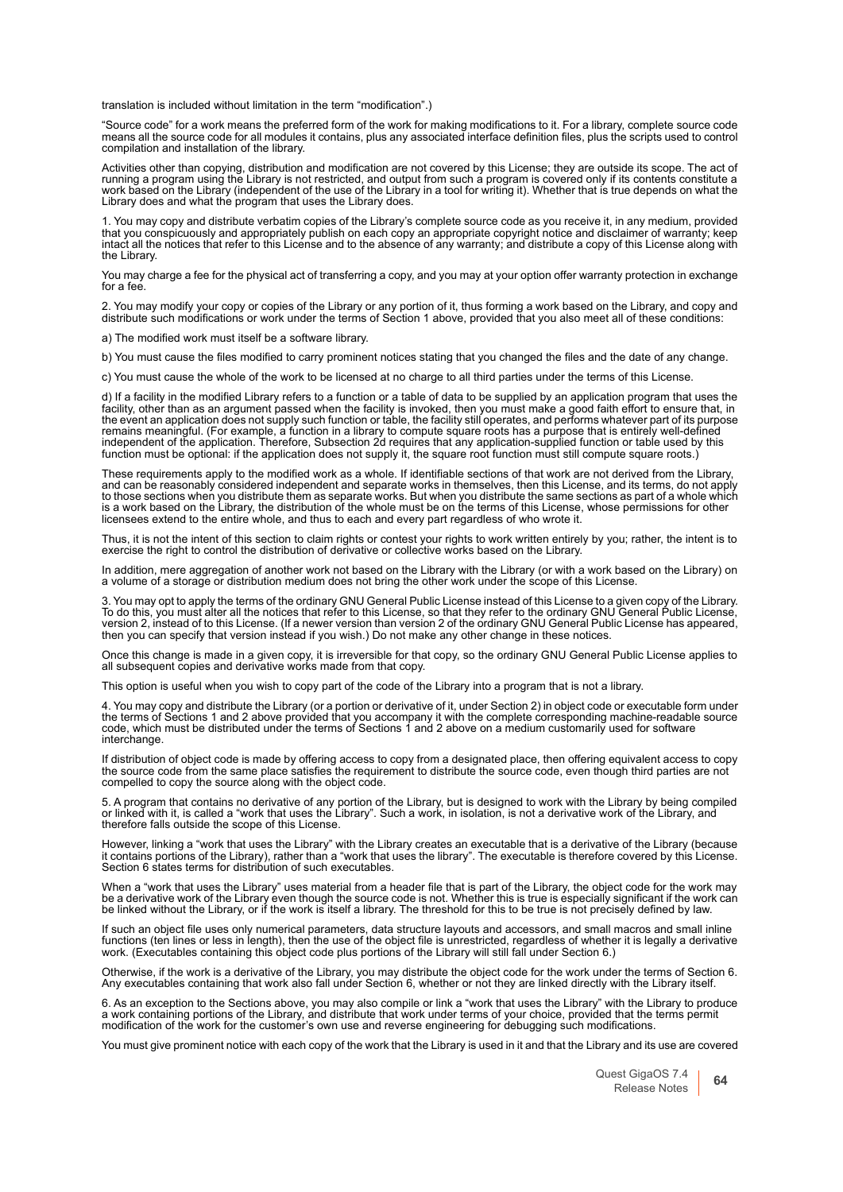translation is included without limitation in the term “modification”.)

“Source code” for a work means the preferred form of the work for making modifications to it. For a library, complete source code means all the source code for all modules it contains, plus any associated interface definition files, plus the scripts used to control compilation and installation of the library.

Activities other than copying, distribution and modification are not covered by this License; they are outside its scope. The act of running a program using the Library is not restricted, and output from such a program is covered only if its contents constitute a work based on the Library (independent of the use of the Library in a tool for writing it). Whether that is true depends on what the Library does and what the program that uses the Library does.

1. You may copy and distribute verbatim copies of the Library’s complete source code as you receive it, in any medium, provided that you conspicuously and appropriately publish on each copy an appropriate copyright notice and disclaimer of warranty; keep intact all the notices that refer to this License and to the absence of any warranty; and distribute a copy of this License along with the Library.

You may charge a fee for the physical act of transferring a copy, and you may at your option offer warranty protection in exchange for a fee.

2. You may modify your copy or copies of the Library or any portion of it, thus forming a work based on the Library, and copy and distribute such modifications or work under the terms of Section 1 above, provided that you also meet all of these conditions:

a) The modified work must itself be a software library.

b) You must cause the files modified to carry prominent notices stating that you changed the files and the date of any change.

c) You must cause the whole of the work to be licensed at no charge to all third parties under the terms of this License.

d) If a facility in the modified Library refers to a function or a table of data to be supplied by an application program that uses the facility, other than as an argument passed when the facility is invoked, then you must make a good faith effort to ensure that, in the event an application does not supply such function or table, the facility still operates, and performs whatever part of its purpose remains meaningful. (For example, a function in a library to compute square roots has a purpose that is entirely well-defined independent of the application. Therefore, Subsection 2d requires that any application-supplied function or table used by this function must be optional: if the application does not supply it, the square root function must still compute square roots.)

These requirements apply to the modified work as a whole. If identifiable sections of that work are not derived from the Library, and can be reasonably considered independent and separate works in themselves, then this License, and its terms, do not apply to those sections when you distribute them as separate works. But when you distribute the same sections as part of a whole which is a work based on the Library, the distribution of the whole must be on the terms of this License, whose permissions for other licensees extend to the entire whole, and thus to each and every part regardless of who wrote it.

Thus, it is not the intent of this section to claim rights or contest your rights to work written entirely by you; rather, the intent is to exercise the right to control the distribution of derivative or collective works based on the Library.

In addition, mere aggregation of another work not based on the Library with the Library (or with a work based on the Library) on a volume of a storage or distribution medium does not bring the other work under the scope of this License.

3. You may opt to apply the terms of the ordinary GNU General Public License instead of this License to a given copy of the Library. To do this, you must alter all the notices that refer to this License, so that they refer to the ordinary GNU General Public License, version 2, instead of to this License. (If a newer version than version 2 of the ordinary GNU General Public License has appeared, then you can specify that version instead if you wish.) Do not make any other change in these notices.

Once this change is made in a given copy, it is irreversible for that copy, so the ordinary GNU General Public License applies to all subsequent copies and derivative works made from that copy.

This option is useful when you wish to copy part of the code of the Library into a program that is not a library.

4. You may copy and distribute the Library (or a portion or derivative of it, under Section 2) in object code or executable form under the terms of Sections 1 and 2 above provided that you accompany it with the complete corresponding machine-readable source code, which must be distributed under the terms of Sections 1 and 2 above on a medium customarily used for software interchange.

If distribution of object code is made by offering access to copy from a designated place, then offering equivalent access to copy the source code from the same place satisfies the requirement to distribute the source code, even though third parties are not compelled to copy the source along with the object code.

5. A program that contains no derivative of any portion of the Library, but is designed to work with the Library by being compiled or linked with it, is called a “work that uses the Library”. Such a work, in isolation, is not a derivative work of the Library, and therefore falls outside the scope of this License.

However, linking a “work that uses the Library” with the Library creates an executable that is a derivative of the Library (because it contains portions of the Library), rather than a “work that uses the library”. The executable is therefore covered by this License. Section 6 states terms for distribution of such executables.

When a “work that uses the Library” uses material from a header file that is part of the Library, the object code for the work may be a derivative work of the Library even though the source code is not. Whether this is true is especially significant if the work can be linked without the Library, or if the work is itself a library. The threshold for this to be true is not precisely defined by law.

If such an object file uses only numerical parameters, data structure layouts and accessors, and small macros and small inline functions (ten lines or less in length), then the use of the object file is unrestricted, regardless of whether it is legally a derivative work. (Executables containing this object code plus portions of the Library will still fall under Section 6.)

Otherwise, if the work is a derivative of the Library, you may distribute the object code for the work under the terms of Section 6. Any executables containing that work also fall under Section 6, whether or not they are linked directly with the Library itself.

6. As an exception to the Sections above, you may also compile or link a “work that uses the Library” with the Library to produce a work containing portions of the Library, and distribute that work under terms of your choice, provided that the terms permit modification of the work for the customer’s own use and reverse engineering for debugging such modifications.

You must give prominent notice with each copy of the work that the Library is used in it and that the Library and its use are covered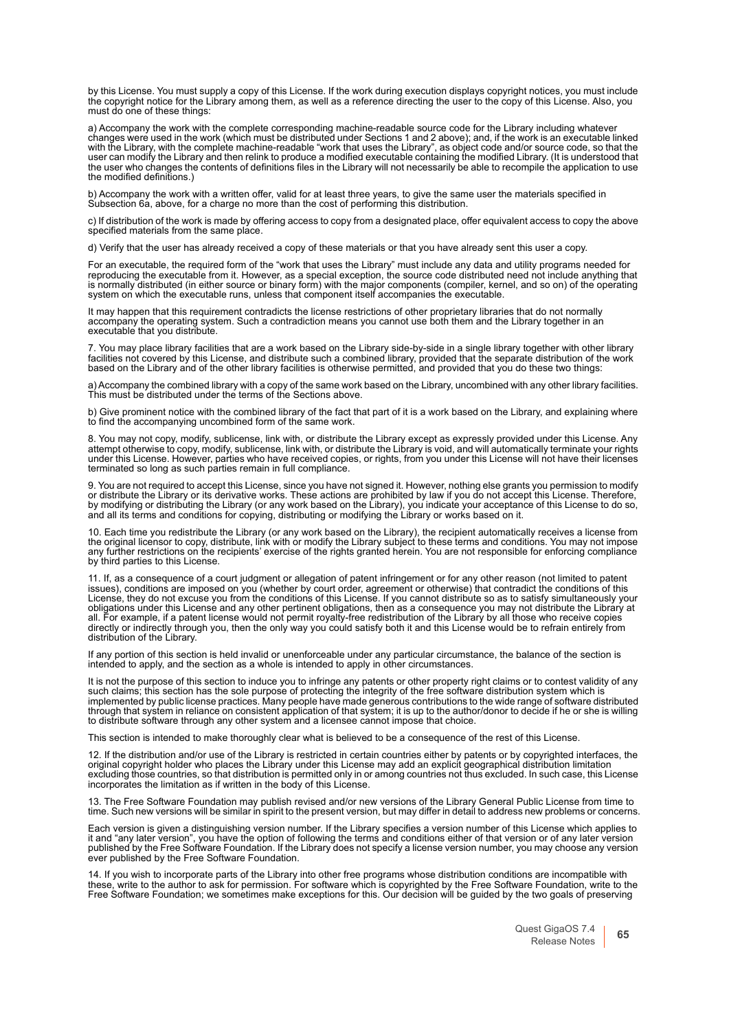by this License. You must supply a copy of this License. If the work during execution displays copyright notices, you must include the copyright notice for the Library among them, as well as a reference directing the user to the copy of this License. Also, you must do one of these things:

a) Accompany the work with the complete corresponding machine-readable source code for the Library including whatever changes were used in the work (which must be distributed under Sections 1 and 2 above); and, if the work is an executable linked with the Library, with the complete machine-readable "work that uses the Library", as object code and/or source code, so that the user can modify the Library and then relink to produce a modified executable containing the modified Library. (It is understood that the user who changes the contents of definitions files in the Library will not necessarily be able to recompile the application to use the modified definitions.)

b) Accompany the work with a written offer, valid for at least three years, to give the same user the materials specified in Subsection 6a, above, for a charge no more than the cost of performing this distribution.

c) If distribution of the work is made by offering access to copy from a designated place, offer equivalent access to copy the above specified materials from the same place.

d) Verify that the user has already received a copy of these materials or that you have already sent this user a copy.

For an executable, the required form of the "work that uses the Library" must include any data and utility programs needed for reproducing the executable from it. However, as a special exception, the source code distributed need not include anything that is normally distributed (in either source or binary form) with the major components (compiler, kernel, and so on) of the operating system on which the executable runs, unless that component itself accompanies the executable.

It may happen that this requirement contradicts the license restrictions of other proprietary libraries that do not normally accompany the operating system. Such a contradiction means you cannot use both them and the Library together in an executable that you distribute.

7. You may place library facilities that are a work based on the Library side-by-side in a single library together with other library facilities not covered by this License, and distribute such a combined library, provided that the separate distribution of the work based on the Library and of the other library facilities is otherwise permitted, and provided that you do these two things:

a) Accompany the combined library with a copy of the same work based on the Library, uncombined with any other library facilities. This must be distributed under the terms of the Sections above.

b) Give prominent notice with the combined library of the fact that part of it is a work based on the Library, and explaining where to find the accompanying uncombined form of the same work.

8. You may not copy, modify, sublicense, link with, or distribute the Library except as expressly provided under this License. Any attempt otherwise to copy, modify, sublicense, link with, or distribute the Library is void, and will automatically terminate your rights under this License. However, parties who have received copies, or rights, from you under this License will not have their licenses terminated so long as such parties remain in full compliance.

9. You are not required to accept this License, since you have not signed it. However, nothing else grants you permission to modify or distribute the Library or its derivative works. These actions are prohibited by law if you do not accept this License. Therefore, by modifying or distributing the Library (or any work based on the Library), you indicate your acceptance of this License to do so, and all its terms and conditions for copying, distributing or modifying the Library or works based on it.

10. Each time you redistribute the Library (or any work based on the Library), the recipient automatically receives a license from the original licensor to copy, distribute, link with or modify the Library subject to these terms and conditions. You may not impose any further restrictions on the recipients' exercise of the rights granted herein. You are not responsible for enforcing compliance by third parties to this License.

11. If, as a consequence of a court judgment or allegation of patent infringement or for any other reason (not limited to patent issues), conditions are imposed on you (whether by court order, agreement or otherwise) that contradict the conditions of this License, they do not excuse you from the conditions of this License. If you cannot distribute so as to satisfy simultaneously your obligations under this License and any other pertinent obligations, then as a consequence you may not distribute the Library at all. For example, if a patent license would not permit royalty-free redistribution of the Library by all those who receive copies directly or indirectly through you, then the only way you could satisfy both it and this License would be to refrain entirely from distribution of the Library.

If any portion of this section is held invalid or unenforceable under any particular circumstance, the balance of the section is intended to apply, and the section as a whole is intended to apply in other circumstances.

It is not the purpose of this section to induce you to infringe any patents or other property right claims or to contest validity of any such claims; this section has the sole purpose of protecting the integrity of the free software distribution system which is implemented by public license practices. Many people have made generous contributions to the wide range of software distributed through that system in reliance on consistent application of that system; it is up to the author/donor to decide if he or she is willing to distribute software through any other system and a licensee cannot impose that choice.

This section is intended to make thoroughly clear what is believed to be a consequence of the rest of this License.

12. If the distribution and/or use of the Library is restricted in certain countries either by patents or by copyrighted interfaces, the original copyright holder who places the Library under this License may add an explicit geographical distribution limitation excluding those countries, so that distribution is permitted only in or among countries not thus excluded. In such case, this License incorporates the limitation as if written in the body of this License.

13. The Free Software Foundation may publish revised and/or new versions of the Library General Public License from time to time. Such new versions will be similar in spirit to the present version, but may differ in detail to address new problems or concerns.

Each version is given a distinguishing version number. If the Library specifies a version number of this License which applies to it and "any later version", you have the option of following the terms and conditions either of that version or of any later version published by the Free Software Foundation. If the Library does not specify a license version number, you may choose any version ever published by the Free Software Foundation.

14. If you wish to incorporate parts of the Library into other free programs whose distribution conditions are incompatible with these, write to the author to ask for permission. For software which is copyrighted by the Free Software Foundation, write to the Free Software Foundation; we sometimes make exceptions for this. Our decision will be guided by the two goals of preserving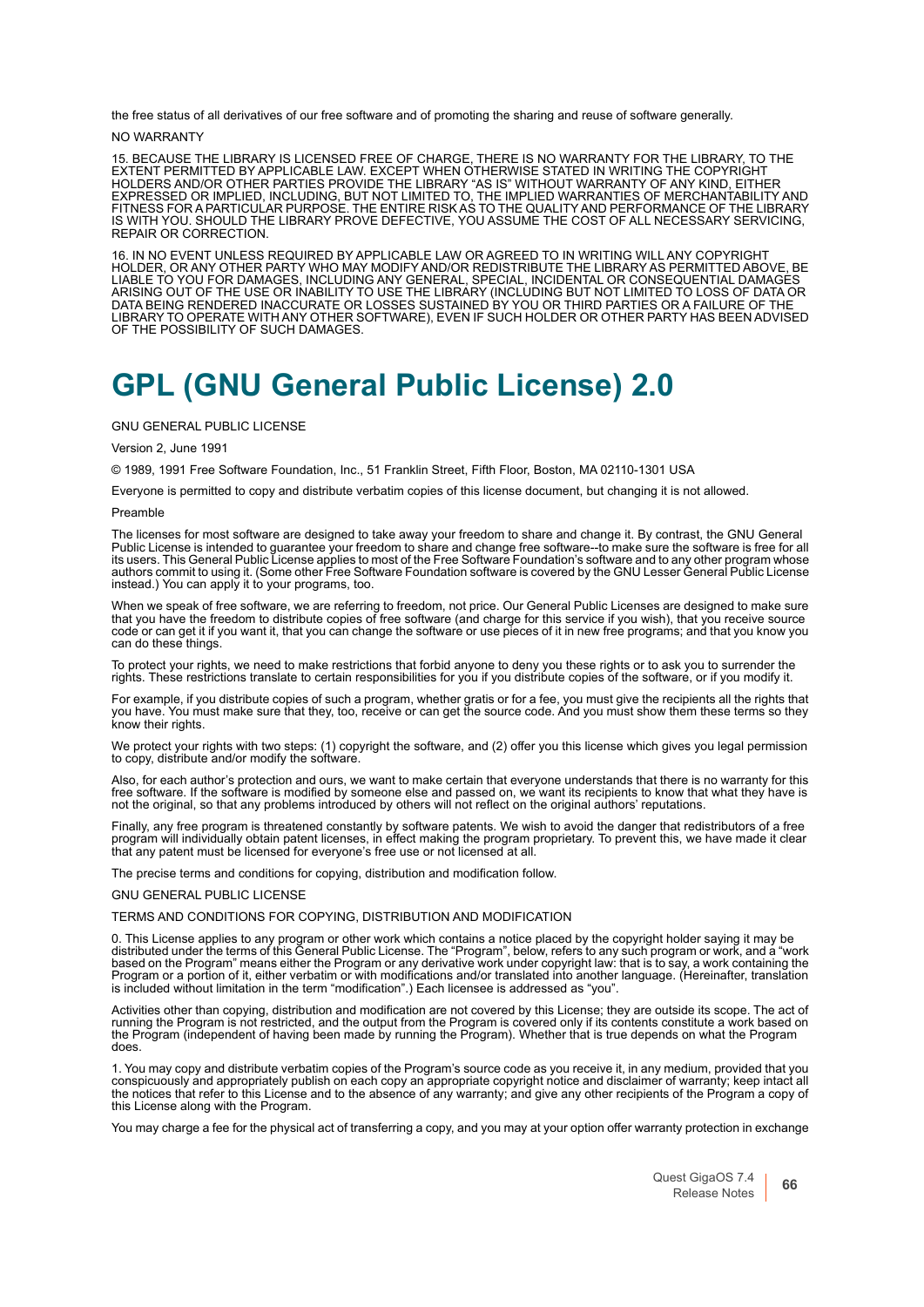the free status of all derivatives of our free software and of promoting the sharing and reuse of software generally.

NO WARRANTY

15. BECAUSE THE LIBRARY IS LICENSED FREE OF CHARGE, THERE IS NO WARRANTY FOR THE LIBRARY, TO THE EXTENT PERMITTED BY APPLICABLE LAW. EXCEPT WHEN OTHERWISE STATED IN WRITING THE COPYRIGHT HOLDERS AND/OR OTHER PARTIES PROVIDE THE LIBRARY "AS IS" WITHOUT WARRANTY OF ANY KIND, EITHER EXPRESSED OR IMPLIED, INCLUDING, BUT NOT LIMITED TO, THE IMPLIED WARRANTIES OF MERCHANTABILITY AND FITNESS FOR A PARTICULAR PURPOSE. THE ENTIRE RISK AS TO THE QUALITY AND PERFORMANCE OF THE LIBRARY IS WITH YOU. SHOULD THE LIBRARY PROVE DEFECTIVE, YOU ASSUME THE COST OF ALL NECESSARY SERVICING, REPAIR OR CORRECTION.

16. IN NO EVENT UNLESS REQUIRED BY APPLICABLE LAW OR AGREED TO IN WRITING WILL ANY COPYRIGHT HOLDER, OR ANY OTHER PARTY WHO MAY MODIFY AND/OR REDISTRIBUTE THE LIBRARY AS PERMITTED ABOVE, BE LIABLE TO YOU FOR DAMAGES, INCLUDING ANY GENERAL, SPECIAL, INCIDENTAL OR CONSEQUENTIAL DAMAGES ARISING OUT OF THE USE OR INABILITY TO USE THE LIBRARY (INCLUDING BUT NOT LIMITED TO LOSS OF DATA OR DATA BEING RENDERED INACCURATE OR LOSSES SUSTAINED BY YOU OR THIRD PARTIES OR A FAILURE OF THE LIBRARY TO OPERATE WITH ANY OTHER SOFTWARE), EVEN IF SUCH HOLDER OR OTHER PARTY HAS BEEN ADVISED OF THE POSSIBILITY OF SUCH DAMAGES.

# GPL (GNU General Public License) 2.0

GNU GENERAL PUBLIC LICENSE

Version 2, June 1991

© 1989, 1991 Free Software Foundation, Inc., 51 Franklin Street, Fifth Floor, Boston, MA 02110-1301 USA

Everyone is permitted to copy and distribute verbatim copies of this license document, but changing it is not allowed.

Preamble

The licenses for most software are designed to take away your freedom to share and change it. By contrast, the GNU General Public License is intended to guarantee your freedom to share and change free software--to make sure the software is free for all its users. This General Public License applies to most of the Free Software Foundation's software and to any other program whose authors commit to using it. (Some other Free Software Foundation software is covered by the GNU Lesser General Public License instead.) You can apply it to your programs, too.

When we speak of free software, we are referring to freedom, not price. Our General Public Licenses are designed to make sure that you have the freedom to distribute copies of free software (and charge for this service if you wish), that you receive source code or can get it if you want it, that you can change the software or use pieces of it in new free programs; and that you know you can do these things.

To protect your rights, we need to make restrictions that forbid anyone to deny you these rights or to ask you to surrender the rights. These restrictions translate to certain responsibilities for you if you distribute copies of the software, or if you modify it.

For example, if you distribute copies of such a program, whether gratis or for a fee, you must give the recipients all the rights that you have. You must make sure that they, too, receive or can get the source code. And you must show them these terms so they know their rights.

We protect your rights with two steps: (1) copyright the software, and (2) offer you this license which gives you legal permission to copy, distribute and/or modify the software.

Also, for each author's protection and ours, we want to make certain that everyone understands that there is no warranty for this free software. If the software is modified by someone else and passed on, we want its recipients to know that what they have is not the original, so that any problems introduced by others will not reflect on the original authors' reputations.

Finally, any free program is threatened constantly by software patents. We wish to avoid the danger that redistributors of a free program will individually obtain patent licenses, in effect making the program proprietary. To prevent this, we have made it clear that any patent must be licensed for everyone's free use or not licensed at all.

The precise terms and conditions for copying, distribution and modification follow.

GNU GENERAL PUBLIC LICENSE

TERMS AND CONDITIONS FOR COPYING, DISTRIBUTION AND MODIFICATION

0. This License applies to any program or other work which contains a notice placed by the copyright holder saying it may be distributed under the terms of this General Public License. The "Program", below, refers to any such program or work, and a "work based on the Program" means either the Program or any derivative work under copyright law: that is to say, a work containing the Program or a portion of it, either verbatim or with modifications and/or translated into another language. (Hereinafter, translation is included without limitation in the term "modification".) Each licensee is addressed as "you".

Activities other than copying, distribution and modification are not covered by this License; they are outside its scope. The act of running the Program is not restricted, and the output from the Program is covered only if its contents constitute a work based on the Program (independent of having been made by running the Program). Whether that is true depends on what the Program does.

1. You may copy and distribute verbatim copies of the Program's source code as you receive it, in any medium, provided that you conspicuously and appropriately publish on each copy an appropriate copyright notice and disclaimer of warranty; keep intact all the notices that refer to this License and to the absence of any warranty; and give any other recipients of the Program a copy of this License along with the Program.

You may charge a fee for the physical act of transferring a copy, and you may at your option offer warranty protection in exchange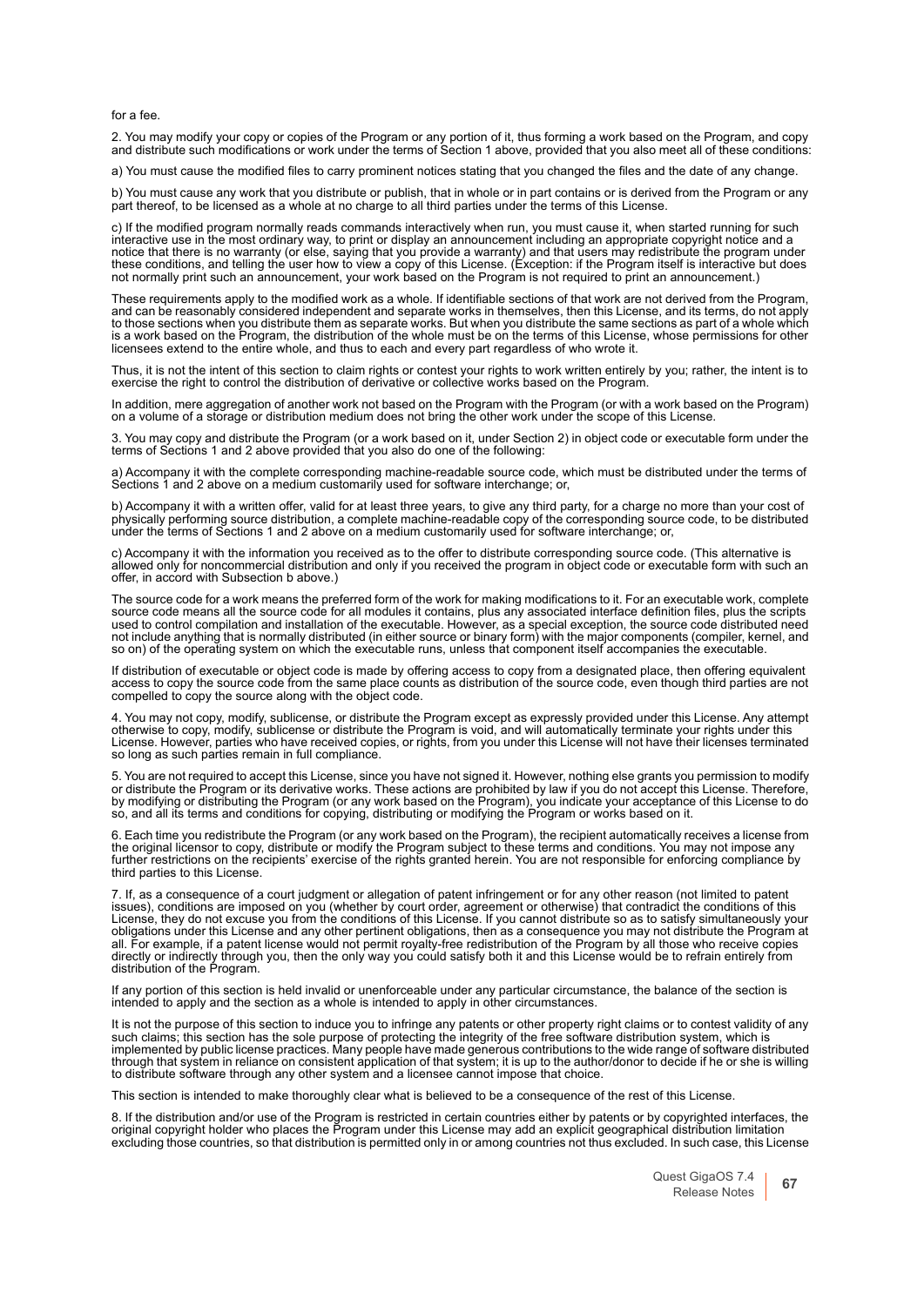for a fee.

2. You may modify your copy or copies of the Program or any portion of it, thus forming a work based on the Program, and copy and distribute such modifications or work under the terms of Section 1 above, provided that you also meet all of these conditions:

a) You must cause the modified files to carry prominent notices stating that you changed the files and the date of any change.

b) You must cause any work that you distribute or publish, that in whole or in part contains or is derived from the Program or any part thereof, to be licensed as a whole at no charge to all third parties under the terms of this License.

c) If the modified program normally reads commands interactively when run, you must cause it, when started running for such interactive use in the most ordinary way, to print or display an announcement including an appropriate copyright notice and a notice that there is no warranty (or else, saying that you provide a warranty) and that users may redistribute the program under these conditions, and telling the user how to view a copy of this License. (Exception: if the Program itself is interactive but does not normally print such an announcement, your work based on the Program is not required to print an announcement.)

These requirements apply to the modified work as a whole. If identifiable sections of that work are not derived from the Program, and can be reasonably considered independent and separate works in themselves, then this License, and its terms, do not apply to those sections when you distribute them as separate works. But when you distribute the same sections as part of a whole which is a work based on the Program, the distribution of the whole must be on the terms of this License, whose permissions for other licensees extend to the entire whole, and thus to each and every part regardless of who wrote it.

Thus, it is not the intent of this section to claim rights or contest your rights to work written entirely by you; rather, the intent is to exercise the right to control the distribution of derivative or collective works based on the Program.

In addition, mere aggregation of another work not based on the Program with the Program (or with a work based on the Program) on a volume of a storage or distribution medium does not bring the other work under the scope of this License.

3. You may copy and distribute the Program (or a work based on it, under Section 2) in object code or executable form under the terms of Sections 1 and 2 above provided that you also do one of the following:

a) Accompany it with the complete corresponding machine-readable source code, which must be distributed under the terms of Sections 1 and 2 above on a medium customarily used for software interchange; or,

b) Accompany it with a written offer, valid for at least three years, to give any third party, for a charge no more than your cost of physically performing source distribution, a complete machine-readable copy of the corresponding source code, to be distributed under the terms of Sections 1 and 2 above on a medium customarily used for software interchange; or,

c) Accompany it with the information you received as to the offer to distribute corresponding source code. (This alternative is allowed only for noncommercial distribution and only if you received the program in object code or executable form with such an offer, in accord with Subsection b above.)

The source code for a work means the preferred form of the work for making modifications to it. For an executable work, complete source code means all the source code for all modules it contains, plus any associated interface definition files, plus the scripts used to control compilation and installation of the executable. However, as a special exception, the source code distributed need not include anything that is normally distributed (in either source or binary form) with the major components (compiler, kernel, and so on) of the operating system on which the executable runs, unless that component itself accompanies the executable.

If distribution of executable or object code is made by offering access to copy from a designated place, then offering equivalent access to copy the source code from the same place counts as distribution of the source code, even though third parties are not compelled to copy the source along with the object code.

4. You may not copy, modify, sublicense, or distribute the Program except as expressly provided under this License. Any attempt otherwise to copy, modify, sublicense or distribute the Program is void, and will automatically terminate your rights under this License. However, parties who have received copies, or rights, from you under this License will not have their licenses terminated so long as such parties remain in full compliance.

5. You are not required to accept this License, since you have not signed it. However, nothing else grants you permission to modify or distribute the Program or its derivative works. These actions are prohibited by law if you do not accept this License. Therefore, by modifying or distributing the Program (or any work based on the Program), you indicate your acceptance of this License to do so, and all its terms and conditions for copying, distributing or modifying the Program or works based on it.

6. Each time you redistribute the Program (or any work based on the Program), the recipient automatically receives a license from the original licensor to copy, distribute or modify the Program subject to these terms and conditions. You may not impose any further restrictions on the recipients' exercise of the rights granted herein. You are not responsible for enforcing compliance by third parties to this License.

7. If, as a consequence of a court judgment or allegation of patent infringement or for any other reason (not limited to patent issues), conditions are imposed on you (whether by court order, agreement or otherwise) that contradict the conditions of this License, they do not excuse you from the conditions of this License. If you cannot distribute so as to satisfy simultaneously your obligations under this License and any other pertinent obligations, then as a consequence you may not distribute the Program at all. For example, if a patent license would not permit royalty-free redistribution of the Program by all those who receive copies directly or indirectly through you, then the only way you could satisfy both it and this License would be to refrain entirely from distribution of the Program.

If any portion of this section is held invalid or unenforceable under any particular circumstance, the balance of the section is intended to apply and the section as a whole is intended to apply in other circumstances.

It is not the purpose of this section to induce you to infringe any patents or other property right claims or to contest validity of any such claims; this section has the sole purpose of protecting the integrity of the free software distribution system, which is implemented by public license practices. Many people have made generous contributions to the wide range of software distributed through that system in reliance on consistent application of that system; it is up to the author/donor to decide if he or she is willing to distribute software through any other system and a licensee cannot impose that choice.

This section is intended to make thoroughly clear what is believed to be a consequence of the rest of this License.

8. If the distribution and/or use of the Program is restricted in certain countries either by patents or by copyrighted interfaces, the original copyright holder who places the Program under this License may add an explicit geographical distribution limitation excluding those countries, so that distribution is permitted only in or among countries not thus excluded. In such case, this License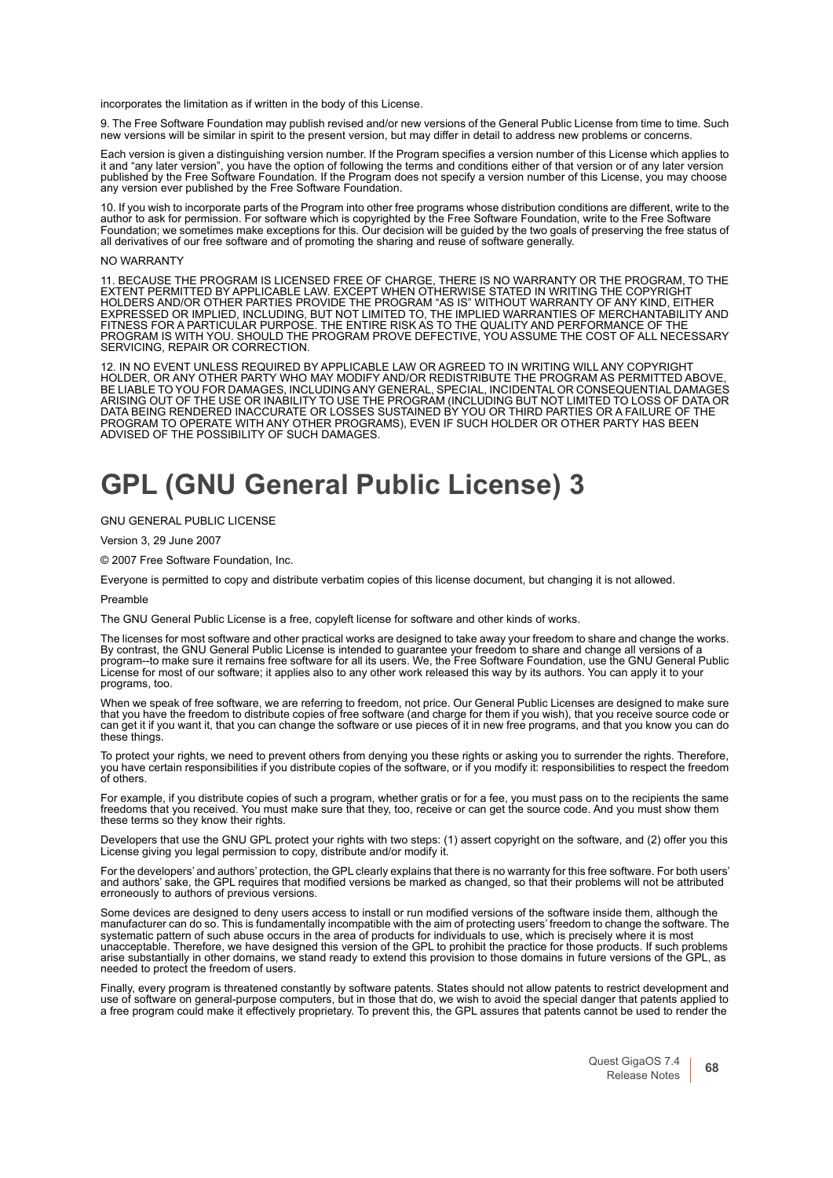incorporates the limitation as if written in the body of this License.

9. The Free Software Foundation may publish revised and/or new versions of the General Public License from time to time. Such new versions will be similar in spirit to the present version, but may differ in detail to address new problems or concerns.

Each version is given a distinguishing version number. If the Program specifies a version number of this License which applies to it and “any later version”, you have the option of following the terms and conditions either of that version or of any later version published by the Free Software Foundation. If the Program does not specify a version number of this License, you may choose any version ever published by the Free Software Foundation.

10. If you wish to incorporate parts of the Program into other free programs whose distribution conditions are different, write to the author to ask for permission. For software which is copyrighted by the Free Software Foundation, write to the Free Software Foundation; we sometimes make exceptions for this. Our decision will be guided by the two goals of preserving the free status of all derivatives of our free software and of promoting the sharing and reuse of software generally.

NO WARRANTY

11. BECAUSE THE PROGRAM IS LICENSED FREE OF CHARGE, THERE IS NO WARRANTY OR THE PROGRAM, TO THE EXTENT PERMITTED BY APPLICABLE LAW. EXCEPT WHEN OTHERWISE STATED IN WRITING THE COPYRIGHT HOLDERS AND/OR OTHER PARTIES PROVIDE THE PROGRAM “AS IS” WITHOUT WARRANTY OF ANY KIND, EITHER EXPRESSED OR IMPLIED, INCLUDING, BUT NOT LIMITED TO, THE IMPLIED WARRANTIES OF MERCHANTABILITY AND FITNESS FOR A PARTICULAR PURPOSE. THE ENTIRE RISK AS TO THE QUALITY AND PERFORMANCE OF THE PROGRAM IS WITH YOU. SHOULD THE PROGRAM PROVE DEFECTIVE, YOU ASSUME THE COST OF ALL NECESSARY SERVICING, REPAIR OR CORRECTION.

12. IN NO EVENT UNLESS REQUIRED BY APPLICABLE LAW OR AGREED TO IN WRITING WILL ANY COPYRIGHT HOLDER, OR ANY OTHER PARTY WHO MAY MODIFY AND/OR REDISTRIBUTE THE PROGRAM AS PERMITTED ABOVE, BE LIABLE TO YOU FOR DAMAGES, INCLUDING ANY GENERAL, SPECIAL, INCIDENTAL OR CONSEQUENTIAL DAMAGES ARISING OUT OF THE USE OR INABILITY TO USE THE PROGRAM (INCLUDING BUT NOT LIMITED TO LOSS OF DATA OR DATA BEING RENDERED INACCURATE OR LOSSES SUSTAINED BY YOU OR THIRD PARTIES OR A FAILURE OF THE PROGRAM TO OPERATE WITH ANY OTHER PROGRAMS), EVEN IF SUCH HOLDER OR OTHER PARTY HAS BEEN ADVISED OF THE POSSIBILITY OF SUCH DAMAGES.

# GPL (GNU General Public License) 3

GNU GENERAL PUBLIC LICENSE

Version 3, 29 June 2007

© 2007 Free Software Foundation, Inc.

Everyone is permitted to copy and distribute verbatim copies of this license document, but changing it is not allowed.

Preamble

The GNU General Public License is a free, copyleft license for software and other kinds of works.

The licenses for most software and other practical works are designed to take away your freedom to share and change the works. By contrast, the GNU General Public License is intended to guarantee your freedom to share and change all versions of a program--to make sure it remains free software for all its users. We, the Free Software Foundation, use the GNU General Public License for most of our software; it applies also to any other work released this way by its authors. You can apply it to your programs, too.

When we speak of free software, we are referring to freedom, not price. Our General Public Licenses are designed to make sure that you have the freedom to distribute copies of free software (and charge for them if you wish), that you receive source code or can get it if you want it, that you can change the software or use pieces of it in new free programs, and that you know you can do these things.

To protect your rights, we need to prevent others from denying you these rights or asking you to surrender the rights. Therefore, you have certain responsibilities if you distribute copies of the software, or if you modify it: responsibilities to respect the freedom of others.

For example, if you distribute copies of such a program, whether gratis or for a fee, you must pass on to the recipients the same freedoms that you received. You must make sure that they, too, receive or can get the source code. And you must show them these terms so they know their rights.

Developers that use the GNU GPL protect your rights with two steps: (1) assert copyright on the software, and (2) offer you this License giving you legal permission to copy, distribute and/or modify it.

For the developers’ and authors’ protection, the GPL clearly explains that there is no warranty for this free software. For both users’ and authors’ sake, the GPL requires that modified versions be marked as changed, so that their problems will not be attributed erroneously to authors of previous versions.

Some devices are designed to deny users access to install or run modified versions of the software inside them, although the manufacturer can do so. This is fundamentally incompatible with the aim of protecting users’ freedom to change the software. The systematic pattern of such abuse occurs in the area of products for individuals to use, which is precisely where it is most unacceptable. Therefore, we have designed this version of the GPL to prohibit the practice for those products. If such problems arise substantially in other domains, we stand ready to extend this provision to those domains in future versions of the GPL, as needed to protect the freedom of users.

Finally, every program is threatened constantly by software patents. States should not allow patents to restrict development and use of software on general-purpose computers, but in those that do, we wish to avoid the special danger that patents applied to a free program could make it effectively proprietary. To prevent this, the GPL assures that patents cannot be used to render the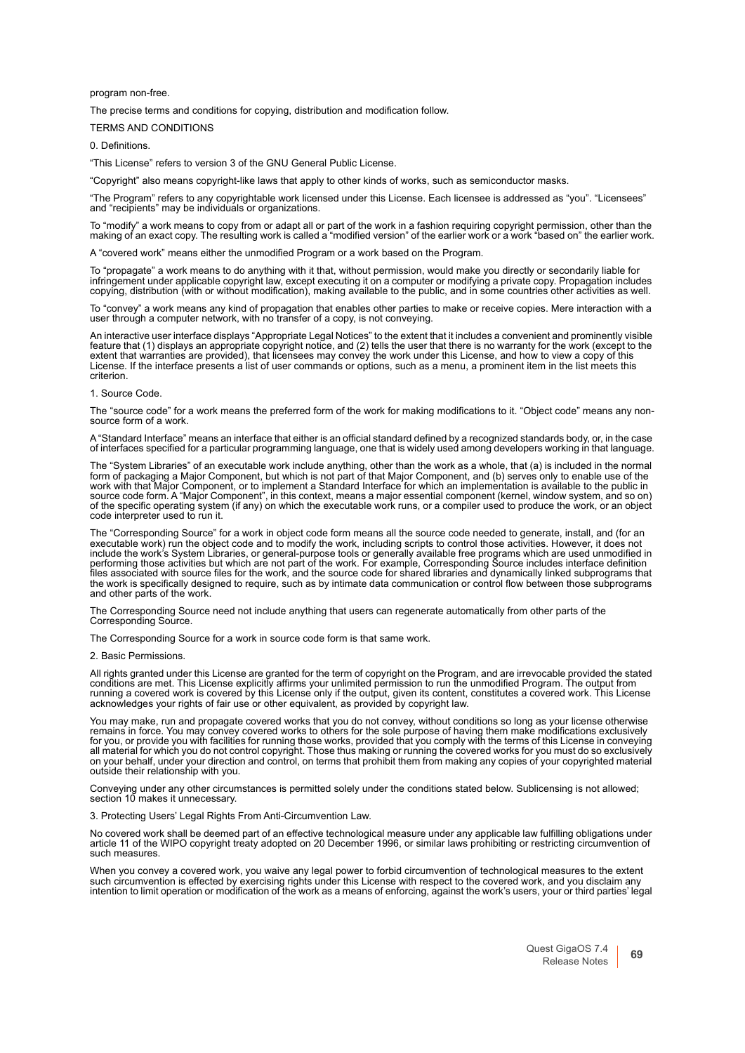program non-free.

The precise terms and conditions for copying, distribution and modification follow.

TERMS AND CONDITIONS

0. Definitions.

“This License” refers to version 3 of the GNU General Public License.

“Copyright” also means copyright-like laws that apply to other kinds of works, such as semiconductor masks.

“The Program” refers to any copyrightable work licensed under this License. Each licensee is addressed as “you”. “Licensees” and “recipients” may be individuals or organizations.

To “modify” a work means to copy from or adapt all or part of the work in a fashion requiring copyright permission, other than the making of an exact copy. The resulting work is called a “modified version” of the earlier work or a work “based on” the earlier work.

A “covered work” means either the unmodified Program or a work based on the Program.

To “propagate” a work means to do anything with it that, without permission, would make you directly or secondarily liable for infringement under applicable copyright law, except executing it on a computer or modifying a private copy. Propagation includes copying, distribution (with or without modification), making available to the public, and in some countries other activities as well.

To “convey” a work means any kind of propagation that enables other parties to make or receive copies. Mere interaction with a user through a computer network, with no transfer of a copy, is not conveying.

An interactive user interface displays “Appropriate Legal Notices” to the extent that it includes a convenient and prominently visible feature that (1) displays an appropriate copyright notice, and (2) tells the user that there is no warranty for the work (except to the extent that warranties are provided), that licensees may convey the work under this License, and how to view a copy of this License. If the interface presents a list of user commands or options, such as a menu, a prominent item in the list meets this criterion.

1. Source Code.

The “source code” for a work means the preferred form of the work for making modifications to it. “Object code” means any non-source form of a work.

A “Standard Interface” means an interface that either is an official standard defined by a recognized standards body, or, in the case of interfaces specified for a particular programming language, one that is widely used among developers working in that language.

The “System Libraries” of an executable work include anything, other than the work as a whole, that (a) is included in the normal form of packaging a Major Component, but which is not part of that Major Component, and (b) serves only to enable use of the work with that Major Component, or to implement a Standard Interface for which an implementation is available to the public in source code form. A “Major Component”, in this context, means a major essential component (kernel, window system, and so on) of the specific operating system (if any) on which the executable work runs, or a compiler used to produce the work, or an object code interpreter used to run it.

The “Corresponding Source” for a work in object code form means all the source code needed to generate, install, and (for an executable work) run the object code and to modify the work, including scripts to control those activities. However, it does not include the work’s System Libraries, or general-purpose tools or generally available free programs which are used unmodified in performing those activities but which are not part of the work. For example, Corresponding Source includes interface definition files associated with source files for the work, and the source code for shared libraries and dynamically linked subprograms that the work is specifically designed to require, such as by intimate data communication or control flow between those subprograms and other parts of the work.

The Corresponding Source need not include anything that users can regenerate automatically from other parts of the Corresponding Source.

The Corresponding Source for a work in source code form is that same work.

2. Basic Permissions.

All rights granted under this License are granted for the term of copyright on the Program, and are irrevocable provided the stated conditions are met. This License explicitly affirms your unlimited permission to run the unmodified Program. The output from running a covered work is covered by this License only if the output, given its content, constitutes a covered work. This License acknowledges your rights of fair use or other equivalent, as provided by copyright law.

You may make, run and propagate covered works that you do not convey, without conditions so long as your license otherwise remains in force. You may convey covered works to others for the sole purpose of having them make modifications exclusively for you, or provide you with facilities for running those works, provided that you comply with the terms of this License in conveying all material for which you do not control copyright. Those thus making or running the covered works for you must do so exclusively on your behalf, under your direction and control, on terms that prohibit them from making any copies of your copyrighted material outside their relationship with you.

Conveying under any other circumstances is permitted solely under the conditions stated below. Sublicensing is not allowed; section 10 makes it unnecessary.

3. Protecting Users’ Legal Rights From Anti-Circumvention Law.

No covered work shall be deemed part of an effective technological measure under any applicable law fulfilling obligations under article 11 of the WIPO copyright treaty adopted on 20 December 1996, or similar laws prohibiting or restricting circumvention of such measures.

When you convey a covered work, you waive any legal power to forbid circumvention of technological measures to the extent such circumvention is effected by exercising rights under this License with respect to the covered work, and you disclaim any intention to limit operation or modification of the work as a means of enforcing, against the work’s users, your or third parties’ legal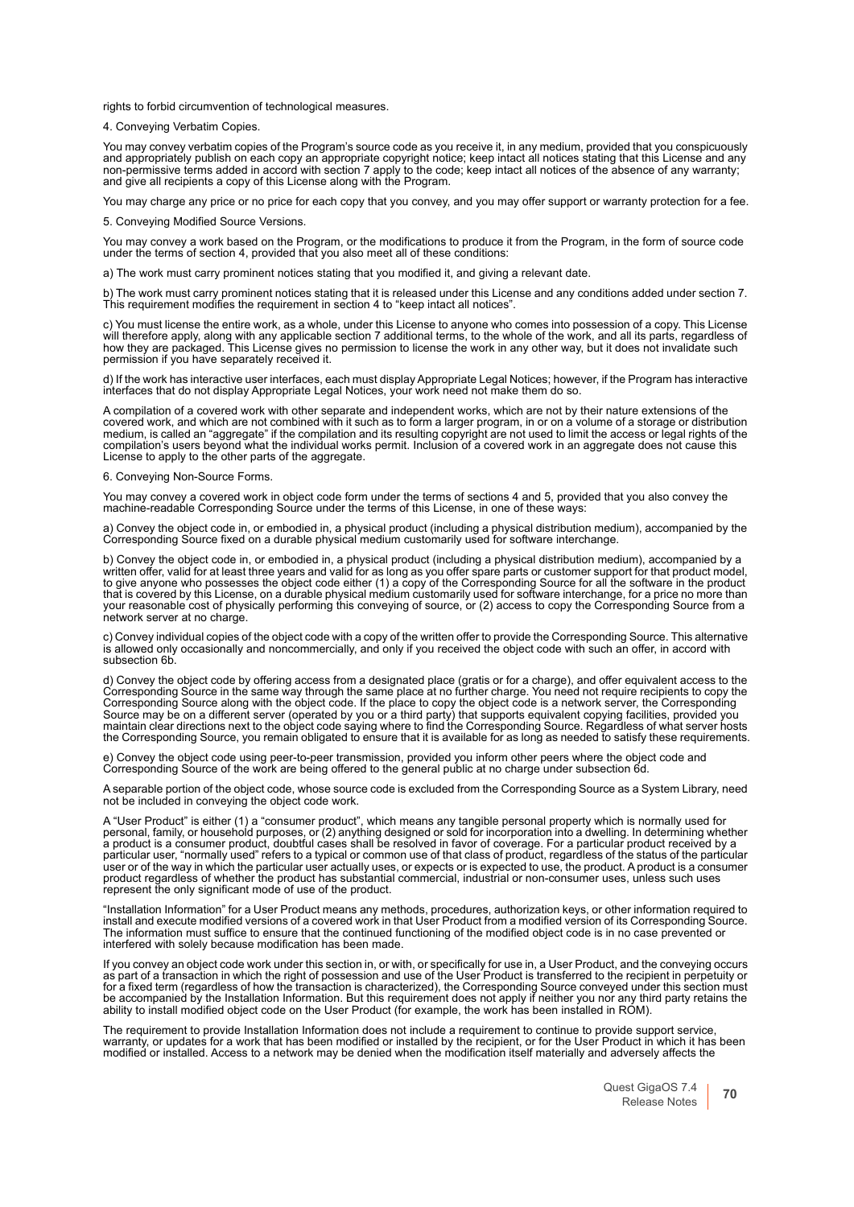rights to forbid circumvention of technological measures.

4. Conveying Verbatim Copies.

You may convey verbatim copies of the Program’s source code as you receive it, in any medium, provided that you conspicuously and appropriately publish on each copy an appropriate copyright notice; keep intact all notices stating that this License and any non-permissive terms added in accord with section 7 apply to the code; keep intact all notices of the absence of any warranty; and give all recipients a copy of this License along with the Program.

You may charge any price or no price for each copy that you convey, and you may offer support or warranty protection for a fee.

5. Conveying Modified Source Versions.

You may convey a work based on the Program, or the modifications to produce it from the Program, in the form of source code under the terms of section 4, provided that you also meet all of these conditions:

a) The work must carry prominent notices stating that you modified it, and giving a relevant date.

b) The work must carry prominent notices stating that it is released under this License and any conditions added under section 7. This requirement modifies the requirement in section 4 to “keep intact all notices”.

c) You must license the entire work, as a whole, under this License to anyone who comes into possession of a copy. This License will therefore apply, along with any applicable section 7 additional terms, to the whole of the work, and all its parts, regardless of how they are packaged. This License gives no permission to license the work in any other way, but it does not invalidate such permission if you have separately received it.

d) If the work has interactive user interfaces, each must display Appropriate Legal Notices; however, if the Program has interactive interfaces that do not display Appropriate Legal Notices, your work need not make them do so.

A compilation of a covered work with other separate and independent works, which are not by their nature extensions of the covered work, and which are not combined with it such as to form a larger program, in or on a volume of a storage or distribution medium, is called an “aggregate” if the compilation and its resulting copyright are not used to limit the access or legal rights of the compilation’s users beyond what the individual works permit. Inclusion of a covered work in an aggregate does not cause this License to apply to the other parts of the aggregate.

6. Conveying Non-Source Forms.

You may convey a covered work in object code form under the terms of sections 4 and 5, provided that you also convey the machine-readable Corresponding Source under the terms of this License, in one of these ways:

a) Convey the object code in, or embodied in, a physical product (including a physical distribution medium), accompanied by the Corresponding Source fixed on a durable physical medium customarily used for software interchange.

b) Convey the object code in, or embodied in, a physical product (including a physical distribution medium), accompanied by a written offer, valid for at least three years and valid for as long as you offer spare parts or customer support for that product model, to give anyone who possesses the object code either (1) a copy of the Corresponding Source for all the software in the product that is covered by this License, on a durable physical medium customarily used for software interchange, for a price no more than your reasonable cost of physically performing this conveying of source, or (2) access to copy the Corresponding Source from a network server at no charge.

c) Convey individual copies of the object code with a copy of the written offer to provide the Corresponding Source. This alternative is allowed only occasionally and noncommercially, and only if you received the object code with such an offer, in accord with subsection 6b.

d) Convey the object code by offering access from a designated place (gratis or for a charge), and offer equivalent access to the Corresponding Source in the same way through the same place at no further charge. You need not require recipients to copy the Corresponding Source along with the object code. If the place to copy the object code is a network server, the Corresponding Source may be on a different server (operated by you or a third party) that supports equivalent copying facilities, provided you maintain clear directions next to the object code saying where to find the Corresponding Source. Regardless of what server hosts the Corresponding Source, you remain obligated to ensure that it is available for as long as needed to satisfy these requirements.

e) Convey the object code using peer-to-peer transmission, provided you inform other peers where the object code and Corresponding Source of the work are being offered to the general public at no charge under subsection 6d.

A separable portion of the object code, whose source code is excluded from the Corresponding Source as a System Library, need not be included in conveying the object code work.

A “User Product” is either (1) a “consumer product”, which means any tangible personal property which is normally used for personal, family, or household purposes, or (2) anything designed or sold for incorporation into a dwelling. In determining whether a product is a consumer product, doubtful cases shall be resolved in favor of coverage. For a particular product received by a particular user, “normally used” refers to a typical or common use of that class of product, regardless of the status of the particular user or of the way in which the particular user actually uses, or expects or is expected to use, the product. A product is a consumer product regardless of whether the product has substantial commercial, industrial or non-consumer uses, unless such uses represent the only significant mode of use of the product.

“Installation Information” for a User Product means any methods, procedures, authorization keys, or other information required to install and execute modified versions of a covered work in that User Product from a modified version of its Corresponding Source. The information must suffice to ensure that the continued functioning of the modified object code is in no case prevented or interfered with solely because modification has been made.

If you convey an object code work under this section in, or with, or specifically for use in, a User Product, and the conveying occurs as part of a transaction in which the right of possession and use of the User Product is transferred to the recipient in perpetuity or for a fixed term (regardless of how the transaction is characterized), the Corresponding Source conveyed under this section must be accompanied by the Installation Information. But this requirement does not apply if neither you nor any third party retains the ability to install modified object code on the User Product (for example, the work has been installed in ROM).

The requirement to provide Installation Information does not include a requirement to continue to provide support service, warranty, or updates for a work that has been modified or installed by the recipient, or for the User Product in which it has been modified or installed. Access to a network may be denied when the modification itself materially and adversely affects the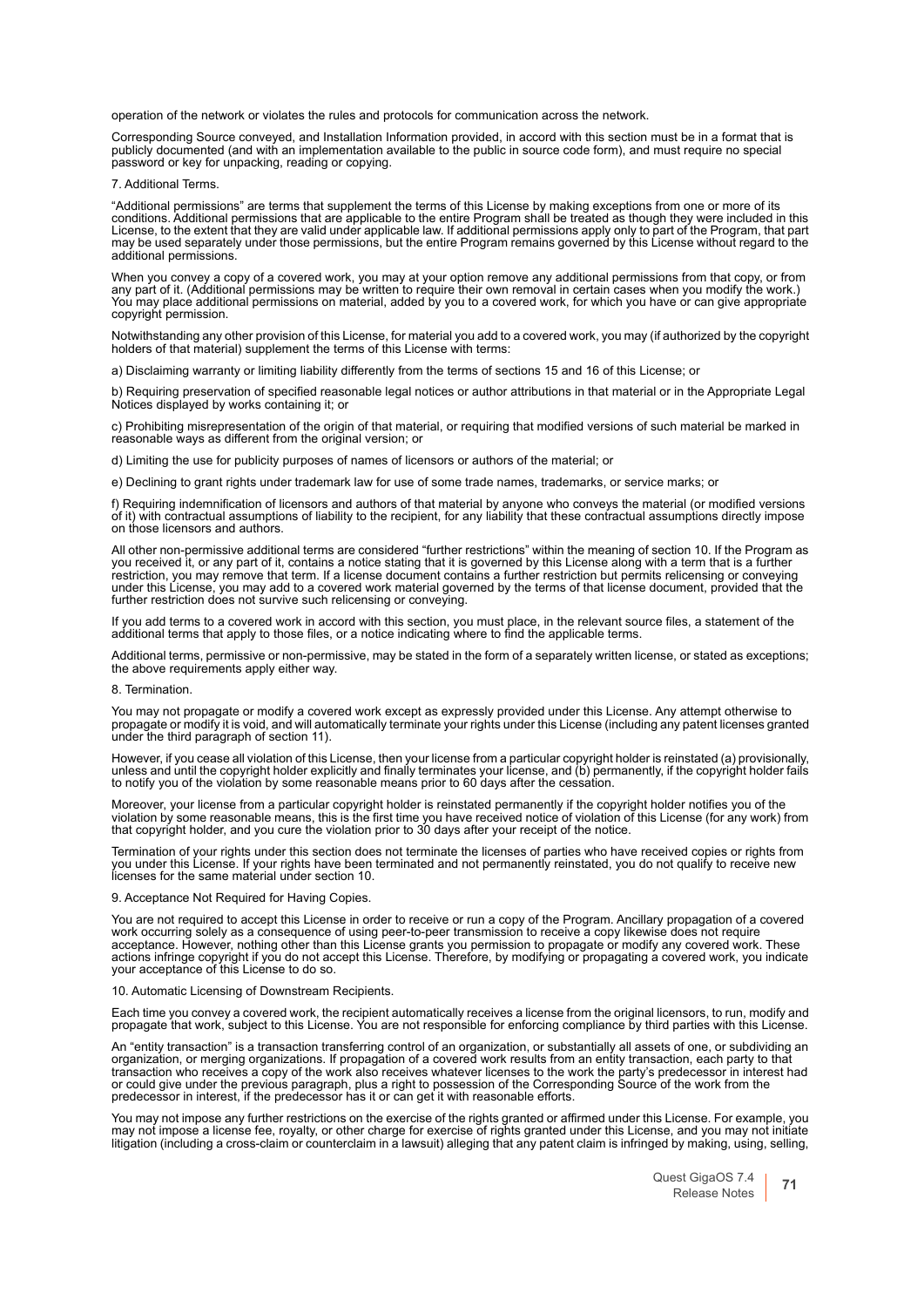operation of the network or violates the rules and protocols for communication across the network.

Corresponding Source conveyed, and Installation Information provided, in accord with this section must be in a format that is publicly documented (and with an implementation available to the public in source code form), and must require no special password or key for unpacking, reading or copying.

7. Additional Terms.

“Additional permissions” are terms that supplement the terms of this License by making exceptions from one or more of its conditions. Additional permissions that are applicable to the entire Program shall be treated as though they were included in this License, to the extent that they are valid under applicable law. If additional permissions apply only to part of the Program, that part may be used separately under those permissions, but the entire Program remains governed by this License without regard to the additional permissions.

When you convey a copy of a covered work, you may at your option remove any additional permissions from that copy, or from any part of it. (Additional permissions may be written to require their own removal in certain cases when you modify the work.) You may place additional permissions on material, added by you to a covered work, for which you have or can give appropriate copyright permission.

Notwithstanding any other provision of this License, for material you add to a covered work, you may (if authorized by the copyright holders of that material) supplement the terms of this License with terms:

a) Disclaiming warranty or limiting liability differently from the terms of sections 15 and 16 of this License; or

b) Requiring preservation of specified reasonable legal notices or author attributions in that material or in the Appropriate Legal Notices displayed by works containing it; or

c) Prohibiting misrepresentation of the origin of that material, or requiring that modified versions of such material be marked in reasonable ways as different from the original version; or

d) Limiting the use for publicity purposes of names of licensors or authors of the material; or

e) Declining to grant rights under trademark law for use of some trade names, trademarks, or service marks; or

f) Requiring indemnification of licensors and authors of that material by anyone who conveys the material (or modified versions of it) with contractual assumptions of liability to the recipient, for any liability that these contractual assumptions directly impose on those licensors and authors.

All other non-permissive additional terms are considered “further restrictions” within the meaning of section 10. If the Program as you received it, or any part of it, contains a notice stating that it is governed by this License along with a term that is a further restriction, you may remove that term. If a license document contains a further restriction but permits relicensing or conveying under this License, you may add to a covered work material governed by the terms of that license document, provided that the further restriction does not survive such relicensing or conveying.

If you add terms to a covered work in accord with this section, you must place, in the relevant source files, a statement of the additional terms that apply to those files, or a notice indicating where to find the applicable terms.

Additional terms, permissive or non-permissive, may be stated in the form of a separately written license, or stated as exceptions; the above requirements apply either way.

8. Termination.

You may not propagate or modify a covered work except as expressly provided under this License. Any attempt otherwise to propagate or modify it is void, and will automatically terminate your rights under this License (including any patent licenses granted under the third paragraph of section 11).

However, if you cease all violation of this License, then your license from a particular copyright holder is reinstated (a) provisionally, unless and until the copyright holder explicitly and finally terminates your license, and (b) permanently, if the copyright holder fails to notify you of the violation by some reasonable means prior to 60 days after the cessation.

Moreover, your license from a particular copyright holder is reinstated permanently if the copyright holder notifies you of the violation by some reasonable means, this is the first time you have received notice of violation of this License (for any work) from that copyright holder, and you cure the violation prior to 30 days after your receipt of the notice.

Termination of your rights under this section does not terminate the licenses of parties who have received copies or rights from you under this License. If your rights have been terminated and not permanently reinstated, you do not qualify to receive new licenses for the same material under section 10.

9. Acceptance Not Required for Having Copies.

You are not required to accept this License in order to receive or run a copy of the Program. Ancillary propagation of a covered work occurring solely as a consequence of using peer-to-peer transmission to receive a copy likewise does not require acceptance. However, nothing other than this License grants you permission to propagate or modify any covered work. These actions infringe copyright if you do not accept this License. Therefore, by modifying or propagating a covered work, you indicate your acceptance of this License to do so.

10. Automatic Licensing of Downstream Recipients.

Each time you convey a covered work, the recipient automatically receives a license from the original licensors, to run, modify and propagate that work, subject to this License. You are not responsible for enforcing compliance by third parties with this License.

An “entity transaction” is a transaction transferring control of an organization, or substantially all assets of one, or subdividing an organization, or merging organizations. If propagation of a covered work results from an entity transaction, each party to that transaction who receives a copy of the work also receives whatever licenses to the work the party’s predecessor in interest had or could give under the previous paragraph, plus a right to possession of the Corresponding Source of the work from the predecessor in interest, if the predecessor has it or can get it with reasonable efforts.

You may not impose any further restrictions on the exercise of the rights granted or affirmed under this License. For example, you may not impose a license fee, royalty, or other charge for exercise of rights granted under this License, and you may not initiate litigation (including a cross-claim or counterclaim in a lawsuit) alleging that any patent claim is infringed by making, using, selling,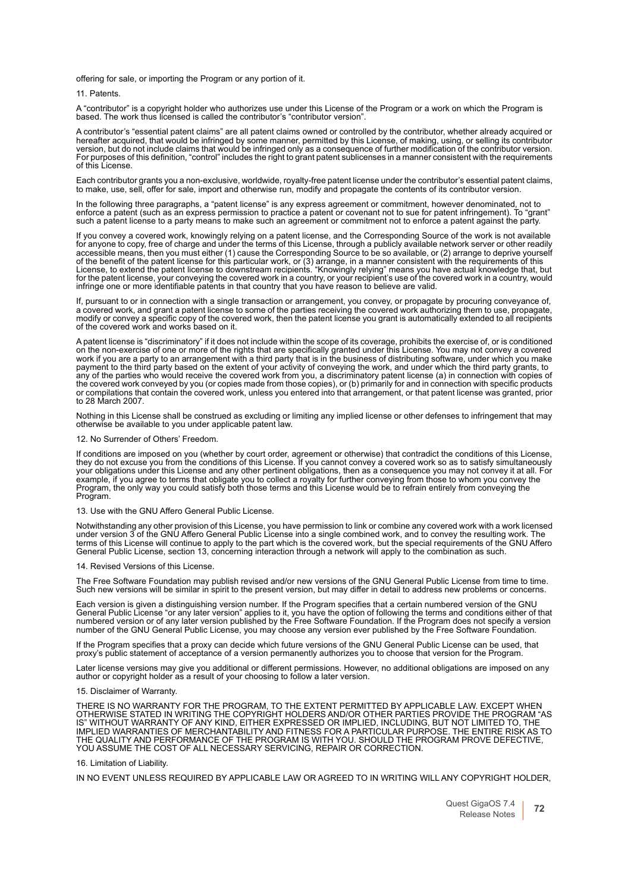offering for sale, or importing the Program or any portion of it.

11. Patents.

A “contributor” is a copyright holder who authorizes use under this License of the Program or a work on which the Program is based. The work thus licensed is called the contributor’s “contributor version”.

A contributor’s “essential patent claims” are all patent claims owned or controlled by the contributor, whether already acquired or hereafter acquired, that would be infringed by some manner, permitted by this License, of making, using, or selling its contributor version, but do not include claims that would be infringed only as a consequence of further modification of the contributor version. For purposes of this definition, “control” includes the right to grant patent sublicenses in a manner consistent with the requirements of this License.

Each contributor grants you a non-exclusive, worldwide, royalty-free patent license under the contributor’s essential patent claims, to make, use, sell, offer for sale, import and otherwise run, modify and propagate the contents of its contributor version.

In the following three paragraphs, a “patent license” is any express agreement or commitment, however denominated, not to enforce a patent (such as an express permission to practice a patent or covenant not to sue for patent infringement). To “grant” such a patent license to a party means to make such an agreement or commitment not to enforce a patent against the party.

If you convey a covered work, knowingly relying on a patent license, and the Corresponding Source of the work is not available for anyone to copy, free of charge and under the terms of this License, through a publicly available network server or other readily accessible means, then you must either (1) cause the Corresponding Source to be so available, or (2) arrange to deprive yourself of the benefit of the patent license for this particular work, or (3) arrange, in a manner consistent with the requirements of this License, to extend the patent license to downstream recipients. “Knowingly relying” means you have actual knowledge that, but for the patent license, your conveying the covered work in a country, or your recipient’s use of the covered work in a country, would infringe one or more identifiable patents in that country that you have reason to believe are valid.

If, pursuant to or in connection with a single transaction or arrangement, you convey, or propagate by procuring conveyance of, a covered work, and grant a patent license to some of the parties receiving the covered work authorizing them to use, propagate, modify or convey a specific copy of the covered work, then the patent license you grant is automatically extended to all recipients of the covered work and works based on it.

A patent license is “discriminatory” if it does not include within the scope of its coverage, prohibits the exercise of, or is conditioned on the non-exercise of one or more of the rights that are specifically granted under this License. You may not convey a covered work if you are a party to an arrangement with a third party that is in the business of distributing software, under which you make payment to the third party based on the extent of your activity of conveying the work, and under which the third party grants, to any of the parties who would receive the covered work from you, a discriminatory patent license (a) in connection with copies of the covered work conveyed by you (or copies made from those copies), or (b) primarily for and in connection with specific products or compilations that contain the covered work, unless you entered into that arrangement, or that patent license was granted, prior to 28 March 2007.

Nothing in this License shall be construed as excluding or limiting any implied license or other defenses to infringement that may otherwise be available to you under applicable patent law.

12. No Surrender of Others’ Freedom.

If conditions are imposed on you (whether by court order, agreement or otherwise) that contradict the conditions of this License, they do not excuse you from the conditions of this License. If you cannot convey a covered work so as to satisfy simultaneously your obligations under this License and any other pertinent obligations, then as a consequence you may not convey it at all. For example, if you agree to terms that obligate you to collect a royalty for further conveying from those to whom you convey the Program, the only way you could satisfy both those terms and this License would be to refrain entirely from conveying the Program.

13. Use with the GNU Affero General Public License.

Notwithstanding any other provision of this License, you have permission to link or combine any covered work with a work licensed under version 3 of the GNU Affero General Public License into a single combined work, and to convey the resulting work. The terms of this License will continue to apply to the part which is the covered work, but the special requirements of the GNU Affero General Public License, section 13, concerning interaction through a network will apply to the combination as such.

14. Revised Versions of this License.

The Free Software Foundation may publish revised and/or new versions of the GNU General Public License from time to time. Such new versions will be similar in spirit to the present version, but may differ in detail to address new problems or concerns.

Each version is given a distinguishing version number. If the Program specifies that a certain numbered version of the GNU General Public License “or any later version” applies to it, you have the option of following the terms and conditions either of that numbered version or of any later version published by the Free Software Foundation. If the Program does not specify a version number of the GNU General Public License, you may choose any version ever published by the Free Software Foundation.

If the Program specifies that a proxy can decide which future versions of the GNU General Public License can be used, that proxy’s public statement of acceptance of a version permanently authorizes you to choose that version for the Program.

Later license versions may give you additional or different permissions. However, no additional obligations are imposed on any author or copyright holder as a result of your choosing to follow a later version.

15. Disclaimer of Warranty.

THERE IS NO WARRANTY FOR THE PROGRAM, TO THE EXTENT PERMITTED BY APPLICABLE LAW. EXCEPT WHEN OTHERWISE STATED IN WRITING THE COPYRIGHT HOLDERS AND/OR OTHER PARTIES PROVIDE THE PROGRAM “AS IS” WITHOUT WARRANTY OF ANY KIND, EITHER EXPRESSED OR IMPLIED, INCLUDING, BUT NOT LIMITED TO, THE IMPLIED WARRANTIES OF MERCHANTABILITY AND FITNESS FOR A PARTICULAR PURPOSE. THE ENTIRE RISK AS TO THE QUALITY AND PERFORMANCE OF THE PROGRAM IS WITH YOU. SHOULD THE PROGRAM PROVE DEFECTIVE, YOU ASSUME THE COST OF ALL NECESSARY SERVICING, REPAIR OR CORRECTION.

16. Limitation of Liability.

IN NO EVENT UNLESS REQUIRED BY APPLICABLE LAW OR AGREED TO IN WRITING WILL ANY COPYRIGHT HOLDER,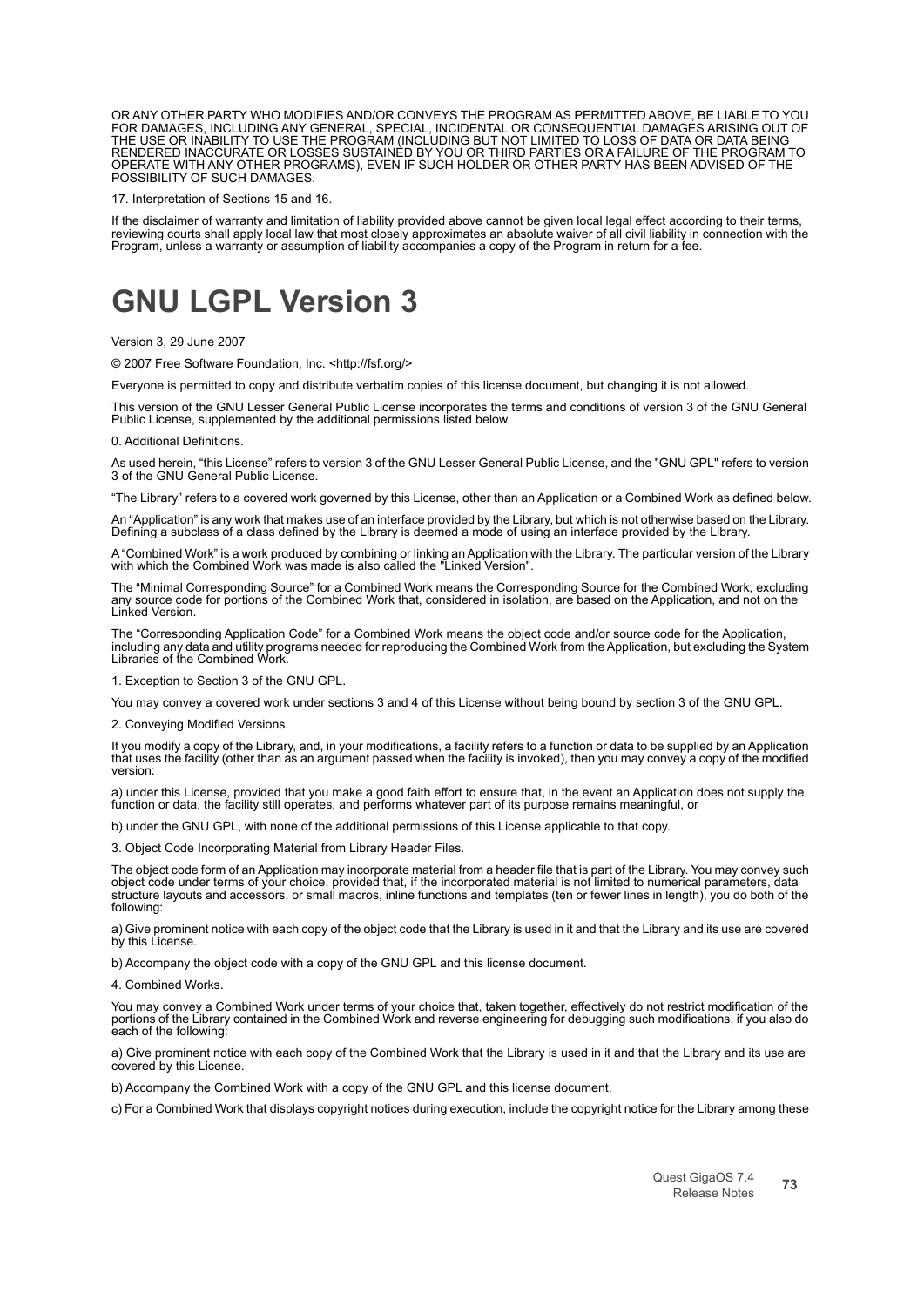OR ANY OTHER PARTY WHO MODIFIES AND/OR CONVEYS THE PROGRAM AS PERMITTED ABOVE, BE LIABLE TO YOU FOR DAMAGES, INCLUDING ANY GENERAL, SPECIAL, INCIDENTAL OR CONSEQUENTIAL DAMAGES ARISING OUT OF THE USE OR INABILITY TO USE THE PROGRAM (INCLUDING BUT NOT LIMITED TO LOSS OF DATA OR DATA BEING RENDERED INACCURATE OR LOSSES SUSTAINED BY YOU OR THIRD PARTIES OR A FAILURE OF THE PROGRAM TO OPERATE WITH ANY OTHER PROGRAMS), EVEN IF SUCH HOLDER OR OTHER PARTY HAS BEEN ADVISED OF THE POSSIBILITY OF SUCH DAMAGES.

17. Interpretation of Sections 15 and 16.

If the disclaimer of warranty and limitation of liability provided above cannot be given local legal effect according to their terms, reviewing courts shall apply local law that most closely approximates an absolute waiver of all civil liability in connection with the Program, unless a warranty or assumption of liability accompanies a copy of the Program in return for a fee.

# GNU LGPL Version 3

Version 3, 29 June 2007

© 2007 Free Software Foundation, Inc. <http://fsf.org/>

Everyone is permitted to copy and distribute verbatim copies of this license document, but changing it is not allowed.

This version of the GNU Lesser General Public License incorporates the terms and conditions of version 3 of the GNU General Public License, supplemented by the additional permissions listed below.

0. Additional Definitions.

As used herein, “this License” refers to version 3 of the GNU Lesser General Public License, and the "GNU GPL" refers to version 3 of the GNU General Public License.

“The Library” refers to a covered work governed by this License, other than an Application or a Combined Work as defined below.

An “Application” is any work that makes use of an interface provided by the Library, but which is not otherwise based on the Library. Defining a subclass of a class defined by the Library is deemed a mode of using an interface provided by the Library.

A “Combined Work” is a work produced by combining or linking an Application with the Library. The particular version of the Library with which the Combined Work was made is also called the "Linked Version".

The “Minimal Corresponding Source” for a Combined Work means the Corresponding Source for the Combined Work, excluding any source code for portions of the Combined Work that, considered in isolation, are based on the Application, and not on the Linked Version.

The “Corresponding Application Code” for a Combined Work means the object code and/or source code for the Application, including any data and utility programs needed for reproducing the Combined Work from the Application, but excluding the System Libraries of the Combined Work.

1. Exception to Section 3 of the GNU GPL.

You may convey a covered work under sections 3 and 4 of this License without being bound by section 3 of the GNU GPL.

2. Conveying Modified Versions.

If you modify a copy of the Library, and, in your modifications, a facility refers to a function or data to be supplied by an Application that uses the facility (other than as an argument passed when the facility is invoked), then you may convey a copy of the modified version:

a) under this License, provided that you make a good faith effort to ensure that, in the event an Application does not supply the function or data, the facility still operates, and performs whatever part of its purpose remains meaningful, or

b) under the GNU GPL, with none of the additional permissions of this License applicable to that copy.

3. Object Code Incorporating Material from Library Header Files.

The object code form of an Application may incorporate material from a header file that is part of the Library. You may convey such object code under terms of your choice, provided that, if the incorporated material is not limited to numerical parameters, data structure layouts and accessors, or small macros, inline functions and templates (ten or fewer lines in length), you do both of the following:

a) Give prominent notice with each copy of the object code that the Library is used in it and that the Library and its use are covered by this License.

b) Accompany the object code with a copy of the GNU GPL and this license document.

4. Combined Works.

You may convey a Combined Work under terms of your choice that, taken together, effectively do not restrict modification of the portions of the Library contained in the Combined Work and reverse engineering for debugging such modifications, if you also do each of the following:

a) Give prominent notice with each copy of the Combined Work that the Library is used in it and that the Library and its use are covered by this License.

b) Accompany the Combined Work with a copy of the GNU GPL and this license document.

c) For a Combined Work that displays copyright notices during execution, include the copyright notice for the Library among these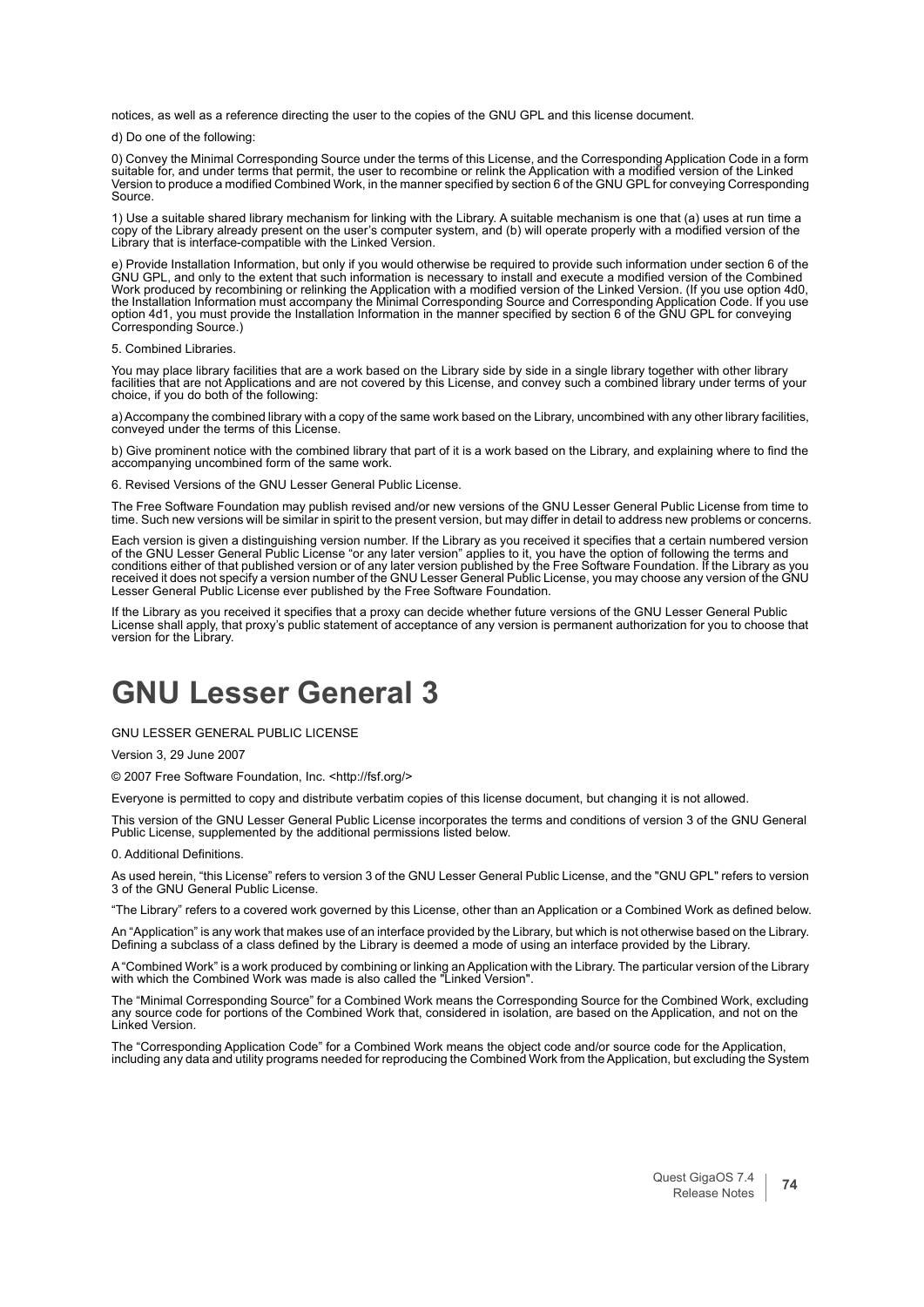notices, as well as a reference directing the user to the copies of the GNU GPL and this license document.

d) Do one of the following:

0) Convey the Minimal Corresponding Source under the terms of this License, and the Corresponding Application Code in a form suitable for, and under terms that permit, the user to recombine or relink the Application with a modified version of the Linked Version to produce a modified Combined Work, in the manner specified by section 6 of the GNU GPL for conveying Corresponding Source.

1) Use a suitable shared library mechanism for linking with the Library. A suitable mechanism is one that (a) uses at run time a copy of the Library already present on the user's computer system, and (b) will operate properly with a modified version of the Library that is interface-compatible with the Linked Version.

e) Provide Installation Information, but only if you would otherwise be required to provide such information under section 6 of the GNU GPL, and only to the extent that such information is necessary to install and execute a modified version of the Combined Work produced by recombining or relinking the Application with a modified version of the Linked Version. (If you use option 4d0, the Installation Information must accompany the Minimal Corresponding Source and Corresponding Application Code. If you use option 4d1, you must provide the Installation Information in the manner specified by section 6 of the GNU GPL for conveying Corresponding Source.)

5. Combined Libraries.

You may place library facilities that are a work based on the Library side by side in a single library together with other library facilities that are not Applications and are not covered by this License, and convey such a combined library under terms of your choice, if you do both of the following:

a) Accompany the combined library with a copy of the same work based on the Library, uncombined with any other library facilities, conveyed under the terms of this License.

b) Give prominent notice with the combined library that part of it is a work based on the Library, and explaining where to find the accompanying uncombined form of the same work.

6. Revised Versions of the GNU Lesser General Public License.

The Free Software Foundation may publish revised and/or new versions of the GNU Lesser General Public License from time to time. Such new versions will be similar in spirit to the present version, but may differ in detail to address new problems or concerns.

Each version is given a distinguishing version number. If the Library as you received it specifies that a certain numbered version of the GNU Lesser General Public License "or any later version" applies to it, you have the option of following the terms and conditions either of that published version or of any later version published by the Free Software Foundation. If the Library as you received it does not specify a version number of the GNU Lesser General Public License, you may choose any version of the GNU Lesser General Public License ever published by the Free Software Foundation.

If the Library as you received it specifies that a proxy can decide whether future versions of the GNU Lesser General Public License shall apply, that proxy's public statement of acceptance of any version is permanent authorization for you to choose that version for the Library.

# GNU Lesser General 3

GNU LESSER GENERAL PUBLIC LICENSE

Version 3, 29 June 2007

© 2007 Free Software Foundation, Inc. <http://fsf.org/>

Everyone is permitted to copy and distribute verbatim copies of this license document, but changing it is not allowed.

This version of the GNU Lesser General Public License incorporates the terms and conditions of version 3 of the GNU General Public License, supplemented by the additional permissions listed below.

0. Additional Definitions.

As used herein, "this License" refers to version 3 of the GNU Lesser General Public License, and the "GNU GPL" refers to version 3 of the GNU General Public License.

"The Library" refers to a covered work governed by this License, other than an Application or a Combined Work as defined below.

An "Application" is any work that makes use of an interface provided by the Library, but which is not otherwise based on the Library. Defining a subclass of a class defined by the Library is deemed a mode of using an interface provided by the Library.

A "Combined Work" is a work produced by combining or linking an Application with the Library. The particular version of the Library with which the Combined Work was made is also called the "Linked Version".

The "Minimal Corresponding Source" for a Combined Work means the Corresponding Source for the Combined Work, excluding any source code for portions of the Combined Work that, considered in isolation, are based on the Application, and not on the Linked Version.

The "Corresponding Application Code" for a Combined Work means the object code and/or source code for the Application, including any data and utility programs needed for reproducing the Combined Work from the Application, but excluding the System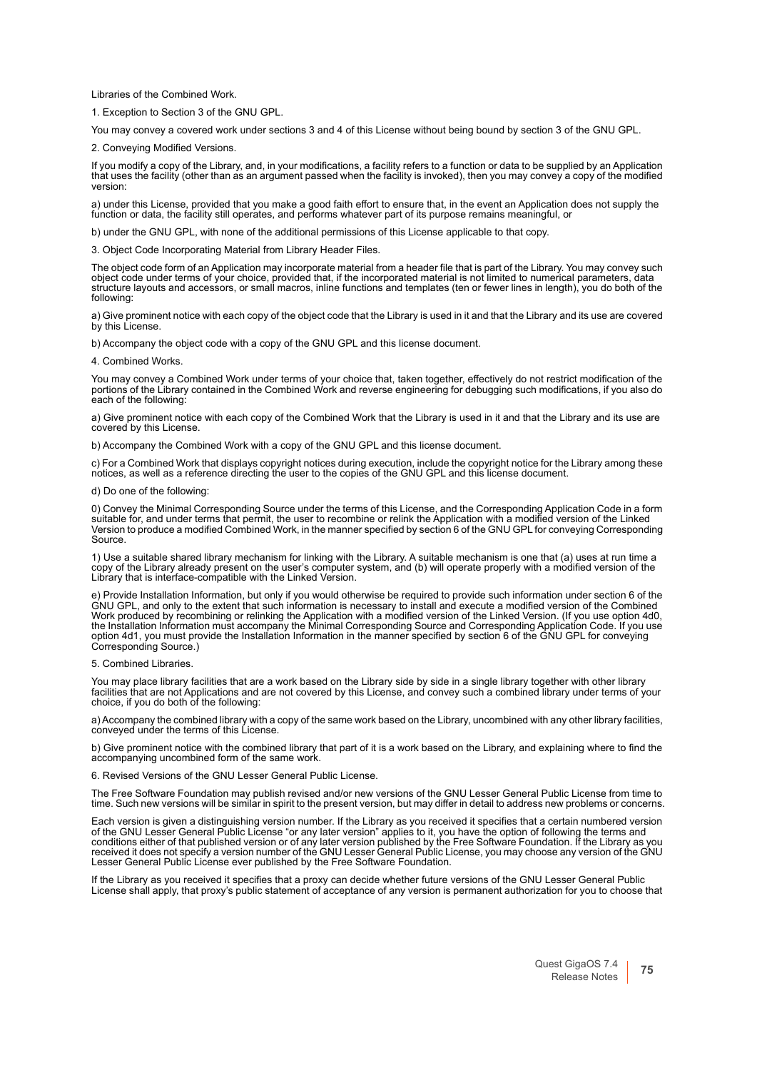Libraries of the Combined Work.

1. Exception to Section 3 of the GNU GPL.

You may convey a covered work under sections 3 and 4 of this License without being bound by section 3 of the GNU GPL.

2. Conveying Modified Versions.

If you modify a copy of the Library, and, in your modifications, a facility refers to a function or data to be supplied by an Application that uses the facility (other than as an argument passed when the facility is invoked), then you may convey a copy of the modified version:

a) under this License, provided that you make a good faith effort to ensure that, in the event an Application does not supply the function or data, the facility still operates, and performs whatever part of its purpose remains meaningful, or

b) under the GNU GPL, with none of the additional permissions of this License applicable to that copy.

3. Object Code Incorporating Material from Library Header Files.

The object code form of an Application may incorporate material from a header file that is part of the Library. You may convey such object code under terms of your choice, provided that, if the incorporated material is not limited to numerical parameters, data structure layouts and accessors, or small macros, inline functions and templates (ten or fewer lines in length), you do both of the following:

a) Give prominent notice with each copy of the object code that the Library is used in it and that the Library and its use are covered by this License.

b) Accompany the object code with a copy of the GNU GPL and this license document.

4. Combined Works.

You may convey a Combined Work under terms of your choice that, taken together, effectively do not restrict modification of the portions of the Library contained in the Combined Work and reverse engineering for debugging such modifications, if you also do each of the following:

a) Give prominent notice with each copy of the Combined Work that the Library is used in it and that the Library and its use are covered by this License.

b) Accompany the Combined Work with a copy of the GNU GPL and this license document.

c) For a Combined Work that displays copyright notices during execution, include the copyright notice for the Library among these notices, as well as a reference directing the user to the copies of the GNU GPL and this license document.

d) Do one of the following:

0) Convey the Minimal Corresponding Source under the terms of this License, and the Corresponding Application Code in a form suitable for, and under terms that permit, the user to recombine or relink the Application with a modified version of the Linked Version to produce a modified Combined Work, in the manner specified by section 6 of the GNU GPL for conveying Corresponding Source.

1) Use a suitable shared library mechanism for linking with the Library. A suitable mechanism is one that (a) uses at run time a copy of the Library already present on the user's computer system, and (b) will operate properly with a modified version of the Library that is interface-compatible with the Linked Version.

e) Provide Installation Information, but only if you would otherwise be required to provide such information under section 6 of the GNU GPL, and only to the extent that such information is necessary to install and execute a modified version of the Combined Work produced by recombining or relinking the Application with a modified version of the Linked Version. (If you use option 4d0, the Installation Information must accompany the Minimal Corresponding Source and Corresponding Application Code. If you use option 4d1, you must provide the Installation Information in the manner specified by section 6 of the GNU GPL for conveying Corresponding Source.)

5. Combined Libraries.

You may place library facilities that are a work based on the Library side by side in a single library together with other library facilities that are not Applications and are not covered by this License, and convey such a combined library under terms of your choice, if you do both of the following:

a) Accompany the combined library with a copy of the same work based on the Library, uncombined with any other library facilities, conveyed under the terms of this License.

b) Give prominent notice with the combined library that part of it is a work based on the Library, and explaining where to find the accompanying uncombined form of the same work.

6. Revised Versions of the GNU Lesser General Public License.

The Free Software Foundation may publish revised and/or new versions of the GNU Lesser General Public License from time to time. Such new versions will be similar in spirit to the present version, but may differ in detail to address new problems or concerns.

Each version is given a distinguishing version number. If the Library as you received it specifies that a certain numbered version of the GNU Lesser General Public License "or any later version" applies to it, you have the option of following the terms and conditions either of that published version or of any later version published by the Free Software Foundation. If the Library as you received it does not specify a version number of the GNU Lesser General Public License, you may choose any version of the GNU Lesser General Public License ever published by the Free Software Foundation.

If the Library as you received it specifies that a proxy can decide whether future versions of the GNU Lesser General Public License shall apply, that proxy's public statement of acceptance of any version is permanent authorization for you to choose that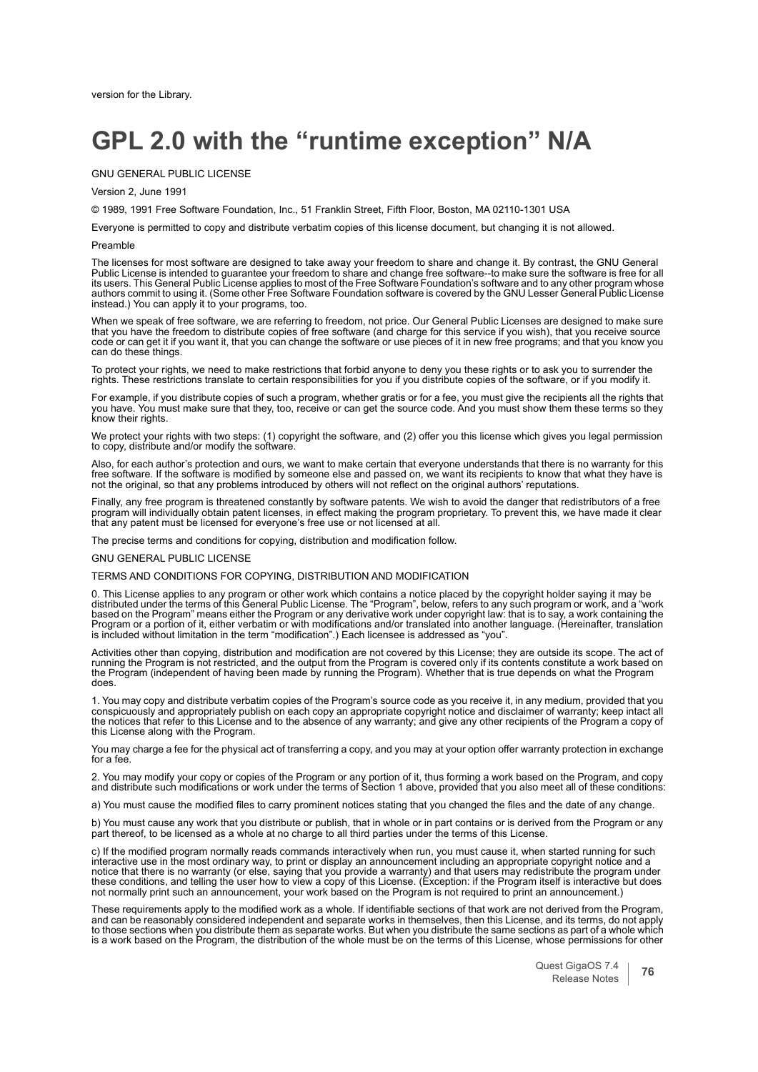version for the Library.

# GPL 2.0 with the “runtime exception” N/A

GNU GENERAL PUBLIC LICENSE

Version 2, June 1991

© 1989, 1991 Free Software Foundation, Inc., 51 Franklin Street, Fifth Floor, Boston, MA 02110-1301 USA

Everyone is permitted to copy and distribute verbatim copies of this license document, but changing it is not allowed.

Preamble

The licenses for most software are designed to take away your freedom to share and change it. By contrast, the GNU General Public License is intended to guarantee your freedom to share and change free software--to make sure the software is free for all its users. This General Public License applies to most of the Free Software Foundation’s software and to any other program whose authors commit to using it. (Some other Free Software Foundation software is covered by the GNU Lesser General Public License instead.) You can apply it to your programs, too.

When we speak of free software, we are referring to freedom, not price. Our General Public Licenses are designed to make sure that you have the freedom to distribute copies of free software (and charge for this service if you wish), that you receive source code or can get it if you want it, that you can change the software or use pieces of it in new free programs; and that you know you can do these things.

To protect your rights, we need to make restrictions that forbid anyone to deny you these rights or to ask you to surrender the rights. These restrictions translate to certain responsibilities for you if you distribute copies of the software, or if you modify it.

For example, if you distribute copies of such a program, whether gratis or for a fee, you must give the recipients all the rights that you have. You must make sure that they, too, receive or can get the source code. And you must show them these terms so they know their rights.

We protect your rights with two steps: (1) copyright the software, and (2) offer you this license which gives you legal permission to copy, distribute and/or modify the software.

Also, for each author’s protection and ours, we want to make certain that everyone understands that there is no warranty for this free software. If the software is modified by someone else and passed on, we want its recipients to know that what they have is not the original, so that any problems introduced by others will not reflect on the original authors’ reputations.

Finally, any free program is threatened constantly by software patents. We wish to avoid the danger that redistributors of a free program will individually obtain patent licenses, in effect making the program proprietary. To prevent this, we have made it clear that any patent must be licensed for everyone’s free use or not licensed at all.

The precise terms and conditions for copying, distribution and modification follow.

GNU GENERAL PUBLIC LICENSE

TERMS AND CONDITIONS FOR COPYING, DISTRIBUTION AND MODIFICATION

0. This License applies to any program or other work which contains a notice placed by the copyright holder saying it may be distributed under the terms of this General Public License. The “Program”, below, refers to any such program or work, and a “work based on the Program” means either the Program or any derivative work under copyright law: that is to say, a work containing the Program or a portion of it, either verbatim or with modifications and/or translated into another language. (Hereinafter, translation is included without limitation in the term “modification”.) Each licensee is addressed as “you”.

Activities other than copying, distribution and modification are not covered by this License; they are outside its scope. The act of running the Program is not restricted, and the output from the Program is covered only if its contents constitute a work based on the Program (independent of having been made by running the Program). Whether that is true depends on what the Program does.

1. You may copy and distribute verbatim copies of the Program’s source code as you receive it, in any medium, provided that you conspicuously and appropriately publish on each copy an appropriate copyright notice and disclaimer of warranty; keep intact all the notices that refer to this License and to the absence of any warranty; and give any other recipients of the Program a copy of this License along with the Program.

You may charge a fee for the physical act of transferring a copy, and you may at your option offer warranty protection in exchange for a fee.

2. You may modify your copy or copies of the Program or any portion of it, thus forming a work based on the Program, and copy and distribute such modifications or work under the terms of Section 1 above, provided that you also meet all of these conditions:

a) You must cause the modified files to carry prominent notices stating that you changed the files and the date of any change.

b) You must cause any work that you distribute or publish, that in whole or in part contains or is derived from the Program or any part thereof, to be licensed as a whole at no charge to all third parties under the terms of this License.

c) If the modified program normally reads commands interactively when run, you must cause it, when started running for such interactive use in the most ordinary way, to print or display an announcement including an appropriate copyright notice and a notice that there is no warranty (or else, saying that you provide a warranty) and that users may redistribute the program under these conditions, and telling the user how to view a copy of this License. (Exception: if the Program itself is interactive but does not normally print such an announcement, your work based on the Program is not required to print an announcement.)

These requirements apply to the modified work as a whole. If identifiable sections of that work are not derived from the Program, and can be reasonably considered independent and separate works in themselves, then this License, and its terms, do not apply to those sections when you distribute them as separate works. But when you distribute the same sections as part of a whole which is a work based on the Program, the distribution of the whole must be on the terms of this License, whose permissions for other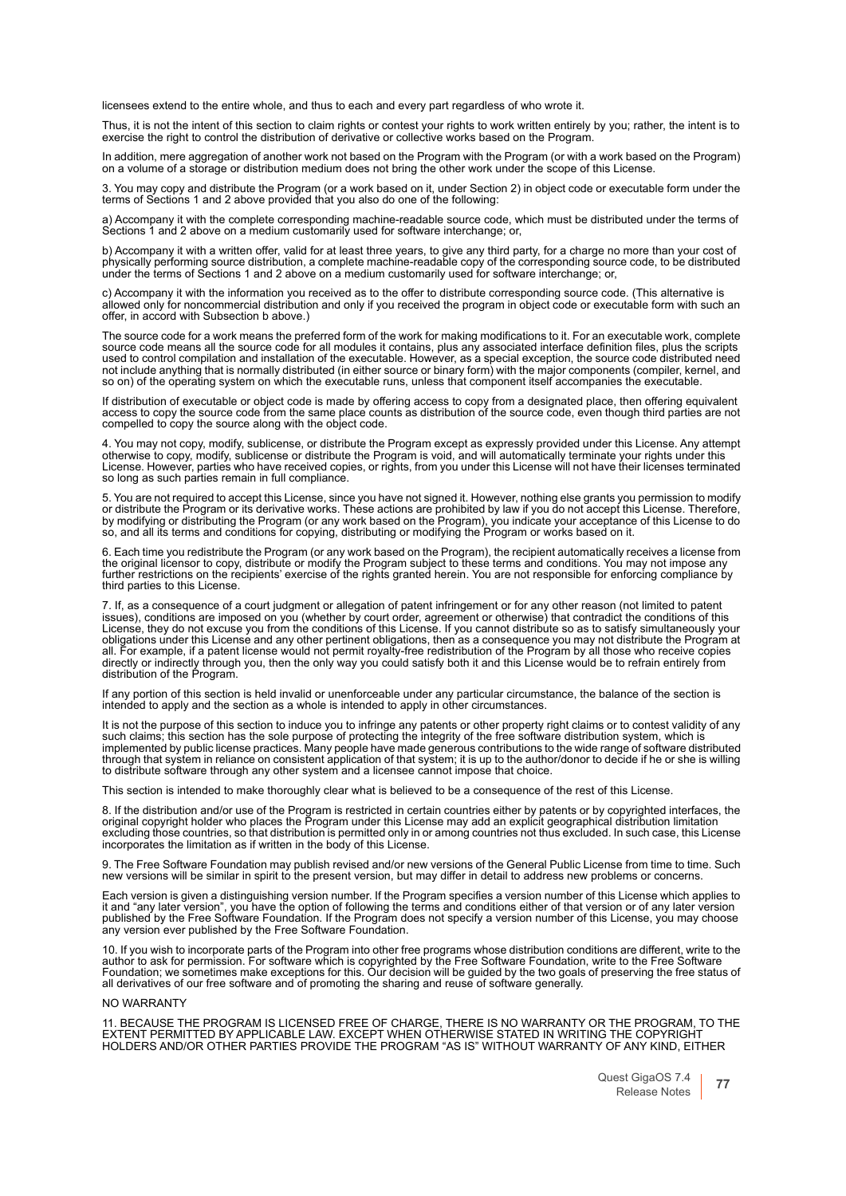licensees extend to the entire whole, and thus to each and every part regardless of who wrote it.

Thus, it is not the intent of this section to claim rights or contest your rights to work written entirely by you; rather, the intent is to exercise the right to control the distribution of derivative or collective works based on the Program.

In addition, mere aggregation of another work not based on the Program with the Program (or with a work based on the Program) on a volume of a storage or distribution medium does not bring the other work under the scope of this License.

3. You may copy and distribute the Program (or a work based on it, under Section 2) in object code or executable form under the terms of Sections 1 and 2 above provided that you also do one of the following:

a) Accompany it with the complete corresponding machine-readable source code, which must be distributed under the terms of Sections 1 and 2 above on a medium customarily used for software interchange; or,

b) Accompany it with a written offer, valid for at least three years, to give any third party, for a charge no more than your cost of physically performing source distribution, a complete machine-readable copy of the corresponding source code, to be distributed under the terms of Sections 1 and 2 above on a medium customarily used for software interchange; or,

c) Accompany it with the information you received as to the offer to distribute corresponding source code. (This alternative is allowed only for noncommercial distribution and only if you received the program in object code or executable form with such an offer, in accord with Subsection b above.)

The source code for a work means the preferred form of the work for making modifications to it. For an executable work, complete source code means all the source code for all modules it contains, plus any associated interface definition files, plus the scripts used to control compilation and installation of the executable. However, as a special exception, the source code distributed need not include anything that is normally distributed (in either source or binary form) with the major components (compiler, kernel, and so on) of the operating system on which the executable runs, unless that component itself accompanies the executable.

If distribution of executable or object code is made by offering access to copy from a designated place, then offering equivalent access to copy the source code from the same place counts as distribution of the source code, even though third parties are not compelled to copy the source along with the object code.

4. You may not copy, modify, sublicense, or distribute the Program except as expressly provided under this License. Any attempt otherwise to copy, modify, sublicense or distribute the Program is void, and will automatically terminate your rights under this License. However, parties who have received copies, or rights, from you under this License will not have their licenses terminated so long as such parties remain in full compliance.

5. You are not required to accept this License, since you have not signed it. However, nothing else grants you permission to modify or distribute the Program or its derivative works. These actions are prohibited by law if you do not accept this License. Therefore, by modifying or distributing the Program (or any work based on the Program), you indicate your acceptance of this License to do so, and all its terms and conditions for copying, distributing or modifying the Program or works based on it.

6. Each time you redistribute the Program (or any work based on the Program), the recipient automatically receives a license from the original licensor to copy, distribute or modify the Program subject to these terms and conditions. You may not impose any further restrictions on the recipients' exercise of the rights granted herein. You are not responsible for enforcing compliance by third parties to this License.

7. If, as a consequence of a court judgment or allegation of patent infringement or for any other reason (not limited to patent issues), conditions are imposed on you (whether by court order, agreement or otherwise) that contradict the conditions of this License, they do not excuse you from the conditions of this License. If you cannot distribute so as to satisfy simultaneously your obligations under this License and any other pertinent obligations, then as a consequence you may not distribute the Program at all. For example, if a patent license would not permit royalty-free redistribution of the Program by all those who receive copies directly or indirectly through you, then the only way you could satisfy both it and this License would be to refrain entirely from distribution of the Program.

If any portion of this section is held invalid or unenforceable under any particular circumstance, the balance of the section is intended to apply and the section as a whole is intended to apply in other circumstances.

It is not the purpose of this section to induce you to infringe any patents or other property right claims or to contest validity of any such claims; this section has the sole purpose of protecting the integrity of the free software distribution system, which is implemented by public license practices. Many people have made generous contributions to the wide range of software distributed through that system in reliance on consistent application of that system; it is up to the author/donor to decide if he or she is willing to distribute software through any other system and a licensee cannot impose that choice.

This section is intended to make thoroughly clear what is believed to be a consequence of the rest of this License.

8. If the distribution and/or use of the Program is restricted in certain countries either by patents or by copyrighted interfaces, the original copyright holder who places the Program under this License may add an explicit geographical distribution limitation excluding those countries, so that distribution is permitted only in or among countries not thus excluded. In such case, this License incorporates the limitation as if written in the body of this License.

9. The Free Software Foundation may publish revised and/or new versions of the General Public License from time to time. Such new versions will be similar in spirit to the present version, but may differ in detail to address new problems or concerns.

Each version is given a distinguishing version number. If the Program specifies a version number of this License which applies to it and "any later version", you have the option of following the terms and conditions either of that version or of any later version published by the Free Software Foundation. If the Program does not specify a version number of this License, you may choose any version ever published by the Free Software Foundation.

10. If you wish to incorporate parts of the Program into other free programs whose distribution conditions are different, write to the author to ask for permission. For software which is copyrighted by the Free Software Foundation, write to the Free Software Foundation; we sometimes make exceptions for this. Our decision will be guided by the two goals of preserving the free status of all derivatives of our free software and of promoting the sharing and reuse of software generally.

NO WARRANTY

11. BECAUSE THE PROGRAM IS LICENSED FREE OF CHARGE, THERE IS NO WARRANTY OR THE PROGRAM, TO THE EXTENT PERMITTED BY APPLICABLE LAW. EXCEPT WHEN OTHERWISE STATED IN WRITING THE COPYRIGHT HOLDERS AND/OR OTHER PARTIES PROVIDE THE PROGRAM "AS IS" WITHOUT WARRANTY OF ANY KIND, EITHER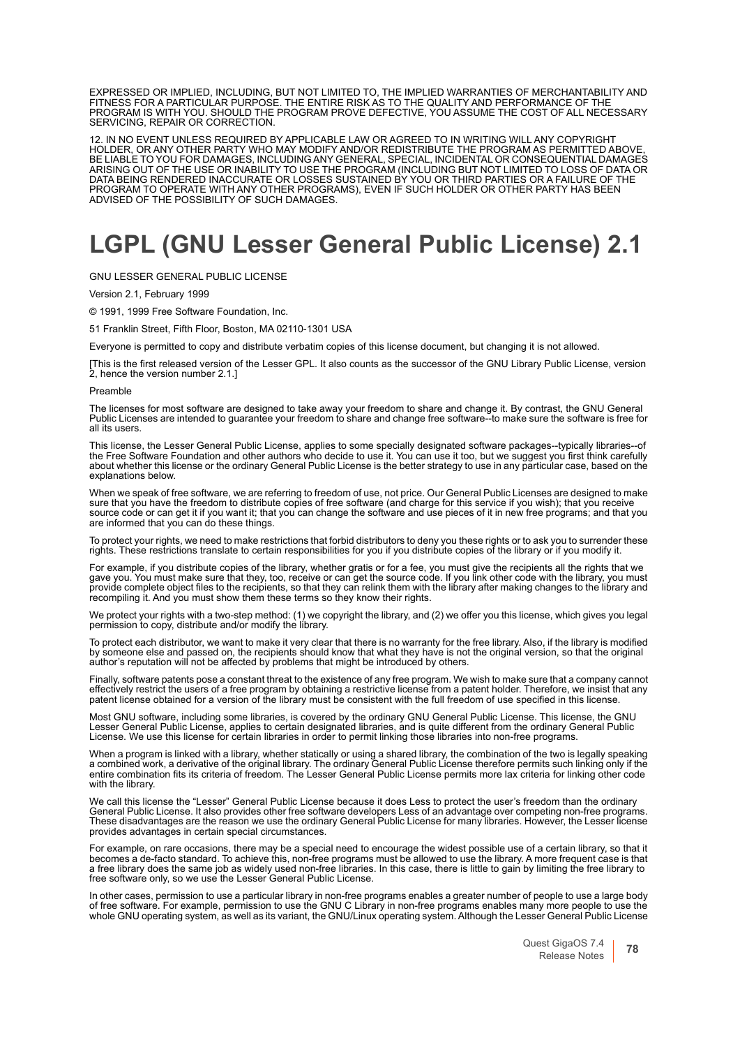EXPRESSED OR IMPLIED, INCLUDING, BUT NOT LIMITED TO, THE IMPLIED WARRANTIES OF MERCHANTABILITY AND FITNESS FOR A PARTICULAR PURPOSE. THE ENTIRE RISK AS TO THE QUALITY AND PERFORMANCE OF THE PROGRAM IS WITH YOU. SHOULD THE PROGRAM PROVE DEFECTIVE, YOU ASSUME THE COST OF ALL NECESSARY SERVICING, REPAIR OR CORRECTION.

12. IN NO EVENT UNLESS REQUIRED BY APPLICABLE LAW OR AGREED TO IN WRITING WILL ANY COPYRIGHT HOLDER, OR ANY OTHER PARTY WHO MAY MODIFY AND/OR REDISTRIBUTE THE PROGRAM AS PERMITTED ABOVE, BE LIABLE TO YOU FOR DAMAGES, INCLUDING ANY GENERAL, SPECIAL, INCIDENTAL OR CONSEQUENTIAL DAMAGES ARISING OUT OF THE USE OR INABILITY TO USE THE PROGRAM (INCLUDING BUT NOT LIMITED TO LOSS OF DATA OR DATA BEING RENDERED INACCURATE OR LOSSES SUSTAINED BY YOU OR THIRD PARTIES OR A FAILURE OF THE PROGRAM TO OPERATE WITH ANY OTHER PROGRAMS), EVEN IF SUCH HOLDER OR OTHER PARTY HAS BEEN ADVISED OF THE POSSIBILITY OF SUCH DAMAGES.

# LGPL (GNU Lesser General Public License) 2.1

GNU LESSER GENERAL PUBLIC LICENSE

Version 2.1, February 1999

© 1991, 1999 Free Software Foundation, Inc.

51 Franklin Street, Fifth Floor, Boston, MA 02110-1301 USA

Everyone is permitted to copy and distribute verbatim copies of this license document, but changing it is not allowed.

[This is the first released version of the Lesser GPL. It also counts as the successor of the GNU Library Public License, version 2, hence the version number 2.1.]

Preamble

The licenses for most software are designed to take away your freedom to share and change it. By contrast, the GNU General Public Licenses are intended to guarantee your freedom to share and change free software--to make sure the software is free for all its users.

This license, the Lesser General Public License, applies to some specially designated software packages--typically libraries--of the Free Software Foundation and other authors who decide to use it. You can use it too, but we suggest you first think carefully about whether this license or the ordinary General Public License is the better strategy to use in any particular case, based on the explanations below.

When we speak of free software, we are referring to freedom of use, not price. Our General Public Licenses are designed to make sure that you have the freedom to distribute copies of free software (and charge for this service if you wish); that you receive source code or can get it if you want it; that you can change the software and use pieces of it in new free programs; and that you are informed that you can do these things.

To protect your rights, we need to make restrictions that forbid distributors to deny you these rights or to ask you to surrender these rights. These restrictions translate to certain responsibilities for you if you distribute copies of the library or if you modify it.

For example, if you distribute copies of the library, whether gratis or for a fee, you must give the recipients all the rights that we gave you. You must make sure that they, too, receive or can get the source code. If you link other code with the library, you must provide complete object files to the recipients, so that they can relink them with the library after making changes to the library and recompiling it. And you must show them these terms so they know their rights.

We protect your rights with a two-step method: (1) we copyright the library, and (2) we offer you this license, which gives you legal permission to copy, distribute and/or modify the library.

To protect each distributor, we want to make it very clear that there is no warranty for the free library. Also, if the library is modified by someone else and passed on, the recipients should know that what they have is not the original version, so that the original author's reputation will not be affected by problems that might be introduced by others.

Finally, software patents pose a constant threat to the existence of any free program. We wish to make sure that a company cannot effectively restrict the users of a free program by obtaining a restrictive license from a patent holder. Therefore, we insist that any patent license obtained for a version of the library must be consistent with the full freedom of use specified in this license.

Most GNU software, including some libraries, is covered by the ordinary GNU General Public License. This license, the GNU Lesser General Public License, applies to certain designated libraries, and is quite different from the ordinary General Public License. We use this license for certain libraries in order to permit linking those libraries into non-free programs.

When a program is linked with a library, whether statically or using a shared library, the combination of the two is legally speaking a combined work, a derivative of the original library. The ordinary General Public License therefore permits such linking only if the entire combination fits its criteria of freedom. The Lesser General Public License permits more lax criteria for linking other code with the library.

We call this license the "Lesser" General Public License because it does Less to protect the user's freedom than the ordinary General Public License. It also provides other free software developers Less of an advantage over competing non-free programs. These disadvantages are the reason we use the ordinary General Public License for many libraries. However, the Lesser license provides advantages in certain special circumstances.

For example, on rare occasions, there may be a special need to encourage the widest possible use of a certain library, so that it becomes a de-facto standard. To achieve this, non-free programs must be allowed to use the library. A more frequent case is that a free library does the same job as widely used non-free libraries. In this case, there is little to gain by limiting the free library to free software only, so we use the Lesser General Public License.

In other cases, permission to use a particular library in non-free programs enables a greater number of people to use a large body of free software. For example, permission to use the GNU C Library in non-free programs enables many more people to use the whole GNU operating system, as well as its variant, the GNU/Linux operating system. Although the Lesser General Public License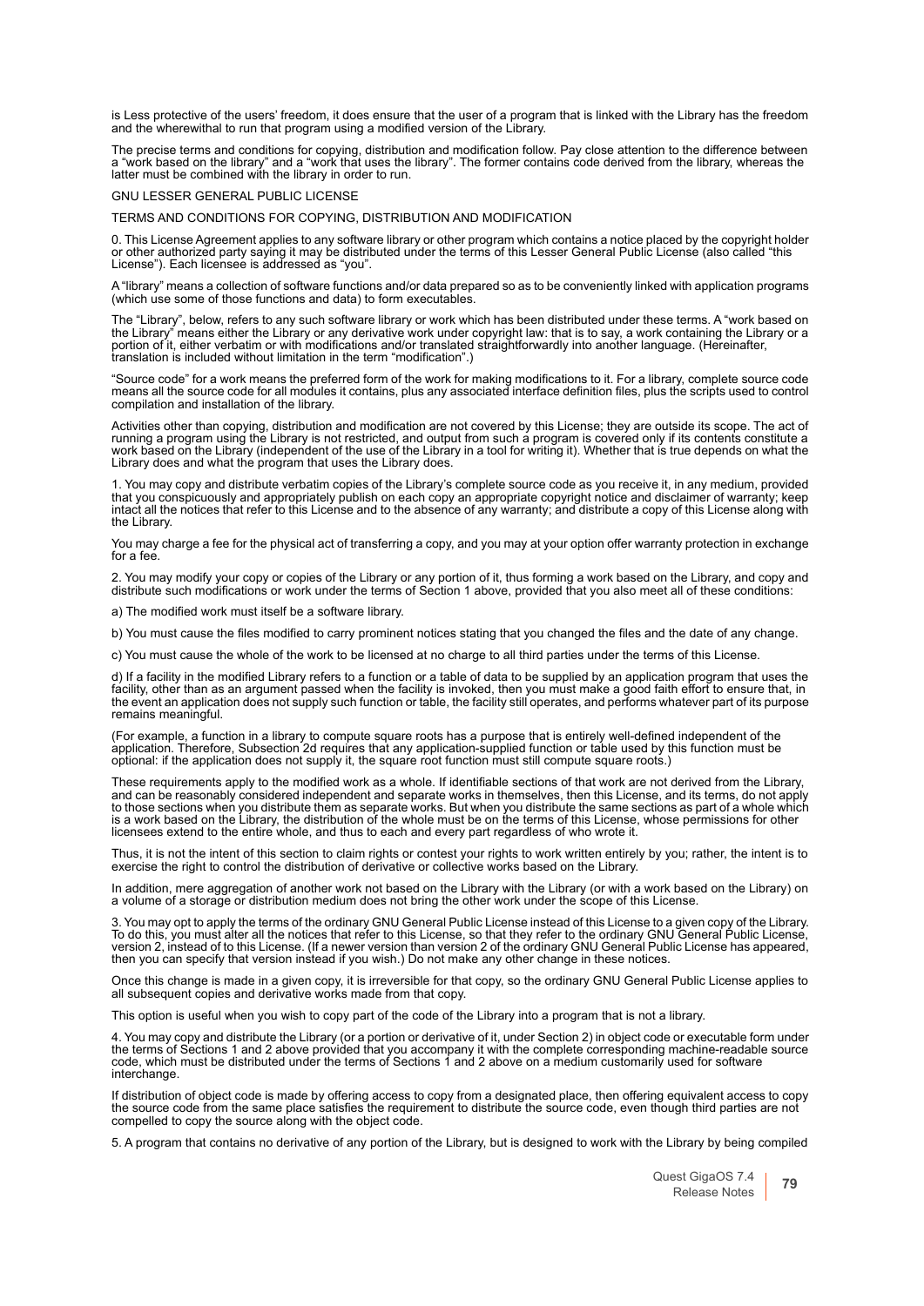is Less protective of the users' freedom, it does ensure that the user of a program that is linked with the Library has the freedom and the wherewithal to run that program using a modified version of the Library.

The precise terms and conditions for copying, distribution and modification follow. Pay close attention to the difference between a "work based on the library" and a "work that uses the library". The former contains code derived from the library, whereas the latter must be combined with the library in order to run.

GNU LESSER GENERAL PUBLIC LICENSE

TERMS AND CONDITIONS FOR COPYING, DISTRIBUTION AND MODIFICATION

0. This License Agreement applies to any software library or other program which contains a notice placed by the copyright holder or other authorized party saying it may be distributed under the terms of this Lesser General Public License (also called "this License"). Each licensee is addressed as "you".

A "library" means a collection of software functions and/or data prepared so as to be conveniently linked with application programs (which use some of those functions and data) to form executables.

The "Library", below, refers to any such software library or work which has been distributed under these terms. A "work based on the Library" means either the Library or any derivative work under copyright law: that is to say, a work containing the Library or a portion of it, either verbatim or with modifications and/or translated straightforwardly into another language. (Hereinafter, translation is included without limitation in the term "modification".)

"Source code" for a work means the preferred form of the work for making modifications to it. For a library, complete source code means all the source code for all modules it contains, plus any associated interface definition files, plus the scripts used to control compilation and installation of the library.

Activities other than copying, distribution and modification are not covered by this License; they are outside its scope. The act of running a program using the Library is not restricted, and output from such a program is covered only if its contents constitute a work based on the Library (independent of the use of the Library in a tool for writing it). Whether that is true depends on what the Library does and what the program that uses the Library does.

1. You may copy and distribute verbatim copies of the Library's complete source code as you receive it, in any medium, provided that you conspicuously and appropriately publish on each copy an appropriate copyright notice and disclaimer of warranty; keep intact all the notices that refer to this License and to the absence of any warranty; and distribute a copy of this License along with the Library.

You may charge a fee for the physical act of transferring a copy, and you may at your option offer warranty protection in exchange for a fee.

2. You may modify your copy or copies of the Library or any portion of it, thus forming a work based on the Library, and copy and distribute such modifications or work under the terms of Section 1 above, provided that you also meet all of these conditions:

a) The modified work must itself be a software library.

b) You must cause the files modified to carry prominent notices stating that you changed the files and the date of any change.

c) You must cause the whole of the work to be licensed at no charge to all third parties under the terms of this License.

d) If a facility in the modified Library refers to a function or a table of data to be supplied by an application program that uses the facility, other than as an argument passed when the facility is invoked, then you must make a good faith effort to ensure that, in the event an application does not supply such function or table, the facility still operates, and performs whatever part of its purpose remains meaningful.

(For example, a function in a library to compute square roots has a purpose that is entirely well-defined independent of the application. Therefore, Subsection 2d requires that any application-supplied function or table used by this function must be optional: if the application does not supply it, the square root function must still compute square roots.)

These requirements apply to the modified work as a whole. If identifiable sections of that work are not derived from the Library, and can be reasonably considered independent and separate works in themselves, then this License, and its terms, do not apply to those sections when you distribute them as separate works. But when you distribute the same sections as part of a whole which is a work based on the Library, the distribution of the whole must be on the terms of this License, whose permissions for other licensees extend to the entire whole, and thus to each and every part regardless of who wrote it.

Thus, it is not the intent of this section to claim rights or contest your rights to work written entirely by you; rather, the intent is to exercise the right to control the distribution of derivative or collective works based on the Library.

In addition, mere aggregation of another work not based on the Library with the Library (or with a work based on the Library) on a volume of a storage or distribution medium does not bring the other work under the scope of this License.

3. You may opt to apply the terms of the ordinary GNU General Public License instead of this License to a given copy of the Library. To do this, you must alter all the notices that refer to this License, so that they refer to the ordinary GNU General Public License, version 2, instead of to this License. (If a newer version than version 2 of the ordinary GNU General Public License has appeared, then you can specify that version instead if you wish.) Do not make any other change in these notices.

Once this change is made in a given copy, it is irreversible for that copy, so the ordinary GNU General Public License applies to all subsequent copies and derivative works made from that copy.

This option is useful when you wish to copy part of the code of the Library into a program that is not a library.

4. You may copy and distribute the Library (or a portion or derivative of it, under Section 2) in object code or executable form under the terms of Sections 1 and 2 above provided that you accompany it with the complete corresponding machine-readable source code, which must be distributed under the terms of Sections 1 and 2 above on a medium customarily used for software interchange.

If distribution of object code is made by offering access to copy from a designated place, then offering equivalent access to copy the source code from the same place satisfies the requirement to distribute the source code, even though third parties are not compelled to copy the source along with the object code.

5. A program that contains no derivative of any portion of the Library, but is designed to work with the Library by being compiled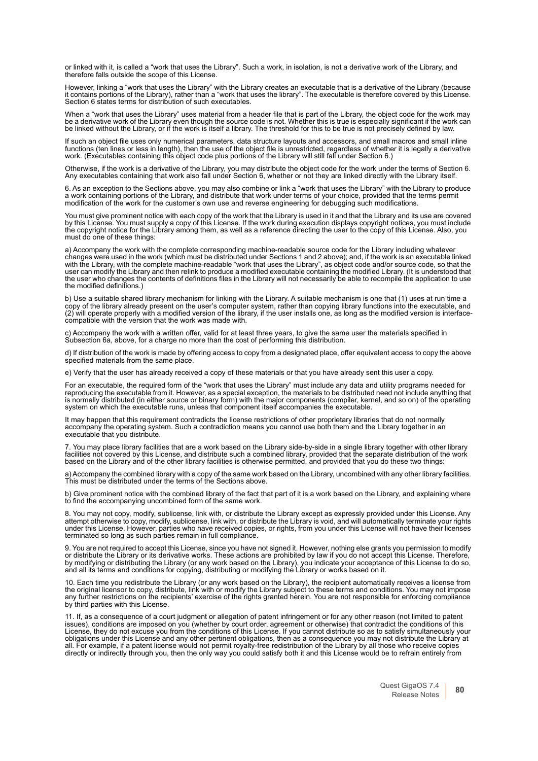or linked with it, is called a “work that uses the Library”. Such a work, in isolation, is not a derivative work of the Library, and therefore falls outside the scope of this License.

However, linking a “work that uses the Library” with the Library creates an executable that is a derivative of the Library (because it contains portions of the Library), rather than a “work that uses the library”. The executable is therefore covered by this License. Section 6 states terms for distribution of such executables.

When a “work that uses the Library” uses material from a header file that is part of the Library, the object code for the work may be a derivative work of the Library even though the source code is not. Whether this is true is especially significant if the work can be linked without the Library, or if the work is itself a library. The threshold for this to be true is not precisely defined by law.

If such an object file uses only numerical parameters, data structure layouts and accessors, and small macros and small inline functions (ten lines or less in length), then the use of the object file is unrestricted, regardless of whether it is legally a derivative work. (Executables containing this object code plus portions of the Library will still fall under Section 6.)

Otherwise, if the work is a derivative of the Library, you may distribute the object code for the work under the terms of Section 6. Any executables containing that work also fall under Section 6, whether or not they are linked directly with the Library itself.

6. As an exception to the Sections above, you may also combine or link a “work that uses the Library” with the Library to produce a work containing portions of the Library, and distribute that work under terms of your choice, provided that the terms permit modification of the work for the customer’s own use and reverse engineering for debugging such modifications.

You must give prominent notice with each copy of the work that the Library is used in it and that the Library and its use are covered by this License. You must supply a copy of this License. If the work during execution displays copyright notices, you must include the copyright notice for the Library among them, as well as a reference directing the user to the copy of this License. Also, you must do one of these things:

a) Accompany the work with the complete corresponding machine-readable source code for the Library including whatever changes were used in the work (which must be distributed under Sections 1 and 2 above); and, if the work is an executable linked with the Library, with the complete machine-readable “work that uses the Library”, as object code and/or source code, so that the user can modify the Library and then relink to produce a modified executable containing the modified Library. (It is understood that the user who changes the contents of definitions files in the Library will not necessarily be able to recompile the application to use the modified definitions.)

b) Use a suitable shared library mechanism for linking with the Library. A suitable mechanism is one that (1) uses at run time a copy of the library already present on the user’s computer system, rather than copying library functions into the executable, and (2) will operate properly with a modified version of the library, if the user installs one, as long as the modified version is interface-compatible with the version that the work was made with.

c) Accompany the work with a written offer, valid for at least three years, to give the same user the materials specified in Subsection 6a, above, for a charge no more than the cost of performing this distribution.

d) If distribution of the work is made by offering access to copy from a designated place, offer equivalent access to copy the above specified materials from the same place.

e) Verify that the user has already received a copy of these materials or that you have already sent this user a copy.

For an executable, the required form of the “work that uses the Library” must include any data and utility programs needed for reproducing the executable from it. However, as a special exception, the materials to be distributed need not include anything that is normally distributed (in either source or binary form) with the major components (compiler, kernel, and so on) of the operating system on which the executable runs, unless that component itself accompanies the executable.

It may happen that this requirement contradicts the license restrictions of other proprietary libraries that do not normally accompany the operating system. Such a contradiction means you cannot use both them and the Library together in an executable that you distribute.

7. You may place library facilities that are a work based on the Library side-by-side in a single library together with other library facilities not covered by this License, and distribute such a combined library, provided that the separate distribution of the work based on the Library and of the other library facilities is otherwise permitted, and provided that you do these two things:

a) Accompany the combined library with a copy of the same work based on the Library, uncombined with any other library facilities. This must be distributed under the terms of the Sections above.

b) Give prominent notice with the combined library of the fact that part of it is a work based on the Library, and explaining where to find the accompanying uncombined form of the same work.

8. You may not copy, modify, sublicense, link with, or distribute the Library except as expressly provided under this License. Any attempt otherwise to copy, modify, sublicense, link with, or distribute the Library is void, and will automatically terminate your rights under this License. However, parties who have received copies, or rights, from you under this License will not have their licenses terminated so long as such parties remain in full compliance.

9. You are not required to accept this License, since you have not signed it. However, nothing else grants you permission to modify or distribute the Library or its derivative works. These actions are prohibited by law if you do not accept this License. Therefore, by modifying or distributing the Library (or any work based on the Library), you indicate your acceptance of this License to do so, and all its terms and conditions for copying, distributing or modifying the Library or works based on it.

10. Each time you redistribute the Library (or any work based on the Library), the recipient automatically receives a license from the original licensor to copy, distribute, link with or modify the Library subject to these terms and conditions. You may not impose any further restrictions on the recipients’ exercise of the rights granted herein. You are not responsible for enforcing compliance by third parties with this License.

11. If, as a consequence of a court judgment or allegation of patent infringement or for any other reason (not limited to patent issues), conditions are imposed on you (whether by court order, agreement or otherwise) that contradict the conditions of this License, they do not excuse you from the conditions of this License. If you cannot distribute so as to satisfy simultaneously your obligations under this License and any other pertinent obligations, then as a consequence you may not distribute the Library at all. For example, if a patent license would not permit royalty-free redistribution of the Library by all those who receive copies directly or indirectly through you, then the only way you could satisfy both it and this License would be to refrain entirely from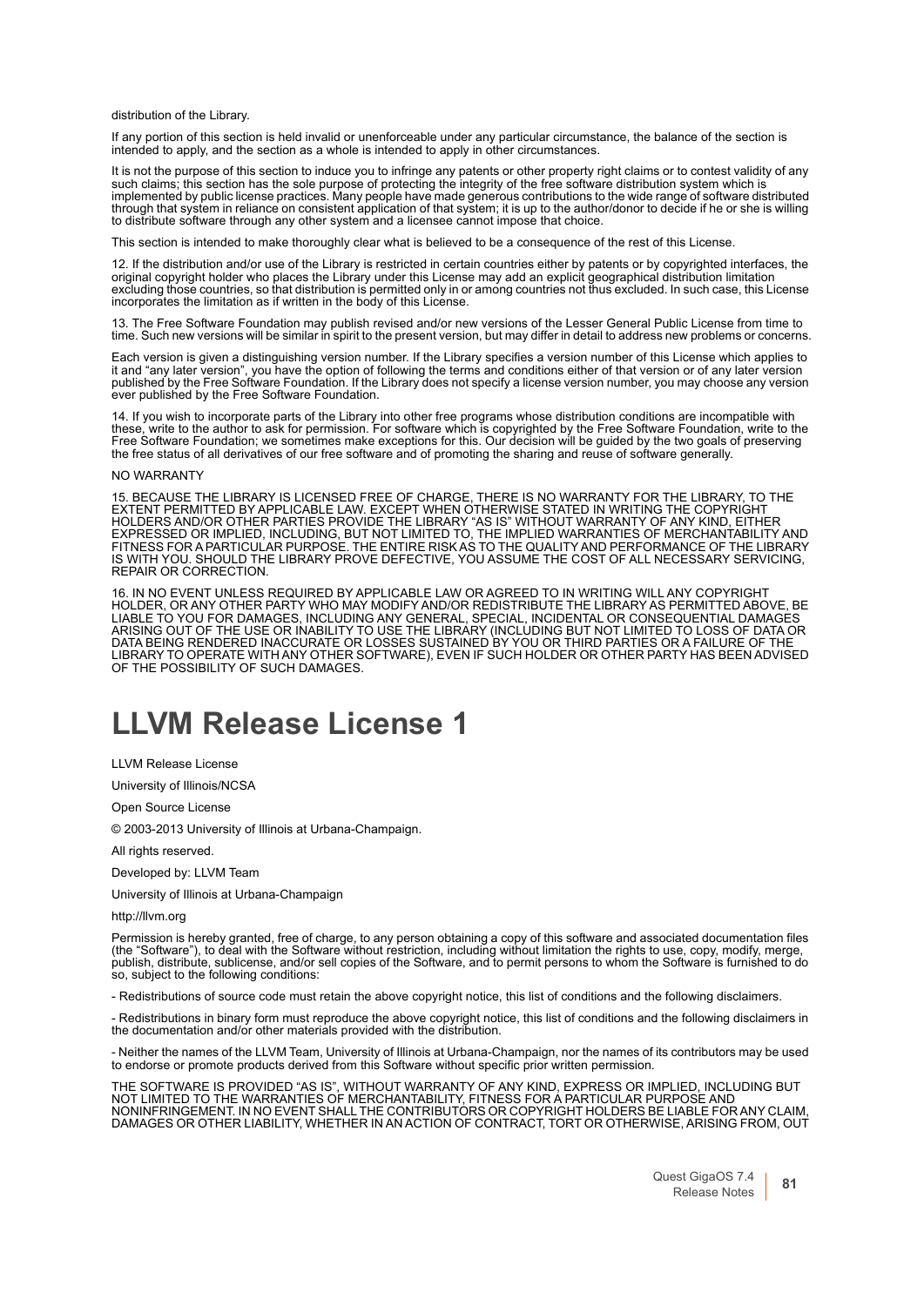distribution of the Library.

If any portion of this section is held invalid or unenforceable under any particular circumstance, the balance of the section is intended to apply, and the section as a whole is intended to apply in other circumstances.

It is not the purpose of this section to induce you to infringe any patents or other property right claims or to contest validity of any such claims; this section has the sole purpose of protecting the integrity of the free software distribution system which is implemented by public license practices. Many people have made generous contributions to the wide range of software distributed through that system in reliance on consistent application of that system; it is up to the author/donor to decide if he or she is willing to distribute software through any other system and a licensee cannot impose that choice.

This section is intended to make thoroughly clear what is believed to be a consequence of the rest of this License.

12. If the distribution and/or use of the Library is restricted in certain countries either by patents or by copyrighted interfaces, the original copyright holder who places the Library under this License may add an explicit geographical distribution limitation excluding those countries, so that distribution is permitted only in or among countries not thus excluded. In such case, this License incorporates the limitation as if written in the body of this License.

13. The Free Software Foundation may publish revised and/or new versions of the Lesser General Public License from time to time. Such new versions will be similar in spirit to the present version, but may differ in detail to address new problems or concerns.

Each version is given a distinguishing version number. If the Library specifies a version number of this License which applies to it and “any later version”, you have the option of following the terms and conditions either of that version or of any later version published by the Free Software Foundation. If the Library does not specify a license version number, you may choose any version ever published by the Free Software Foundation.

14. If you wish to incorporate parts of the Library into other free programs whose distribution conditions are incompatible with these, write to the author to ask for permission. For software which is copyrighted by the Free Software Foundation, write to the Free Software Foundation; we sometimes make exceptions for this. Our decision will be guided by the two goals of preserving the free status of all derivatives of our free software and of promoting the sharing and reuse of software generally.

NO WARRANTY

15. BECAUSE THE LIBRARY IS LICENSED FREE OF CHARGE, THERE IS NO WARRANTY FOR THE LIBRARY, TO THE EXTENT PERMITTED BY APPLICABLE LAW. EXCEPT WHEN OTHERWISE STATED IN WRITING THE COPYRIGHT HOLDERS AND/OR OTHER PARTIES PROVIDE THE LIBRARY “AS IS” WITHOUT WARRANTY OF ANY KIND, EITHER EXPRESSED OR IMPLIED, INCLUDING, BUT NOT LIMITED TO, THE IMPLIED WARRANTIES OF MERCHANTABILITY AND FITNESS FOR A PARTICULAR PURPOSE. THE ENTIRE RISK AS TO THE QUALITY AND PERFORMANCE OF THE LIBRARY IS WITH YOU. SHOULD THE LIBRARY PROVE DEFECTIVE, YOU ASSUME THE COST OF ALL NECESSARY SERVICING, REPAIR OR CORRECTION.

16. IN NO EVENT UNLESS REQUIRED BY APPLICABLE LAW OR AGREED TO IN WRITING WILL ANY COPYRIGHT HOLDER, OR ANY OTHER PARTY WHO MAY MODIFY AND/OR REDISTRIBUTE THE LIBRARY AS PERMITTED ABOVE, BE LIABLE TO YOU FOR DAMAGES, INCLUDING ANY GENERAL, SPECIAL, INCIDENTAL OR CONSEQUENTIAL DAMAGES ARISING OUT OF THE USE OR INABILITY TO USE THE LIBRARY (INCLUDING BUT NOT LIMITED TO LOSS OF DATA OR DATA BEING RENDERED INACCURATE OR LOSSES SUSTAINED BY YOU OR THIRD PARTIES OR A FAILURE OF THE LIBRARY TO OPERATE WITH ANY OTHER SOFTWARE), EVEN IF SUCH HOLDER OR OTHER PARTY HAS BEEN ADVISED OF THE POSSIBILITY OF SUCH DAMAGES.

# LLVM Release License 1

LLVM Release License

University of Illinois/NCSA

Open Source License

© 2003-2013 University of Illinois at Urbana-Champaign.

All rights reserved.

Developed by: LLVM Team

University of Illinois at Urbana-Champaign

http://llvm.org

Permission is hereby granted, free of charge, to any person obtaining a copy of this software and associated documentation files (the “Software”), to deal with the Software without restriction, including without limitation the rights to use, copy, modify, merge, publish, distribute, sublicense, and/or sell copies of the Software, and to permit persons to whom the Software is furnished to do so, subject to the following conditions:

- Redistributions of source code must retain the above copyright notice, this list of conditions and the following disclaimers.

- Redistributions in binary form must reproduce the above copyright notice, this list of conditions and the following disclaimers in the documentation and/or other materials provided with the distribution.

- Neither the names of the LLVM Team, University of Illinois at Urbana-Champaign, nor the names of its contributors may be used to endorse or promote products derived from this Software without specific prior written permission.

THE SOFTWARE IS PROVIDED “AS IS”, WITHOUT WARRANTY OF ANY KIND, EXPRESS OR IMPLIED, INCLUDING BUT NOT LIMITED TO THE WARRANTIES OF MERCHANTABILITY, FITNESS FOR A PARTICULAR PURPOSE AND NONINFRINGEMENT. IN NO EVENT SHALL THE CONTRIBUTORS OR COPYRIGHT HOLDERS BE LIABLE FOR ANY CLAIM, DAMAGES OR OTHER LIABILITY, WHETHER IN AN ACTION OF CONTRACT, TORT OR OTHERWISE, ARISING FROM, OUT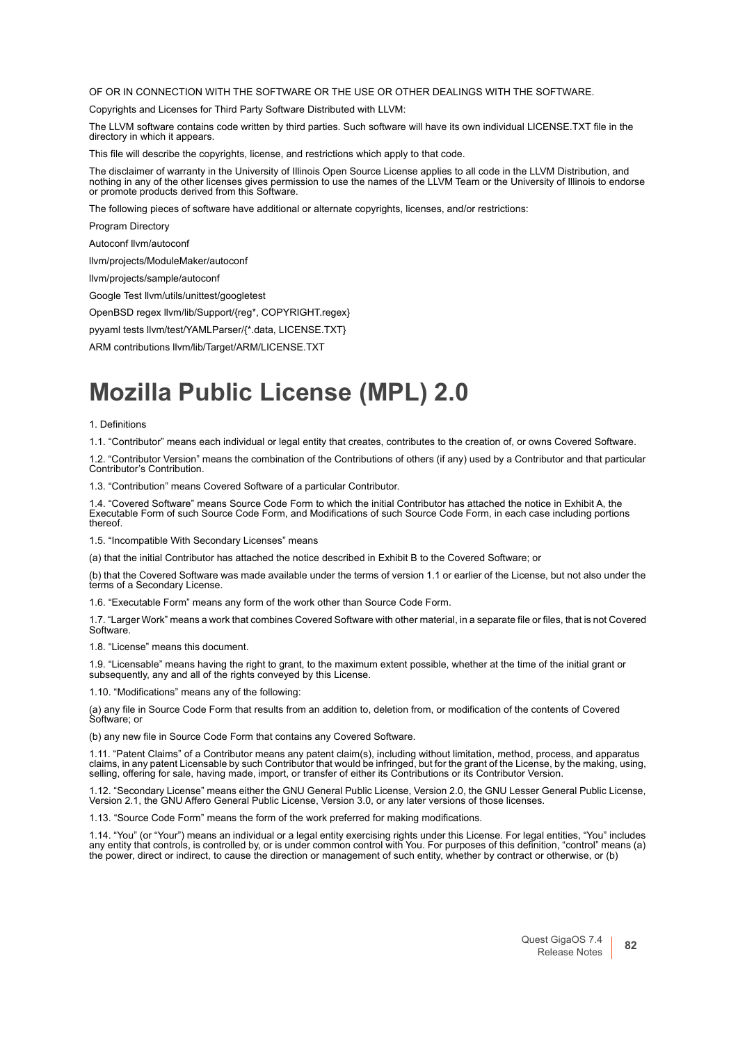OF OR IN CONNECTION WITH THE SOFTWARE OR THE USE OR OTHER DEALINGS WITH THE SOFTWARE.

Copyrights and Licenses for Third Party Software Distributed with LLVM:

The LLVM software contains code written by third parties. Such software will have its own individual LICENSE.TXT file in the directory in which it appears.

This file will describe the copyrights, license, and restrictions which apply to that code.

The disclaimer of warranty in the University of Illinois Open Source License applies to all code in the LLVM Distribution, and nothing in any of the other licenses gives permission to use the names of the LLVM Team or the University of Illinois to endorse or promote products derived from this Software.

The following pieces of software have additional or alternate copyrights, licenses, and/or restrictions:

Program Directory

Autoconf llvm/autoconf

llvm/projects/ModuleMaker/autoconf

llvm/projects/sample/autoconf

Google Test llvm/utils/unittest/googletest

OpenBSD regex llvm/lib/Support/{reg*, COPYRIGHT.regex}

pyyaml tests llvm/test/YAMLParser/{*.data, LICENSE.TXT}

ARM contributions llvm/lib/Target/ARM/LICENSE.TXT

# Mozilla Public License (MPL) 2.0

1. Definitions

1.1. “Contributor” means each individual or legal entity that creates, contributes to the creation of, or owns Covered Software.

1.2. “Contributor Version” means the combination of the Contributions of others (if any) used by a Contributor and that particular Contributor’s Contribution.

1.3. “Contribution” means Covered Software of a particular Contributor.

1.4. “Covered Software” means Source Code Form to which the initial Contributor has attached the notice in Exhibit A, the Executable Form of such Source Code Form, and Modifications of such Source Code Form, in each case including portions thereof.

1.5. “Incompatible With Secondary Licenses” means

(a) that the initial Contributor has attached the notice described in Exhibit B to the Covered Software; or

(b) that the Covered Software was made available under the terms of version 1.1 or earlier of the License, but not also under the terms of a Secondary License.

1.6. “Executable Form” means any form of the work other than Source Code Form.

1.7. “Larger Work” means a work that combines Covered Software with other material, in a separate file or files, that is not Covered Software.

1.8. “License” means this document.

1.9. “Licensable” means having the right to grant, to the maximum extent possible, whether at the time of the initial grant or subsequently, any and all of the rights conveyed by this License.

1.10. “Modifications” means any of the following:

(a) any file in Source Code Form that results from an addition to, deletion from, or modification of the contents of Covered Software; or

(b) any new file in Source Code Form that contains any Covered Software.

1.11. “Patent Claims” of a Contributor means any patent claim(s), including without limitation, method, process, and apparatus claims, in any patent Licensable by such Contributor that would be infringed, but for the grant of the License, by the making, using, selling, offering for sale, having made, import, or transfer of either its Contributions or its Contributor Version.

1.12. “Secondary License” means either the GNU General Public License, Version 2.0, the GNU Lesser General Public License, Version 2.1, the GNU Affero General Public License, Version 3.0, or any later versions of those licenses.

1.13. “Source Code Form” means the form of the work preferred for making modifications.

1.14. “You” (or “Your”) means an individual or a legal entity exercising rights under this License. For legal entities, “You” includes any entity that controls, is controlled by, or is under common control with You. For purposes of this definition, “control” means (a) the power, direct or indirect, to cause the direction or management of such entity, whether by contract or otherwise, or (b)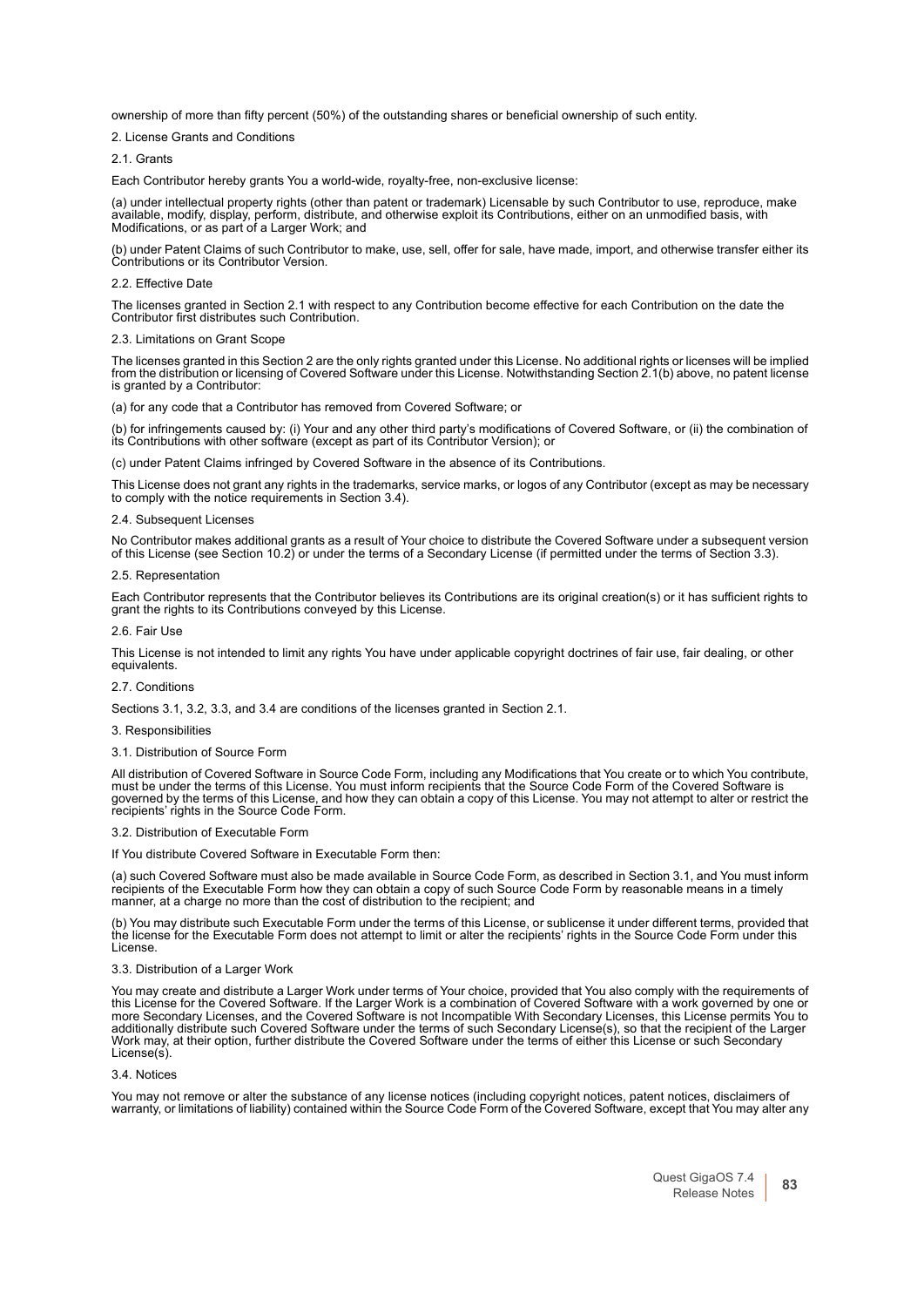ownership of more than fifty percent (50%) of the outstanding shares or beneficial ownership of such entity.

2. License Grants and Conditions

2.1. Grants

Each Contributor hereby grants You a world-wide, royalty-free, non-exclusive license:

(a) under intellectual property rights (other than patent or trademark) Licensable by such Contributor to use, reproduce, make available, modify, display, perform, distribute, and otherwise exploit its Contributions, either on an unmodified basis, with Modifications, or as part of a Larger Work; and

(b) under Patent Claims of such Contributor to make, use, sell, offer for sale, have made, import, and otherwise transfer either its Contributions or its Contributor Version.

2.2. Effective Date

The licenses granted in Section 2.1 with respect to any Contribution become effective for each Contribution on the date the Contributor first distributes such Contribution.

2.3. Limitations on Grant Scope

The licenses granted in this Section 2 are the only rights granted under this License. No additional rights or licenses will be implied from the distribution or licensing of Covered Software under this License. Notwithstanding Section 2.1(b) above, no patent license is granted by a Contributor:

(a) for any code that a Contributor has removed from Covered Software; or

(b) for infringements caused by: (i) Your and any other third party's modifications of Covered Software, or (ii) the combination of its Contributions with other software (except as part of its Contributor Version); or

(c) under Patent Claims infringed by Covered Software in the absence of its Contributions.

This License does not grant any rights in the trademarks, service marks, or logos of any Contributor (except as may be necessary to comply with the notice requirements in Section 3.4).

2.4. Subsequent Licenses

No Contributor makes additional grants as a result of Your choice to distribute the Covered Software under a subsequent version of this License (see Section 10.2) or under the terms of a Secondary License (if permitted under the terms of Section 3.3).

2.5. Representation

Each Contributor represents that the Contributor believes its Contributions are its original creation(s) or it has sufficient rights to grant the rights to its Contributions conveyed by this License.

2.6. Fair Use

This License is not intended to limit any rights You have under applicable copyright doctrines of fair use, fair dealing, or other equivalents.

2.7. Conditions

Sections 3.1, 3.2, 3.3, and 3.4 are conditions of the licenses granted in Section 2.1.

3. Responsibilities

3.1. Distribution of Source Form

All distribution of Covered Software in Source Code Form, including any Modifications that You create or to which You contribute, must be under the terms of this License. You must inform recipients that the Source Code Form of the Covered Software is governed by the terms of this License, and how they can obtain a copy of this License. You may not attempt to alter or restrict the recipients' rights in the Source Code Form.

3.2. Distribution of Executable Form

If You distribute Covered Software in Executable Form then:

(a) such Covered Software must also be made available in Source Code Form, as described in Section 3.1, and You must inform recipients of the Executable Form how they can obtain a copy of such Source Code Form by reasonable means in a timely manner, at a charge no more than the cost of distribution to the recipient; and

(b) You may distribute such Executable Form under the terms of this License, or sublicense it under different terms, provided that the license for the Executable Form does not attempt to limit or alter the recipients' rights in the Source Code Form under this License.

3.3. Distribution of a Larger Work

You may create and distribute a Larger Work under terms of Your choice, provided that You also comply with the requirements of this License for the Covered Software. If the Larger Work is a combination of Covered Software with a work governed by one or more Secondary Licenses, and the Covered Software is not Incompatible With Secondary Licenses, this License permits You to additionally distribute such Covered Software under the terms of such Secondary License(s), so that the recipient of the Larger Work may, at their option, further distribute the Covered Software under the terms of either this License or such Secondary License(s).

3.4. Notices

You may not remove or alter the substance of any license notices (including copyright notices, patent notices, disclaimers of warranty, or limitations of liability) contained within the Source Code Form of the Covered Software, except that You may alter any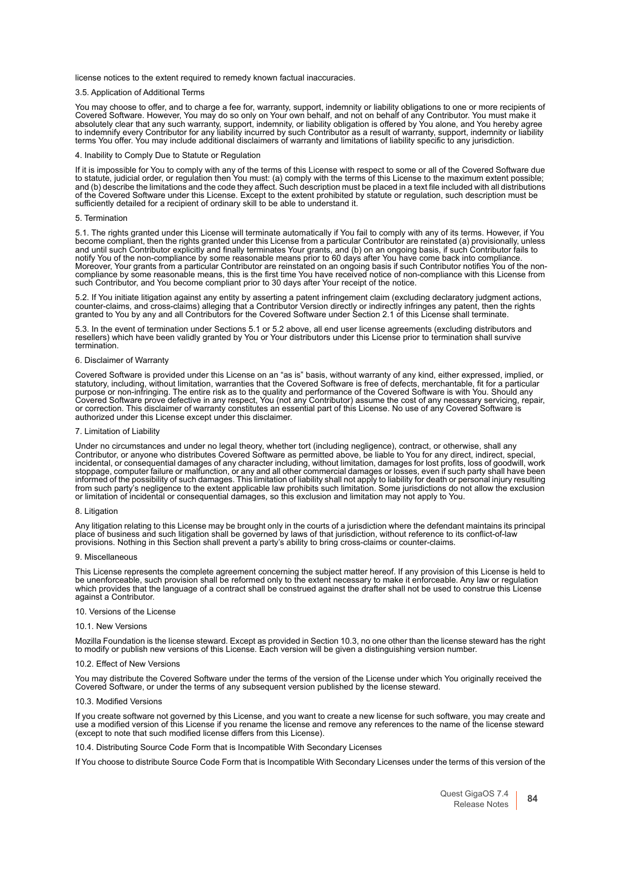license notices to the extent required to remedy known factual inaccuracies.

3.5. Application of Additional Terms

You may choose to offer, and to charge a fee for, warranty, support, indemnity or liability obligations to one or more recipients of Covered Software. However, You may do so only on Your own behalf, and not on behalf of any Contributor. You must make it absolutely clear that any such warranty, support, indemnity, or liability obligation is offered by You alone, and You hereby agree to indemnify every Contributor for any liability incurred by such Contributor as a result of warranty, support, indemnity or liability terms You offer. You may include additional disclaimers of warranty and limitations of liability specific to any jurisdiction.

4. Inability to Comply Due to Statute or Regulation

If it is impossible for You to comply with any of the terms of this License with respect to some or all of the Covered Software due to statute, judicial order, or regulation then You must: (a) comply with the terms of this License to the maximum extent possible; and (b) describe the limitations and the code they affect. Such description must be placed in a text file included with all distributions of the Covered Software under this License. Except to the extent prohibited by statute or regulation, such description must be sufficiently detailed for a recipient of ordinary skill to be able to understand it.

5. Termination

5.1. The rights granted under this License will terminate automatically if You fail to comply with any of its terms. However, if You become compliant, then the rights granted under this License from a particular Contributor are reinstated (a) provisionally, unless and until such Contributor explicitly and finally terminates Your grants, and (b) on an ongoing basis, if such Contributor fails to notify You of the non-compliance by some reasonable means prior to 60 days after You have come back into compliance. Moreover, Your grants from a particular Contributor are reinstated on an ongoing basis if such Contributor notifies You of the non-compliance by some reasonable means, this is the first time You have received notice of non-compliance with this License from such Contributor, and You become compliant prior to 30 days after Your receipt of the notice.

5.2. If You initiate litigation against any entity by asserting a patent infringement claim (excluding declaratory judgment actions, counter-claims, and cross-claims) alleging that a Contributor Version directly or indirectly infringes any patent, then the rights granted to You by any and all Contributors for the Covered Software under Section 2.1 of this License shall terminate.

5.3. In the event of termination under Sections 5.1 or 5.2 above, all end user license agreements (excluding distributors and resellers) which have been validly granted by You or Your distributors under this License prior to termination shall survive termination.

6. Disclaimer of Warranty

Covered Software is provided under this License on an “as is” basis, without warranty of any kind, either expressed, implied, or statutory, including, without limitation, warranties that the Covered Software is free of defects, merchantable, fit for a particular purpose or non-infringing. The entire risk as to the quality and performance of the Covered Software is with You. Should any Covered Software prove defective in any respect, You (not any Contributor) assume the cost of any necessary servicing, repair, or correction. This disclaimer of warranty constitutes an essential part of this License. No use of any Covered Software is authorized under this License except under this disclaimer.

7. Limitation of Liability

Under no circumstances and under no legal theory, whether tort (including negligence), contract, or otherwise, shall any Contributor, or anyone who distributes Covered Software as permitted above, be liable to You for any direct, indirect, special, incidental, or consequential damages of any character including, without limitation, damages for lost profits, loss of goodwill, work stoppage, computer failure or malfunction, or any and all other commercial damages or losses, even if such party shall have been informed of the possibility of such damages. This limitation of liability shall not apply to liability for death or personal injury resulting from such party’s negligence to the extent applicable law prohibits such limitation. Some jurisdictions do not allow the exclusion or limitation of incidental or consequential damages, so this exclusion and limitation may not apply to You.

8. Litigation

Any litigation relating to this License may be brought only in the courts of a jurisdiction where the defendant maintains its principal place of business and such litigation shall be governed by laws of that jurisdiction, without reference to its conflict-of-law provisions. Nothing in this Section shall prevent a party’s ability to bring cross-claims or counter-claims.

9. Miscellaneous

This License represents the complete agreement concerning the subject matter hereof. If any provision of this License is held to be unenforceable, such provision shall be reformed only to the extent necessary to make it enforceable. Any law or regulation which provides that the language of a contract shall be construed against the drafter shall not be used to construe this License against a Contributor.

10. Versions of the License

10.1. New Versions

Mozilla Foundation is the license steward. Except as provided in Section 10.3, no one other than the license steward has the right to modify or publish new versions of this License. Each version will be given a distinguishing version number.

10.2. Effect of New Versions

You may distribute the Covered Software under the terms of the version of the License under which You originally received the Covered Software, or under the terms of any subsequent version published by the license steward.

10.3. Modified Versions

If you create software not governed by this License, and you want to create a new license for such software, you may create and use a modified version of this License if you rename the license and remove any references to the name of the license steward (except to note that such modified license differs from this License).

10.4. Distributing Source Code Form that is Incompatible With Secondary Licenses

If You choose to distribute Source Code Form that is Incompatible With Secondary Licenses under the terms of this version of the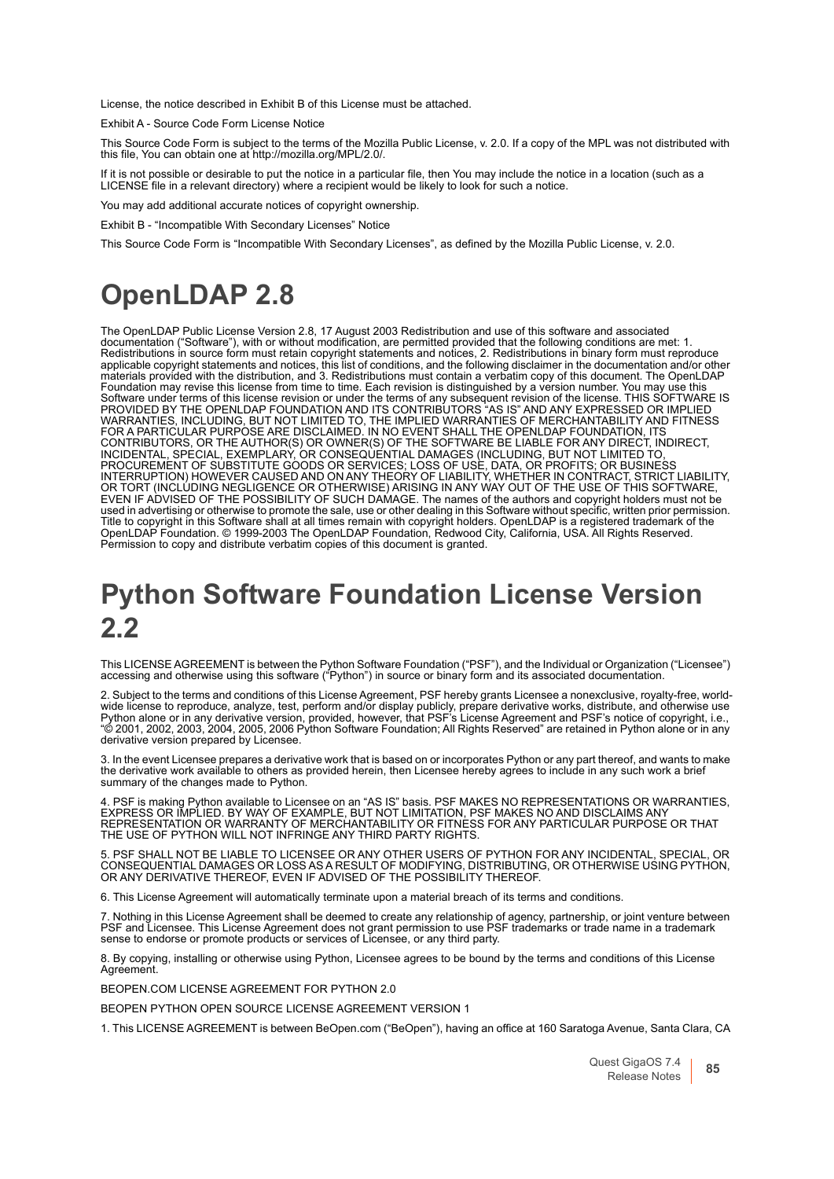License, the notice described in Exhibit B of this License must be attached.

Exhibit A - Source Code Form License Notice

This Source Code Form is subject to the terms of the Mozilla Public License, v. 2.0. If a copy of the MPL was not distributed with this file, You can obtain one at http://mozilla.org/MPL/2.0/.

If it is not possible or desirable to put the notice in a particular file, then You may include the notice in a location (such as a LICENSE file in a relevant directory) where a recipient would be likely to look for such a notice.

You may add additional accurate notices of copyright ownership.

Exhibit B - "Incompatible With Secondary Licenses" Notice

This Source Code Form is "Incompatible With Secondary Licenses", as defined by the Mozilla Public License, v. 2.0.

# OpenLDAP 2.8

The OpenLDAP Public License Version 2.8, 17 August 2003 Redistribution and use of this software and associated documentation ("Software"), with or without modification, are permitted provided that the following conditions are met: 1. Redistributions in source form must retain copyright statements and notices, 2. Redistributions in binary form must reproduce applicable copyright statements and notices, this list of conditions, and the following disclaimer in the documentation and/or other materials provided with the distribution, and 3. Redistributions must contain a verbatim copy of this document. The OpenLDAP Foundation may revise this license from time to time. Each revision is distinguished by a version number. You may use this Software under terms of this license revision or under the terms of any subsequent revision of the license. THIS SOFTWARE IS PROVIDED BY THE OPENLDAP FOUNDATION AND ITS CONTRIBUTORS "AS IS" AND ANY EXPRESSED OR IMPLIED WARRANTIES, INCLUDING, BUT NOT LIMITED TO, THE IMPLIED WARRANTIES OF MERCHANTABILITY AND FITNESS FOR A PARTICULAR PURPOSE ARE DISCLAIMED. IN NO EVENT SHALL THE OPENLDAP FOUNDATION, ITS CONTRIBUTORS, OR THE AUTHOR(S) OR OWNER(S) OF THE SOFTWARE BE LIABLE FOR ANY DIRECT, INDIRECT, INCIDENTAL, SPECIAL, EXEMPLARY, OR CONSEQUENTIAL DAMAGES (INCLUDING, BUT NOT LIMITED TO, PROCUREMENT OF SUBSTITUTE GOODS OR SERVICES; LOSS OF USE, DATA, OR PROFITS; OR BUSINESS INTERRUPTION) HOWEVER CAUSED AND ON ANY THEORY OF LIABILITY, WHETHER IN CONTRACT, STRICT LIABILITY, OR TORT (INCLUDING NEGLIGENCE OR OTHERWISE) ARISING IN ANY WAY OUT OF THE USE OF THIS SOFTWARE, EVEN IF ADVISED OF THE POSSIBILITY OF SUCH DAMAGE. The names of the authors and copyright holders must not be used in advertising or otherwise to promote the sale, use or other dealing in this Software without specific, written prior permission. Title to copyright in this Software shall at all times remain with copyright holders. OpenLDAP is a registered trademark of the OpenLDAP Foundation. © 1999-2003 The OpenLDAP Foundation, Redwood City, California, USA. All Rights Reserved. Permission to copy and distribute verbatim copies of this document is granted.

# Python Software Foundation License Version 2.2

This LICENSE AGREEMENT is between the Python Software Foundation ("PSF"), and the Individual or Organization ("Licensee") accessing and otherwise using this software ("Python") in source or binary form and its associated documentation.

2. Subject to the terms and conditions of this License Agreement, PSF hereby grants Licensee a nonexclusive, royalty-free, world-wide license to reproduce, analyze, test, perform and/or display publicly, prepare derivative works, distribute, and otherwise use Python alone or in any derivative version, provided, however, that PSF's License Agreement and PSF's notice of copyright, i.e., "© 2001, 2002, 2003, 2004, 2005, 2006 Python Software Foundation; All Rights Reserved" are retained in Python alone or in any derivative version prepared by Licensee.

3. In the event Licensee prepares a derivative work that is based on or incorporates Python or any part thereof, and wants to make the derivative work available to others as provided herein, then Licensee hereby agrees to include in any such work a brief summary of the changes made to Python.

4. PSF is making Python available to Licensee on an "AS IS" basis. PSF MAKES NO REPRESENTATIONS OR WARRANTIES, EXPRESS OR IMPLIED. BY WAY OF EXAMPLE, BUT NOT LIMITATION, PSF MAKES NO AND DISCLAIMS ANY REPRESENTATION OR WARRANTY OF MERCHANTABILITY OR FITNESS FOR ANY PARTICULAR PURPOSE OR THAT THE USE OF PYTHON WILL NOT INFRINGE ANY THIRD PARTY RIGHTS.

5. PSF SHALL NOT BE LIABLE TO LICENSEE OR ANY OTHER USERS OF PYTHON FOR ANY INCIDENTAL, SPECIAL, OR CONSEQUENTIAL DAMAGES OR LOSS AS A RESULT OF MODIFYING, DISTRIBUTING, OR OTHERWISE USING PYTHON, OR ANY DERIVATIVE THEREOF, EVEN IF ADVISED OF THE POSSIBILITY THEREOF.

6. This License Agreement will automatically terminate upon a material breach of its terms and conditions.

7. Nothing in this License Agreement shall be deemed to create any relationship of agency, partnership, or joint venture between PSF and Licensee. This License Agreement does not grant permission to use PSF trademarks or trade name in a trademark sense to endorse or promote products or services of Licensee, or any third party.

8. By copying, installing or otherwise using Python, Licensee agrees to be bound by the terms and conditions of this License Agreement.

BEOPEN.COM LICENSE AGREEMENT FOR PYTHON 2.0

BEOPEN PYTHON OPEN SOURCE LICENSE AGREEMENT VERSION 1

1. This LICENSE AGREEMENT is between BeOpen.com ("BeOpen"), having an office at 160 Saratoga Avenue, Santa Clara, CA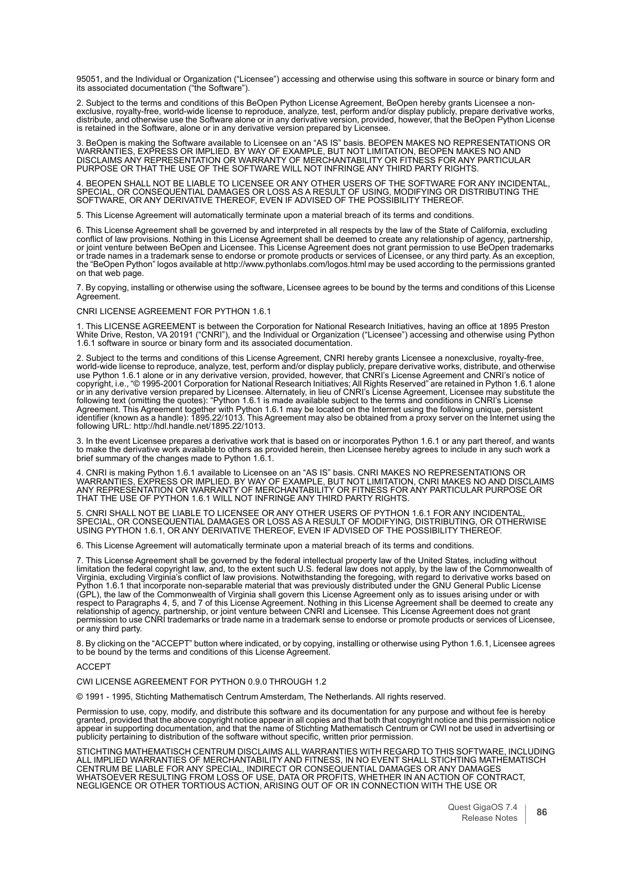95051, and the Individual or Organization ("Licensee") accessing and otherwise using this software in source or binary form and its associated documentation ("the Software").

2. Subject to the terms and conditions of this BeOpen Python License Agreement, BeOpen hereby grants Licensee a non-exclusive, royalty-free, world-wide license to reproduce, analyze, test, perform and/or display publicly, prepare derivative works, distribute, and otherwise use the Software alone or in any derivative version, provided, however, that the BeOpen Python License is retained in the Software, alone or in any derivative version prepared by Licensee.

3. BeOpen is making the Software available to Licensee on an "AS IS" basis. BEOPEN MAKES NO REPRESENTATIONS OR WARRANTIES, EXPRESS OR IMPLIED. BY WAY OF EXAMPLE, BUT NOT LIMITATION, BEOPEN MAKES NO AND DISCLAIMS ANY REPRESENTATION OR WARRANTY OF MERCHANTABILITY OR FITNESS FOR ANY PARTICULAR PURPOSE OR THAT THE USE OF THE SOFTWARE WILL NOT INFRINGE ANY THIRD PARTY RIGHTS.

4. BEOPEN SHALL NOT BE LIABLE TO LICENSEE OR ANY OTHER USERS OF THE SOFTWARE FOR ANY INCIDENTAL, SPECIAL, OR CONSEQUENTIAL DAMAGES OR LOSS AS A RESULT OF USING, MODIFYING OR DISTRIBUTING THE SOFTWARE, OR ANY DERIVATIVE THEREOF, EVEN IF ADVISED OF THE POSSIBILITY THEREOF.

5. This License Agreement will automatically terminate upon a material breach of its terms and conditions.

6. This License Agreement shall be governed by and interpreted in all respects by the law of the State of California, excluding conflict of law provisions. Nothing in this License Agreement shall be deemed to create any relationship of agency, partnership, or joint venture between BeOpen and Licensee. This License Agreement does not grant permission to use BeOpen trademarks or trade names in a trademark sense to endorse or promote products or services of Licensee, or any third party. As an exception, the "BeOpen Python" logos available at http://www.pythonlabs.com/logos.html may be used according to the permissions granted on that web page.

7. By copying, installing or otherwise using the software, Licensee agrees to be bound by the terms and conditions of this License Agreement.

CNRI LICENSE AGREEMENT FOR PYTHON 1.6.1

1. This LICENSE AGREEMENT is between the Corporation for National Research Initiatives, having an office at 1895 Preston White Drive, Reston, VA 20191 ("CNRI"), and the Individual or Organization ("Licensee") accessing and otherwise using Python 1.6.1 software in source or binary form and its associated documentation.

2. Subject to the terms and conditions of this License Agreement, CNRI hereby grants Licensee a nonexclusive, royalty-free, world-wide license to reproduce, analyze, test, perform and/or display publicly, prepare derivative works, distribute, and otherwise use Python 1.6.1 alone or in any derivative version, provided, however, that CNRI's License Agreement and CNRI's notice of copyright, i.e., "© 1995-2001 Corporation for National Research Initiatives; All Rights Reserved" are retained in Python 1.6.1 alone or in any derivative version prepared by Licensee. Alternately, in lieu of CNRI's License Agreement, Licensee may substitute the following text (omitting the quotes): "Python 1.6.1 is made available subject to the terms and conditions in CNRI's License Agreement. This Agreement together with Python 1.6.1 may be located on the Internet using the following unique, persistent identifier (known as a handle): 1895.22/1013. This Agreement may also be obtained from a proxy server on the Internet using the following URL: http://hdl.handle.net/1895.22/1013.

3. In the event Licensee prepares a derivative work that is based on or incorporates Python 1.6.1 or any part thereof, and wants to make the derivative work available to others as provided herein, then Licensee hereby agrees to include in any such work a brief summary of the changes made to Python 1.6.1.

4. CNRI is making Python 1.6.1 available to Licensee on an "AS IS" basis. CNRI MAKES NO REPRESENTATIONS OR WARRANTIES, EXPRESS OR IMPLIED. BY WAY OF EXAMPLE, BUT NOT LIMITATION, CNRI MAKES NO AND DISCLAIMS ANY REPRESENTATION OR WARRANTY OF MERCHANTABILITY OR FITNESS FOR ANY PARTICULAR PURPOSE OR THAT THE USE OF PYTHON 1.6.1 WILL NOT INFRINGE ANY THIRD PARTY RIGHTS.

5. CNRI SHALL NOT BE LIABLE TO LICENSEE OR ANY OTHER USERS OF PYTHON 1.6.1 FOR ANY INCIDENTAL, SPECIAL, OR CONSEQUENTIAL DAMAGES OR LOSS AS A RESULT OF MODIFYING, DISTRIBUTING, OR OTHERWISE USING PYTHON 1.6.1, OR ANY DERIVATIVE THEREOF, EVEN IF ADVISED OF THE POSSIBILITY THEREOF.

6. This License Agreement will automatically terminate upon a material breach of its terms and conditions.

7. This License Agreement shall be governed by the federal intellectual property law of the United States, including without limitation the federal copyright law, and, to the extent such U.S. federal law does not apply, by the law of the Commonwealth of Virginia, excluding Virginia's conflict of law provisions. Notwithstanding the foregoing, with regard to derivative works based on Python 1.6.1 that incorporate non-separable material that was previously distributed under the GNU General Public License (GPL), the law of the Commonwealth of Virginia shall govern this License Agreement only as to issues arising under or with respect to Paragraphs 4, 5, and 7 of this License Agreement. Nothing in this License Agreement shall be deemed to create any relationship of agency, partnership, or joint venture between CNRI and Licensee. This License Agreement does not grant permission to use CNRI trademarks or trade name in a trademark sense to endorse or promote products or services of Licensee, or any third party.

8. By clicking on the "ACCEPT" button where indicated, or by copying, installing or otherwise using Python 1.6.1, Licensee agrees to be bound by the terms and conditions of this License Agreement.

ACCEPT

CWI LICENSE AGREEMENT FOR PYTHON 0.9.0 THROUGH 1.2

© 1991 - 1995, Stichting Mathematisch Centrum Amsterdam, The Netherlands. All rights reserved.

Permission to use, copy, modify, and distribute this software and its documentation for any purpose and without fee is hereby granted, provided that the above copyright notice appear in all copies and that both that copyright notice and this permission notice appear in supporting documentation, and that the name of Stichting Mathematisch Centrum or CWI not be used in advertising or publicity pertaining to distribution of the software without specific, written prior permission.

STICHTING MATHEMATISCH CENTRUM DISCLAIMS ALL WARRANTIES WITH REGARD TO THIS SOFTWARE, INCLUDING ALL IMPLIED WARRANTIES OF MERCHANTABILITY AND FITNESS, IN NO EVENT SHALL STICHTING MATHEMATISCH CENTRUM BE LIABLE FOR ANY SPECIAL, INDIRECT OR CONSEQUENTIAL DAMAGES OR ANY DAMAGES WHATSOEVER RESULTING FROM LOSS OF USE, DATA OR PROFITS, WHETHER IN AN ACTION OF CONTRACT, NEGLIGENCE OR OTHER TORTIOUS ACTION, ARISING OUT OF OR IN CONNECTION WITH THE USE OR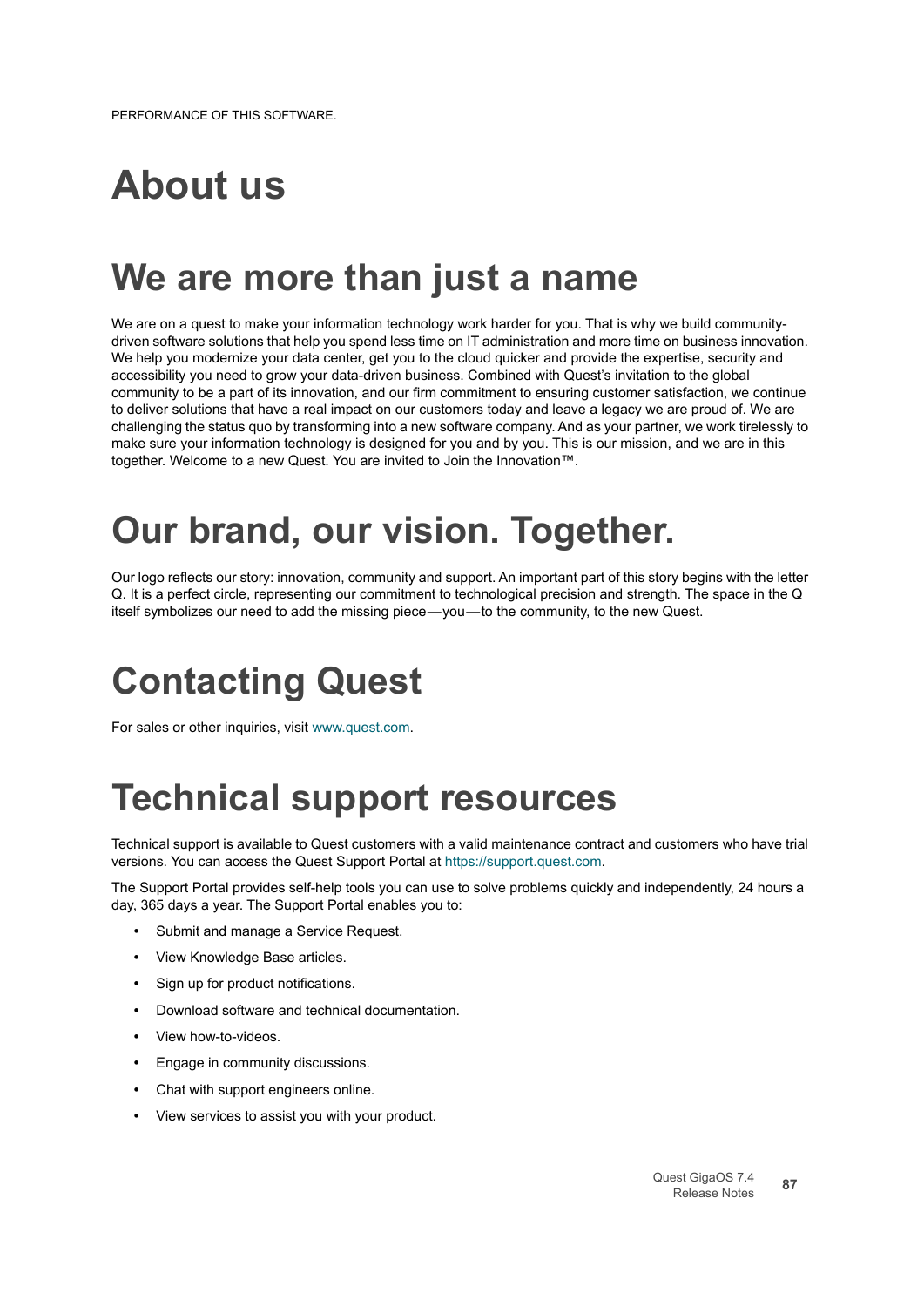PERFORMANCE OF THIS SOFTWARE.

# About us

# We are more than just a name

We are on a quest to make your information technology work harder for you. That is why we build community-driven software solutions that help you spend less time on IT administration and more time on business innovation. We help you modernize your data center, get you to the cloud quicker and provide the expertise, security and accessibility you need to grow your data-driven business. Combined with Quest's invitation to the global community to be a part of its innovation, and our firm commitment to ensuring customer satisfaction, we continue to deliver solutions that have a real impact on our customers today and leave a legacy we are proud of. We are challenging the status quo by transforming into a new software company. And as your partner, we work tirelessly to make sure your information technology is designed for you and by you. This is our mission, and we are in this together. Welcome to a new Quest. You are invited to Join the Innovation™.

# Our brand, our vision. Together.

Our logo reflects our story: innovation, community and support. An important part of this story begins with the letter Q. It is a perfect circle, representing our commitment to technological precision and strength. The space in the Q itself symbolizes our need to add the missing piece—you—to the community, to the new Quest.

# Contacting Quest

For sales or other inquiries, visit www.quest.com.

# Technical support resources

Technical support is available to Quest customers with a valid maintenance contract and customers who have trial versions. You can access the Quest Support Portal at https://support.quest.com.

The Support Portal provides self-help tools you can use to solve problems quickly and independently, 24 hours a day, 365 days a year. The Support Portal enables you to:

- Submit and manage a Service Request.
- View Knowledge Base articles.
- Sign up for product notifications.
- Download software and technical documentation.
- View how-to-videos.
- Engage in community discussions.
- Chat with support engineers online.
- View services to assist you with your product.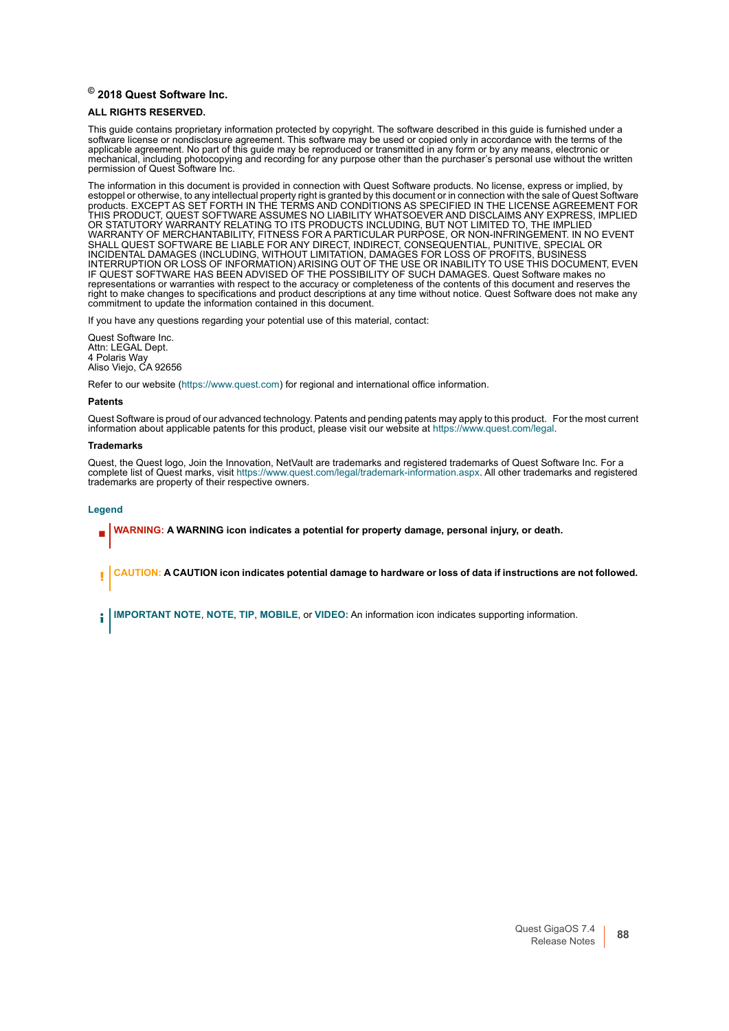**© 2018 Quest Software Inc.**

**ALL RIGHTS RESERVED.**

This guide contains proprietary information protected by copyright. The software described in this guide is furnished under a software license or nondisclosure agreement. This software may be used or copied only in accordance with the terms of the applicable agreement. No part of this guide may be reproduced or transmitted in any form or by any means, electronic or mechanical, including photocopying and recording for any purpose other than the purchaser's personal use without the written permission of Quest Software Inc.

The information in this document is provided in connection with Quest Software products. No license, express or implied, by estoppel or otherwise, to any intellectual property right is granted by this document or in connection with the sale of Quest Software products. EXCEPT AS SET FORTH IN THE TERMS AND CONDITIONS AS SPECIFIED IN THE LICENSE AGREEMENT FOR THIS PRODUCT, QUEST SOFTWARE ASSUMES NO LIABILITY WHATSOEVER AND DISCLAIMS ANY EXPRESS, IMPLIED OR STATUTORY WARRANTY RELATING TO ITS PRODUCTS INCLUDING, BUT NOT LIMITED TO, THE IMPLIED WARRANTY OF MERCHANTABILITY, FITNESS FOR A PARTICULAR PURPOSE, OR NON-INFRINGEMENT. IN NO EVENT SHALL QUEST SOFTWARE BE LIABLE FOR ANY DIRECT, INDIRECT, CONSEQUENTIAL, PUNITIVE, SPECIAL OR INCIDENTAL DAMAGES (INCLUDING, WITHOUT LIMITATION, DAMAGES FOR LOSS OF PROFITS, BUSINESS INTERRUPTION OR LOSS OF INFORMATION) ARISING OUT OF THE USE OR INABILITY TO USE THIS DOCUMENT, EVEN IF QUEST SOFTWARE HAS BEEN ADVISED OF THE POSSIBILITY OF SUCH DAMAGES. Quest Software makes no representations or warranties with respect to the accuracy or completeness of the contents of this document and reserves the right to make changes to specifications and product descriptions at any time without notice. Quest Software does not make any commitment to update the information contained in this document.

If you have any questions regarding your potential use of this material, contact:

Quest Software Inc.
Attn: LEGAL Dept.
4 Polaris Way
Aliso Viejo, CA 92656

Refer to our website (https://www.quest.com) for regional and international office information.

**Patents**

Quest Software is proud of our advanced technology. Patents and pending patents may apply to this product. For the most current information about applicable patents for this product, please visit our website at https://www.quest.com/legal.

**Trademarks**

Quest, the Quest logo, Join the Innovation, NetVault are trademarks and registered trademarks of Quest Software Inc. For a complete list of Quest marks, visit https://www.quest.com/legal/trademark-information.aspx. All other trademarks and registered trademarks are property of their respective owners.

### Legend

**WARNING: A WARNING icon indicates a potential for property damage, personal injury, or death.**

**CAUTION: A CAUTION icon indicates potential damage to hardware or loss of data if instructions are not followed.**

**IMPORTANT NOTE**, **NOTE**, **TIP**, **MOBILE**, or **VIDEO:** An information icon indicates supporting information.